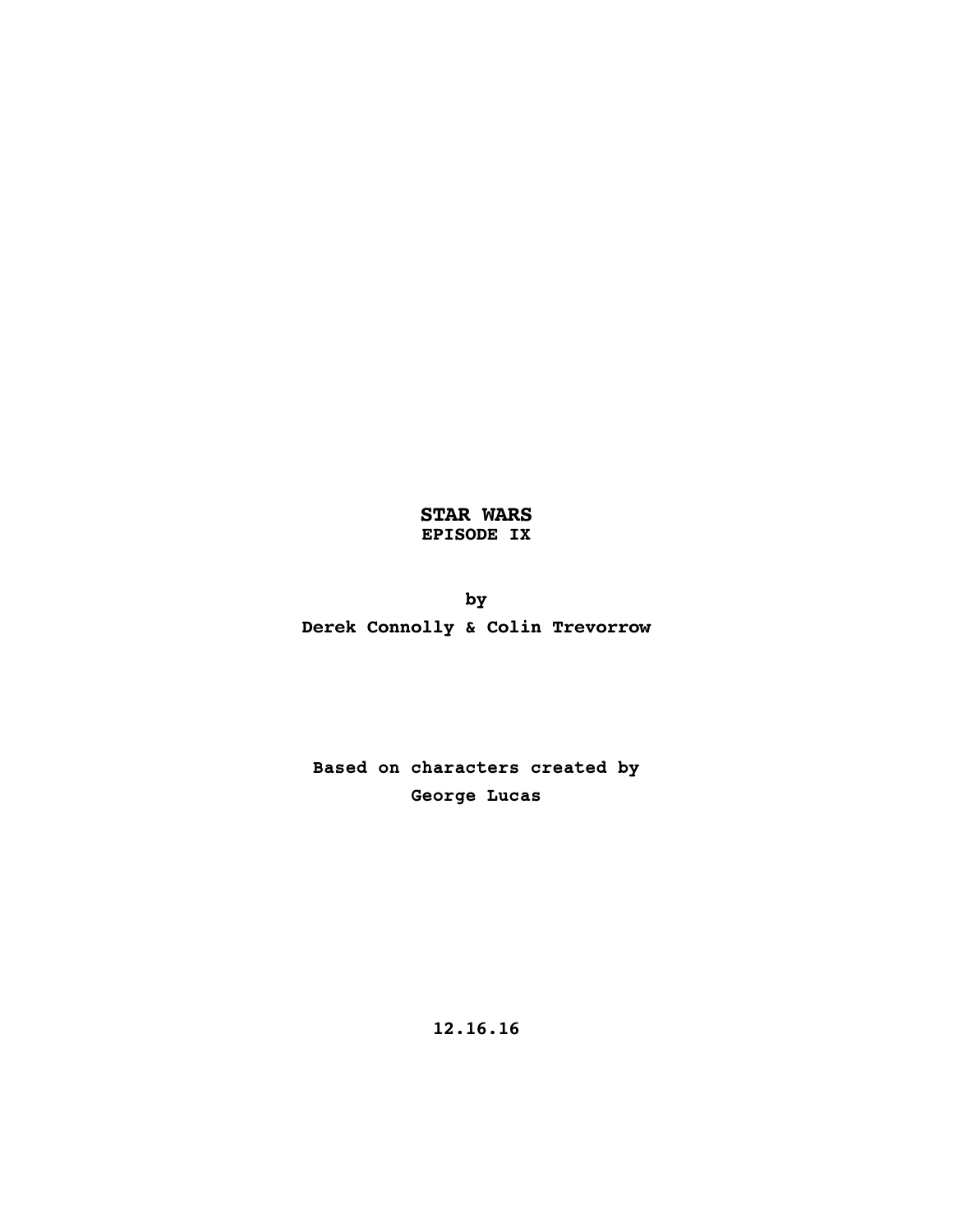# STAR WARS
## EPISODE IX

**by**

**Derek Connolly & Colin Trevorrow**

**Based on characters created by**
**George Lucas**

**12.16.16**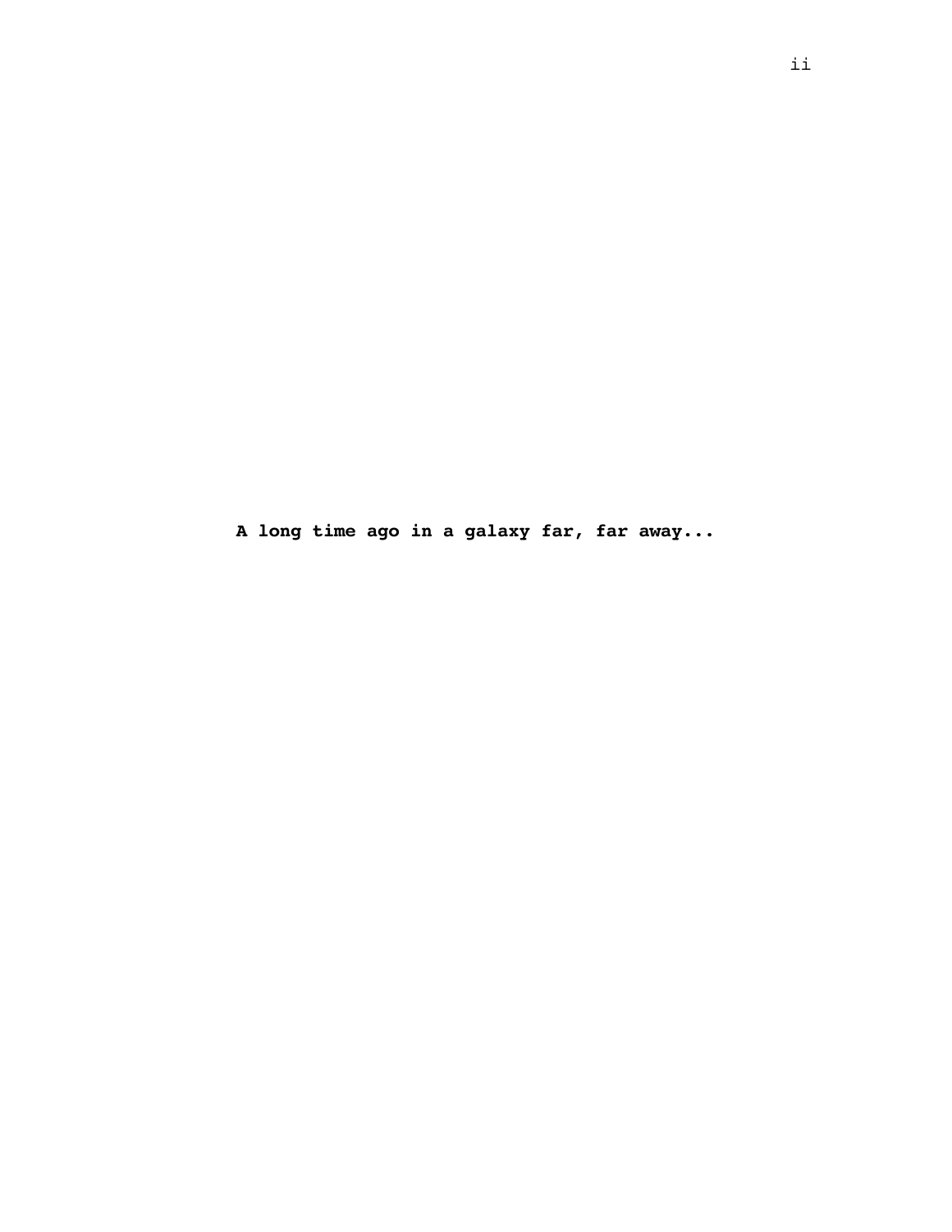**A long time ago in a galaxy far, far away...**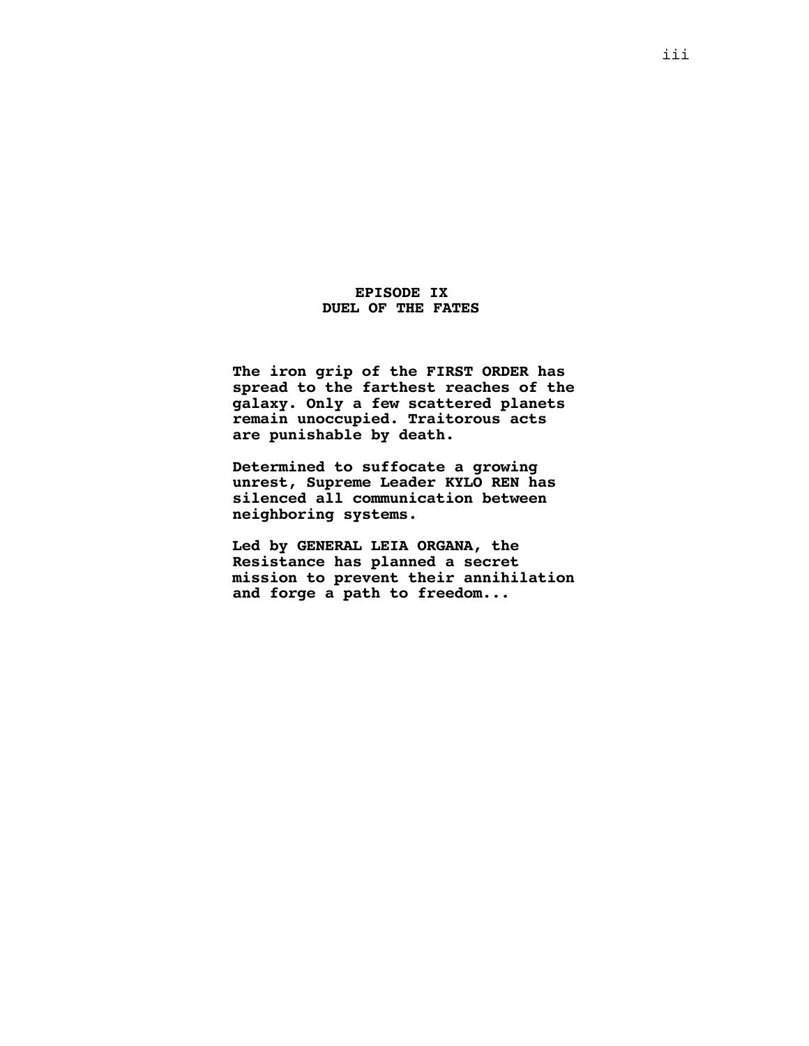**EPISODE IX**
**DUEL OF THE FATES**

**The iron grip of the FIRST ORDER has spread to the farthest reaches of the galaxy. Only a few scattered planets remain unoccupied. Traitorous acts are punishable by death.**

**Determined to suffocate a growing unrest, Supreme Leader KYLO REN has silenced all communication between neighboring systems.**

**Led by GENERAL LEIA ORGANA, the Resistance has planned a secret mission to prevent their annihilation and forge a path to freedom...**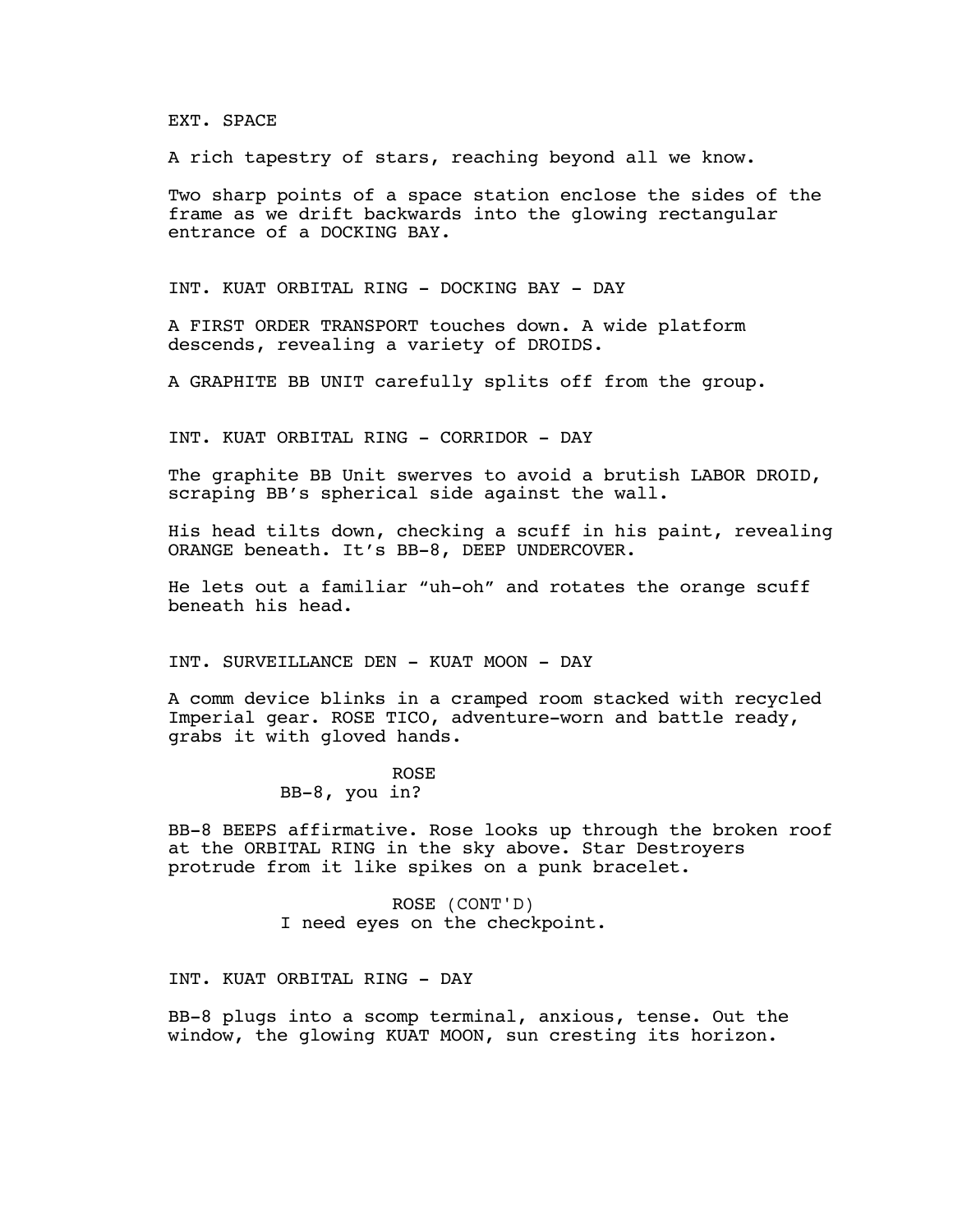EXT. SPACE

A rich tapestry of stars, reaching beyond all we know.

Two sharp points of a space station enclose the sides of the frame as we drift backwards into the glowing rectangular entrance of a DOCKING BAY.

INT. KUAT ORBITAL RING - DOCKING BAY - DAY

A FIRST ORDER TRANSPORT touches down. A wide platform descends, revealing a variety of DROIDS.

A GRAPHITE BB UNIT carefully splits off from the group.

INT. KUAT ORBITAL RING - CORRIDOR - DAY

The graphite BB Unit swerves to avoid a brutish LABOR DROID, scraping BB's spherical side against the wall.

His head tilts down, checking a scuff in his paint, revealing ORANGE beneath. It's BB-8, DEEP UNDERCOVER.

He lets out a familiar "uh-oh" and rotates the orange scuff beneath his head.

INT. SURVEILLANCE DEN - KUAT MOON - DAY

A comm device blinks in a cramped room stacked with recycled Imperial gear. ROSE TICO, adventure-worn and battle ready, grabs it with gloved hands.

ROSE
BB-8, you in?

BB-8 BEEPS affirmative. Rose looks up through the broken roof at the ORBITAL RING in the sky above. Star Destroyers protrude from it like spikes on a punk bracelet.

ROSE (CONT'D)
I need eyes on the checkpoint.

INT. KUAT ORBITAL RING - DAY

BB-8 plugs into a scomp terminal, anxious, tense. Out the window, the glowing KUAT MOON, sun cresting its horizon.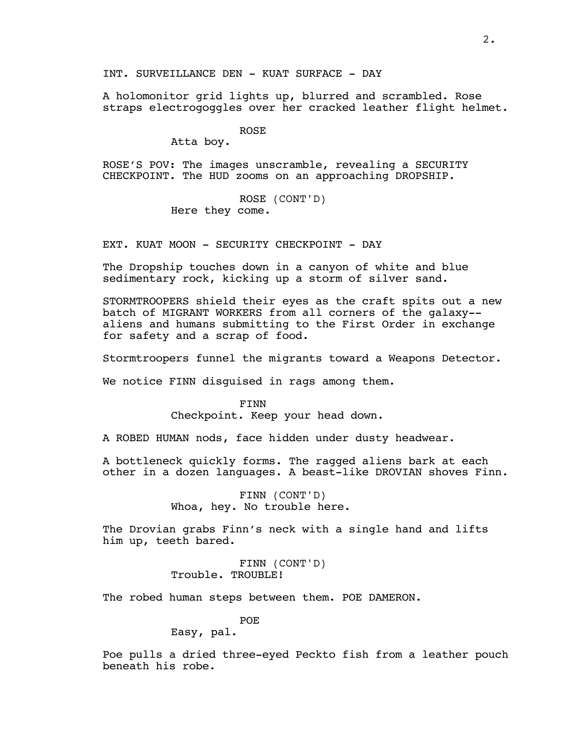INT. SURVEILLANCE DEN - KUAT SURFACE - DAY

A holomonitor grid lights up, blurred and scrambled. Rose straps electrogoggles over her cracked leather flight helmet.

ROSE
Atta boy.

ROSE'S POV: The images unscramble, revealing a SECURITY CHECKPOINT. The HUD zooms on an approaching DROPSHIP.

ROSE (CONT'D)
Here they come.

EXT. KUAT MOON - SECURITY CHECKPOINT - DAY

The Dropship touches down in a canyon of white and blue sedimentary rock, kicking up a storm of silver sand.

STORMTROOPERS shield their eyes as the craft spits out a new batch of MIGRANT WORKERS from all corners of the galaxy--aliens and humans submitting to the First Order in exchange for safety and a scrap of food.

Stormtroopers funnel the migrants toward a Weapons Detector.

We notice FINN disguised in rags among them.

FINN
Checkpoint. Keep your head down.

A ROBED HUMAN nods, face hidden under dusty headwear.

A bottleneck quickly forms. The ragged aliens bark at each other in a dozen languages. A beast-like DROVIAN shoves Finn.

FINN (CONT'D)
Whoa, hey. No trouble here.

The Drovian grabs Finn's neck with a single hand and lifts him up, teeth bared.

FINN (CONT'D)
Trouble. TROUBLE!

The robed human steps between them. POE DAMERON.

POE
Easy, pal.

Poe pulls a dried three-eyed Peckto fish from a leather pouch beneath his robe.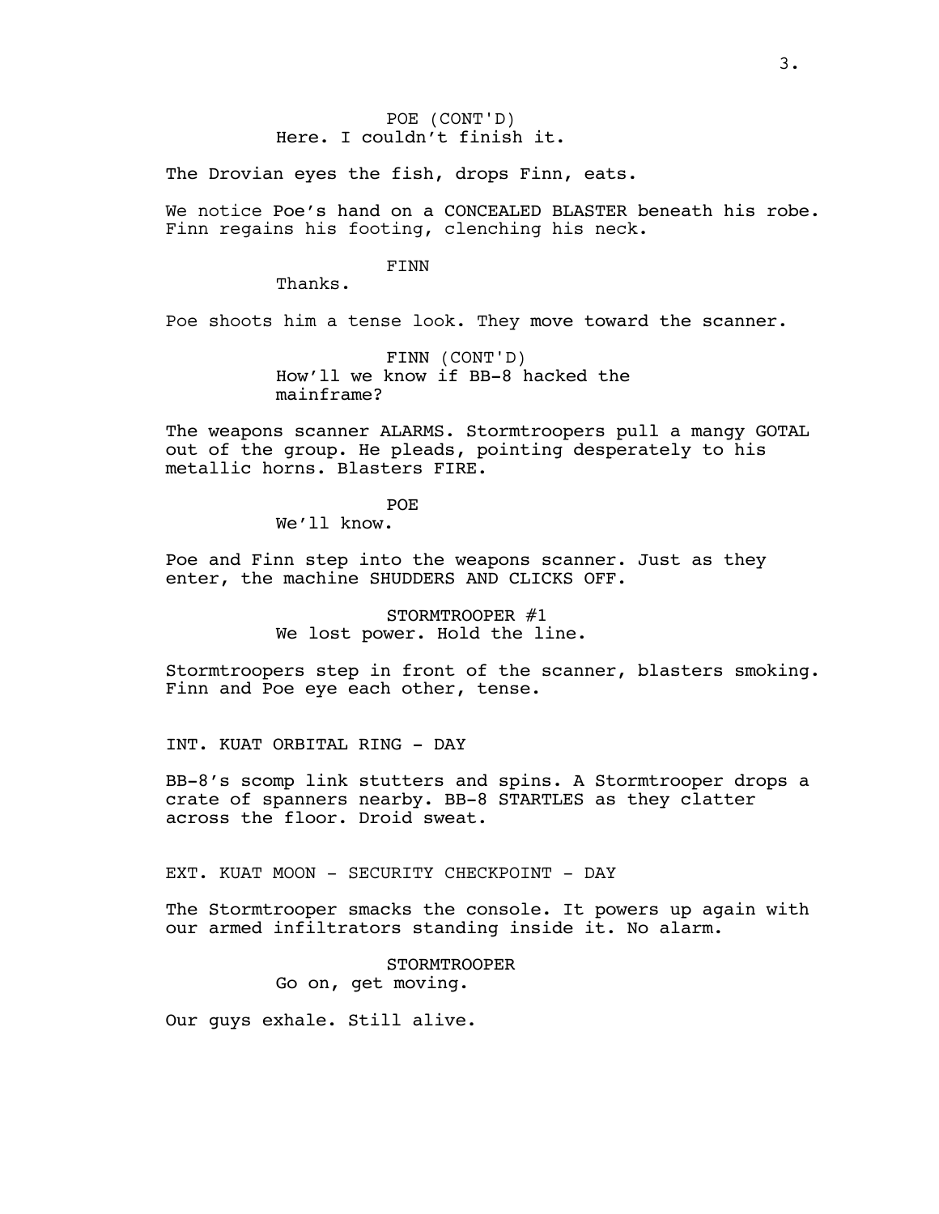POE (CONT'D)
Here. I couldn't finish it.

The Drovian eyes the fish, drops Finn, eats.

We notice Poe's hand on a CONCEALED BLASTER beneath his robe. Finn regains his footing, clenching his neck.

FINN
Thanks.

Poe shoots him a tense look. They move toward the scanner.

FINN (CONT'D)
How'll we know if BB-8 hacked the mainframe?

The weapons scanner ALARMS. Stormtroopers pull a mangy GOTAL out of the group. He pleads, pointing desperately to his metallic horns. Blasters FIRE.

POE
We'll know.

Poe and Finn step into the weapons scanner. Just as they enter, the machine SHUDDERS AND CLICKS OFF.

STORMTROOPER #1
We lost power. Hold the line.

Stormtroopers step in front of the scanner, blasters smoking. Finn and Poe eye each other, tense.

INT. KUAT ORBITAL RING - DAY

BB-8's scomp link stutters and spins. A Stormtrooper drops a crate of spanners nearby. BB-8 STARTLES as they clatter across the floor. Droid sweat.

EXT. KUAT MOON - SECURITY CHECKPOINT - DAY

The Stormtrooper smacks the console. It powers up again with our armed infiltrators standing inside it. No alarm.

STORMTROOPER
Go on, get moving.

Our guys exhale. Still alive.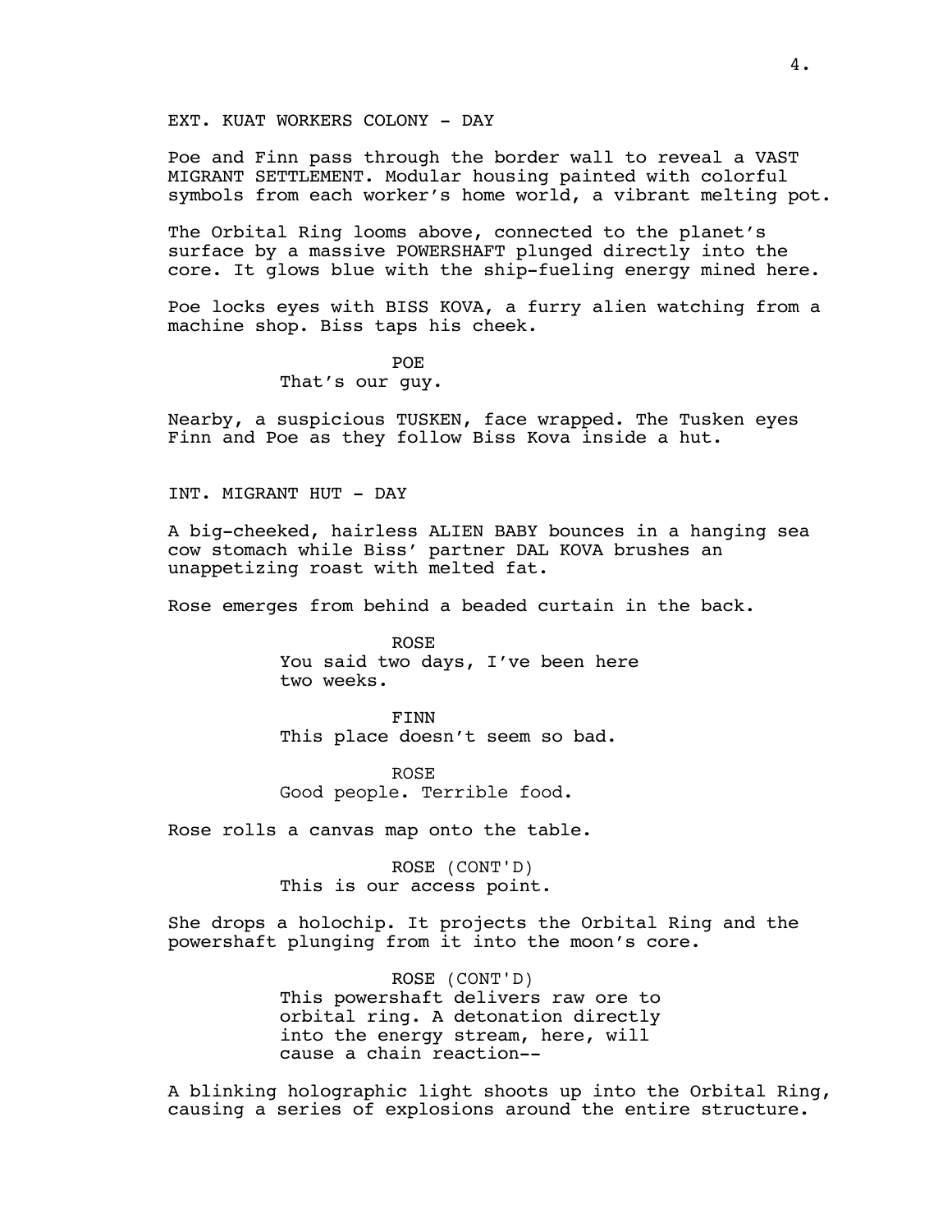EXT. KUAT WORKERS COLONY - DAY

Poe and Finn pass through the border wall to reveal a VAST MIGRANT SETTLEMENT. Modular housing painted with colorful symbols from each worker's home world, a vibrant melting pot.

The Orbital Ring looms above, connected to the planet's surface by a massive POWERSHAFT plunged directly into the core. It glows blue with the ship-fueling energy mined here.

Poe locks eyes with BISS KOVA, a furry alien watching from a machine shop. Biss taps his cheek.

POE
That's our guy.

Nearby, a suspicious TUSKEN, face wrapped. The Tusken eyes Finn and Poe as they follow Biss Kova inside a hut.

INT. MIGRANT HUT - DAY

A big-cheeked, hairless ALIEN BABY bounces in a hanging sea cow stomach while Biss' partner DAL KOVA brushes an unappetizing roast with melted fat.

Rose emerges from behind a beaded curtain in the back.

ROSE
You said two days, I've been here two weeks.

FINN
This place doesn't seem so bad.

ROSE
Good people. Terrible food.

Rose rolls a canvas map onto the table.

ROSE (CONT'D)
This is our access point.

She drops a holochip. It projects the Orbital Ring and the powershaft plunging from it into the moon's core.

ROSE (CONT'D)
This powershaft delivers raw ore to orbital ring. A detonation directly into the energy stream, here, will cause a chain reaction--

A blinking holographic light shoots up into the Orbital Ring, causing a series of explosions around the entire structure.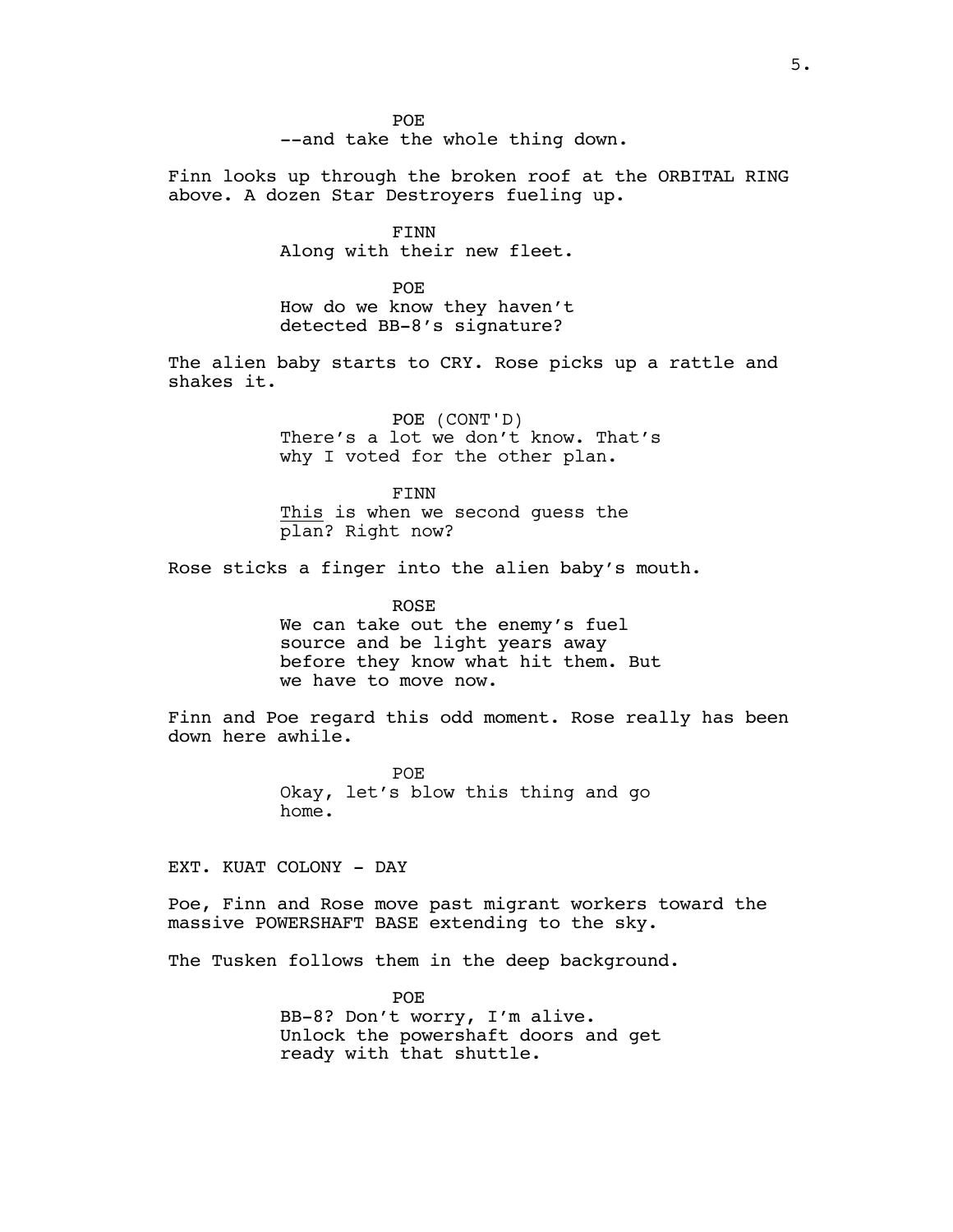POE
--and take the whole thing down.

Finn looks up through the broken roof at the ORBITAL RING above. A dozen Star Destroyers fueling up.

FINN
Along with their new fleet.

POE
How do we know they haven't detected BB-8's signature?

The alien baby starts to CRY. Rose picks up a rattle and shakes it.

POE (CONT'D)
There's a lot we don't know. That's why I voted for the other plan.

FINN
<u>This</u> is when we second guess the plan? Right now?

Rose sticks a finger into the alien baby's mouth.

ROSE
We can take out the enemy's fuel source and be light years away before they know what hit them. But we have to move now.

Finn and Poe regard this odd moment. Rose really has been down here awhile.

POE
Okay, let's blow this thing and go home.

EXT. KUAT COLONY - DAY

Poe, Finn and Rose move past migrant workers toward the massive POWERSHAFT BASE extending to the sky.

The Tusken follows them in the deep background.

POE
BB-8? Don't worry, I'm alive. Unlock the powershaft doors and get ready with that shuttle.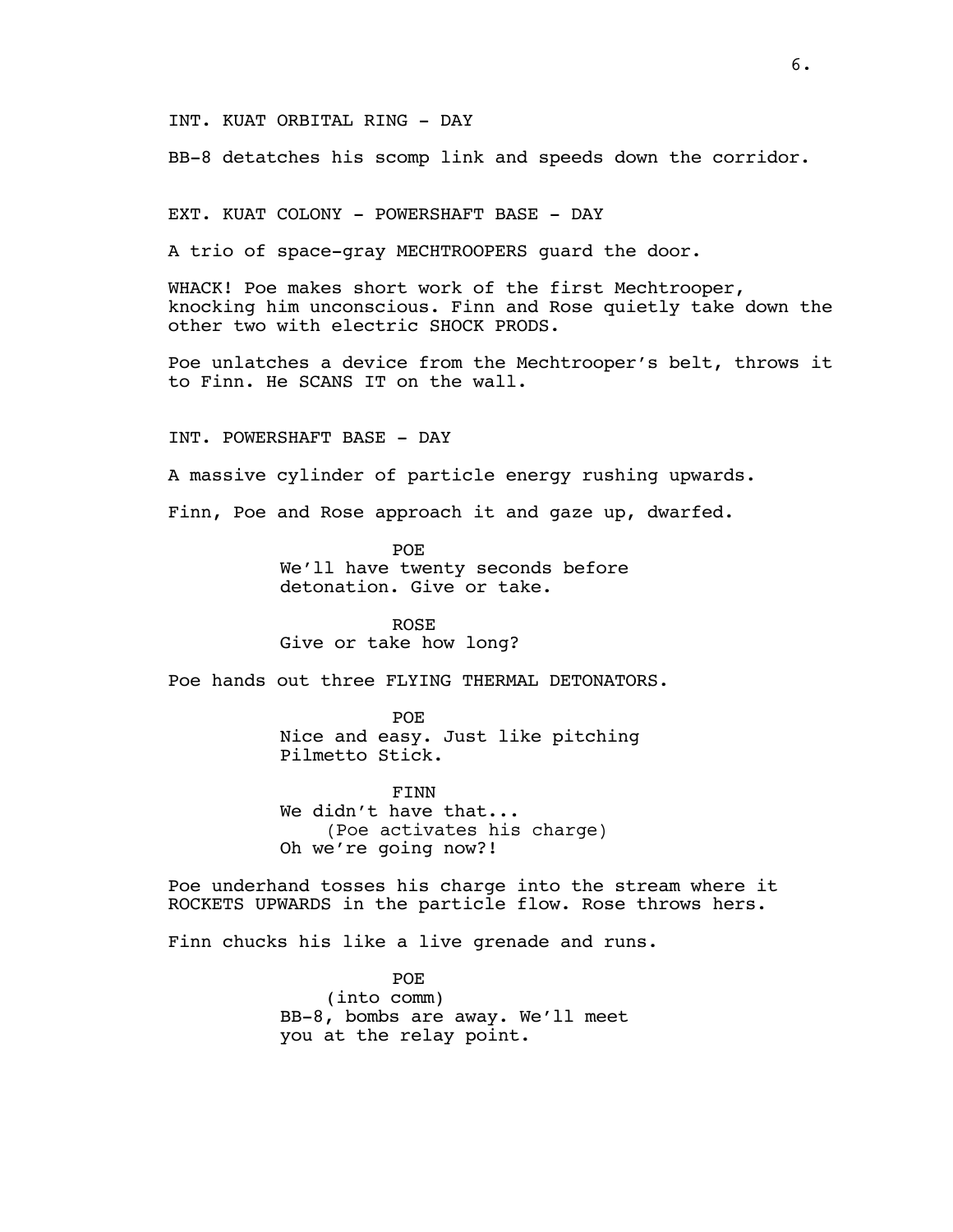INT. KUAT ORBITAL RING - DAY

BB-8 detatches his scomp link and speeds down the corridor.

EXT. KUAT COLONY - POWERSHAFT BASE - DAY

A trio of space-gray MECHTROOPERS guard the door.

WHACK! Poe makes short work of the first Mechtrooper, knocking him unconscious. Finn and Rose quietly take down the other two with electric SHOCK PRODS.

Poe unlatches a device from the Mechtrooper's belt, throws it to Finn. He SCANS IT on the wall.

INT. POWERSHAFT BASE - DAY

A massive cylinder of particle energy rushing upwards.

Finn, Poe and Rose approach it and gaze up, dwarfed.

POE
We'll have twenty seconds before detonation. Give or take.

ROSE
Give or take how long?

Poe hands out three FLYING THERMAL DETONATORS.

POE
Nice and easy. Just like pitching Pilmetto Stick.

FINN
We didn't have that...
(Poe activates his charge)
Oh we're going now?!

Poe underhand tosses his charge into the stream where it ROCKETS UPWARDS in the particle flow. Rose throws hers.

Finn chucks his like a live grenade and runs.

POE
(into comm)
BB-8, bombs are away. We'll meet you at the relay point.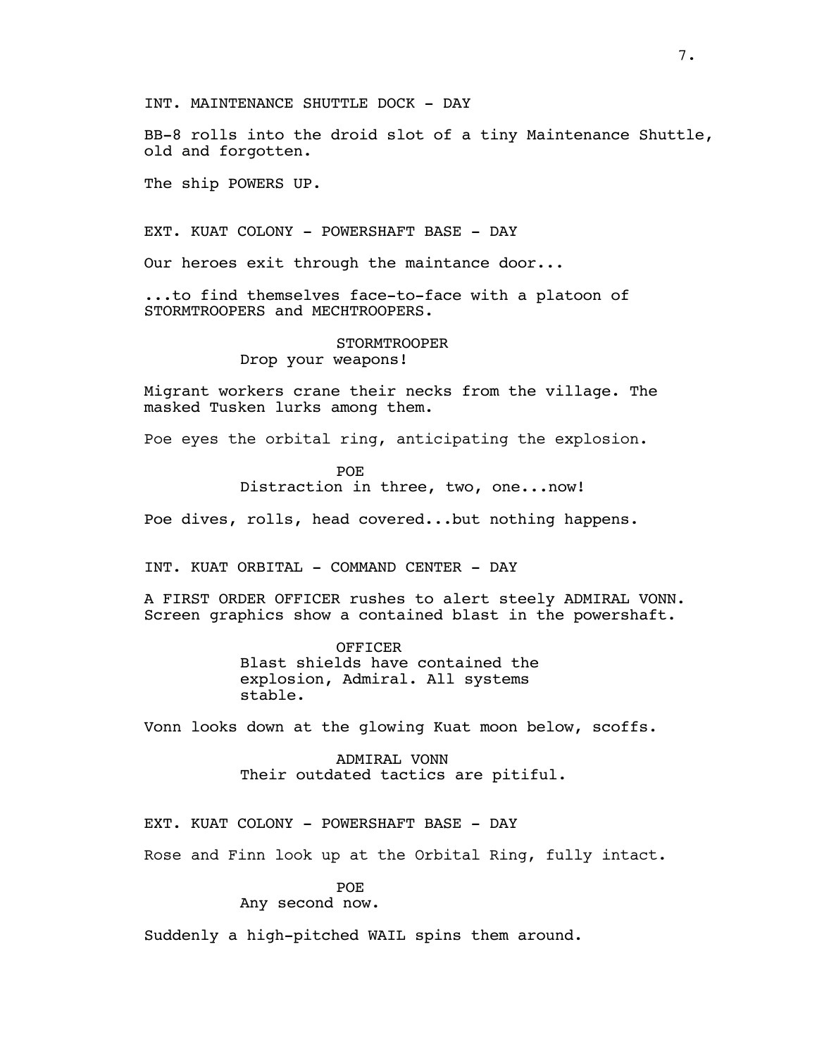INT. MAINTENANCE SHUTTLE DOCK - DAY

BB-8 rolls into the droid slot of a tiny Maintenance Shuttle, old and forgotten.

The ship POWERS UP.

EXT. KUAT COLONY - POWERSHAFT BASE - DAY

Our heroes exit through the maintance door...

...to find themselves face-to-face with a platoon of STORMTROOPERS and MECHTROOPERS.

STORMTROOPER
Drop your weapons!

Migrant workers crane their necks from the village. The masked Tusken lurks among them.

Poe eyes the orbital ring, anticipating the explosion.

POE
Distraction in three, two, one...now!

Poe dives, rolls, head covered...but nothing happens.

INT. KUAT ORBITAL - COMMAND CENTER - DAY

A FIRST ORDER OFFICER rushes to alert steely ADMIRAL VONN. Screen graphics show a contained blast in the powershaft.

OFFICER
Blast shields have contained the explosion, Admiral. All systems stable.

Vonn looks down at the glowing Kuat moon below, scoffs.

ADMIRAL VONN
Their outdated tactics are pitiful.

EXT. KUAT COLONY - POWERSHAFT BASE - DAY

Rose and Finn look up at the Orbital Ring, fully intact.

POE
Any second now.

Suddenly a high-pitched WAIL spins them around.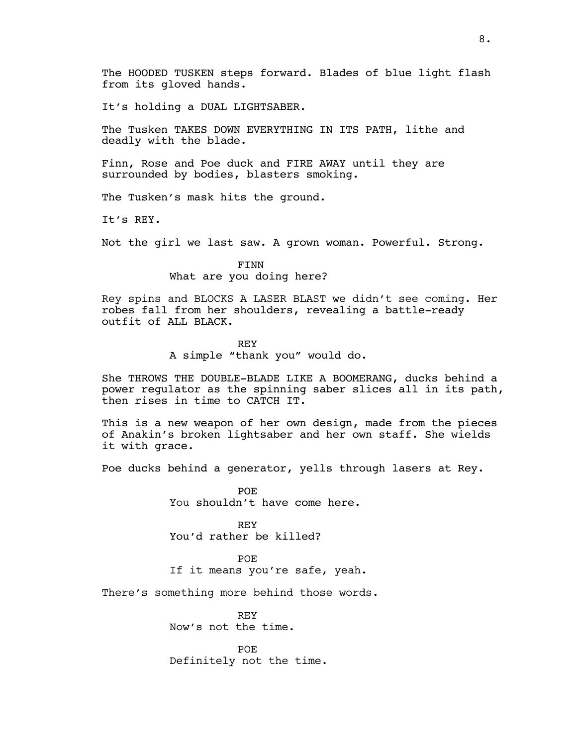The HOODED TUSKEN steps forward. Blades of blue light flash from its gloved hands.

It's holding a DUAL LIGHTSABER.

The Tusken TAKES DOWN EVERYTHING IN ITS PATH, lithe and deadly with the blade.

Finn, Rose and Poe duck and FIRE AWAY until they are surrounded by bodies, blasters smoking.

The Tusken's mask hits the ground.

It's REY.

Not the girl we last saw. A grown woman. Powerful. Strong.

FINN
What are you doing here?

Rey spins and BLOCKS A LASER BLAST we didn't see coming. Her robes fall from her shoulders, revealing a battle-ready outfit of ALL BLACK.

REY
A simple "thank you" would do.

She THROWS THE DOUBLE-BLADE LIKE A BOOMERANG, ducks behind a power regulator as the spinning saber slices all in its path, then rises in time to CATCH IT.

This is a new weapon of her own design, made from the pieces of Anakin's broken lightsaber and her own staff. She wields it with grace.

Poe ducks behind a generator, yells through lasers at Rey.

POE
You shouldn't have come here.

REY
You'd rather be killed?

POE
If it means you're safe, yeah.

There's something more behind those words.

REY
Now's not the time.

POE
Definitely not the time.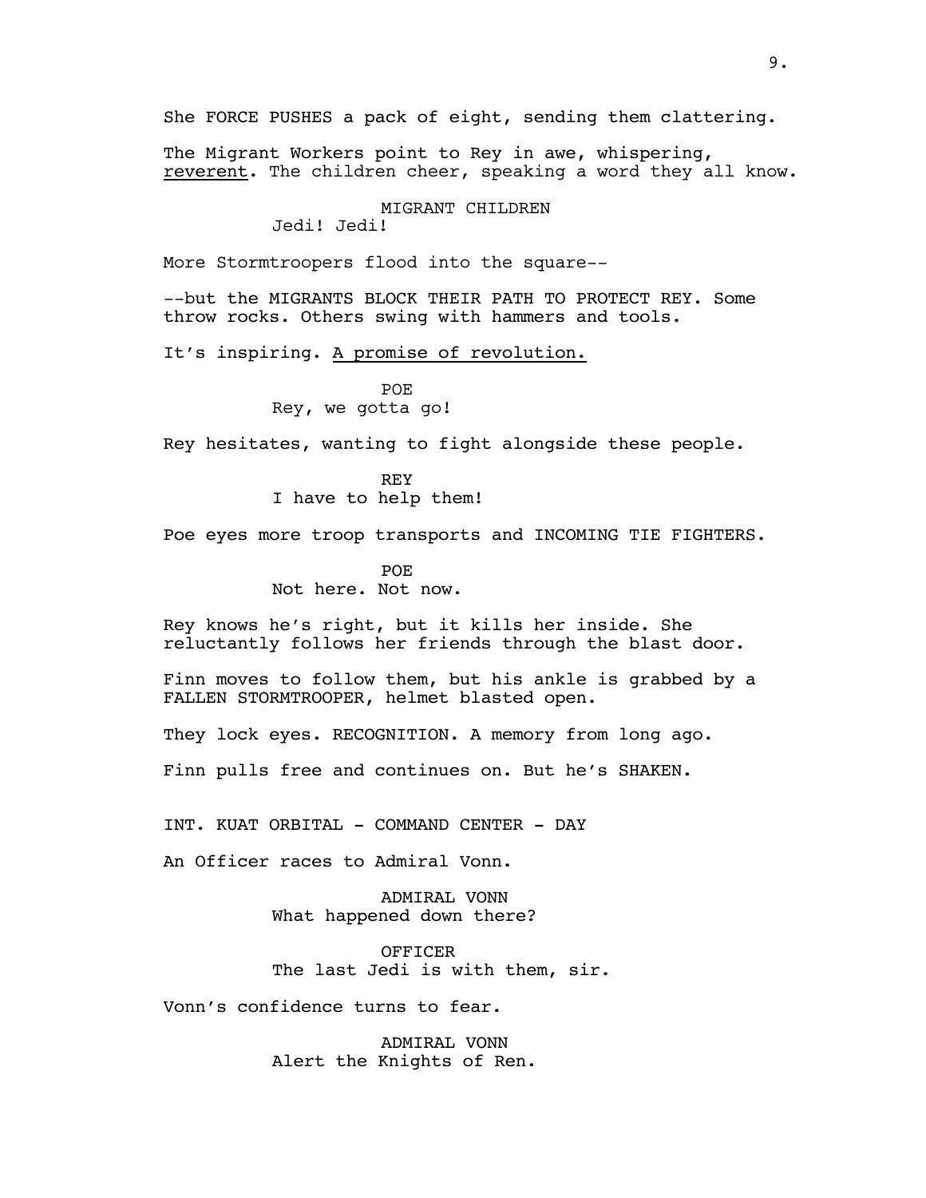She FORCE PUSHES a pack of eight, sending them clattering.

The Migrant Workers point to Rey in awe, whispering, <u>reverent</u>. The children cheer, speaking a word they all know.

MIGRANT CHILDREN
Jedi! Jedi!

More Stormtroopers flood into the square--

--but the MIGRANTS BLOCK THEIR PATH TO PROTECT REY. Some throw rocks. Others swing with hammers and tools.

It's inspiring. <u>A promise of revolution.</u>

POE
Rey, we gotta go!

Rey hesitates, wanting to fight alongside these people.

REY
I have to help them!

Poe eyes more troop transports and INCOMING TIE FIGHTERS.

POE
Not here. Not now.

Rey knows he's right, but it kills her inside. She reluctantly follows her friends through the blast door.

Finn moves to follow them, but his ankle is grabbed by a FALLEN STORMTROOPER, helmet blasted open.

They lock eyes. RECOGNITION. A memory from long ago.

Finn pulls free and continues on. But he's SHAKEN.

INT. KUAT ORBITAL - COMMAND CENTER - DAY

An Officer races to Admiral Vonn.

ADMIRAL VONN
What happened down there?

OFFICER
The last Jedi is with them, sir.

Vonn's confidence turns to fear.

ADMIRAL VONN
Alert the Knights of Ren.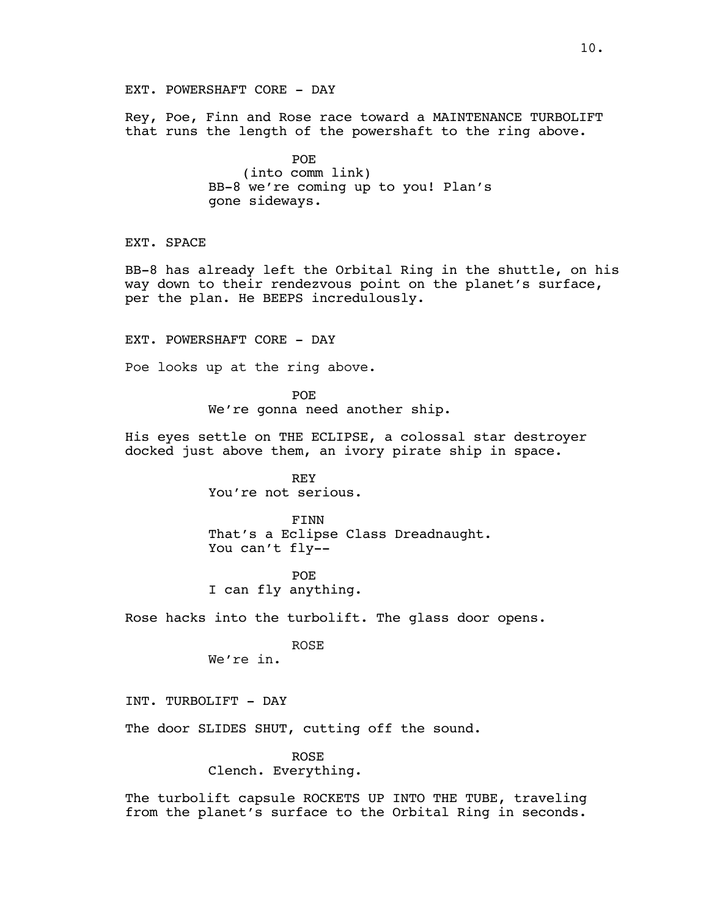EXT. POWERSHAFT CORE - DAY

Rey, Poe, Finn and Rose race toward a MAINTENANCE TURBOLIFT that runs the length of the powershaft to the ring above.

POE
(into comm link)
BB-8 we're coming up to you! Plan's gone sideways.

EXT. SPACE

BB-8 has already left the Orbital Ring in the shuttle, on his way down to their rendezvous point on the planet's surface, per the plan. He BEEPS incredulously.

EXT. POWERSHAFT CORE - DAY

Poe looks up at the ring above.

POE
We're gonna need another ship.

His eyes settle on THE ECLIPSE, a colossal star destroyer docked just above them, an ivory pirate ship in space.

REY
You're not serious.

FINN
That's a Eclipse Class Dreadnaught. You can't fly--

POE
I can fly anything.

Rose hacks into the turbolift. The glass door opens.

ROSE
We're in.

INT. TURBOLIFT - DAY

The door SLIDES SHUT, cutting off the sound.

ROSE
Clench. Everything.

The turbolift capsule ROCKETS UP INTO THE TUBE, traveling from the planet's surface to the Orbital Ring in seconds.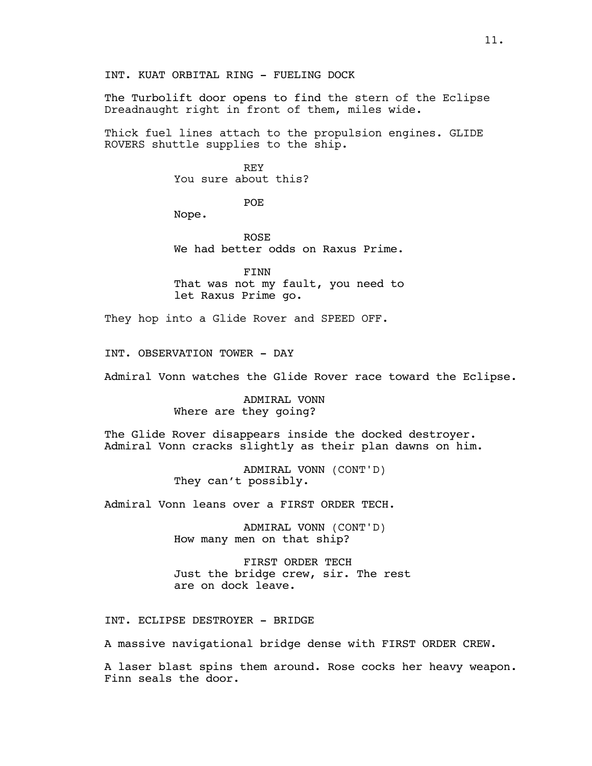INT. KUAT ORBITAL RING - FUELING DOCK

The Turbolift door opens to find the stern of the Eclipse Dreadnaught right in front of them, miles wide.

Thick fuel lines attach to the propulsion engines. GLIDE ROVERS shuttle supplies to the ship.

REY
You sure about this?

POE
Nope.

ROSE
We had better odds on Raxus Prime.

FINN
That was not my fault, you need to let Raxus Prime go.

They hop into a Glide Rover and SPEED OFF.

INT. OBSERVATION TOWER - DAY

Admiral Vonn watches the Glide Rover race toward the Eclipse.

ADMIRAL VONN
Where are they going?

The Glide Rover disappears inside the docked destroyer. Admiral Vonn cracks slightly as their plan dawns on him.

ADMIRAL VONN (CONT'D)
They can't possibly.

Admiral Vonn leans over a FIRST ORDER TECH.

ADMIRAL VONN (CONT'D)
How many men on that ship?

FIRST ORDER TECH
Just the bridge crew, sir. The rest are on dock leave.

INT. ECLIPSE DESTROYER - BRIDGE

A massive navigational bridge dense with FIRST ORDER CREW.

A laser blast spins them around. Rose cocks her heavy weapon. Finn seals the door.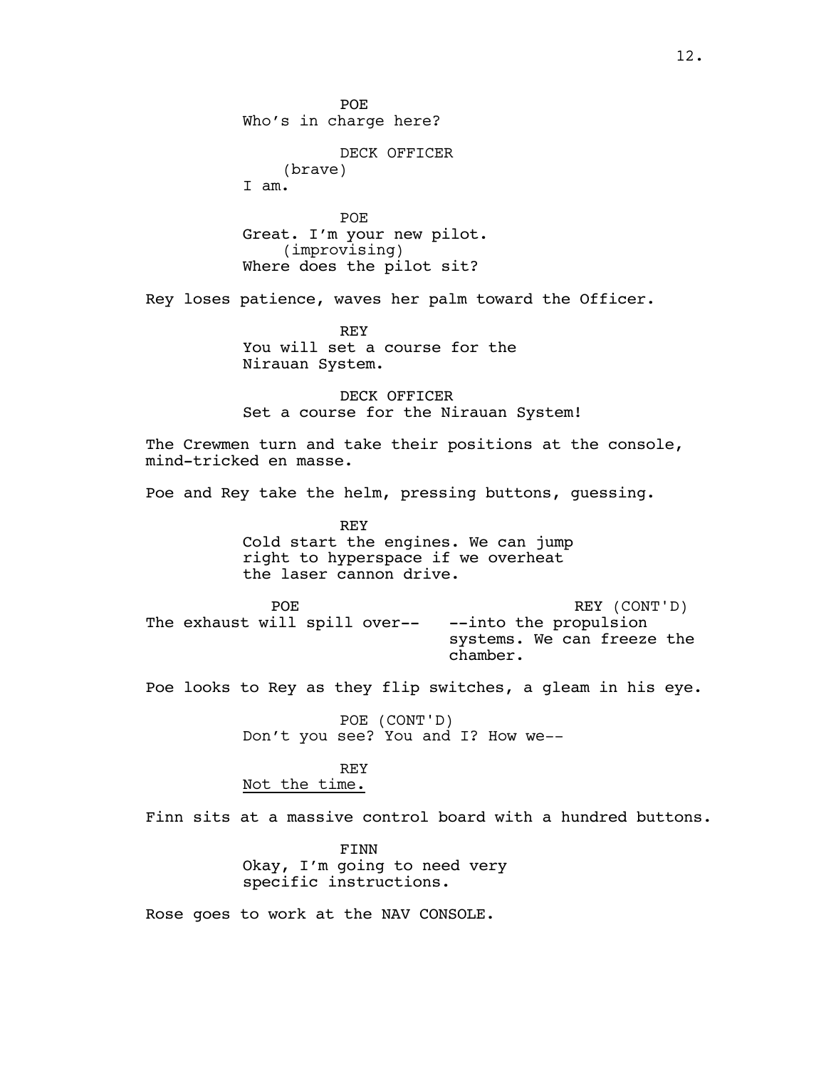POE
Who's in charge here?

DECK OFFICER
(brave)
I am.

POE
Great. I'm your new pilot.
(improvising)
Where does the pilot sit?

Rey loses patience, waves her palm toward the Officer.

REY
You will set a course for the Nirauan System.

DECK OFFICER
Set a course for the Nirauan System!

The Crewmen turn and take their positions at the console, mind-tricked en masse.

Poe and Rey take the helm, pressing buttons, guessing.

REY
Cold start the engines. We can jump right to hyperspace if we overheat the laser cannon drive.

POE
The exhaust will spill over--

REY (CONT'D)
--into the propulsion systems. We can freeze the chamber.

Poe looks to Rey as they flip switches, a gleam in his eye.

POE (CONT'D)
Don't you see? You and I? How we--

REY
<u>Not the time.</u>

Finn sits at a massive control board with a hundred buttons.

FINN
Okay, I'm going to need very specific instructions.

Rose goes to work at the NAV CONSOLE.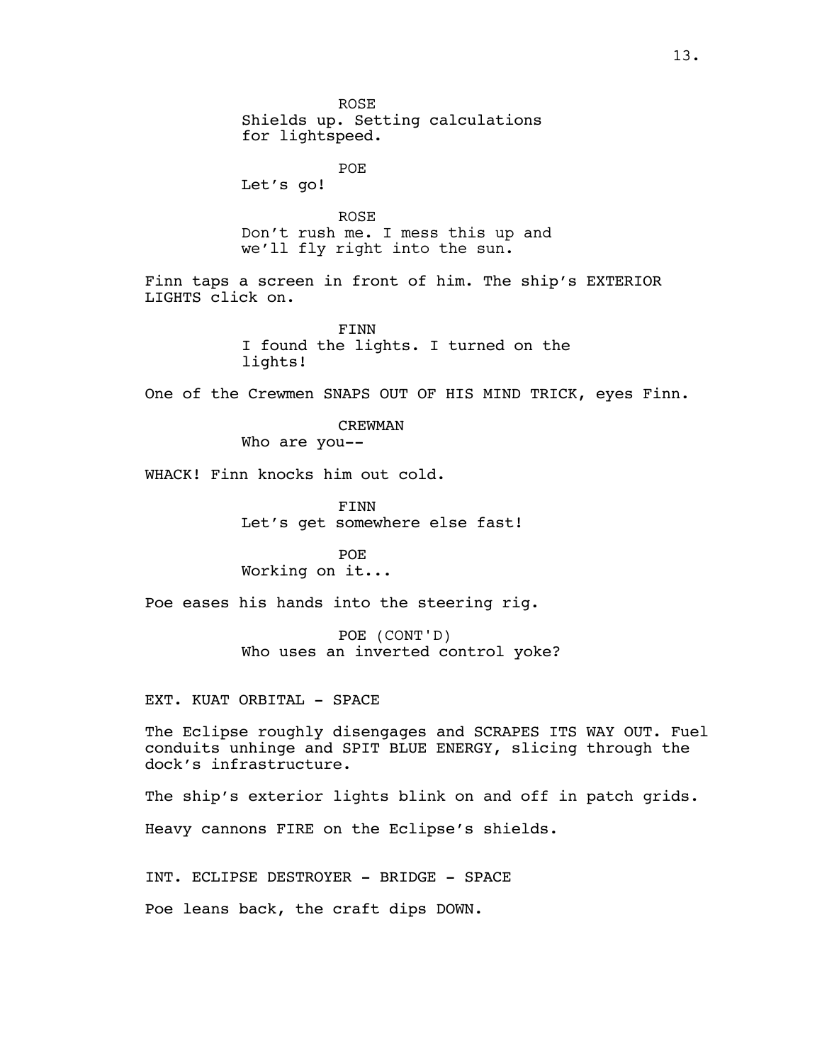ROSE
Shields up. Setting calculations for lightspeed.

POE
Let's go!

ROSE
Don't rush me. I mess this up and we'll fly right into the sun.

Finn taps a screen in front of him. The ship's EXTERIOR LIGHTS click on.

FINN
I found the lights. I turned on the lights!

One of the Crewmen SNAPS OUT OF HIS MIND TRICK, eyes Finn.

CREWMAN
Who are you--

WHACK! Finn knocks him out cold.

FINN
Let's get somewhere else fast!

POE
Working on it...

Poe eases his hands into the steering rig.

POE (CONT'D)
Who uses an inverted control yoke?

EXT. KUAT ORBITAL - SPACE

The Eclipse roughly disengages and SCRAPES ITS WAY OUT. Fuel conduits unhinge and SPIT BLUE ENERGY, slicing through the dock's infrastructure.

The ship's exterior lights blink on and off in patch grids.

Heavy cannons FIRE on the Eclipse's shields.

INT. ECLIPSE DESTROYER - BRIDGE - SPACE

Poe leans back, the craft dips DOWN.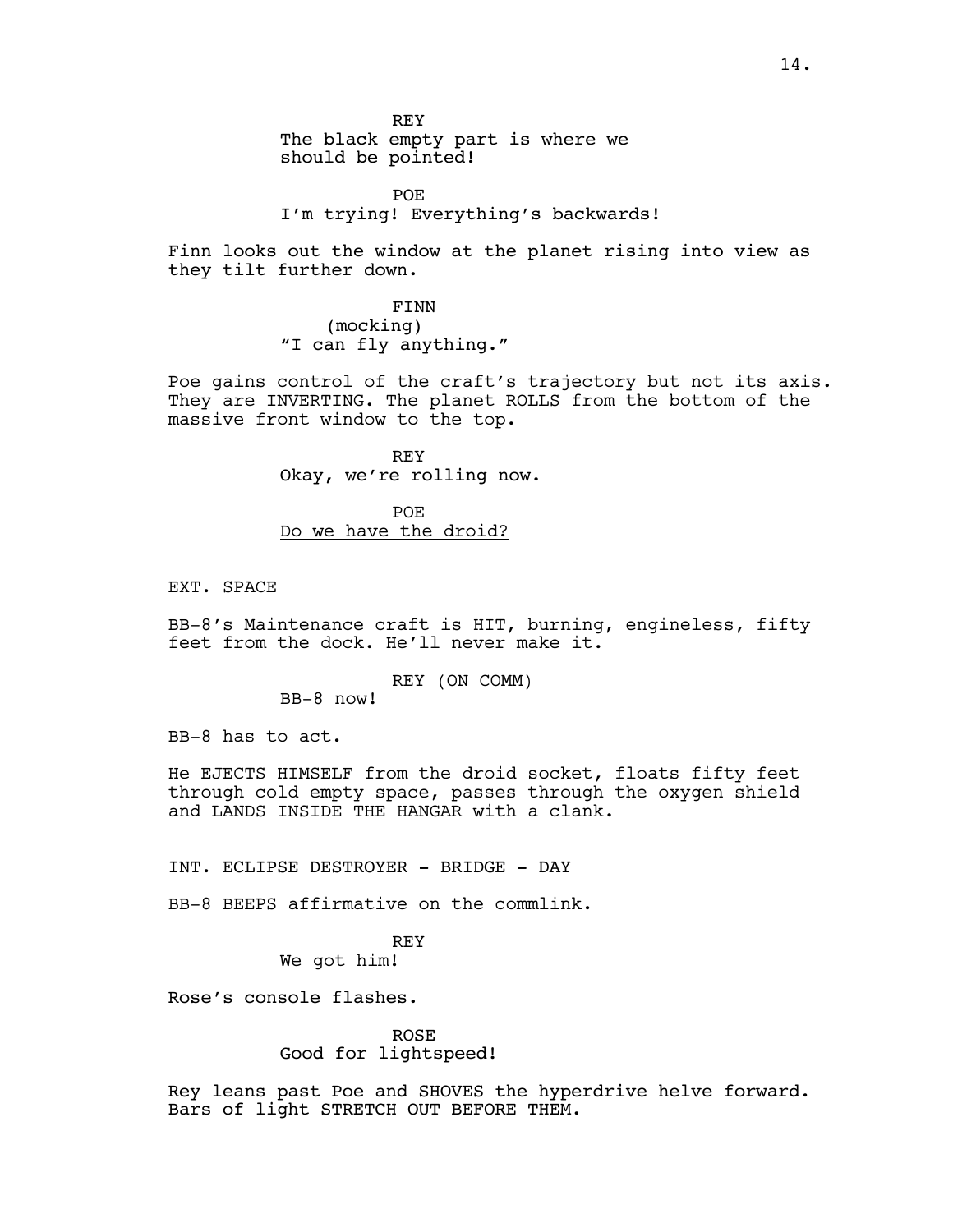REY
The black empty part is where we should be pointed!

POE
I'm trying! Everything's backwards!

Finn looks out the window at the planet rising into view as they tilt further down.

FINN
(mocking)
"I can fly anything."

Poe gains control of the craft's trajectory but not its axis. They are INVERTING. The planet ROLLS from the bottom of the massive front window to the top.

REY
Okay, we're rolling now.

POE
<u>Do we have the droid?</u>

EXT. SPACE

BB-8's Maintenance craft is HIT, burning, engineless, fifty feet from the dock. He'll never make it.

REY (ON COMM)
BB-8 now!

BB-8 has to act.

He EJECTS HIMSELF from the droid socket, floats fifty feet through cold empty space, passes through the oxygen shield and LANDS INSIDE THE HANGAR with a clank.

INT. ECLIPSE DESTROYER - BRIDGE - DAY

BB-8 BEEPS affirmative on the commlink.

REY
We got him!

Rose's console flashes.

ROSE
Good for lightspeed!

Rey leans past Poe and SHOVES the hyperdrive helve forward. Bars of light STRETCH OUT BEFORE THEM.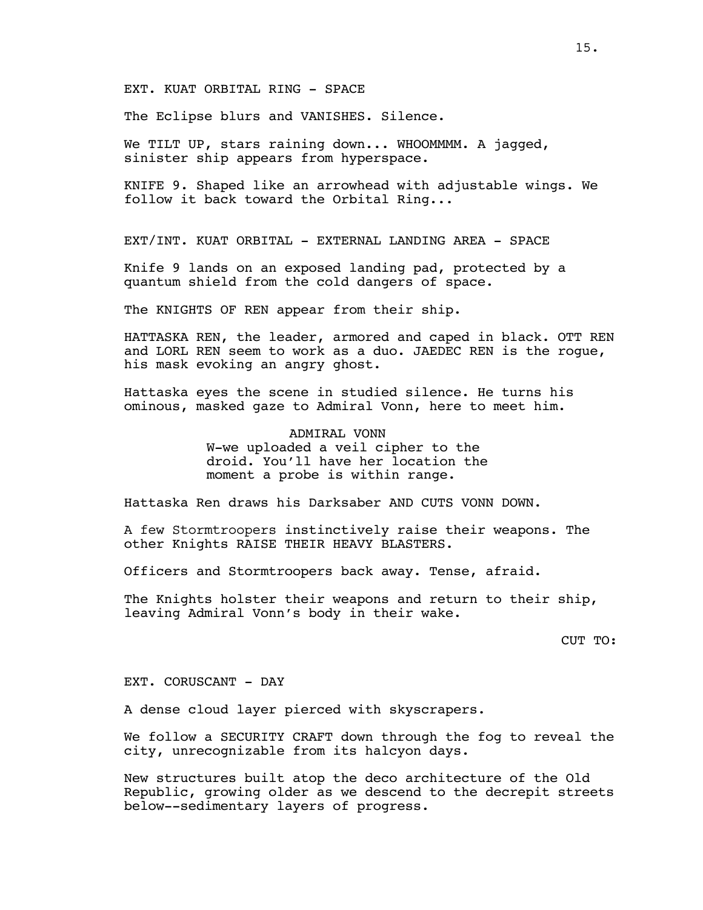EXT. KUAT ORBITAL RING - SPACE

The Eclipse blurs and VANISHES. Silence.

We TILT UP, stars raining down... WHOOMMMM. A jagged, sinister ship appears from hyperspace.

KNIFE 9. Shaped like an arrowhead with adjustable wings. We follow it back toward the Orbital Ring...

EXT/INT. KUAT ORBITAL - EXTERNAL LANDING AREA - SPACE

Knife 9 lands on an exposed landing pad, protected by a quantum shield from the cold dangers of space.

The KNIGHTS OF REN appear from their ship.

HATTASKA REN, the leader, armored and caped in black. OTT REN and LORL REN seem to work as a duo. JAEDEC REN is the rogue, his mask evoking an angry ghost.

Hattaska eyes the scene in studied silence. He turns his ominous, masked gaze to Admiral Vonn, here to meet him.

ADMIRAL VONN

W-we uploaded a veil cipher to the droid. You'll have her location the moment a probe is within range.

Hattaska Ren draws his Darksaber AND CUTS VONN DOWN.

A few Stormtroopers instinctively raise their weapons. The other Knights RAISE THEIR HEAVY BLASTERS.

Officers and Stormtroopers back away. Tense, afraid.

The Knights holster their weapons and return to their ship, leaving Admiral Vonn's body in their wake.

CUT TO:

EXT. CORUSCANT - DAY

A dense cloud layer pierced with skyscrapers.

We follow a SECURITY CRAFT down through the fog to reveal the city, unrecognizable from its halcyon days.

New structures built atop the deco architecture of the Old Republic, growing older as we descend to the decrepit streets below--sedimentary layers of progress.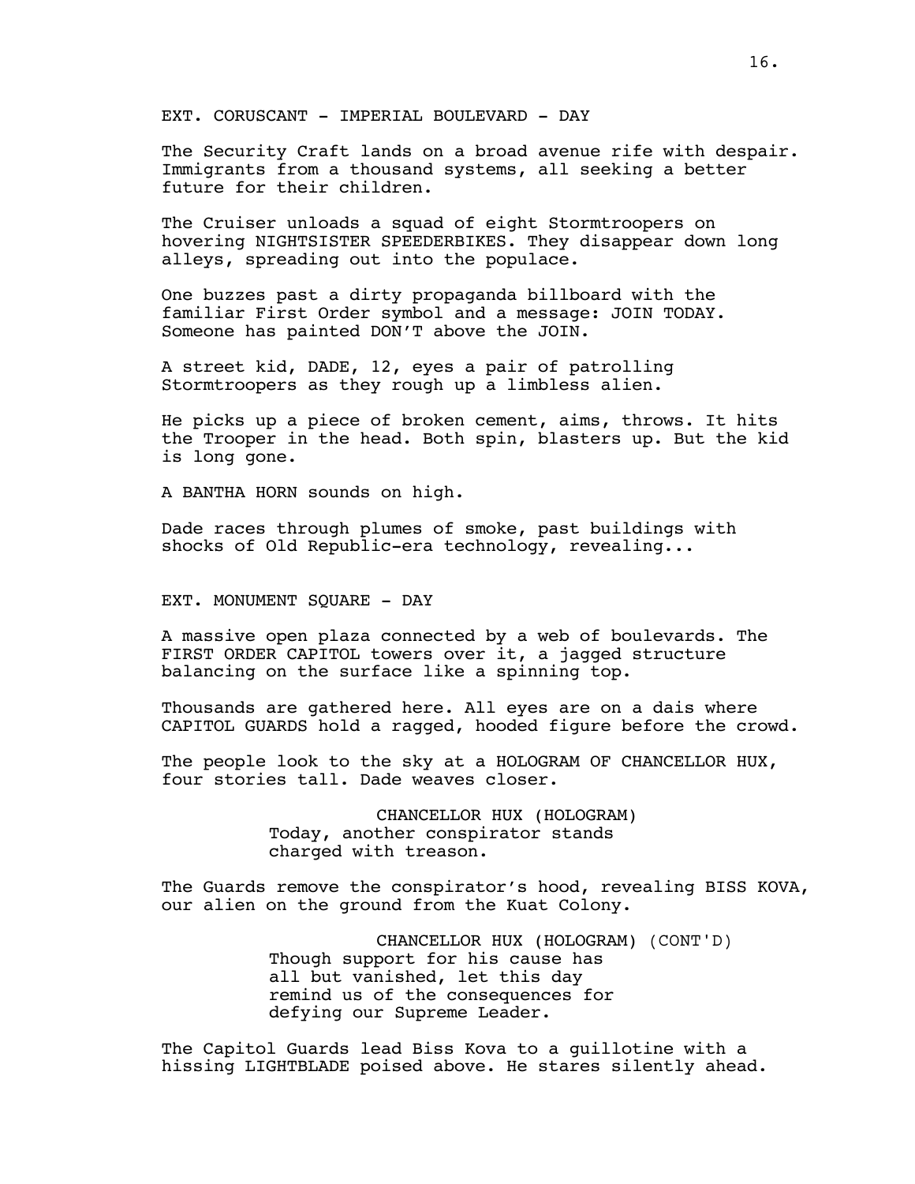EXT. CORUSCANT - IMPERIAL BOULEVARD - DAY

The Security Craft lands on a broad avenue rife with despair. Immigrants from a thousand systems, all seeking a better future for their children.

The Cruiser unloads a squad of eight Stormtroopers on hovering NIGHTSISTER SPEEDERBIKES. They disappear down long alleys, spreading out into the populace.

One buzzes past a dirty propaganda billboard with the familiar First Order symbol and a message: JOIN TODAY. Someone has painted DON'T above the JOIN.

A street kid, DADE, 12, eyes a pair of patrolling Stormtroopers as they rough up a limbless alien.

He picks up a piece of broken cement, aims, throws. It hits the Trooper in the head. Both spin, blasters up. But the kid is long gone.

A BANTHA HORN sounds on high.

Dade races through plumes of smoke, past buildings with shocks of Old Republic-era technology, revealing...

EXT. MONUMENT SQUARE - DAY

A massive open plaza connected by a web of boulevards. The FIRST ORDER CAPITOL towers over it, a jagged structure balancing on the surface like a spinning top.

Thousands are gathered here. All eyes are on a dais where CAPITOL GUARDS hold a ragged, hooded figure before the crowd.

The people look to the sky at a HOLOGRAM OF CHANCELLOR HUX, four stories tall. Dade weaves closer.

CHANCELLOR HUX (HOLOGRAM)
Today, another conspirator stands charged with treason.

The Guards remove the conspirator's hood, revealing BISS KOVA, our alien on the ground from the Kuat Colony.

CHANCELLOR HUX (HOLOGRAM) (CONT'D)
Though support for his cause has all but vanished, let this day remind us of the consequences for defying our Supreme Leader.

The Capitol Guards lead Biss Kova to a guillotine with a hissing LIGHTBLADE poised above. He stares silently ahead.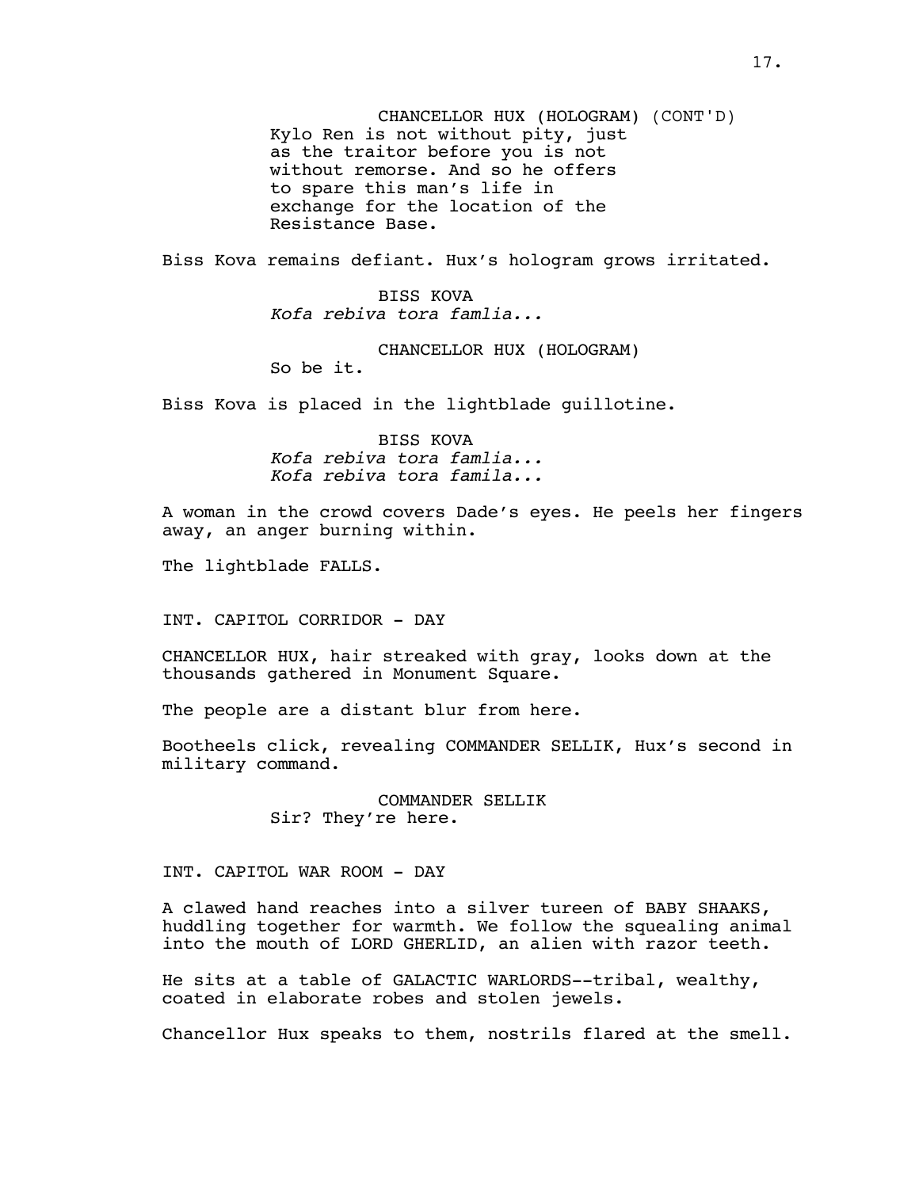CHANCELLOR HUX (HOLOGRAM) (CONT'D)
Kylo Ren is not without pity, just as the traitor before you is not without remorse. And so he offers to spare this man's life in exchange for the location of the Resistance Base.

Biss Kova remains defiant. Hux's hologram grows irritated.

BISS KOVA
*Kofa rebiva tora famlia...*

CHANCELLOR HUX (HOLOGRAM)
So be it.

Biss Kova is placed in the lightblade guillotine.

BISS KOVA
*Kofa rebiva tora famlia...*
*Kofa rebiva tora famila...*

A woman in the crowd covers Dade's eyes. He peels her fingers away, an anger burning within.

The lightblade FALLS.

INT. CAPITOL CORRIDOR - DAY

CHANCELLOR HUX, hair streaked with gray, looks down at the thousands gathered in Monument Square.

The people are a distant blur from here.

Bootheels click, revealing COMMANDER SELLIK, Hux's second in military command.

COMMANDER SELLIK
Sir? They're here.

INT. CAPITOL WAR ROOM - DAY

A clawed hand reaches into a silver tureen of BABY SHAAKS, huddling together for warmth. We follow the squealing animal into the mouth of LORD GHERLID, an alien with razor teeth.

He sits at a table of GALACTIC WARLORDS--tribal, wealthy, coated in elaborate robes and stolen jewels.

Chancellor Hux speaks to them, nostrils flared at the smell.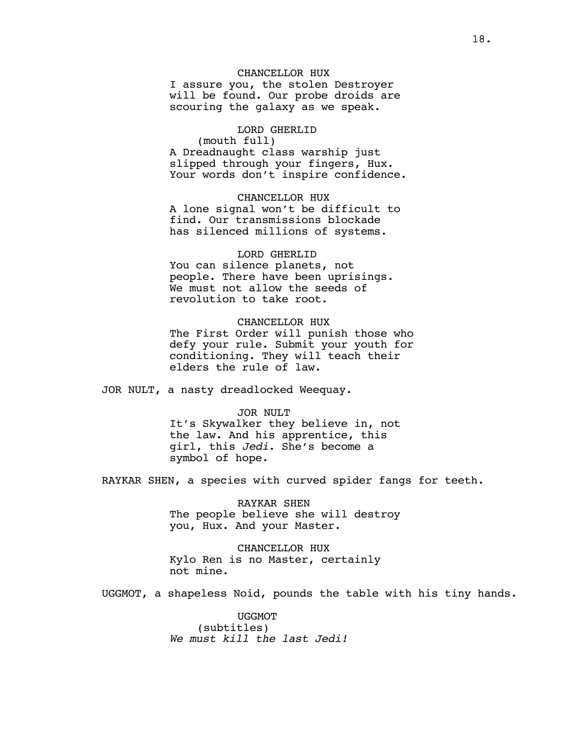CHANCELLOR HUX
I assure you, the stolen Destroyer will be found. Our probe droids are scouring the galaxy as we speak.

LORD GHERLID
(mouth full)
A Dreadnaught class warship just slipped through your fingers, Hux. Your words don't inspire confidence.

CHANCELLOR HUX
A lone signal won't be difficult to find. Our transmissions blockade has silenced millions of systems.

LORD GHERLID
You can silence planets, not people. There have been uprisings. We must not allow the seeds of revolution to take root.

CHANCELLOR HUX
The First Order will punish those who defy your rule. Submit your youth for conditioning. They will teach their elders the rule of law.

JOR NULT, a nasty dreadlocked Weequay.

JOR NULT
It's Skywalker they believe in, not the law. And his apprentice, this girl, this *Jedi*. She's become a symbol of hope.

RAYKAR SHEN, a species with curved spider fangs for teeth.

RAYKAR SHEN
The people believe she will destroy you, Hux. And your Master.

CHANCELLOR HUX
Kylo Ren is no Master, certainly not mine.

UGGMOT, a shapeless Noid, pounds the table with his tiny hands.

UGGMOT
(subtitles)
*We must kill the last Jedi!*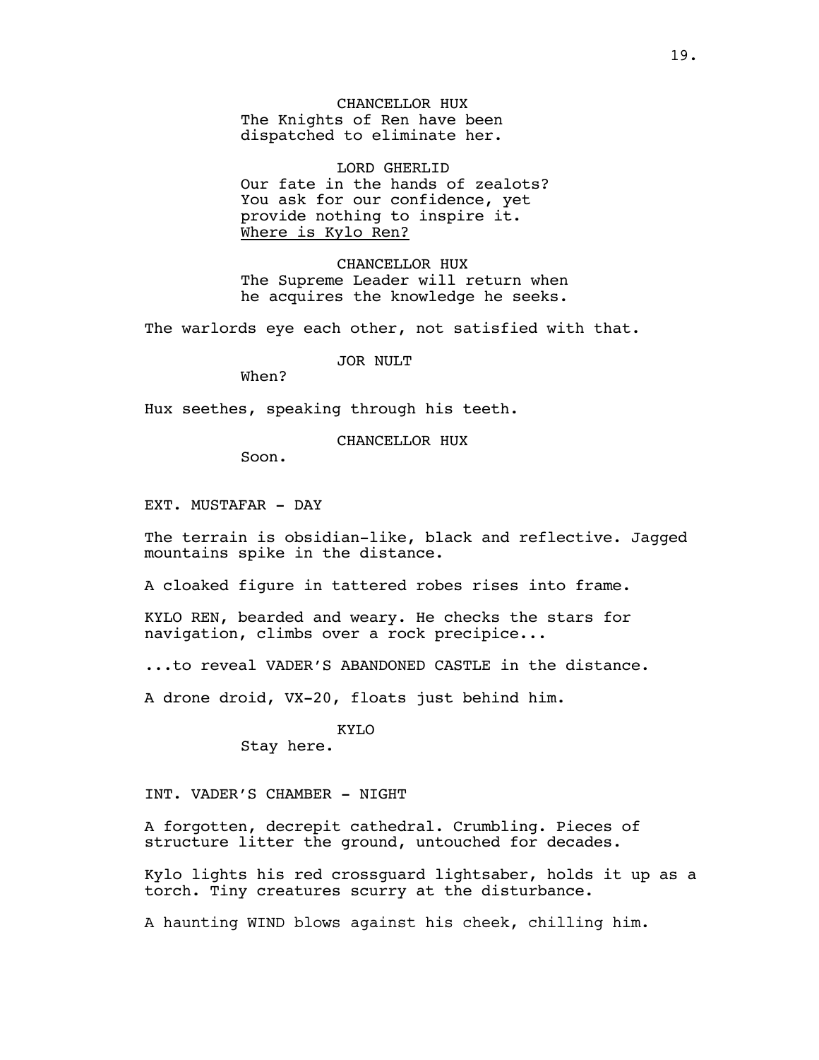CHANCELLOR HUX
The Knights of Ren have been dispatched to eliminate her.

LORD GHERLID
Our fate in the hands of zealots? You ask for our confidence, yet provide nothing to inspire it. <u>Where is Kylo Ren?</u>

CHANCELLOR HUX
The Supreme Leader will return when he acquires the knowledge he seeks.

The warlords eye each other, not satisfied with that.

JOR NULT
When?

Hux seethes, speaking through his teeth.

CHANCELLOR HUX
Soon.

EXT. MUSTAFAR - DAY

The terrain is obsidian-like, black and reflective. Jagged mountains spike in the distance.

A cloaked figure in tattered robes rises into frame.

KYLO REN, bearded and weary. He checks the stars for navigation, climbs over a rock precipice...

...to reveal VADER'S ABANDONED CASTLE in the distance.

A drone droid, VX-20, floats just behind him.

KYLO
Stay here.

INT. VADER'S CHAMBER - NIGHT

A forgotten, decrepit cathedral. Crumbling. Pieces of structure litter the ground, untouched for decades.

Kylo lights his red crossguard lightsaber, holds it up as a torch. Tiny creatures scurry at the disturbance.

A haunting WIND blows against his cheek, chilling him.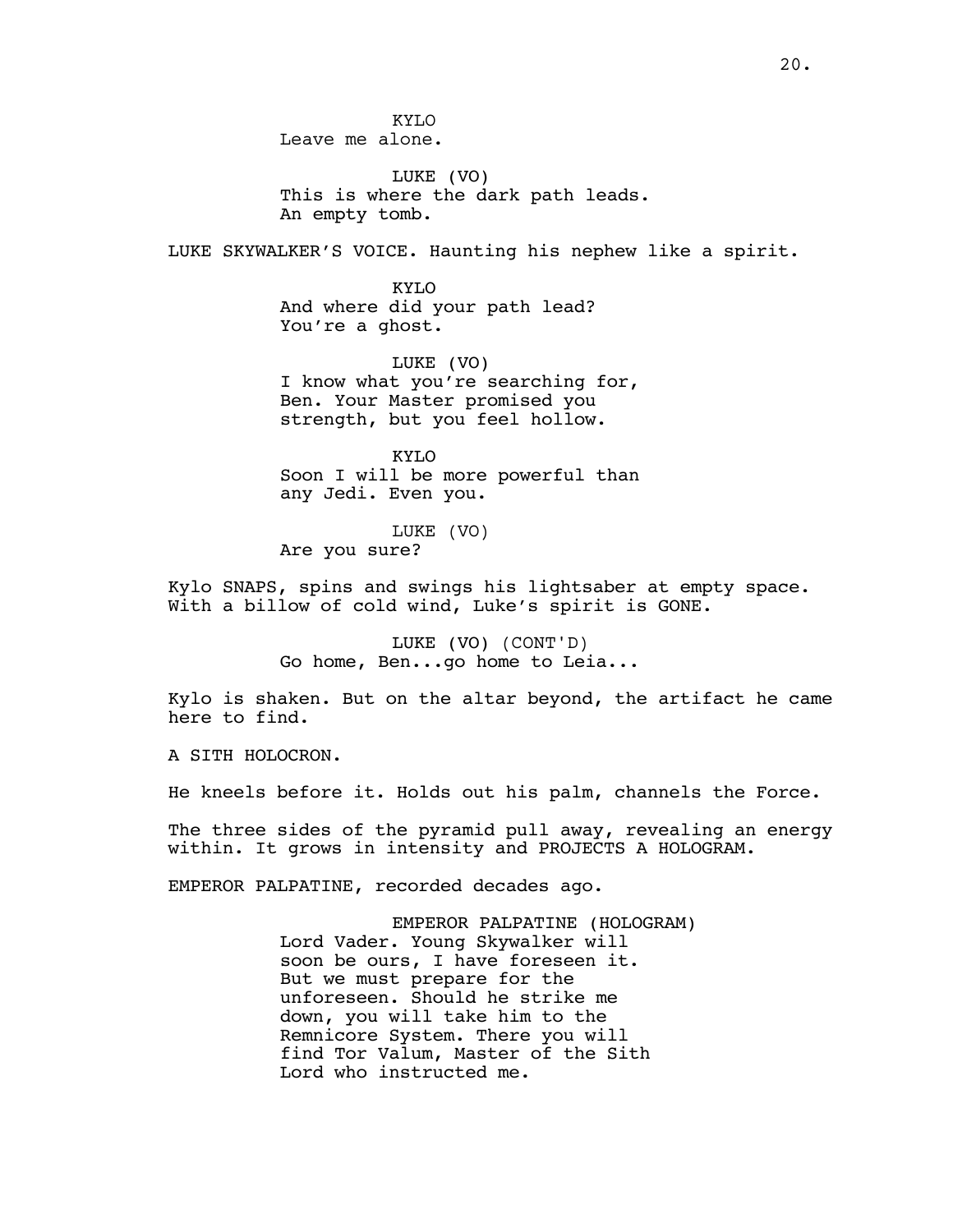KYLO
Leave me alone.

LUKE (VO)
This is where the dark path leads.
An empty tomb.

LUKE SKYWALKER'S VOICE. Haunting his nephew like a spirit.

KYLO
And where did your path lead?
You're a ghost.

LUKE (VO)
I know what you're searching for,
Ben. Your Master promised you
strength, but you feel hollow.

KYLO
Soon I will be more powerful than
any Jedi. Even you.

LUKE (VO)
Are you sure?

Kylo SNAPS, spins and swings his lightsaber at empty space.
With a billow of cold wind, Luke's spirit is GONE.

LUKE (VO) (CONT'D)
Go home, Ben...go home to Leia...

Kylo is shaken. But on the altar beyond, the artifact he came
here to find.

A SITH HOLOCRON.

He kneels before it. Holds out his palm, channels the Force.

The three sides of the pyramid pull away, revealing an energy
within. It grows in intensity and PROJECTS A HOLOGRAM.

EMPEROR PALPATINE, recorded decades ago.

EMPEROR PALPATINE (HOLOGRAM)
Lord Vader. Young Skywalker will
soon be ours, I have foreseen it.
But we must prepare for the
unforeseen. Should he strike me
down, you will take him to the
Remnicore System. There you will
find Tor Valum, Master of the Sith
Lord who instructed me.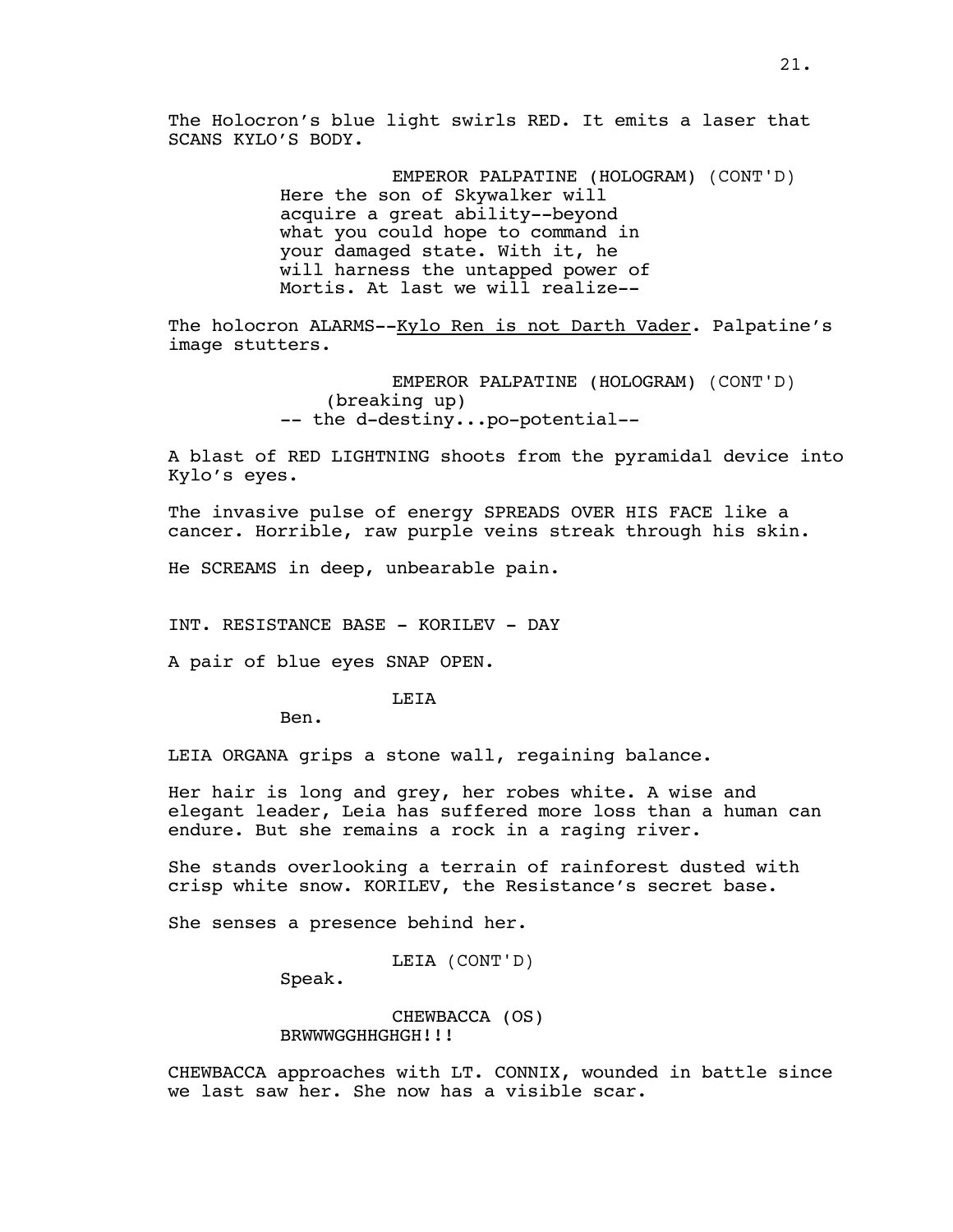The Holocron's blue light swirls RED. It emits a laser that SCANS KYLO'S BODY.

EMPEROR PALPATINE (HOLOGRAM) (CONT'D)
Here the son of Skywalker will acquire a great ability--beyond what you could hope to command in your damaged state. With it, he will harness the untapped power of Mortis. At last we will realize--

The holocron ALARMS--Kylo Ren is not Darth Vader. Palpatine's image stutters.

EMPEROR PALPATINE (HOLOGRAM) (CONT'D)
(breaking up)
-- the d-destiny...po-potential--

A blast of RED LIGHTNING shoots from the pyramidal device into Kylo's eyes.

The invasive pulse of energy SPREADS OVER HIS FACE like a cancer. Horrible, raw purple veins streak through his skin.

He SCREAMS in deep, unbearable pain.

INT. RESISTANCE BASE - KORILEV - DAY

A pair of blue eyes SNAP OPEN.

LEIA
Ben.

LEIA ORGANA grips a stone wall, regaining balance.

Her hair is long and grey, her robes white. A wise and elegant leader, Leia has suffered more loss than a human can endure. But she remains a rock in a raging river.

She stands overlooking a terrain of rainforest dusted with crisp white snow. KORILEV, the Resistance's secret base.

She senses a presence behind her.

LEIA (CONT'D)
Speak.

CHEWBACCA (OS)
BRWWWGGHHGHGH!!!

CHEWBACCA approaches with LT. CONNIX, wounded in battle since we last saw her. She now has a visible scar.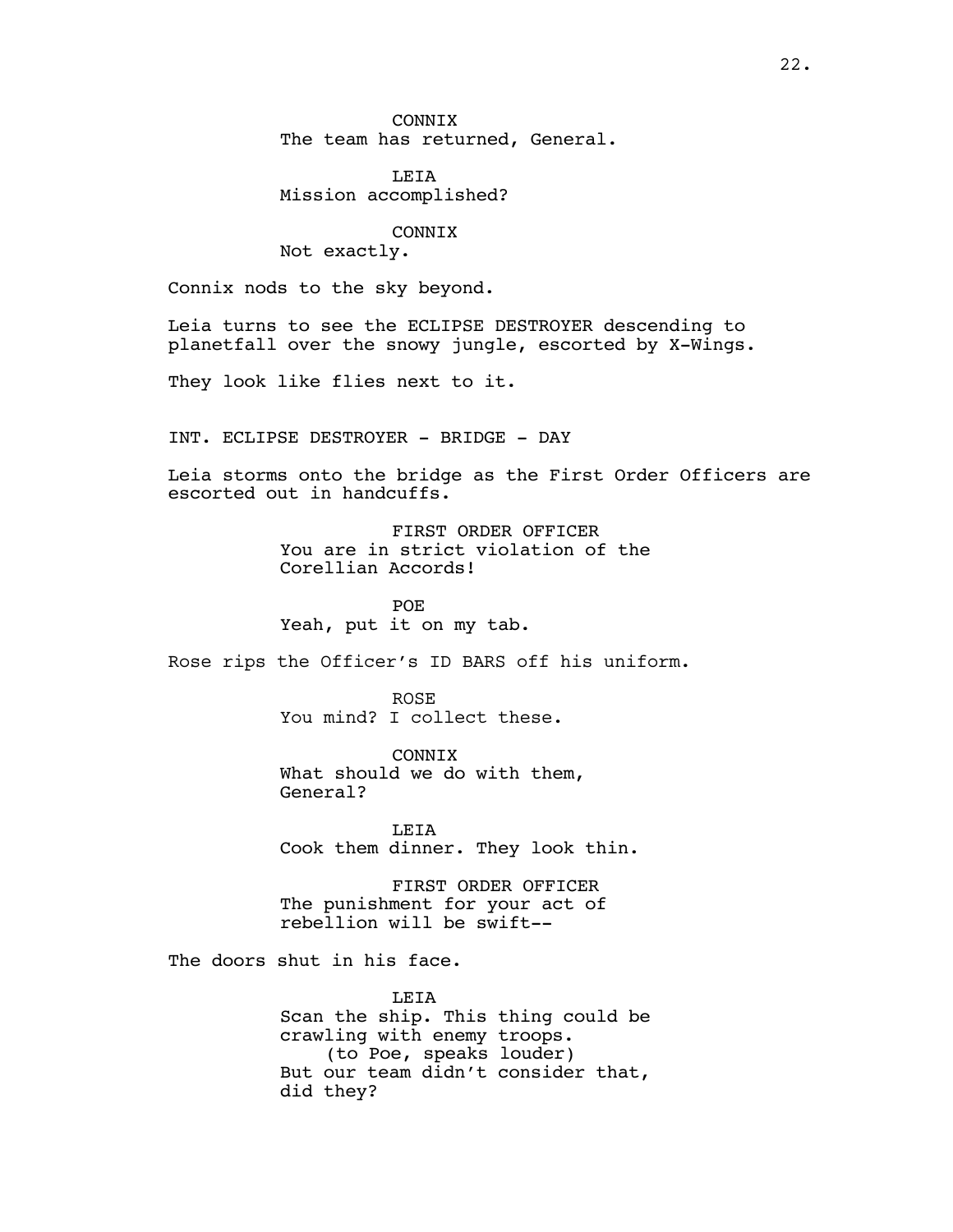CONNIX
The team has returned, General.

LEIA
Mission accomplished?

CONNIX
Not exactly.

Connix nods to the sky beyond.

Leia turns to see the ECLIPSE DESTROYER descending to planetfall over the snowy jungle, escorted by X-Wings.

They look like flies next to it.

INT. ECLIPSE DESTROYER - BRIDGE - DAY

Leia storms onto the bridge as the First Order Officers are escorted out in handcuffs.

FIRST ORDER OFFICER
You are in strict violation of the Corellian Accords!

POE
Yeah, put it on my tab.

Rose rips the Officer's ID BARS off his uniform.

ROSE
You mind? I collect these.

CONNIX
What should we do with them, General?

LEIA
Cook them dinner. They look thin.

FIRST ORDER OFFICER
The punishment for your act of rebellion will be swift--

The doors shut in his face.

LEIA
Scan the ship. This thing could be crawling with enemy troops.
(to Poe, speaks louder)
But our team didn't consider that, did they?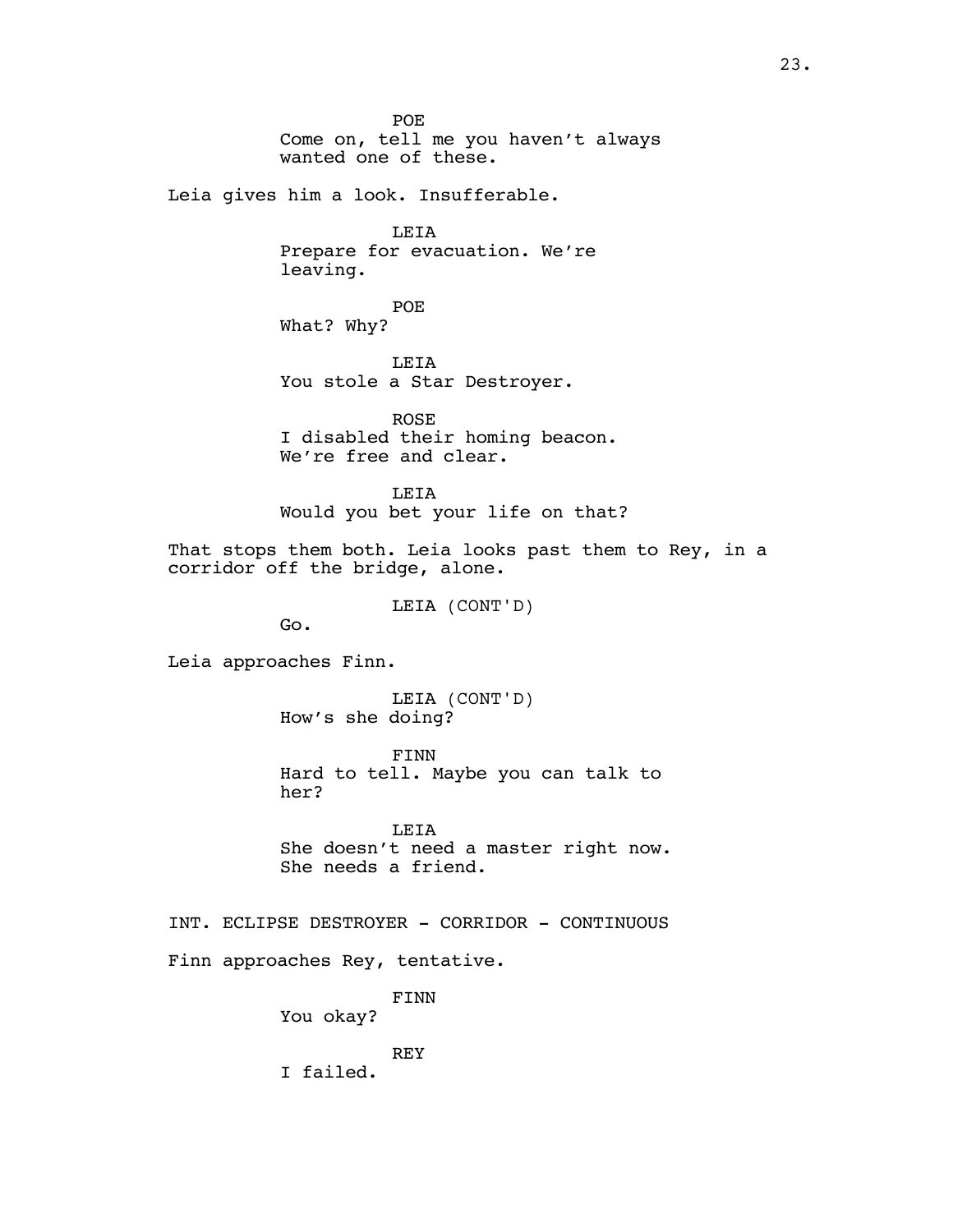POE
Come on, tell me you haven't always wanted one of these.

Leia gives him a look. Insufferable.

LEIA
Prepare for evacuation. We're leaving.

POE
What? Why?

LEIA
You stole a Star Destroyer.

ROSE
I disabled their homing beacon. We're free and clear.

LEIA
Would you bet your life on that?

That stops them both. Leia looks past them to Rey, in a corridor off the bridge, alone.

LEIA (CONT'D)
Go.

Leia approaches Finn.

LEIA (CONT'D)
How's she doing?

FINN
Hard to tell. Maybe you can talk to her?

LEIA
She doesn't need a master right now. She needs a friend.

INT. ECLIPSE DESTROYER - CORRIDOR - CONTINUOUS

Finn approaches Rey, tentative.

FINN
You okay?

REY
I failed.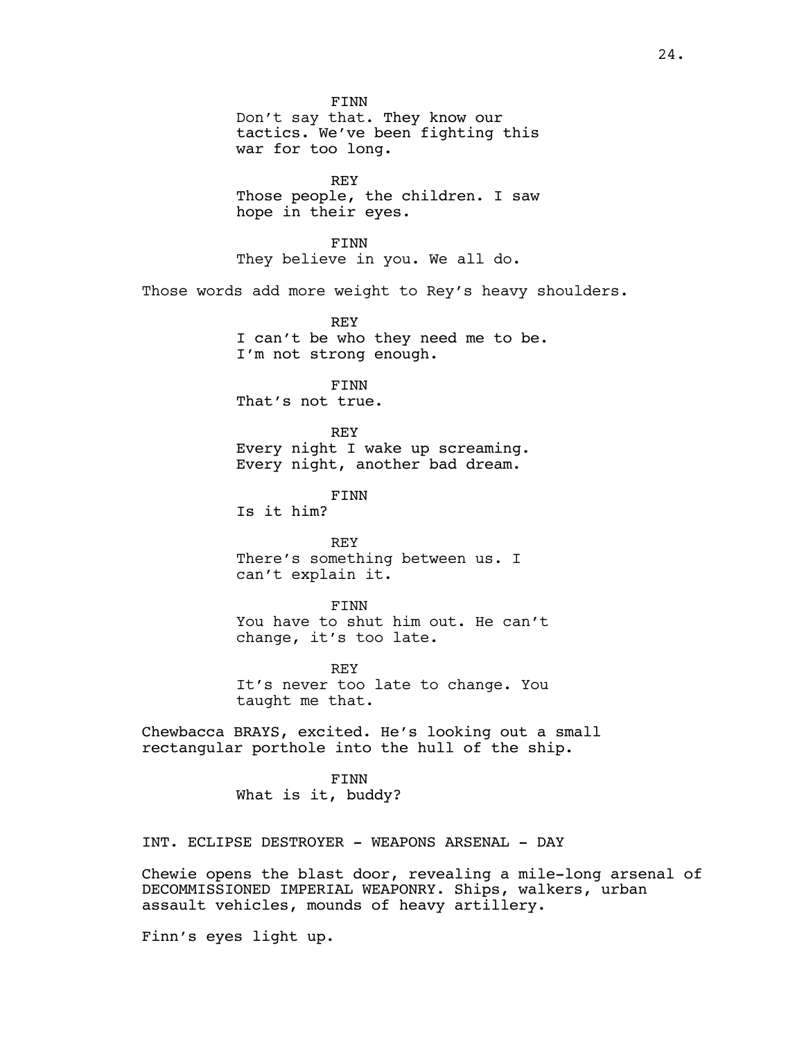FINN
Don't say that. They know our tactics. We've been fighting this war for too long.

REY
Those people, the children. I saw hope in their eyes.

FINN
They believe in you. We all do.

Those words add more weight to Rey's heavy shoulders.

REY
I can't be who they need me to be. I'm not strong enough.

FINN
That's not true.

REY
Every night I wake up screaming. Every night, another bad dream.

FINN
Is it him?

REY
There's something between us. I can't explain it.

FINN
You have to shut him out. He can't change, it's too late.

REY
It's never too late to change. You taught me that.

Chewbacca BRAYS, excited. He's looking out a small rectangular porthole into the hull of the ship.

FINN
What is it, buddy?

INT. ECLIPSE DESTROYER - WEAPONS ARSENAL - DAY

Chewie opens the blast door, revealing a mile-long arsenal of DECOMMISSIONED IMPERIAL WEAPONRY. Ships, walkers, urban assault vehicles, mounds of heavy artillery.

Finn's eyes light up.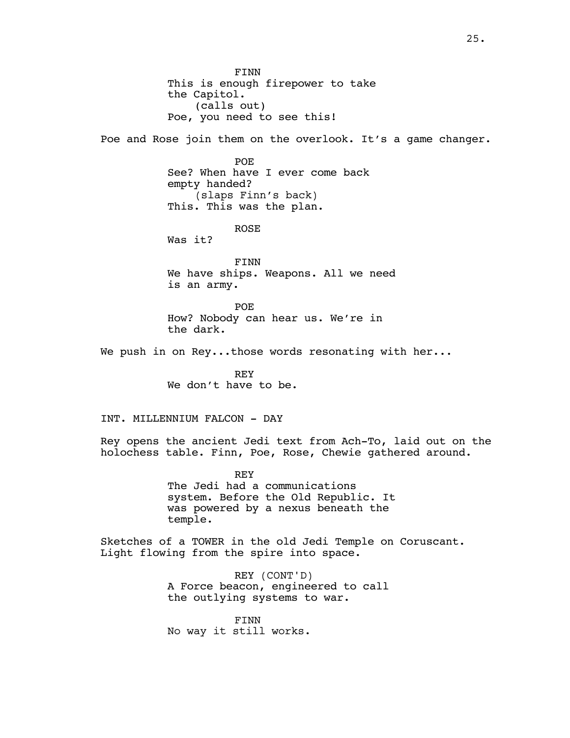FINN
This is enough firepower to take
the Capitol.
(calls out)
Poe, you need to see this!

Poe and Rose join them on the overlook. It's a game changer.

POE
See? When have I ever come back
empty handed?
(slaps Finn's back)
This. This was the plan.

ROSE
Was it?

FINN
We have ships. Weapons. All we need
is an army.

POE
How? Nobody can hear us. We're in
the dark.

We push in on Rey...those words resonating with her...

REY
We don't have to be.

INT. MILLENNIUM FALCON - DAY

Rey opens the ancient Jedi text from Ach-To, laid out on the
holochess table. Finn, Poe, Rose, Chewie gathered around.

REY
The Jedi had a communications
system. Before the Old Republic. It
was powered by a nexus beneath the
temple.

Sketches of a TOWER in the old Jedi Temple on Coruscant.
Light flowing from the spire into space.

REY (CONT'D)
A Force beacon, engineered to call
the outlying systems to war.

FINN
No way it still works.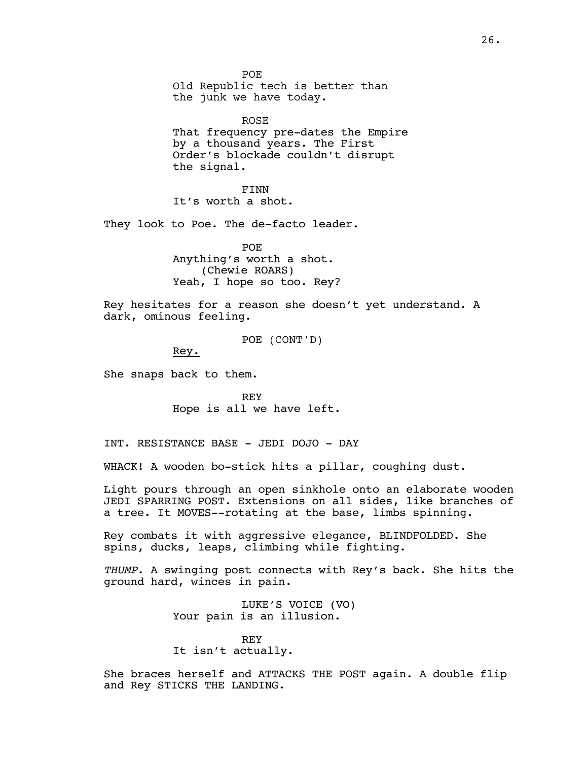POE
Old Republic tech is better than the junk we have today.

ROSE
That frequency pre-dates the Empire by a thousand years. The First Order's blockade couldn't disrupt the signal.

FINN
It's worth a shot.

They look to Poe. The de-facto leader.

POE
Anything's worth a shot.
(Chewie ROARS)
Yeah, I hope so too. Rey?

Rey hesitates for a reason she doesn't yet understand. A dark, ominous feeling.

POE (CONT'D)
<u>Rey.</u>

She snaps back to them.

REY
Hope is all we have left.

INT. RESISTANCE BASE - JEDI DOJO - DAY

WHACK! A wooden bo-stick hits a pillar, coughing dust.

Light pours through an open sinkhole onto an elaborate wooden JEDI SPARRING POST. Extensions on all sides, like branches of a tree. It MOVES--rotating at the base, limbs spinning.

Rey combats it with aggressive elegance, BLINDFOLDED. She spins, ducks, leaps, climbing while fighting.

*THUMP*. A swinging post connects with Rey's back. She hits the ground hard, winces in pain.

LUKE'S VOICE (VO)
Your pain is an illusion.

REY
It isn't actually.

She braces herself and ATTACKS THE POST again. A double flip and Rey STICKS THE LANDING.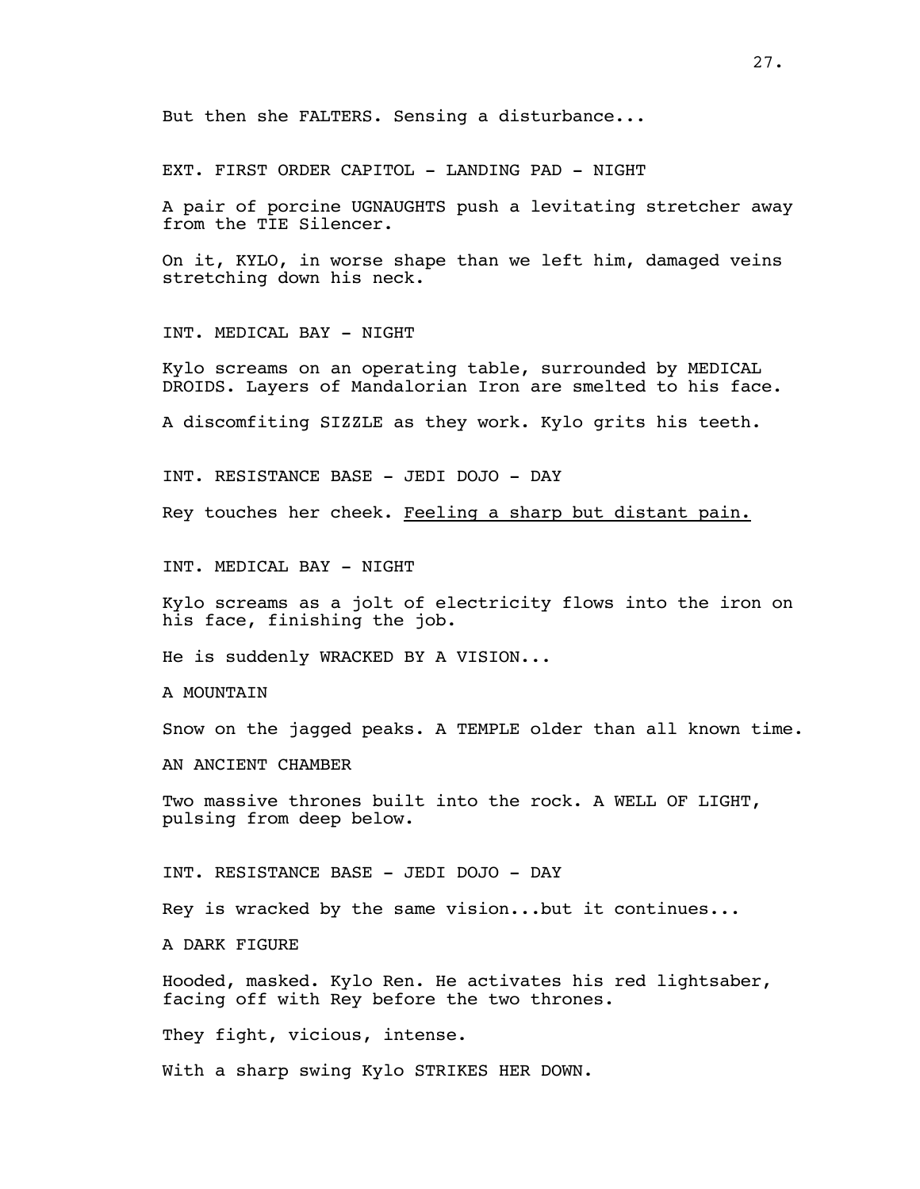But then she FALTERS. Sensing a disturbance...

EXT. FIRST ORDER CAPITOL - LANDING PAD - NIGHT

A pair of porcine UGNAUGHTS push a levitating stretcher away from the TIE Silencer.

On it, KYLO, in worse shape than we left him, damaged veins stretching down his neck.

INT. MEDICAL BAY - NIGHT

Kylo screams on an operating table, surrounded by MEDICAL DROIDS. Layers of Mandalorian Iron are smelted to his face.

A discomfiting SIZZLE as they work. Kylo grits his teeth.

INT. RESISTANCE BASE - JEDI DOJO - DAY

Rey touches her cheek. <u>Feeling a sharp but distant pain.</u>

INT. MEDICAL BAY - NIGHT

Kylo screams as a jolt of electricity flows into the iron on his face, finishing the job.

He is suddenly WRACKED BY A VISION...

A MOUNTAIN

Snow on the jagged peaks. A TEMPLE older than all known time.

AN ANCIENT CHAMBER

Two massive thrones built into the rock. A WELL OF LIGHT, pulsing from deep below.

INT. RESISTANCE BASE - JEDI DOJO - DAY

Rey is wracked by the same vision...but it continues...

A DARK FIGURE

Hooded, masked. Kylo Ren. He activates his red lightsaber, facing off with Rey before the two thrones.

They fight, vicious, intense.

With a sharp swing Kylo STRIKES HER DOWN.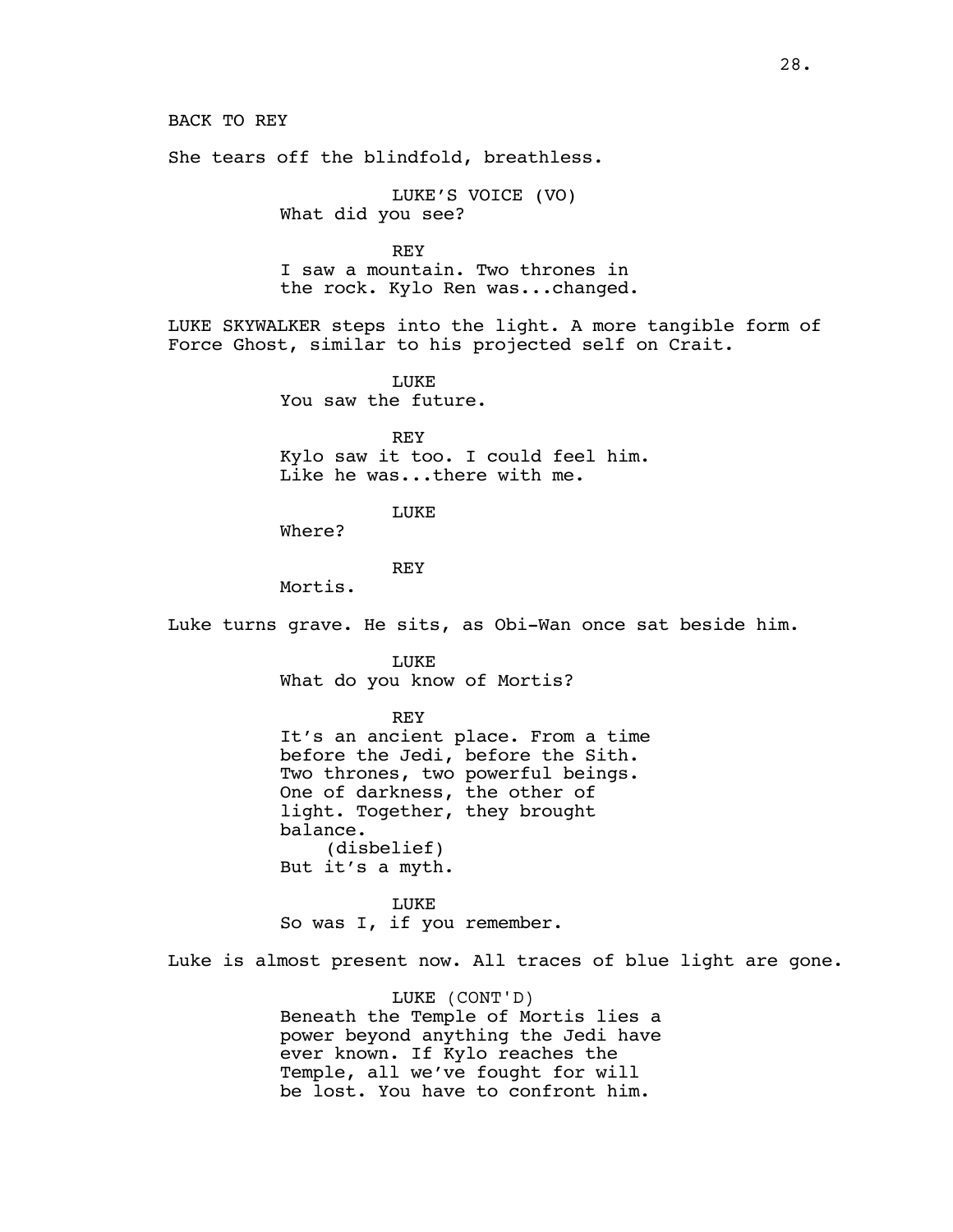BACK TO REY

She tears off the blindfold, breathless.

LUKE'S VOICE (VO)
What did you see?

REY
I saw a mountain. Two thrones in the rock. Kylo Ren was...changed.

LUKE SKYWALKER steps into the light. A more tangible form of Force Ghost, similar to his projected self on Crait.

LUKE
You saw the future.

REY
Kylo saw it too. I could feel him. Like he was...there with me.

LUKE
Where?

REY
Mortis.

Luke turns grave. He sits, as Obi-Wan once sat beside him.

LUKE
What do you know of Mortis?

REY
It's an ancient place. From a time before the Jedi, before the Sith. Two thrones, two powerful beings. One of darkness, the other of light. Together, they brought balance.
(disbelief)
But it's a myth.

LUKE
So was I, if you remember.

Luke is almost present now. All traces of blue light are gone.

LUKE (CONT'D)
Beneath the Temple of Mortis lies a power beyond anything the Jedi have ever known. If Kylo reaches the Temple, all we've fought for will be lost. You have to confront him.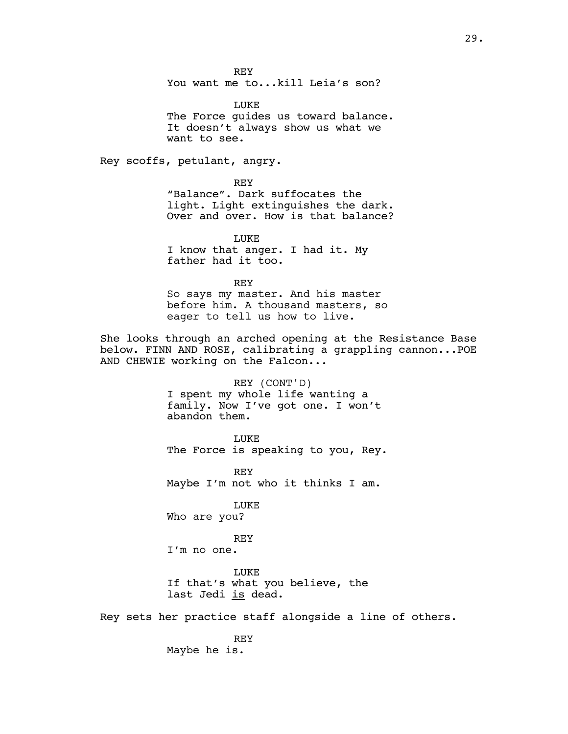REY
You want me to...kill Leia's son?

LUKE
The Force guides us toward balance. It doesn't always show us what we want to see.

Rey scoffs, petulant, angry.

REY
"Balance". Dark suffocates the light. Light extinguishes the dark. Over and over. How is that balance?

LUKE
I know that anger. I had it. My father had it too.

REY
So says my master. And his master before him. A thousand masters, so eager to tell us how to live.

She looks through an arched opening at the Resistance Base below. FINN AND ROSE, calibrating a grappling cannon...POE AND CHEWIE working on the Falcon...

REY (CONT'D)
I spent my whole life wanting a family. Now I've got one. I won't abandon them.

LUKE
The Force is speaking to you, Rey.

REY
Maybe I'm not who it thinks I am.

LUKE
Who are you?

REY
I'm no one.

LUKE
If that's what you believe, the last Jedi is dead.

Rey sets her practice staff alongside a line of others.

REY
Maybe he is.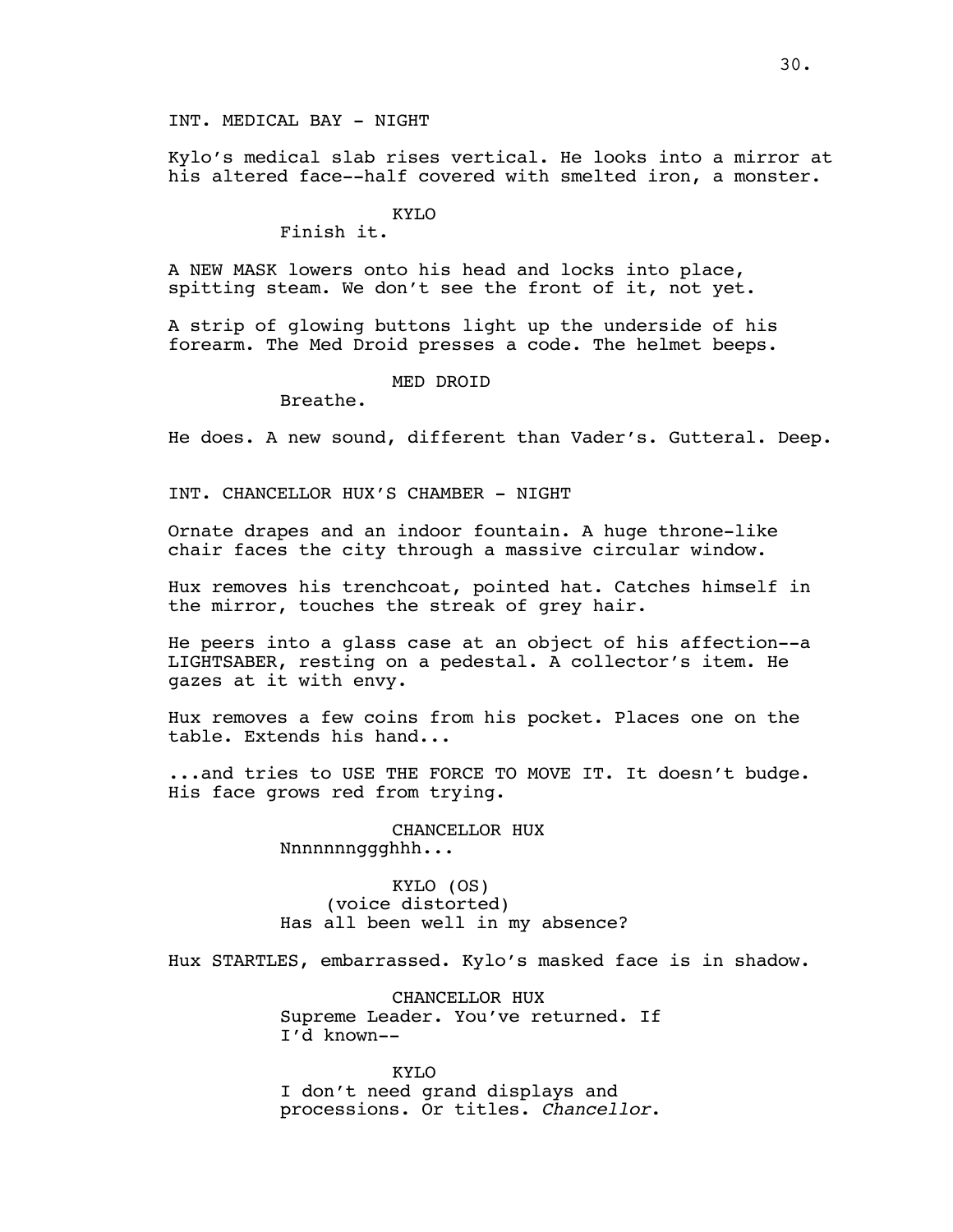INT. MEDICAL BAY - NIGHT

Kylo's medical slab rises vertical. He looks into a mirror at his altered face--half covered with smelted iron, a monster.

KYLO
Finish it.

A NEW MASK lowers onto his head and locks into place, spitting steam. We don't see the front of it, not yet.

A strip of glowing buttons light up the underside of his forearm. The Med Droid presses a code. The helmet beeps.

MED DROID
Breathe.

He does. A new sound, different than Vader's. Gutteral. Deep.

INT. CHANCELLOR HUX'S CHAMBER - NIGHT

Ornate drapes and an indoor fountain. A huge throne-like chair faces the city through a massive circular window.

Hux removes his trenchcoat, pointed hat. Catches himself in the mirror, touches the streak of grey hair.

He peers into a glass case at an object of his affection--a LIGHTSABER, resting on a pedestal. A collector's item. He gazes at it with envy.

Hux removes a few coins from his pocket. Places one on the table. Extends his hand...

...and tries to USE THE FORCE TO MOVE IT. It doesn't budge. His face grows red from trying.

CHANCELLOR HUX
Nnnnnnngggghhh...

KYLO (OS)
(voice distorted)
Has all been well in my absence?

Hux STARTLES, embarrassed. Kylo's masked face is in shadow.

CHANCELLOR HUX
Supreme Leader. You've returned. If I'd known--

KYLO
I don't need grand displays and processions. Or titles. *Chancellor*.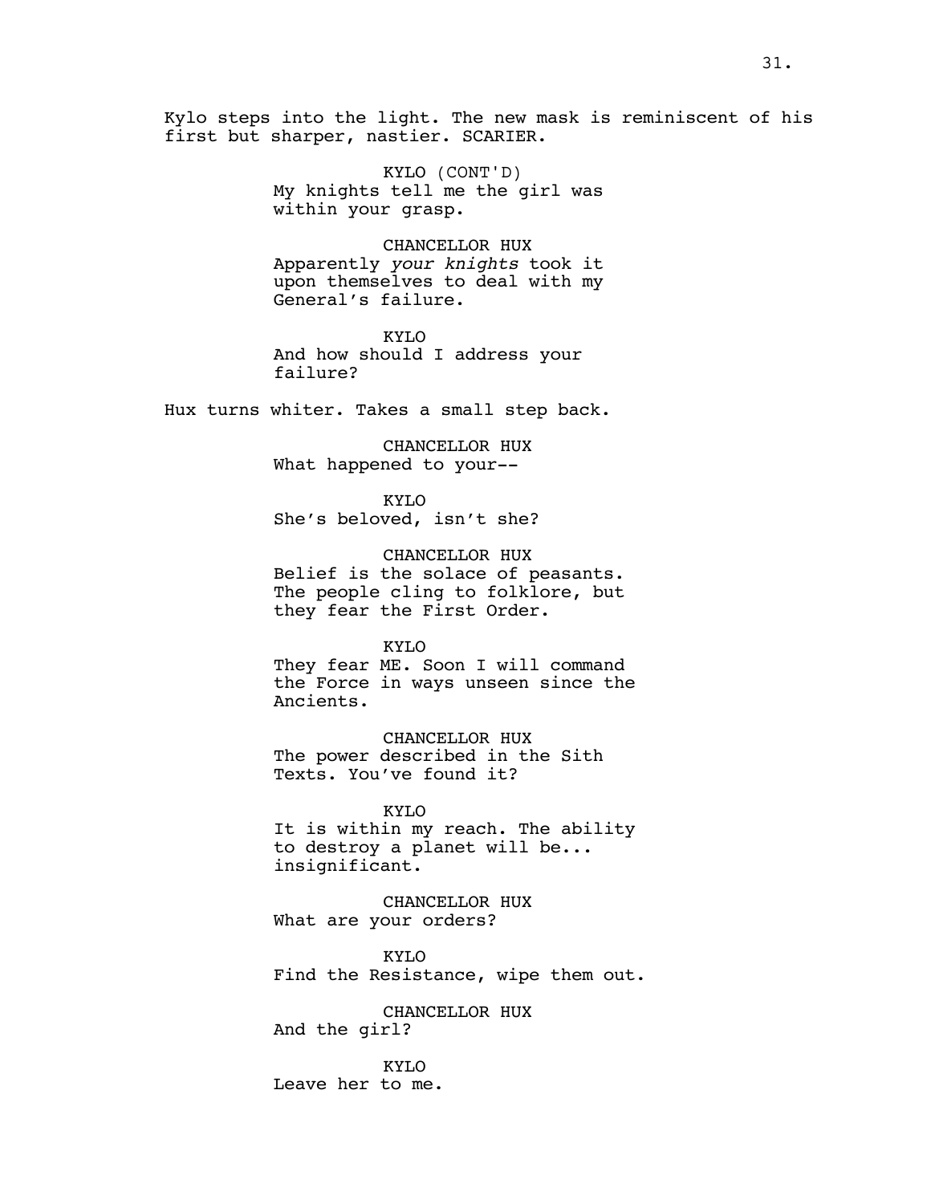Kylo steps into the light. The new mask is reminiscent of his first but sharper, nastier. SCARIER.

KYLO (CONT'D)
My knights tell me the girl was within your grasp.

CHANCELLOR HUX
Apparently *your knights* took it upon themselves to deal with my General's failure.

KYLO
And how should I address your failure?

Hux turns whiter. Takes a small step back.

CHANCELLOR HUX
What happened to your--

KYLO
She's beloved, isn't she?

CHANCELLOR HUX
Belief is the solace of peasants. The people cling to folklore, but they fear the First Order.

KYLO
They fear ME. Soon I will command the Force in ways unseen since the Ancients.

CHANCELLOR HUX
The power described in the Sith Texts. You've found it?

KYLO
It is within my reach. The ability to destroy a planet will be... insignificant.

CHANCELLOR HUX
What are your orders?

KYLO
Find the Resistance, wipe them out.

CHANCELLOR HUX
And the girl?

KYLO
Leave her to me.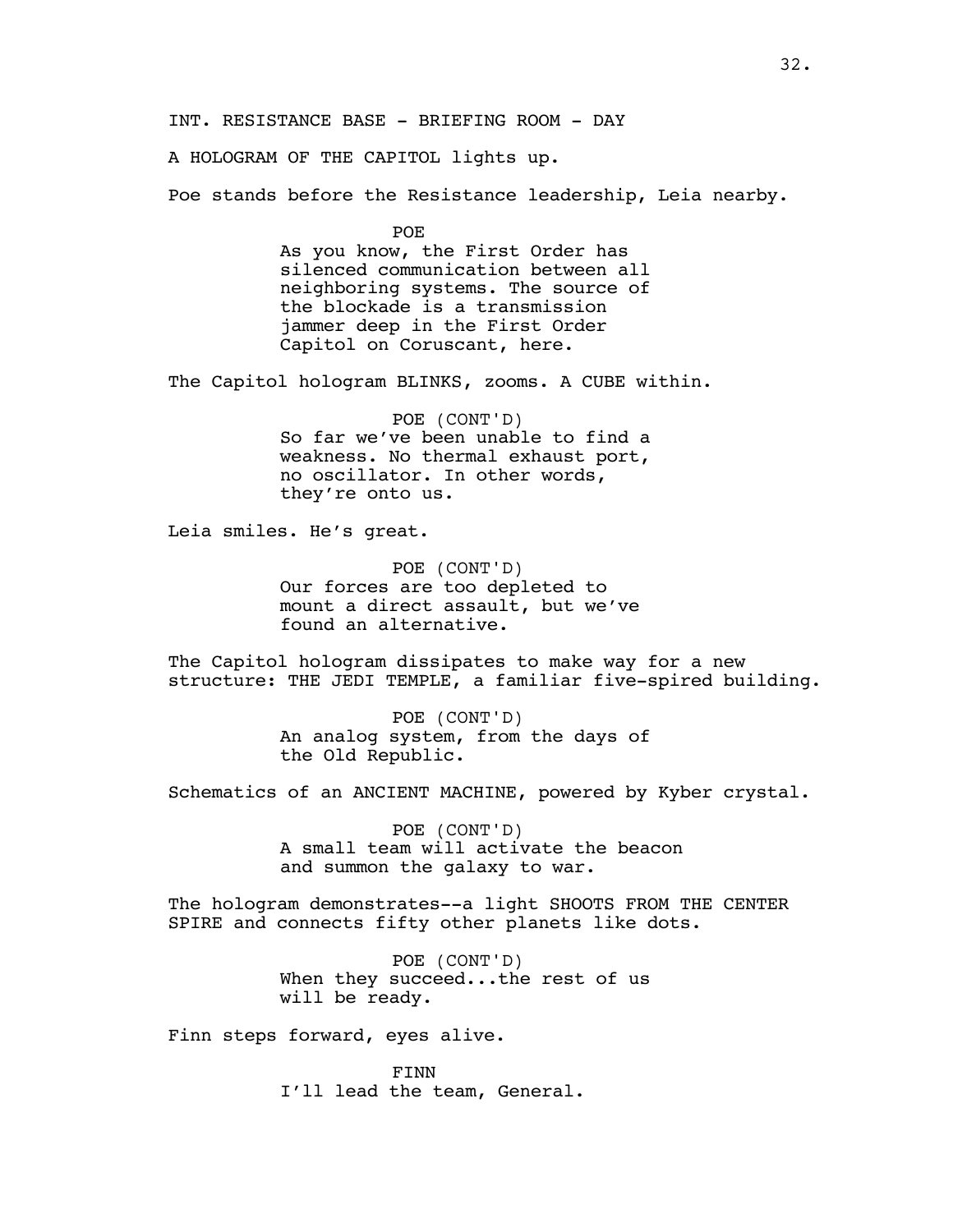INT. RESISTANCE BASE - BRIEFING ROOM - DAY

A HOLOGRAM OF THE CAPITOL lights up.

Poe stands before the Resistance leadership, Leia nearby.

POE

As you know, the First Order has silenced communication between all neighboring systems. The source of the blockade is a transmission jammer deep in the First Order Capitol on Coruscant, here.

The Capitol hologram BLINKS, zooms. A CUBE within.

POE (CONT'D)

So far we've been unable to find a weakness. No thermal exhaust port, no oscillator. In other words, they're onto us.

Leia smiles. He's great.

POE (CONT'D)

Our forces are too depleted to mount a direct assault, but we've found an alternative.

The Capitol hologram dissipates to make way for a new structure: THE JEDI TEMPLE, a familiar five-spired building.

POE (CONT'D)

An analog system, from the days of the Old Republic.

Schematics of an ANCIENT MACHINE, powered by Kyber crystal.

POE (CONT'D)

A small team will activate the beacon and summon the galaxy to war.

The hologram demonstrates--a light SHOOTS FROM THE CENTER SPIRE and connects fifty other planets like dots.

POE (CONT'D)

When they succeed...the rest of us will be ready.

Finn steps forward, eyes alive.

FINN

I'll lead the team, General.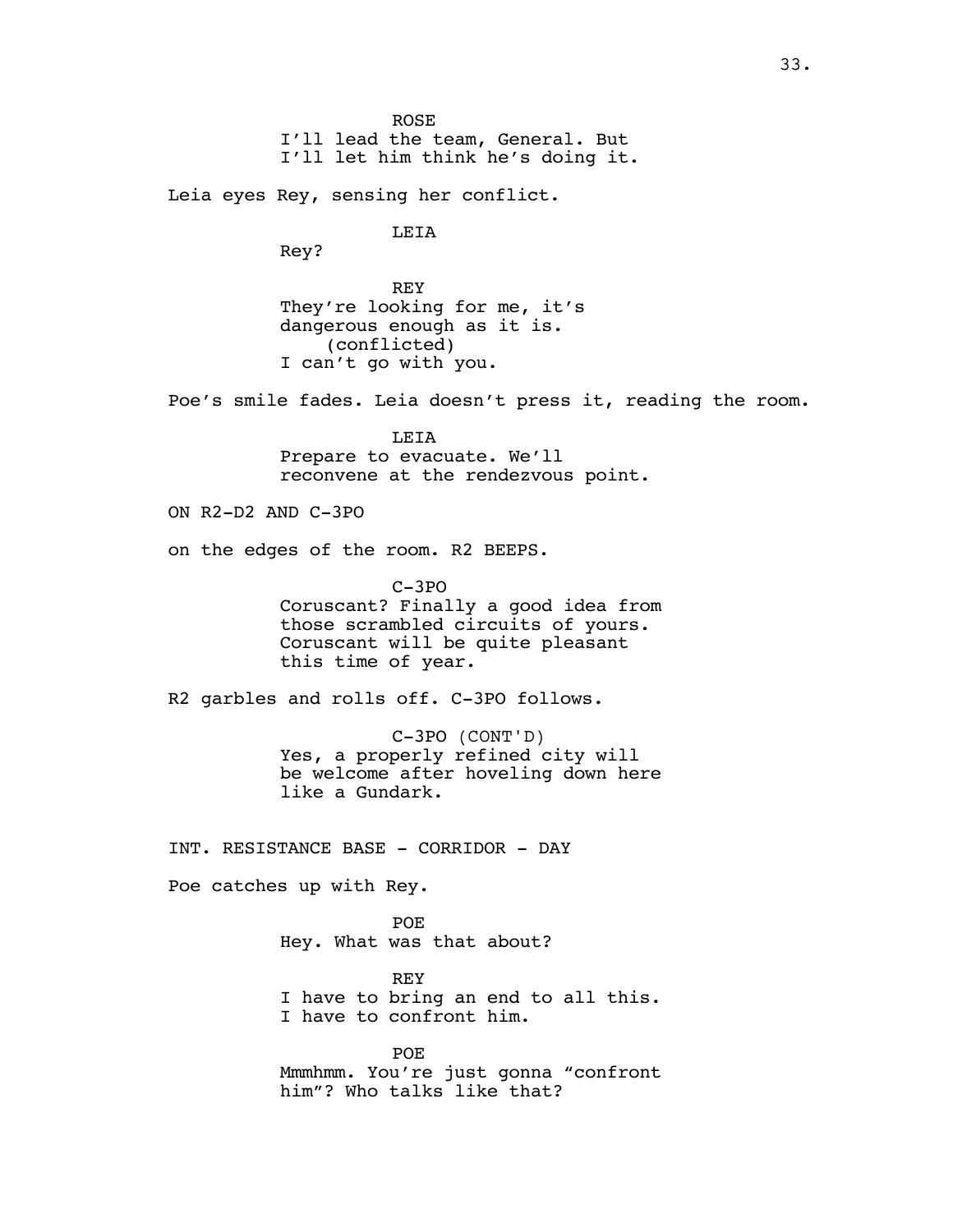ROSE
I'll lead the team, General. But
I'll let him think he's doing it.

Leia eyes Rey, sensing her conflict.

LEIA
Rey?

REY
They're looking for me, it's
dangerous enough as it is.
(conflicted)
I can't go with you.

Poe's smile fades. Leia doesn't press it, reading the room.

LEIA
Prepare to evacuate. We'll
reconvene at the rendezvous point.

ON R2-D2 AND C-3PO

on the edges of the room. R2 BEEPS.

C-3PO
Coruscant? Finally a good idea from
those scrambled circuits of yours.
Coruscant will be quite pleasant
this time of year.

R2 garbles and rolls off. C-3PO follows.

C-3PO (CONT'D)
Yes, a properly refined city will
be welcome after hoveling down here
like a Gundark.

INT. RESISTANCE BASE - CORRIDOR - DAY

Poe catches up with Rey.

POE
Hey. What was that about?

REY
I have to bring an end to all this.
I have to confront him.

POE
Mmmhmm. You're just gonna "confront
him"? Who talks like that?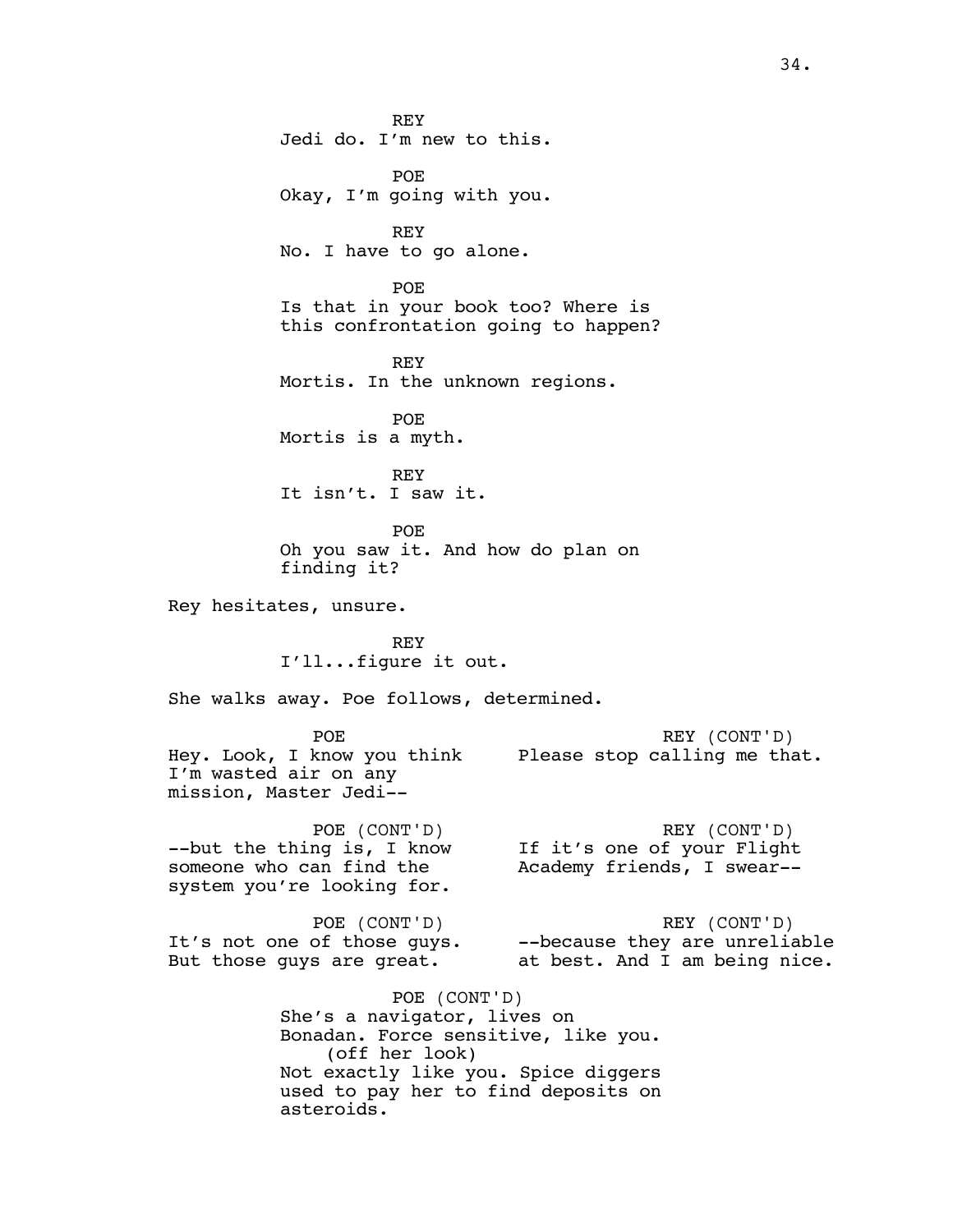REY
Jedi do. I'm new to this.

POE
Okay, I'm going with you.

REY
No. I have to go alone.

POE
Is that in your book too? Where is this confrontation going to happen?

REY
Mortis. In the unknown regions.

POE
Mortis is a myth.

REY
It isn't. I saw it.

POE
Oh you saw it. And how do plan on finding it?

Rey hesitates, unsure.

REY
I'll...figure it out.

She walks away. Poe follows, determined.

POE
Hey. Look, I know you think I'm wasted air on any mission, Master Jedi--

REY (CONT'D)
Please stop calling me that.

POE (CONT'D)
--but the thing is, I know someone who can find the system you're looking for.

REY (CONT'D)
If it's one of your Flight Academy friends, I swear--

POE (CONT'D)
It's not one of those guys. But those guys are great.

REY (CONT'D)
--because they are unreliable at best. And I am being nice.

POE (CONT'D)
She's a navigator, lives on Bonadan. Force sensitive, like you.
(off her look)
Not exactly like you. Spice diggers used to pay her to find deposits on asteroids.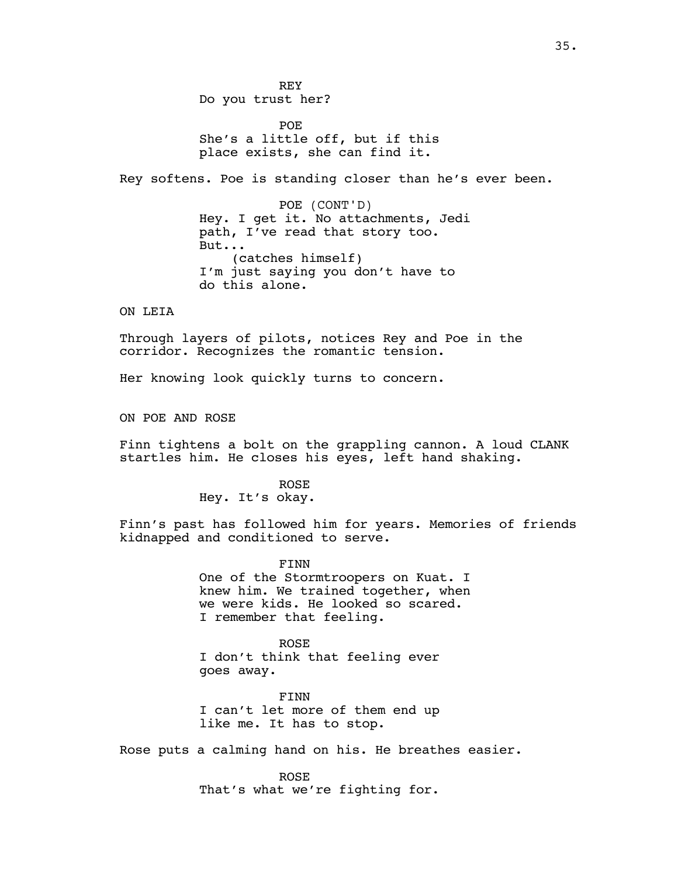REY
Do you trust her?

POE
She's a little off, but if this place exists, she can find it.

Rey softens. Poe is standing closer than he's ever been.

POE (CONT'D)
Hey. I get it. No attachments, Jedi path, I've read that story too. But...
(catches himself)
I'm just saying you don't have to do this alone.

ON LEIA

Through layers of pilots, notices Rey and Poe in the corridor. Recognizes the romantic tension.

Her knowing look quickly turns to concern.

ON POE AND ROSE

Finn tightens a bolt on the grappling cannon. A loud CLANK startles him. He closes his eyes, left hand shaking.

ROSE
Hey. It's okay.

Finn's past has followed him for years. Memories of friends kidnapped and conditioned to serve.

FINN
One of the Stormtroopers on Kuat. I knew him. We trained together, when we were kids. He looked so scared. I remember that feeling.

ROSE
I don't think that feeling ever goes away.

FINN
I can't let more of them end up like me. It has to stop.

Rose puts a calming hand on his. He breathes easier.

ROSE
That's what we're fighting for.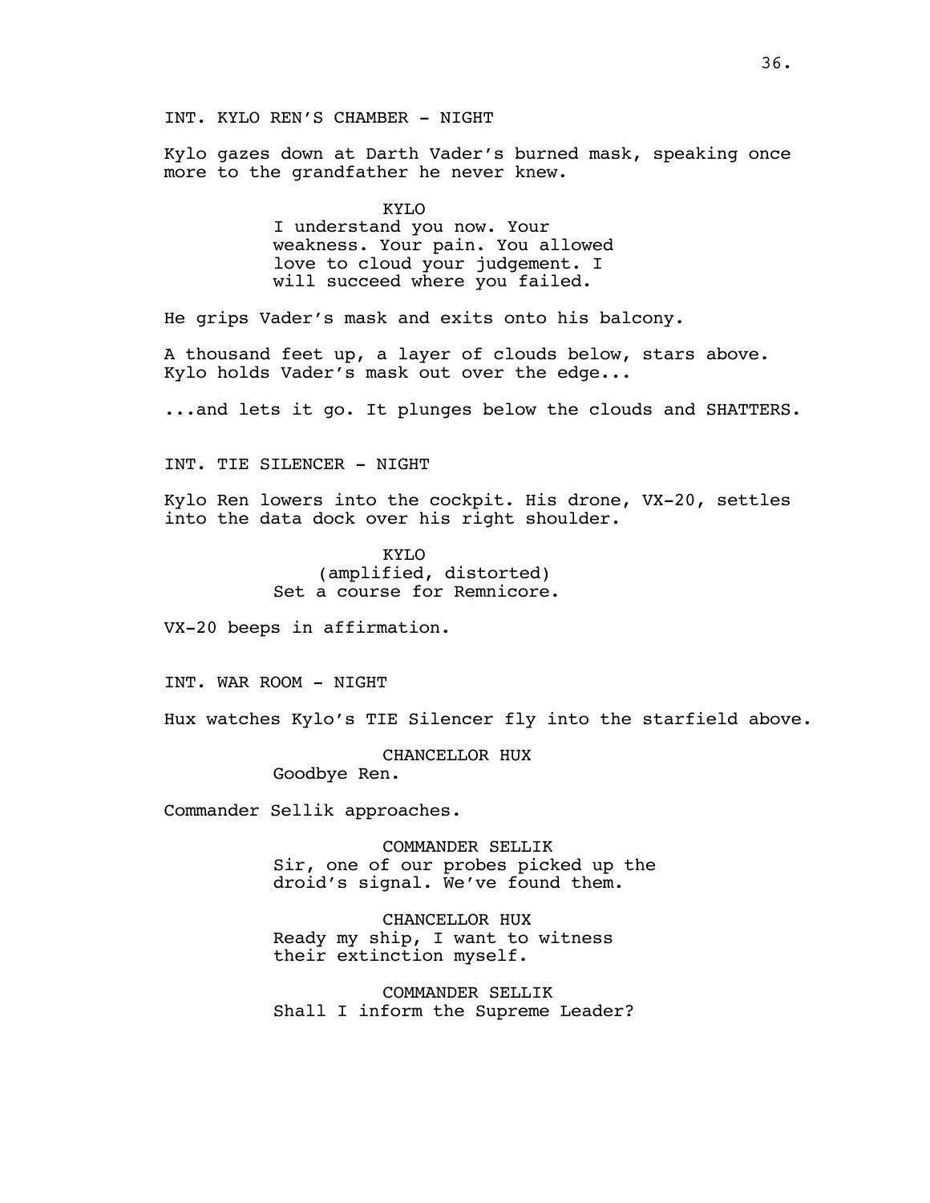INT. KYLO REN'S CHAMBER - NIGHT

Kylo gazes down at Darth Vader's burned mask, speaking once more to the grandfather he never knew.

KYLO
I understand you now. Your weakness. Your pain. You allowed love to cloud your judgement. I will succeed where you failed.

He grips Vader's mask and exits onto his balcony.

A thousand feet up, a layer of clouds below, stars above. Kylo holds Vader's mask out over the edge...

...and lets it go. It plunges below the clouds and SHATTERS.

INT. TIE SILENCER - NIGHT

Kylo Ren lowers into the cockpit. His drone, VX-20, settles into the data dock over his right shoulder.

KYLO
(amplified, distorted)
Set a course for Remnicore.

VX-20 beeps in affirmation.

INT. WAR ROOM - NIGHT

Hux watches Kylo's TIE Silencer fly into the starfield above.

CHANCELLOR HUX
Goodbye Ren.

Commander Sellik approaches.

COMMANDER SELLIK
Sir, one of our probes picked up the droid's signal. We've found them.

CHANCELLOR HUX
Ready my ship, I want to witness their extinction myself.

COMMANDER SELLIK
Shall I inform the Supreme Leader?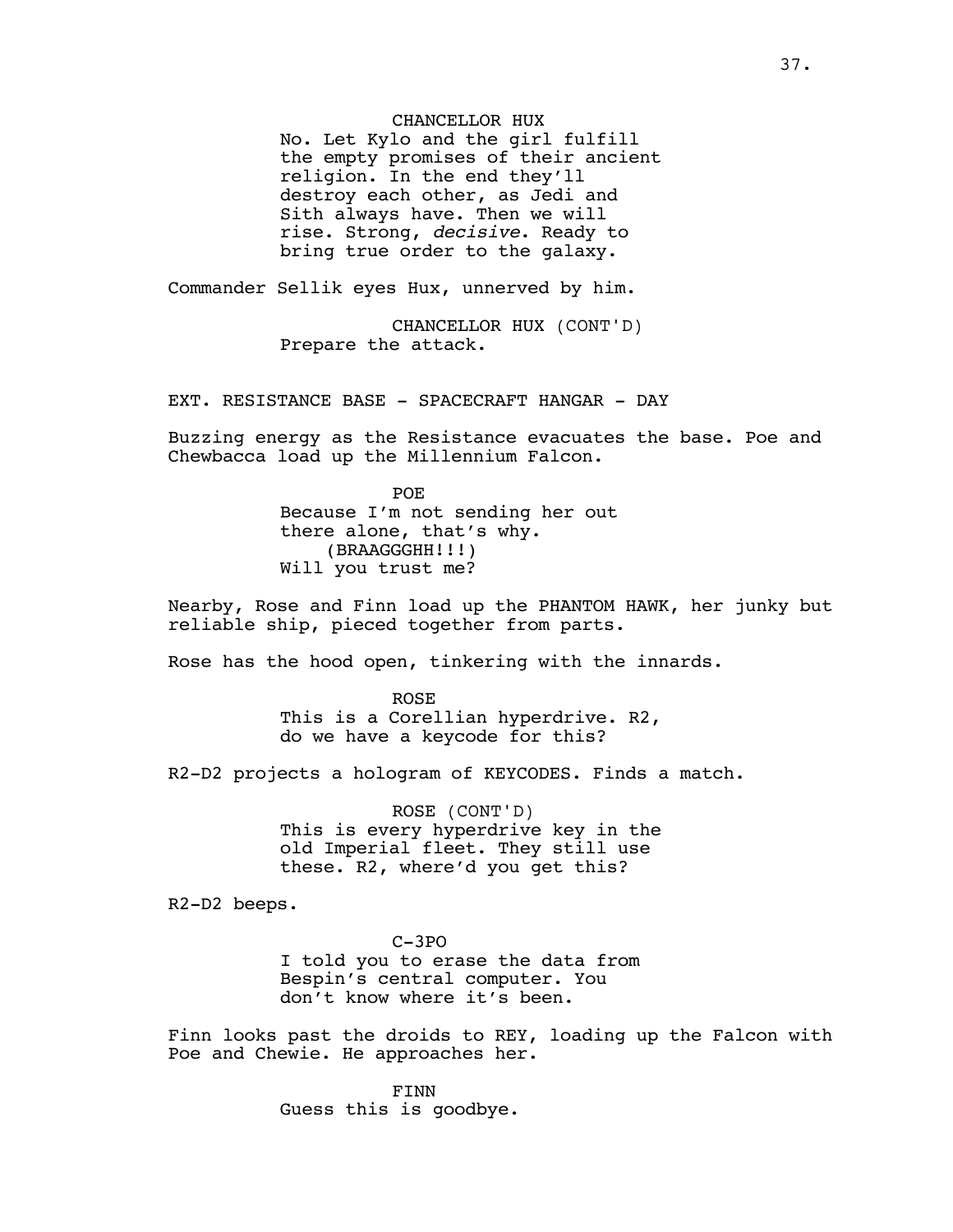CHANCELLOR HUX

No. Let Kylo and the girl fulfill the empty promises of their ancient religion. In the end they'll destroy each other, as Jedi and Sith always have. Then we will rise. Strong, *decisive*. Ready to bring true order to the galaxy.

Commander Sellik eyes Hux, unnerved by him.

CHANCELLOR HUX (CONT'D)

Prepare the attack.

EXT. RESISTANCE BASE - SPACECRAFT HANGAR - DAY

Buzzing energy as the Resistance evacuates the base. Poe and Chewbacca load up the Millennium Falcon.

POE

Because I'm not sending her out there alone, that's why.

(BRAAGGGHH!!!)

Will you trust me?

Nearby, Rose and Finn load up the PHANTOM HAWK, her junky but reliable ship, pieced together from parts.

Rose has the hood open, tinkering with the innards.

ROSE

This is a Corellian hyperdrive. R2, do we have a keycode for this?

R2-D2 projects a hologram of KEYCODES. Finds a match.

ROSE (CONT'D)

This is every hyperdrive key in the old Imperial fleet. They still use these. R2, where'd you get this?

R2-D2 beeps.

C-3PO

I told you to erase the data from Bespin's central computer. You don't know where it's been.

Finn looks past the droids to REY, loading up the Falcon with Poe and Chewie. He approaches her.

FINN

Guess this is goodbye.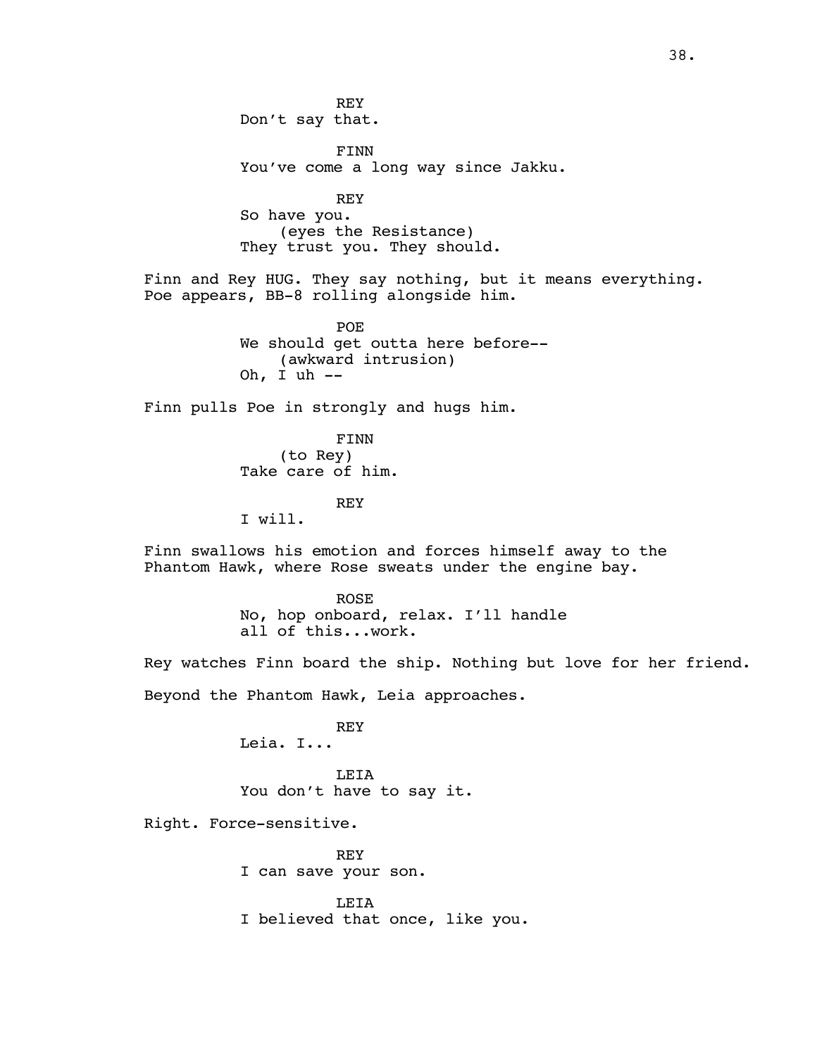REY
Don't say that.

FINN
You've come a long way since Jakku.

REY
So have you.
(eyes the Resistance)
They trust you. They should.

Finn and Rey HUG. They say nothing, but it means everything. Poe appears, BB-8 rolling alongside him.

POE
We should get outta here before--
(awkward intrusion)
Oh, I uh --

Finn pulls Poe in strongly and hugs him.

FINN
(to Rey)
Take care of him.

REY
I will.

Finn swallows his emotion and forces himself away to the Phantom Hawk, where Rose sweats under the engine bay.

ROSE
No, hop onboard, relax. I'll handle all of this...work.

Rey watches Finn board the ship. Nothing but love for her friend.

Beyond the Phantom Hawk, Leia approaches.

REY
Leia. I...

LEIA
You don't have to say it.

Right. Force-sensitive.

REY
I can save your son.

LEIA
I believed that once, like you.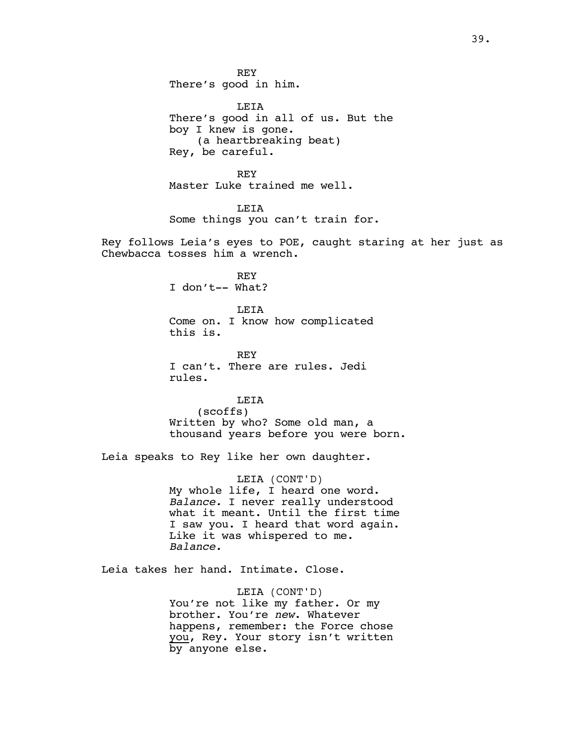REY
There's good in him.

LEIA
There's good in all of us. But the boy I knew is gone.
(a heartbreaking beat)
Rey, be careful.

REY
Master Luke trained me well.

LEIA
Some things you can't train for.

Rey follows Leia's eyes to POE, caught staring at her just as Chewbacca tosses him a wrench.

REY
I don't-- What?

LEIA
Come on. I know how complicated this is.

REY
I can't. There are rules. Jedi rules.

LEIA
(scoffs)
Written by who? Some old man, a thousand years before you were born.

Leia speaks to Rey like her own daughter.

LEIA (CONT'D)
My whole life, I heard one word. *Balance.* I never really understood what it meant. Until the first time I saw you. I heard that word again. Like it was whispered to me. *Balance.*

Leia takes her hand. Intimate. Close.

LEIA (CONT'D)
You're not like my father. Or my brother. You're *new*. Whatever happens, remember: the Force chose <u>you</u>, Rey. Your story isn't written by anyone else.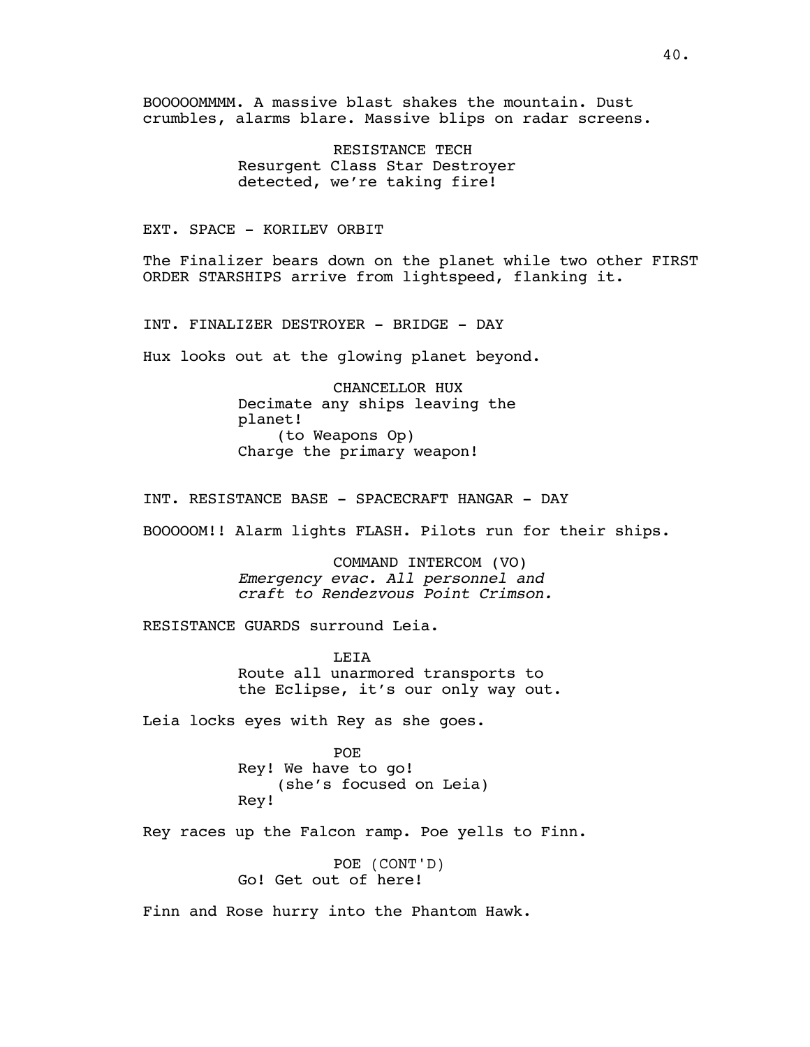BOOOOOMMMM. A massive blast shakes the mountain. Dust crumbles, alarms blare. Massive blips on radar screens.

RESISTANCE TECH
Resurgent Class Star Destroyer detected, we're taking fire!

EXT. SPACE - KORILEV ORBIT

The Finalizer bears down on the planet while two other FIRST ORDER STARSHIPS arrive from lightspeed, flanking it.

INT. FINALIZER DESTROYER - BRIDGE - DAY

Hux looks out at the glowing planet beyond.

CHANCELLOR HUX
Decimate any ships leaving the planet!
(to Weapons Op)
Charge the primary weapon!

INT. RESISTANCE BASE - SPACECRAFT HANGAR - DAY

BOOOOOM!! Alarm lights FLASH. Pilots run for their ships.

COMMAND INTERCOM (VO)
*Emergency evac. All personnel and craft to Rendezvous Point Crimson.*

RESISTANCE GUARDS surround Leia.

LEIA
Route all unarmored transports to the Eclipse, it's our only way out.

Leia locks eyes with Rey as she goes.

POE
Rey! We have to go!
(she's focused on Leia)
Rey!

Rey races up the Falcon ramp. Poe yells to Finn.

POE (CONT'D)
Go! Get out of here!

Finn and Rose hurry into the Phantom Hawk.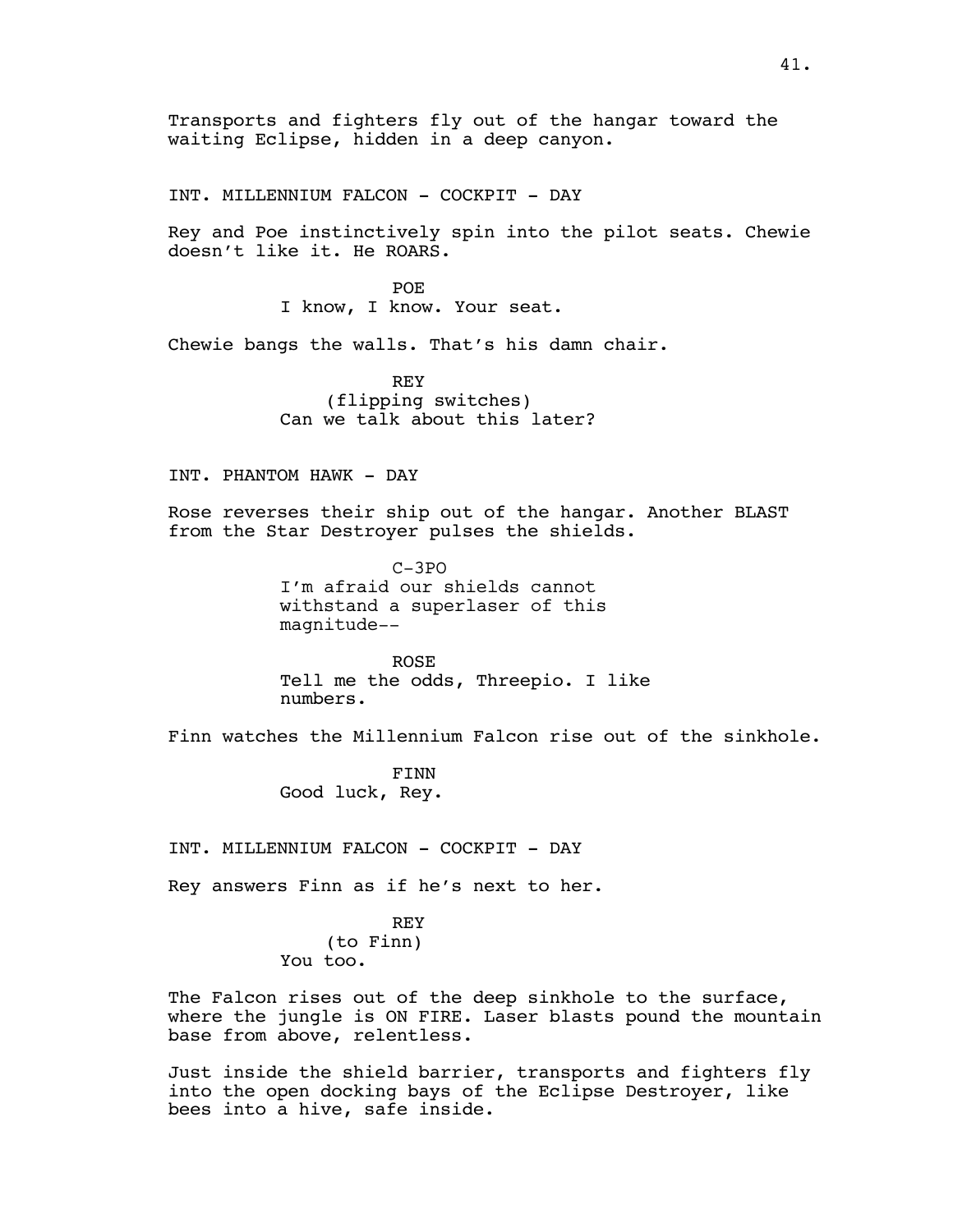Transports and fighters fly out of the hangar toward the waiting Eclipse, hidden in a deep canyon.

INT. MILLENNIUM FALCON - COCKPIT - DAY

Rey and Poe instinctively spin into the pilot seats. Chewie doesn't like it. He ROARS.

POE
I know, I know. Your seat.

Chewie bangs the walls. That's his damn chair.

REY
(flipping switches)
Can we talk about this later?

INT. PHANTOM HAWK - DAY

Rose reverses their ship out of the hangar. Another BLAST from the Star Destroyer pulses the shields.

C-3PO
I'm afraid our shields cannot withstand a superlaser of this magnitude--

ROSE
Tell me the odds, Threepio. I like numbers.

Finn watches the Millennium Falcon rise out of the sinkhole.

FINN
Good luck, Rey.

INT. MILLENNIUM FALCON - COCKPIT - DAY

Rey answers Finn as if he's next to her.

REY
(to Finn)
You too.

The Falcon rises out of the deep sinkhole to the surface, where the jungle is ON FIRE. Laser blasts pound the mountain base from above, relentless.

Just inside the shield barrier, transports and fighters fly into the open docking bays of the Eclipse Destroyer, like bees into a hive, safe inside.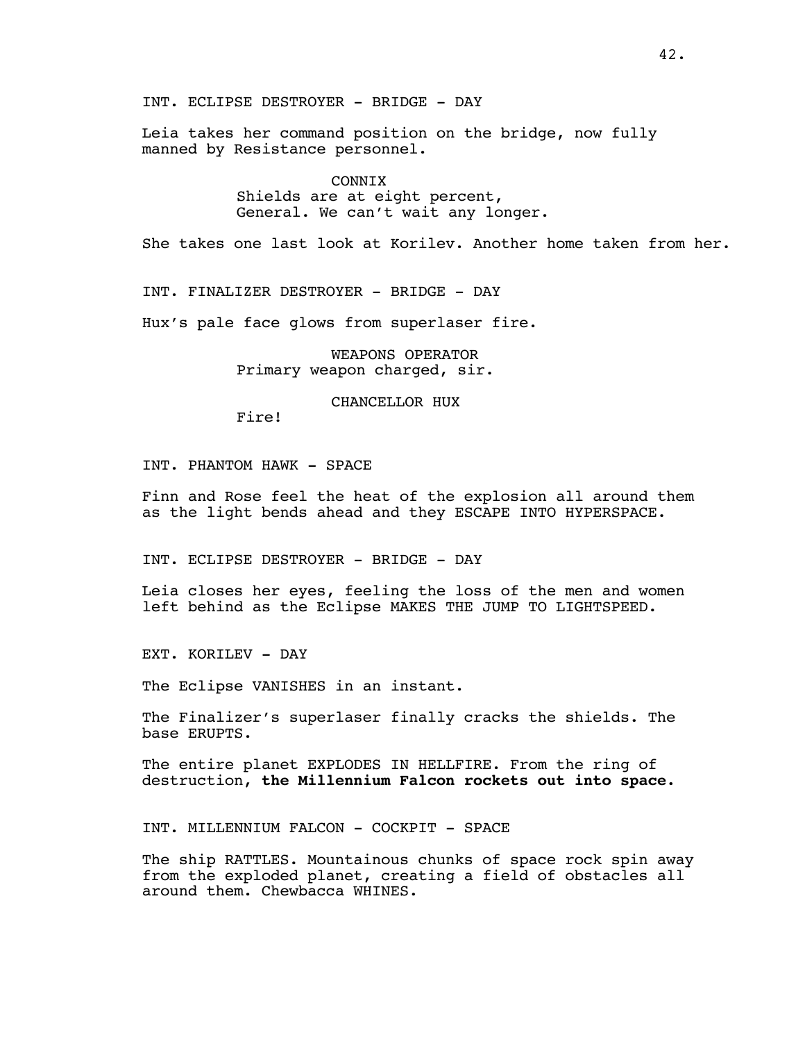INT. ECLIPSE DESTROYER - BRIDGE - DAY

Leia takes her command position on the bridge, now fully manned by Resistance personnel.

CONNIX
Shields are at eight percent, General. We can't wait any longer.

She takes one last look at Korilev. Another home taken from her.

INT. FINALIZER DESTROYER - BRIDGE - DAY

Hux's pale face glows from superlaser fire.

WEAPONS OPERATOR
Primary weapon charged, sir.

CHANCELLOR HUX
Fire!

INT. PHANTOM HAWK - SPACE

Finn and Rose feel the heat of the explosion all around them as the light bends ahead and they ESCAPE INTO HYPERSPACE.

INT. ECLIPSE DESTROYER - BRIDGE - DAY

Leia closes her eyes, feeling the loss of the men and women left behind as the Eclipse MAKES THE JUMP TO LIGHTSPEED.

EXT. KORILEV - DAY

The Eclipse VANISHES in an instant.

The Finalizer's superlaser finally cracks the shields. The base ERUPTS.

The entire planet EXPLODES IN HELLFIRE. From the ring of destruction, **the Millennium Falcon rockets out into space.**

INT. MILLENNIUM FALCON - COCKPIT - SPACE

The ship RATTLES. Mountainous chunks of space rock spin away from the exploded planet, creating a field of obstacles all around them. Chewbacca WHINES.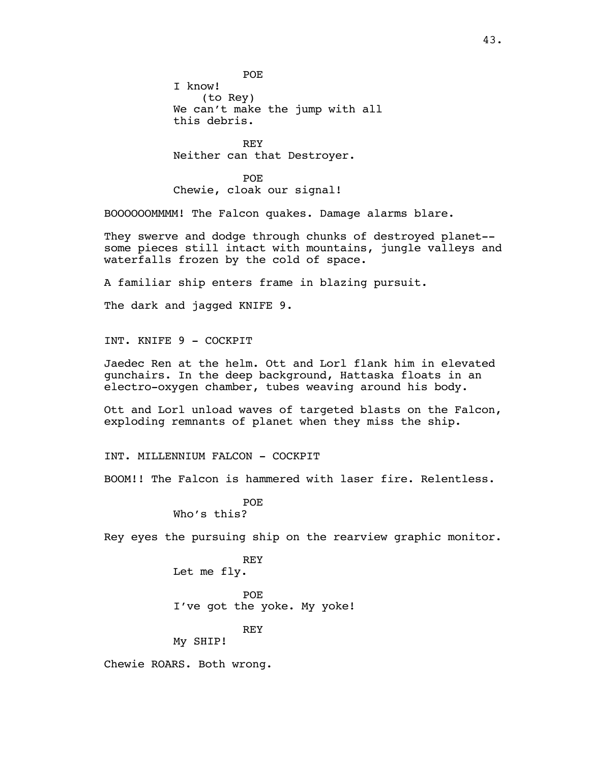POE
I know!
(to Rey)
We can't make the jump with all this debris.

REY
Neither can that Destroyer.

POE
Chewie, cloak our signal!

BOOOOOOMMMM! The Falcon quakes. Damage alarms blare.

They swerve and dodge through chunks of destroyed planet-- some pieces still intact with mountains, jungle valleys and waterfalls frozen by the cold of space.

A familiar ship enters frame in blazing pursuit.

The dark and jagged KNIFE 9.

INT. KNIFE 9 - COCKPIT

Jaedec Ren at the helm. Ott and Lorl flank him in elevated gunchairs. In the deep background, Hattaska floats in an electro-oxygen chamber, tubes weaving around his body.

Ott and Lorl unload waves of targeted blasts on the Falcon, exploding remnants of planet when they miss the ship.

INT. MILLENNIUM FALCON - COCKPIT

BOOM!! The Falcon is hammered with laser fire. Relentless.

POE
Who's this?

Rey eyes the pursuing ship on the rearview graphic monitor.

REY
Let me fly.

POE
I've got the yoke. My yoke!

REY
My SHIP!

Chewie ROARS. Both wrong.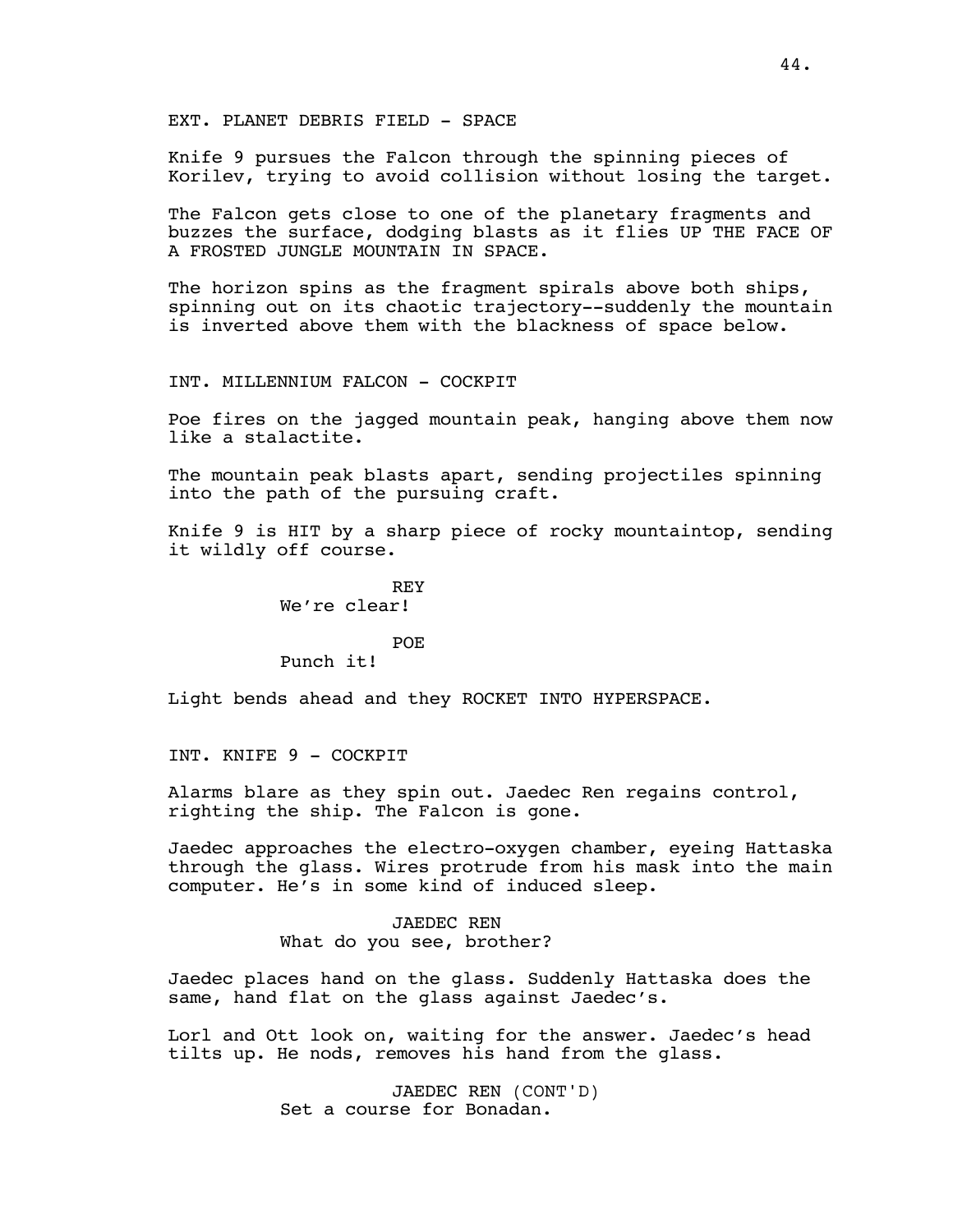EXT. PLANET DEBRIS FIELD - SPACE

Knife 9 pursues the Falcon through the spinning pieces of Korilev, trying to avoid collision without losing the target.

The Falcon gets close to one of the planetary fragments and buzzes the surface, dodging blasts as it flies UP THE FACE OF A FROSTED JUNGLE MOUNTAIN IN SPACE.

The horizon spins as the fragment spirals above both ships, spinning out on its chaotic trajectory--suddenly the mountain is inverted above them with the blackness of space below.

INT. MILLENNIUM FALCON - COCKPIT

Poe fires on the jagged mountain peak, hanging above them now like a stalactite.

The mountain peak blasts apart, sending projectiles spinning into the path of the pursuing craft.

Knife 9 is HIT by a sharp piece of rocky mountaintop, sending it wildly off course.

REY
We're clear!

POE
Punch it!

Light bends ahead and they ROCKET INTO HYPERSPACE.

INT. KNIFE 9 - COCKPIT

Alarms blare as they spin out. Jaedec Ren regains control, righting the ship. The Falcon is gone.

Jaedec approaches the electro-oxygen chamber, eyeing Hattaska through the glass. Wires protrude from his mask into the main computer. He's in some kind of induced sleep.

JAEDEC REN
What do you see, brother?

Jaedec places hand on the glass. Suddenly Hattaska does the same, hand flat on the glass against Jaedec's.

Lorl and Ott look on, waiting for the answer. Jaedec's head tilts up. He nods, removes his hand from the glass.

JAEDEC REN (CONT'D)
Set a course for Bonadan.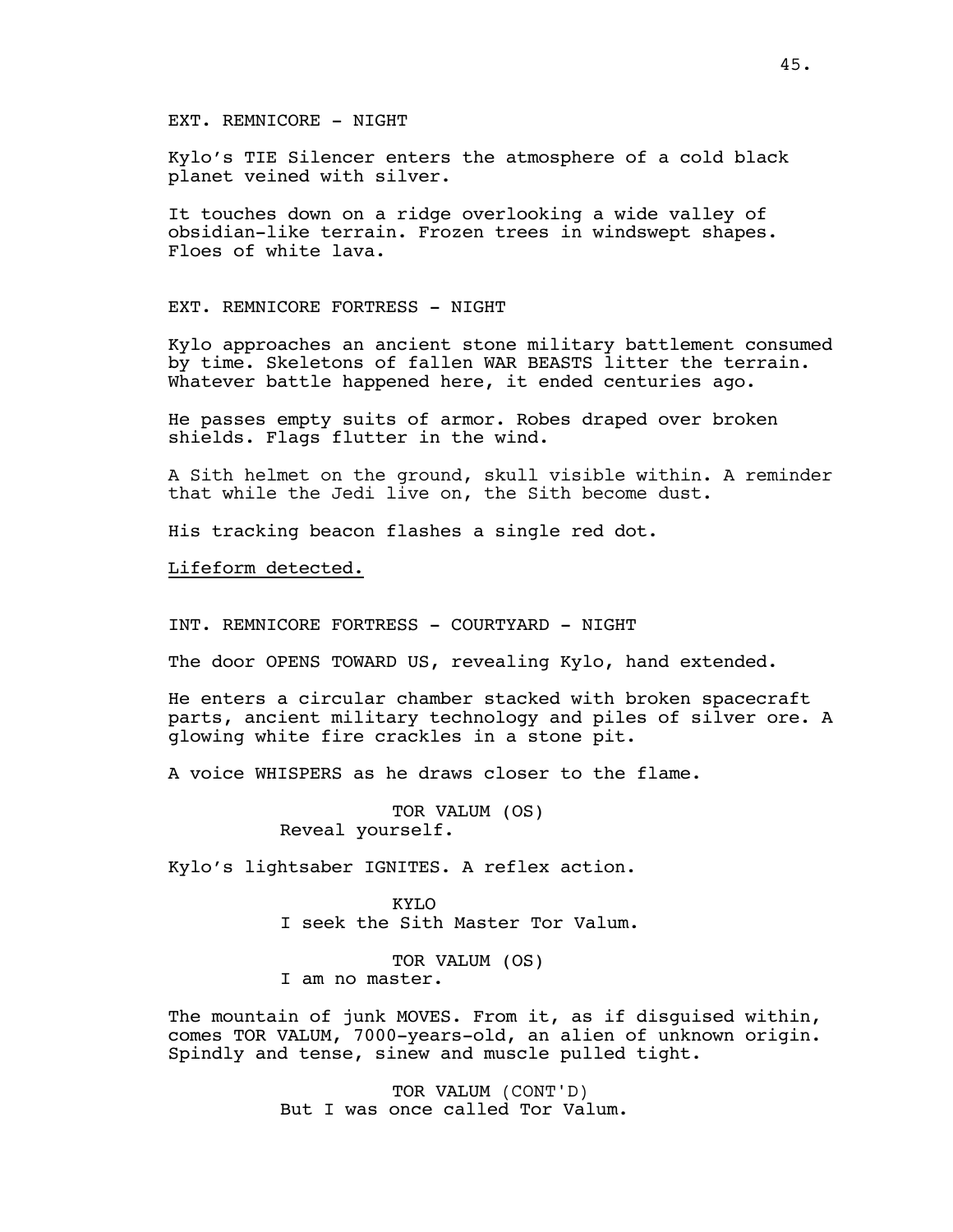EXT. REMNICORE - NIGHT

Kylo's TIE Silencer enters the atmosphere of a cold black planet veined with silver.

It touches down on a ridge overlooking a wide valley of obsidian-like terrain. Frozen trees in windswept shapes. Floes of white lava.

EXT. REMNICORE FORTRESS - NIGHT

Kylo approaches an ancient stone military battlement consumed by time. Skeletons of fallen WAR BEASTS litter the terrain. Whatever battle happened here, it ended centuries ago.

He passes empty suits of armor. Robes draped over broken shields. Flags flutter in the wind.

A Sith helmet on the ground, skull visible within. A reminder that while the Jedi live on, the Sith become dust.

His tracking beacon flashes a single red dot.

<u>Lifeform detected.</u>

INT. REMNICORE FORTRESS - COURTYARD - NIGHT

The door OPENS TOWARD US, revealing Kylo, hand extended.

He enters a circular chamber stacked with broken spacecraft parts, ancient military technology and piles of silver ore. A glowing white fire crackles in a stone pit.

A voice WHISPERS as he draws closer to the flame.

TOR VALUM (OS)
Reveal yourself.

Kylo's lightsaber IGNITES. A reflex action.

KYLO
I seek the Sith Master Tor Valum.

TOR VALUM (OS)
I am no master.

The mountain of junk MOVES. From it, as if disguised within, comes TOR VALUM, 7000-years-old, an alien of unknown origin. Spindly and tense, sinew and muscle pulled tight.

TOR VALUM (CONT'D)
But I was once called Tor Valum.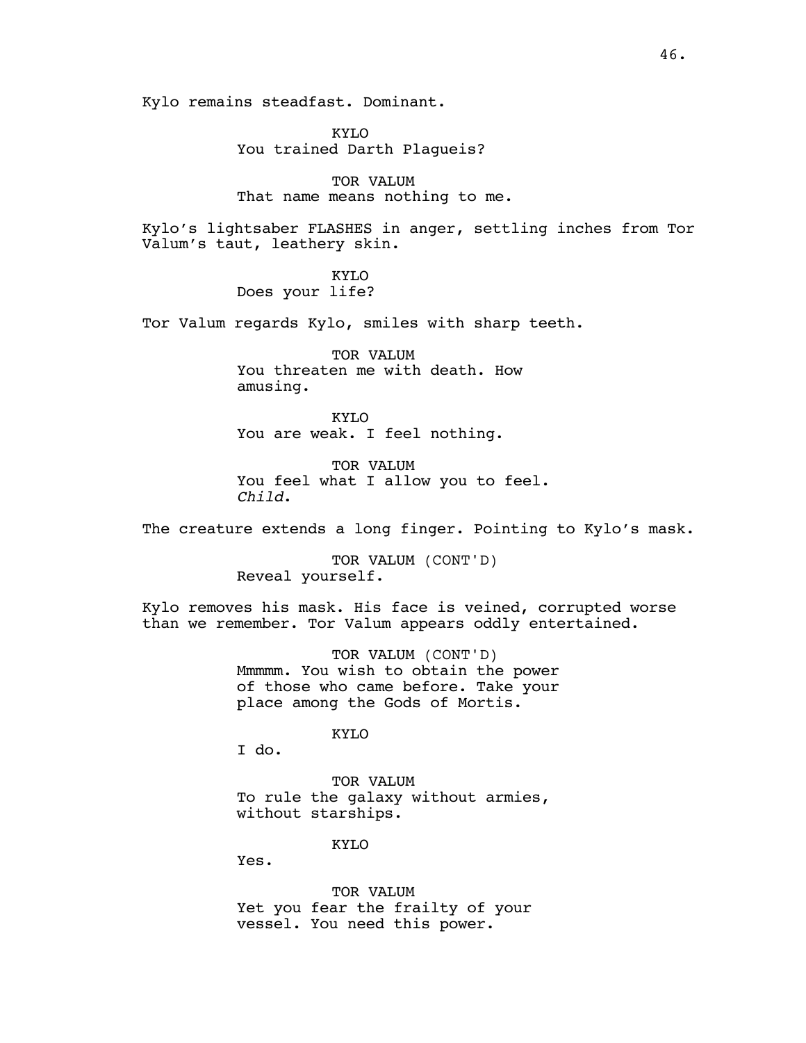Kylo remains steadfast. Dominant.

KYLO
You trained Darth Plagueis?

TOR VALUM
That name means nothing to me.

Kylo's lightsaber FLASHES in anger, settling inches from Tor Valum's taut, leathery skin.

KYLO
Does your life?

Tor Valum regards Kylo, smiles with sharp teeth.

TOR VALUM
You threaten me with death. How amusing.

KYLO
You are weak. I feel nothing.

TOR VALUM
You feel what I allow you to feel. *Child*.

The creature extends a long finger. Pointing to Kylo's mask.

TOR VALUM (CONT'D)
Reveal yourself.

Kylo removes his mask. His face is veined, corrupted worse than we remember. Tor Valum appears oddly entertained.

TOR VALUM (CONT'D)
Mmmmm. You wish to obtain the power of those who came before. Take your place among the Gods of Mortis.

KYLO
I do.

TOR VALUM
To rule the galaxy without armies, without starships.

KYLO
Yes.

TOR VALUM
Yet you fear the frailty of your vessel. You need this power.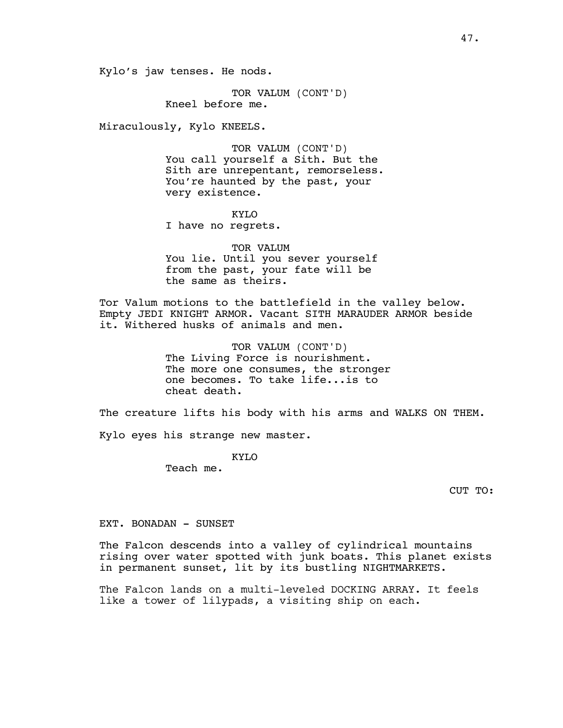Kylo's jaw tenses. He nods.

TOR VALUM (CONT'D)
Kneel before me.

Miraculously, Kylo KNEELS.

TOR VALUM (CONT'D)
You call yourself a Sith. But the Sith are unrepentant, remorseless. You're haunted by the past, your very existence.

KYLO
I have no regrets.

TOR VALUM
You lie. Until you sever yourself from the past, your fate will be the same as theirs.

Tor Valum motions to the battlefield in the valley below. Empty JEDI KNIGHT ARMOR. Vacant SITH MARAUDER ARMOR beside it. Withered husks of animals and men.

TOR VALUM (CONT'D)
The Living Force is nourishment. The more one consumes, the stronger one becomes. To take life...is to cheat death.

The creature lifts his body with his arms and WALKS ON THEM.

Kylo eyes his strange new master.

KYLO
Teach me.

CUT TO:

EXT. BONADAN - SUNSET

The Falcon descends into a valley of cylindrical mountains rising over water spotted with junk boats. This planet exists in permanent sunset, lit by its bustling NIGHTMARKETS.

The Falcon lands on a multi-leveled DOCKING ARRAY. It feels like a tower of lilypads, a visiting ship on each.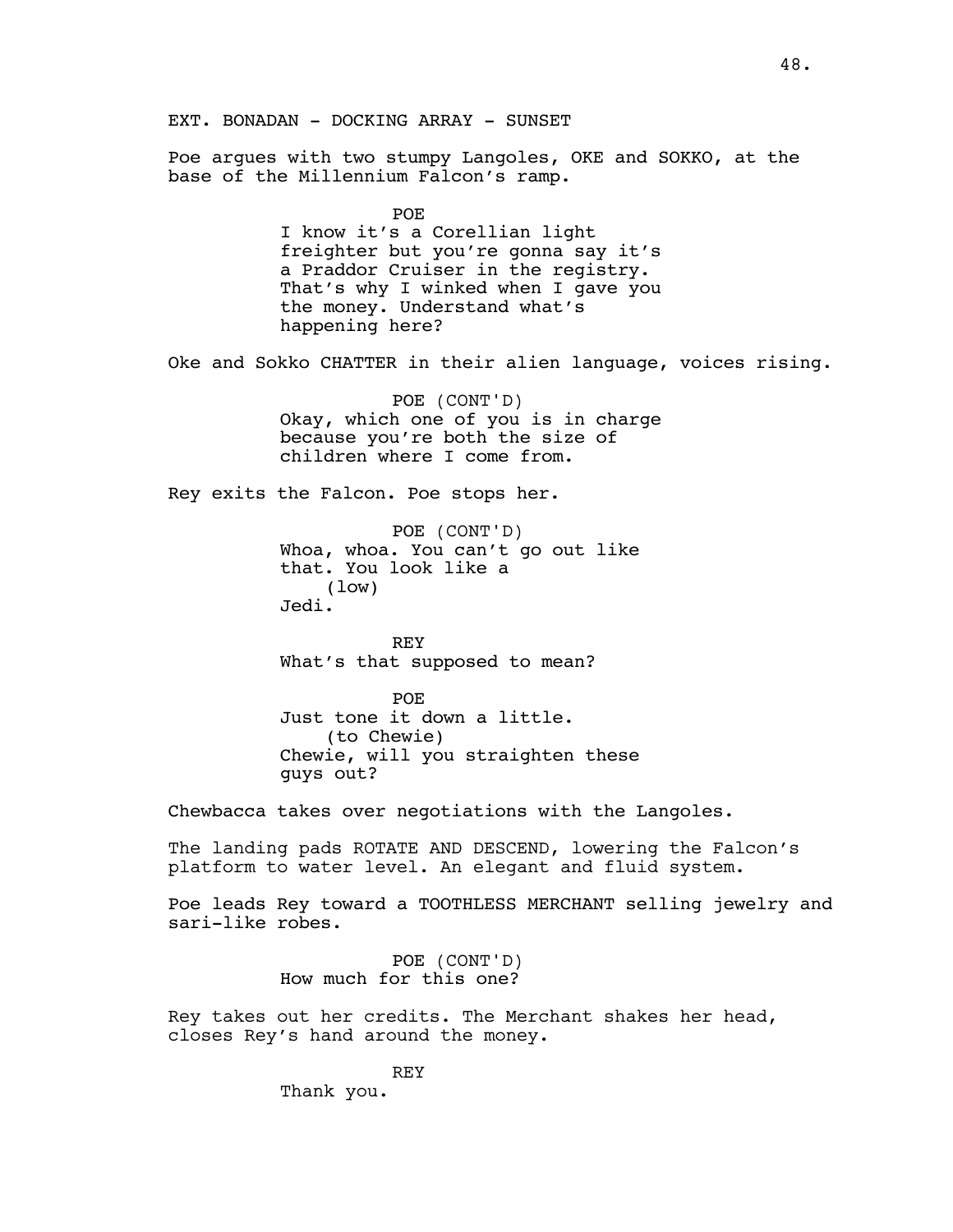EXT. BONADAN - DOCKING ARRAY - SUNSET

Poe argues with two stumpy Langoles, OKE and SOKKO, at the base of the Millennium Falcon's ramp.

POE

I know it's a Corellian light freighter but you're gonna say it's a Praddor Cruiser in the registry. That's why I winked when I gave you the money. Understand what's happening here?

Oke and Sokko CHATTER in their alien language, voices rising.

POE (CONT'D)

Okay, which one of you is in charge because you're both the size of children where I come from.

Rey exits the Falcon. Poe stops her.

POE (CONT'D)

Whoa, whoa. You can't go out like that. You look like a

(low)

Jedi.

REY

What's that supposed to mean?

POE

Just tone it down a little.

(to Chewie)

Chewie, will you straighten these guys out?

Chewbacca takes over negotiations with the Langoles.

The landing pads ROTATE AND DESCEND, lowering the Falcon's platform to water level. An elegant and fluid system.

Poe leads Rey toward a TOOTHLESS MERCHANT selling jewelry and sari-like robes.

POE (CONT'D)

How much for this one?

Rey takes out her credits. The Merchant shakes her head, closes Rey's hand around the money.

REY

Thank you.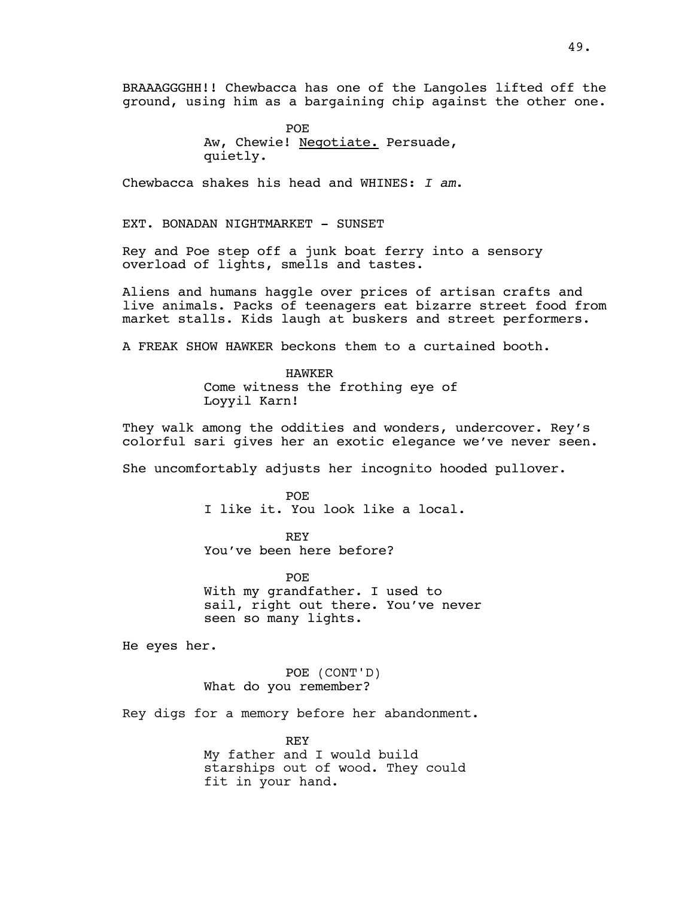BRAAAGGGHH!! Chewbacca has one of the Langoles lifted off the ground, using him as a bargaining chip against the other one.

POE
Aw, Chewie! <u>Negotiate.</u> Persuade, quietly.

Chewbacca shakes his head and WHINES: *I am*.

EXT. BONADAN NIGHTMARKET - SUNSET

Rey and Poe step off a junk boat ferry into a sensory overload of lights, smells and tastes.

Aliens and humans haggle over prices of artisan crafts and live animals. Packs of teenagers eat bizarre street food from market stalls. Kids laugh at buskers and street performers.

A FREAK SHOW HAWKER beckons them to a curtained booth.

HAWKER
Come witness the frothing eye of Loyyil Karn!

They walk among the oddities and wonders, undercover. Rey's colorful sari gives her an exotic elegance we've never seen.

She uncomfortably adjusts her incognito hooded pullover.

POE
I like it. You look like a local.

REY
You've been here before?

POE
With my grandfather. I used to sail, right out there. You've never seen so many lights.

He eyes her.

POE (CONT'D)
What do you remember?

Rey digs for a memory before her abandonment.

REY
My father and I would build starships out of wood. They could fit in your hand.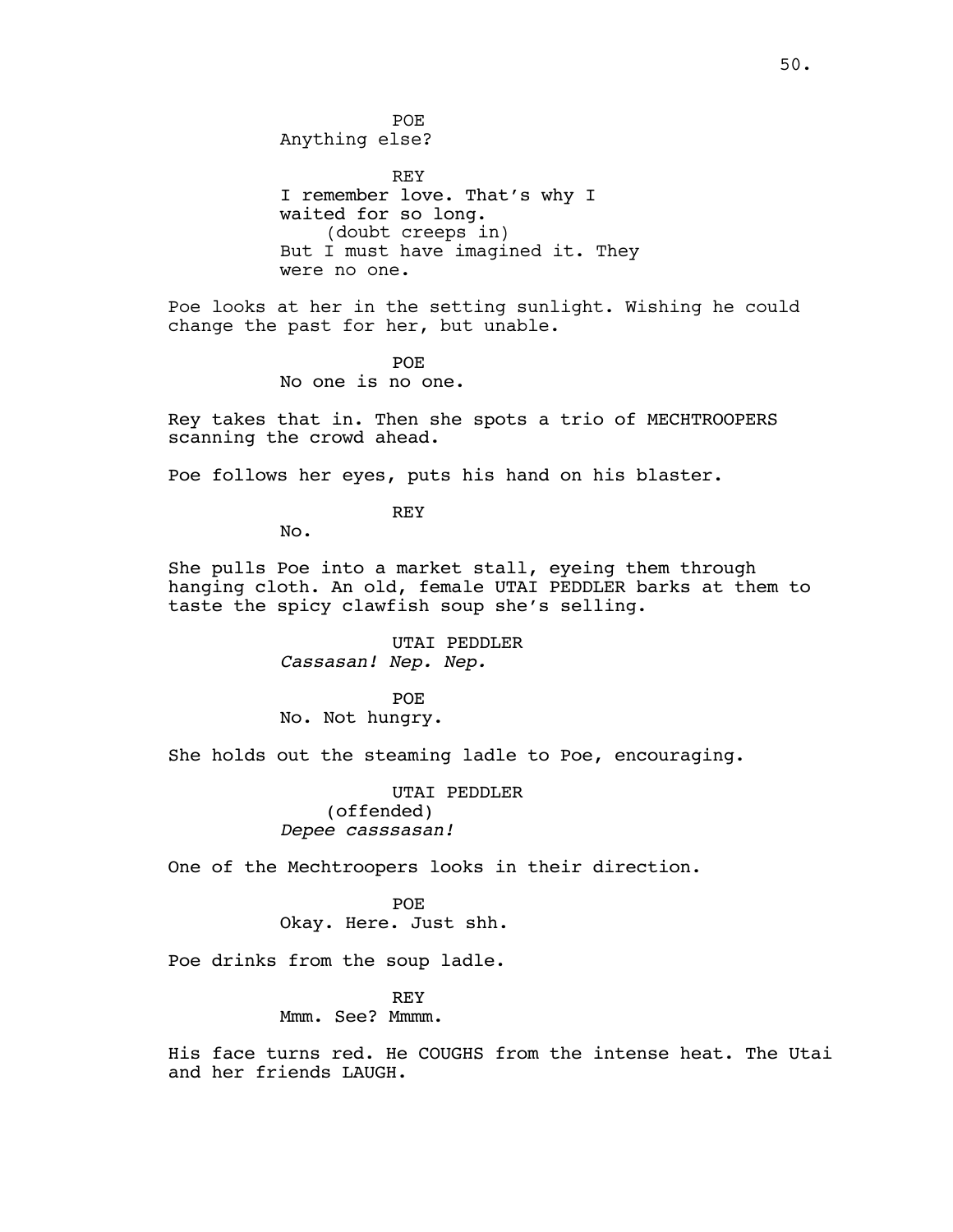POE
Anything else?

REY
I remember love. That's why I waited for so long.
(doubt creeps in)
But I must have imagined it. They were no one.

Poe looks at her in the setting sunlight. Wishing he could change the past for her, but unable.

POE
No one is no one.

Rey takes that in. Then she spots a trio of MECHTROOPERS scanning the crowd ahead.

Poe follows her eyes, puts his hand on his blaster.

REY
No.

She pulls Poe into a market stall, eyeing them through hanging cloth. An old, female UTAI PEDDLER barks at them to taste the spicy clawfish soup she's selling.

UTAI PEDDLER
*Cassasan! Nep. Nep.*

POE
No. Not hungry.

She holds out the steaming ladle to Poe, encouraging.

UTAI PEDDLER
(offended)
*Depee casssasan!*

One of the Mechtroopers looks in their direction.

POE
Okay. Here. Just shh.

Poe drinks from the soup ladle.

REY
Mmm. See? Mmmm.

His face turns red. He COUGHS from the intense heat. The Utai and her friends LAUGH.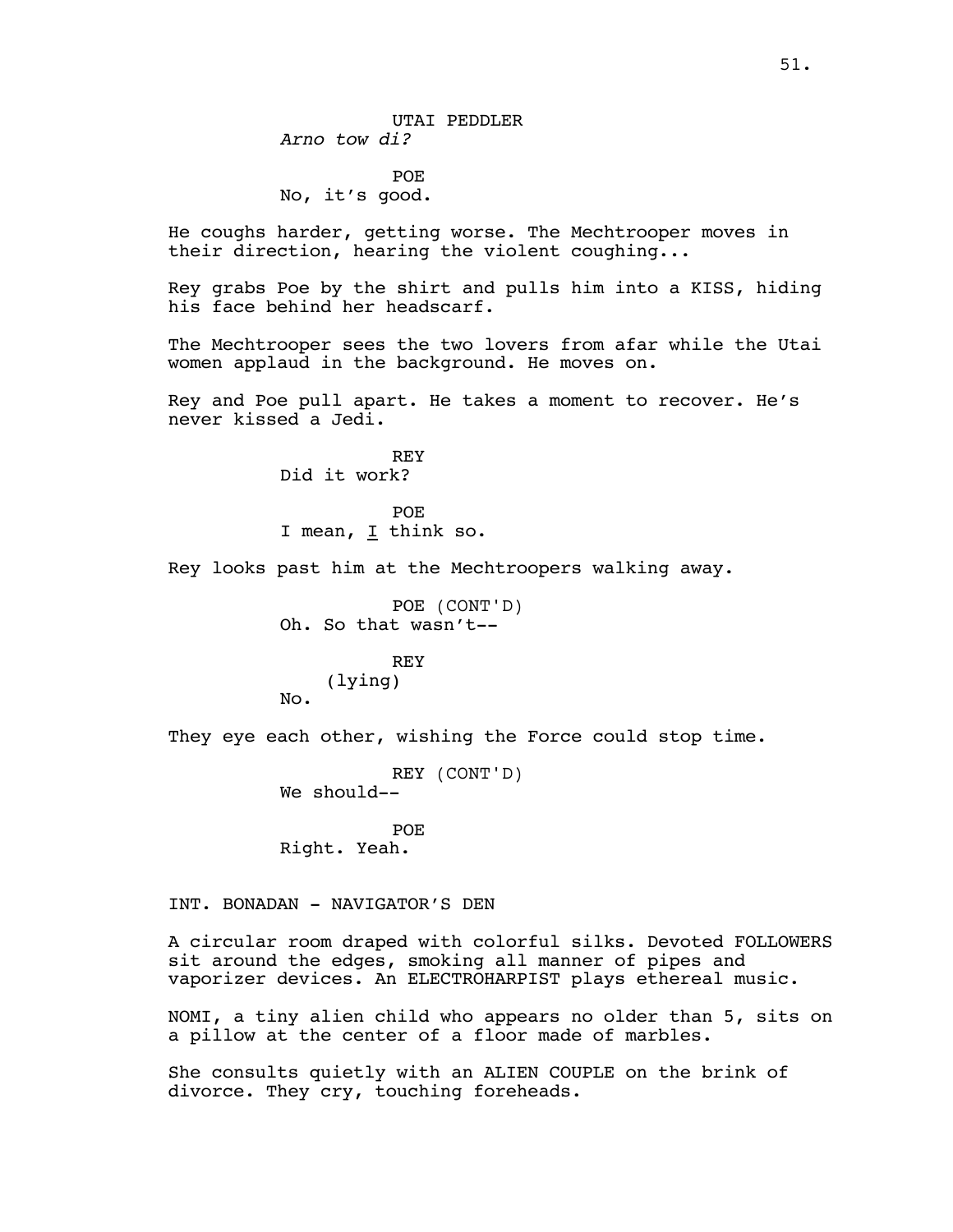UTAI PEDDLER
*Arno tow di?*

POE
No, it's good.

He coughs harder, getting worse. The Mechtrooper moves in their direction, hearing the violent coughing...

Rey grabs Poe by the shirt and pulls him into a KISS, hiding his face behind her headscarf.

The Mechtrooper sees the two lovers from afar while the Utai women applaud in the background. He moves on.

Rey and Poe pull apart. He takes a moment to recover. He's never kissed a Jedi.

REY
Did it work?

POE
I mean, <u>I</u> think so.

Rey looks past him at the Mechtroopers walking away.

POE (CONT'D)
Oh. So that wasn't--

REY
(lying)
No.

They eye each other, wishing the Force could stop time.

REY (CONT'D)
We should--

POE
Right. Yeah.

INT. BONADAN - NAVIGATOR'S DEN

A circular room draped with colorful silks. Devoted FOLLOWERS sit around the edges, smoking all manner of pipes and vaporizer devices. An ELECTROHARPIST plays ethereal music.

NOMI, a tiny alien child who appears no older than 5, sits on a pillow at the center of a floor made of marbles.

She consults quietly with an ALIEN COUPLE on the brink of divorce. They cry, touching foreheads.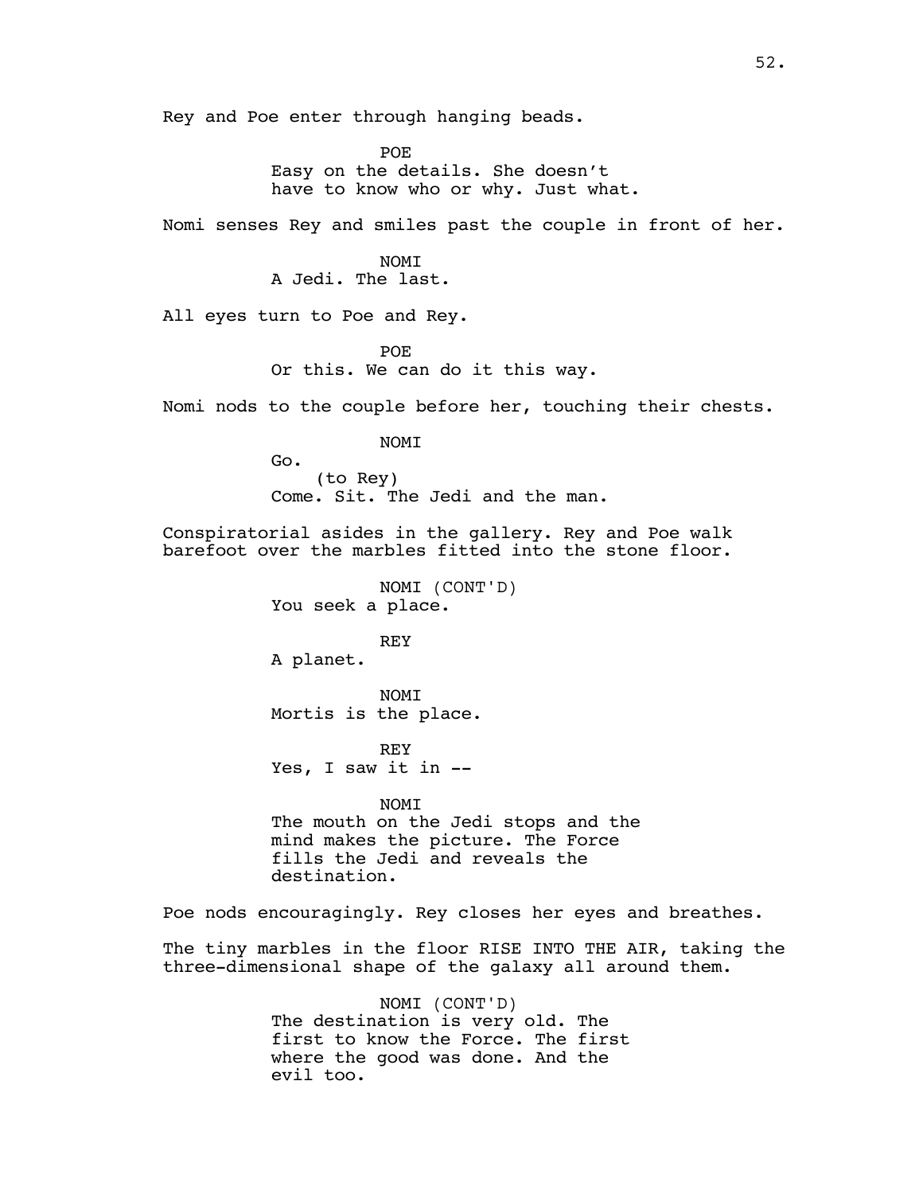Rey and Poe enter through hanging beads.

POE

Easy on the details. She doesn't have to know who or why. Just what.

Nomi senses Rey and smiles past the couple in front of her.

NOMI

A Jedi. The last.

All eyes turn to Poe and Rey.

POE

Or this. We can do it this way.

Nomi nods to the couple before her, touching their chests.

NOMI

Go.

(to Rey)

Come. Sit. The Jedi and the man.

Conspiratorial asides in the gallery. Rey and Poe walk barefoot over the marbles fitted into the stone floor.

NOMI (CONT'D)

You seek a place.

REY

A planet.

NOMI

Mortis is the place.

REY

Yes, I saw it in --

NOMI

The mouth on the Jedi stops and the mind makes the picture. The Force fills the Jedi and reveals the destination.

Poe nods encouragingly. Rey closes her eyes and breathes.

The tiny marbles in the floor RISE INTO THE AIR, taking the three-dimensional shape of the galaxy all around them.

NOMI (CONT'D)

The destination is very old. The first to know the Force. The first where the good was done. And the evil too.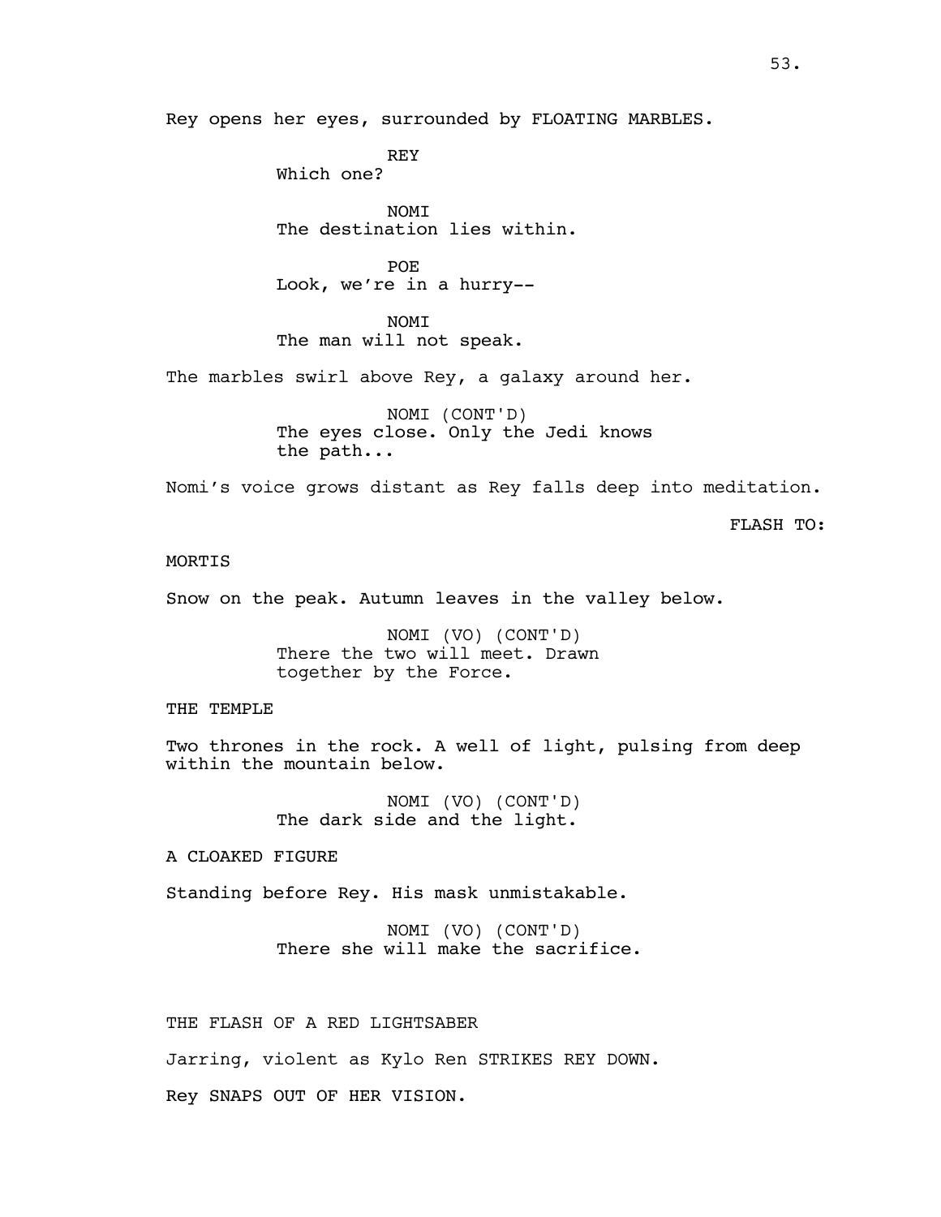Rey opens her eyes, surrounded by FLOATING MARBLES.

REY
Which one?

NOMI
The destination lies within.

POE
Look, we're in a hurry--

NOMI
The man will not speak.

The marbles swirl above Rey, a galaxy around her.

NOMI (CONT'D)
The eyes close. Only the Jedi knows the path...

Nomi's voice grows distant as Rey falls deep into meditation.

FLASH TO:

MORTIS

Snow on the peak. Autumn leaves in the valley below.

NOMI (VO) (CONT'D)
There the two will meet. Drawn together by the Force.

THE TEMPLE

Two thrones in the rock. A well of light, pulsing from deep within the mountain below.

NOMI (VO) (CONT'D)
The dark side and the light.

A CLOAKED FIGURE

Standing before Rey. His mask unmistakable.

NOMI (VO) (CONT'D)
There she will make the sacrifice.

THE FLASH OF A RED LIGHTSABER

Jarring, violent as Kylo Ren STRIKES REY DOWN.

Rey SNAPS OUT OF HER VISION.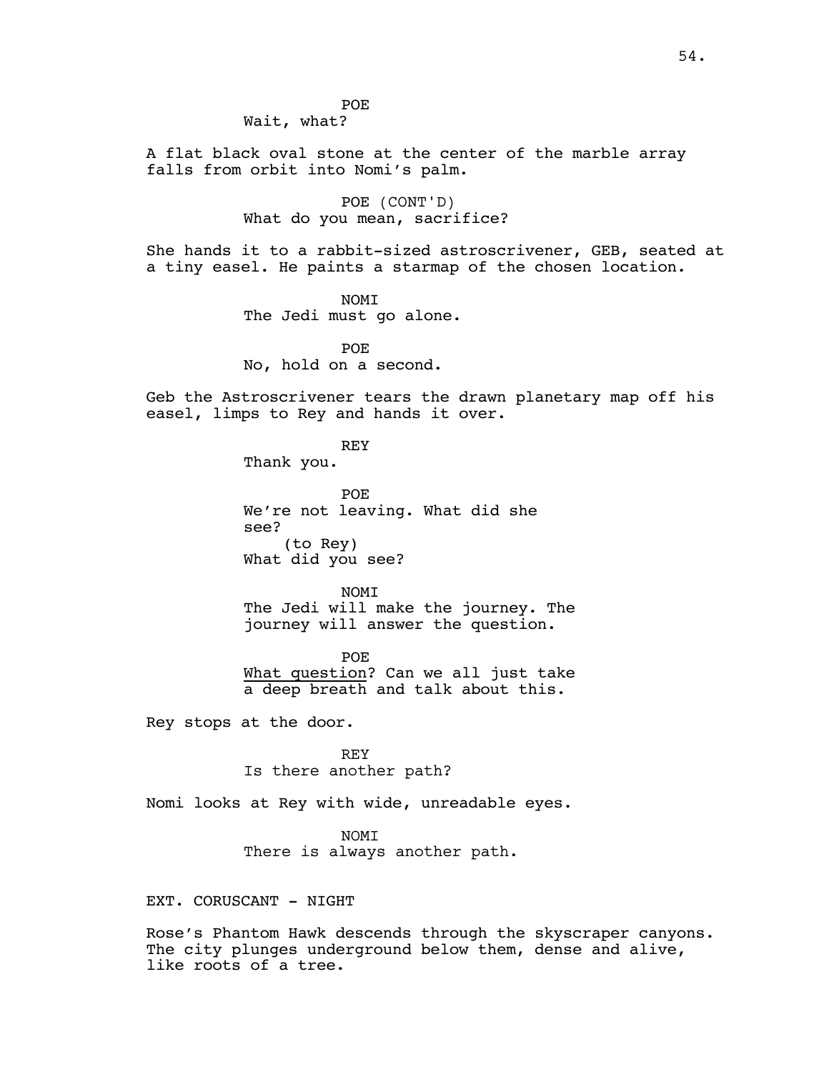POE
Wait, what?

A flat black oval stone at the center of the marble array falls from orbit into Nomi's palm.

POE (CONT'D)
What do you mean, sacrifice?

She hands it to a rabbit-sized astroscrivener, GEB, seated at a tiny easel. He paints a starmap of the chosen location.

NOMI
The Jedi must go alone.

POE
No, hold on a second.

Geb the Astroscrivener tears the drawn planetary map off his easel, limps to Rey and hands it over.

REY
Thank you.

POE
We're not leaving. What did she see?
(to Rey)
What did you see?

NOMI
The Jedi will make the journey. The journey will answer the question.

POE
<u>What question</u>? Can we all just take <u>a deep breath</u> and talk about this.

Rey stops at the door.

REY
Is there another path?

Nomi looks at Rey with wide, unreadable eyes.

NOMI
There is always another path.

EXT. CORUSCANT - NIGHT

Rose's Phantom Hawk descends through the skyscraper canyons. The city plunges underground below them, dense and alive, like roots of a tree.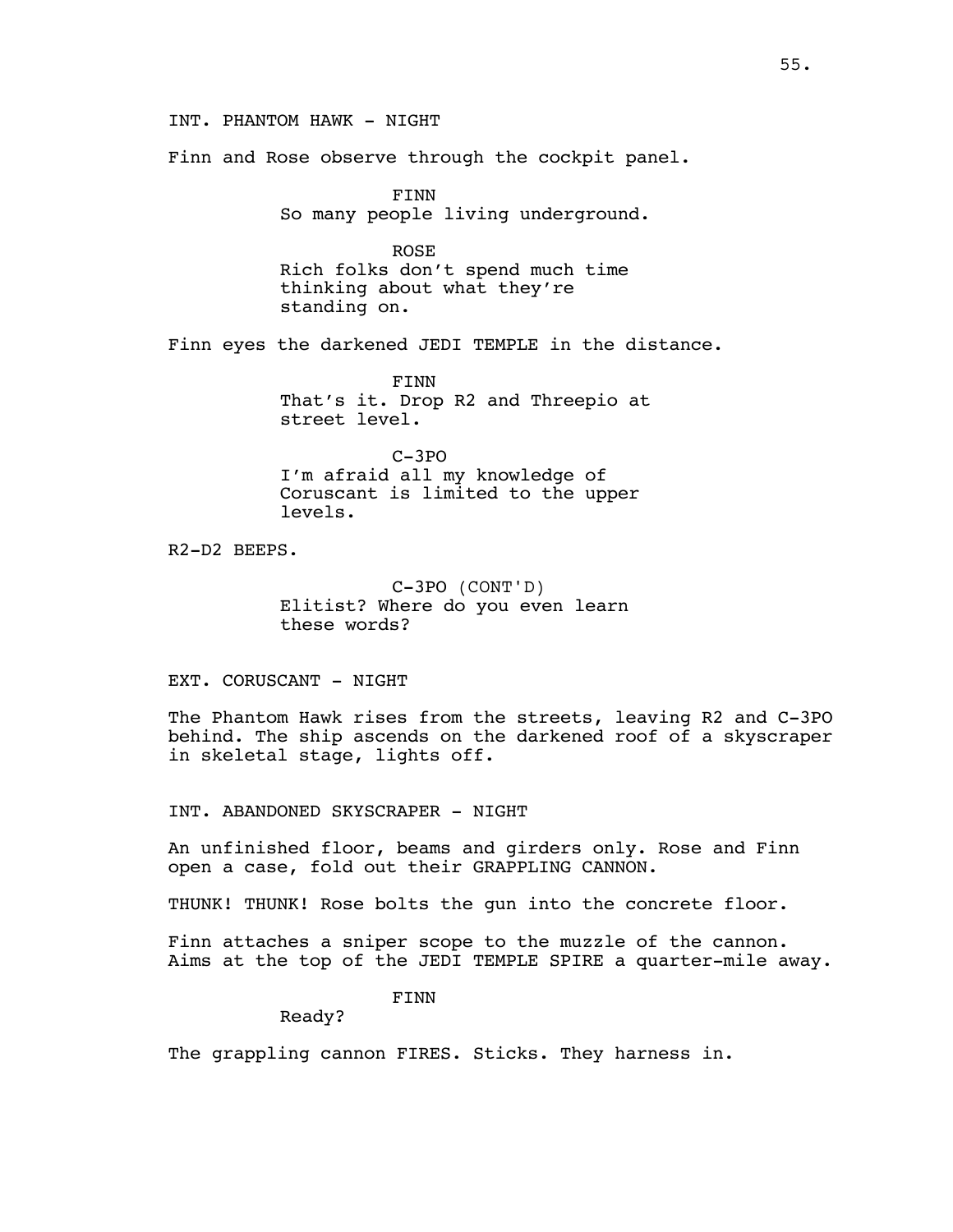INT. PHANTOM HAWK - NIGHT

Finn and Rose observe through the cockpit panel.

FINN
So many people living underground.

ROSE
Rich folks don't spend much time thinking about what they're standing on.

Finn eyes the darkened JEDI TEMPLE in the distance.

FINN
That's it. Drop R2 and Threepio at street level.

C-3PO
I'm afraid all my knowledge of Coruscant is limited to the upper levels.

R2-D2 BEEPS.

C-3PO (CONT'D)
Elitist? Where do you even learn these words?

EXT. CORUSCANT - NIGHT

The Phantom Hawk rises from the streets, leaving R2 and C-3PO behind. The ship ascends on the darkened roof of a skyscraper in skeletal stage, lights off.

INT. ABANDONED SKYSCRAPER - NIGHT

An unfinished floor, beams and girders only. Rose and Finn open a case, fold out their GRAPPLING CANNON.

THUNK! THUNK! Rose bolts the gun into the concrete floor.

Finn attaches a sniper scope to the muzzle of the cannon. Aims at the top of the JEDI TEMPLE SPIRE a quarter-mile away.

FINN
Ready?

The grappling cannon FIRES. Sticks. They harness in.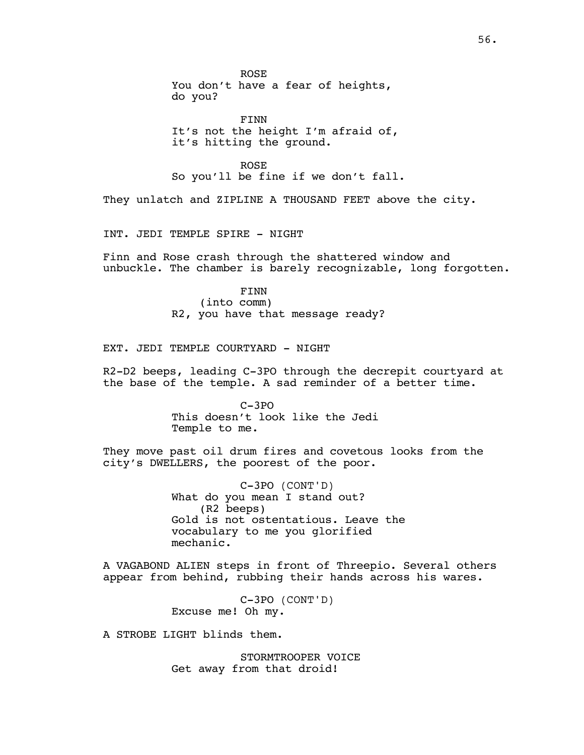ROSE
You don't have a fear of heights, do you?

FINN
It's not the height I'm afraid of, it's hitting the ground.

ROSE
So you'll be fine if we don't fall.

They unlatch and ZIPLINE A THOUSAND FEET above the city.

INT. JEDI TEMPLE SPIRE - NIGHT

Finn and Rose crash through the shattered window and unbuckle. The chamber is barely recognizable, long forgotten.

FINN
(into comm)
R2, you have that message ready?

EXT. JEDI TEMPLE COURTYARD - NIGHT

R2-D2 beeps, leading C-3PO through the decrepit courtyard at the base of the temple. A sad reminder of a better time.

C-3PO
This doesn't look like the Jedi Temple to me.

They move past oil drum fires and covetous looks from the city's DWELLERS, the poorest of the poor.

C-3PO (CONT'D)
What do you mean I stand out?
(R2 beeps)
Gold is not ostentatious. Leave the vocabulary to me you glorified mechanic.

A VAGABOND ALIEN steps in front of Threepio. Several others appear from behind, rubbing their hands across his wares.

C-3PO (CONT'D)
Excuse me! Oh my.

A STROBE LIGHT blinds them.

STORMTROOPER VOICE
Get away from that droid!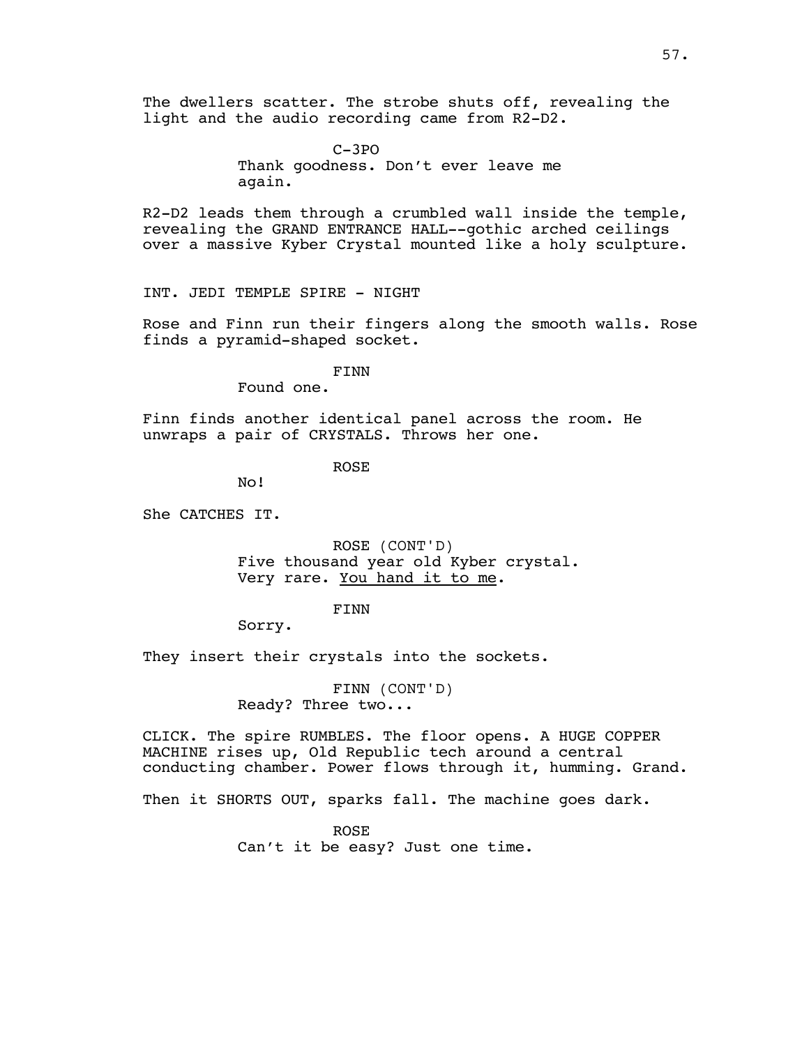The dwellers scatter. The strobe shuts off, revealing the light and the audio recording came from R2-D2.

C-3PO

Thank goodness. Don't ever leave me again.

R2-D2 leads them through a crumbled wall inside the temple, revealing the GRAND ENTRANCE HALL--gothic arched ceilings over a massive Kyber Crystal mounted like a holy sculpture.

INT. JEDI TEMPLE SPIRE - NIGHT

Rose and Finn run their fingers along the smooth walls. Rose finds a pyramid-shaped socket.

FINN

Found one.

Finn finds another identical panel across the room. He unwraps a pair of CRYSTALS. Throws her one.

ROSE

No!

She CATCHES IT.

ROSE (CONT'D)

Five thousand year old Kyber crystal. Very rare. <u>You hand it to me</u>.

FINN

Sorry.

They insert their crystals into the sockets.

FINN (CONT'D)

Ready? Three two...

CLICK. The spire RUMBLES. The floor opens. A HUGE COPPER MACHINE rises up, Old Republic tech around a central conducting chamber. Power flows through it, humming. Grand.

Then it SHORTS OUT, sparks fall. The machine goes dark.

ROSE

Can't it be easy? Just one time.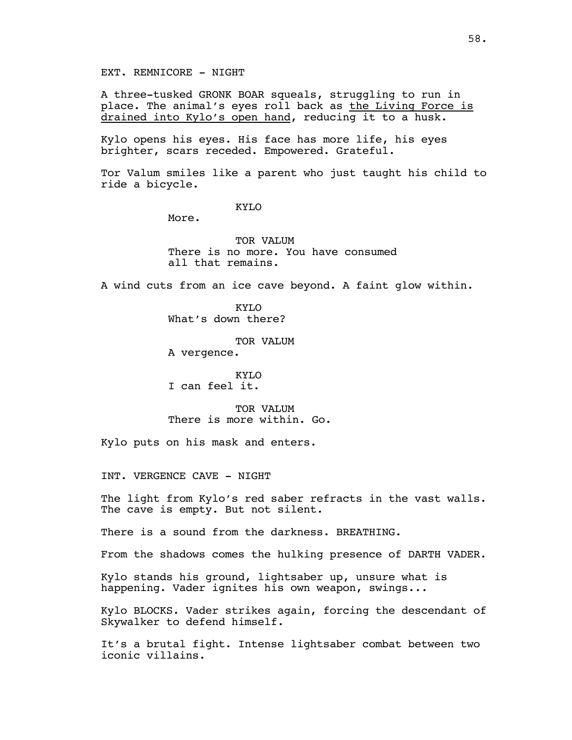EXT. REMNICORE - NIGHT

A three-tusked GRONK BOAR squeals, struggling to run in place. The animal's eyes roll back as <u>the Living Force is drained into Kylo's open hand</u>, reducing it to a husk.

Kylo opens his eyes. His face has more life, his eyes brighter, scars receded. Empowered. Grateful.

Tor Valum smiles like a parent who just taught his child to ride a bicycle.

KYLO
More.

TOR VALUM
There is no more. You have consumed all that remains.

A wind cuts from an ice cave beyond. A faint glow within.

KYLO
What's down there?

TOR VALUM
A vergence.

KYLO
I can feel it.

TOR VALUM
There is more within. Go.

Kylo puts on his mask and enters.

INT. VERGENCE CAVE - NIGHT

The light from Kylo's red saber refracts in the vast walls. The cave is empty. But not silent.

There is a sound from the darkness. BREATHING.

From the shadows comes the hulking presence of DARTH VADER.

Kylo stands his ground, lightsaber up, unsure what is happening. Vader ignites his own weapon, swings...

Kylo BLOCKS. Vader strikes again, forcing the descendant of Skywalker to defend himself.

It's a brutal fight. Intense lightsaber combat between two iconic villains.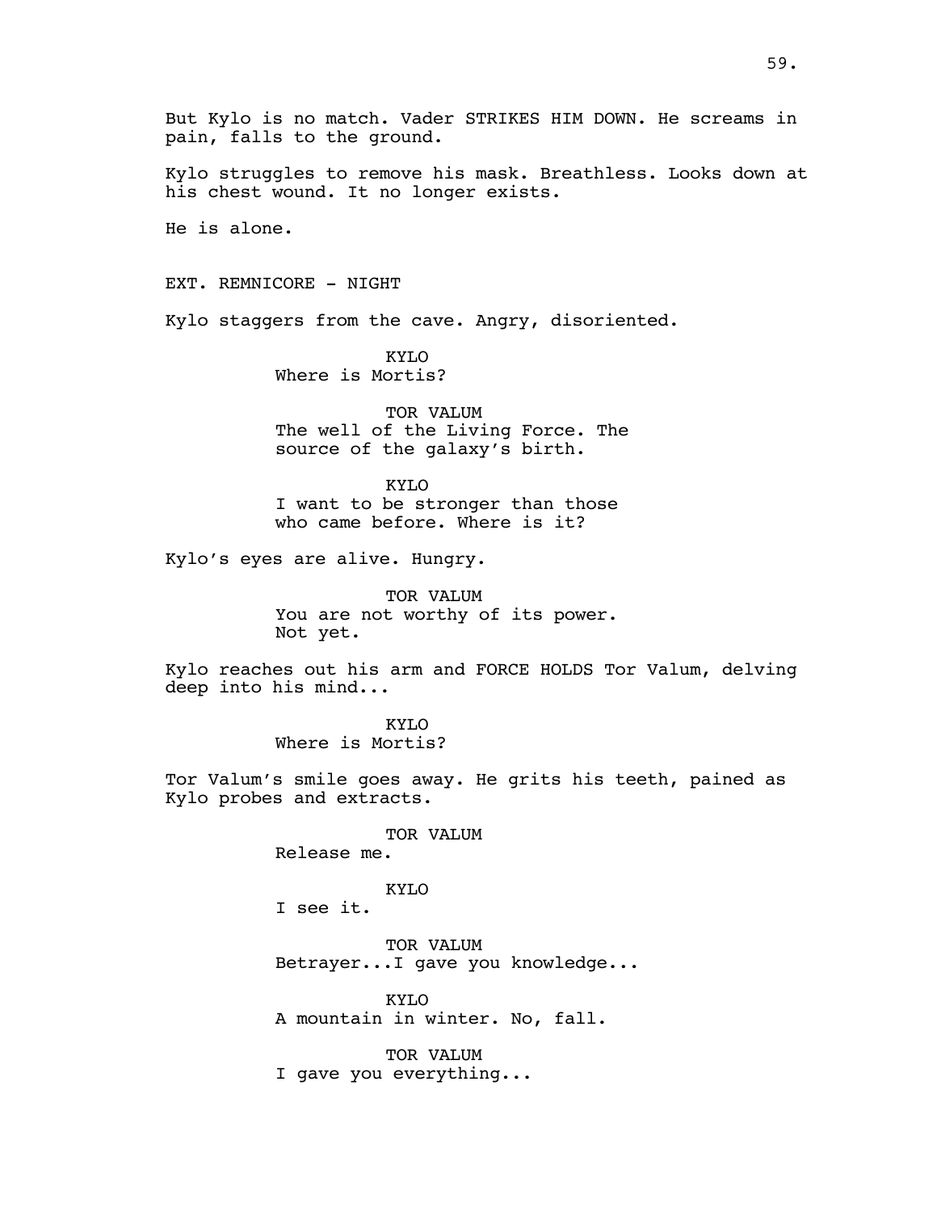But Kylo is no match. Vader STRIKES HIM DOWN. He screams in pain, falls to the ground.

Kylo struggles to remove his mask. Breathless. Looks down at his chest wound. It no longer exists.

He is alone.

EXT. REMNICORE - NIGHT

Kylo staggers from the cave. Angry, disoriented.

KYLO
Where is Mortis?

TOR VALUM
The well of the Living Force. The source of the galaxy's birth.

KYLO
I want to be stronger than those who came before. Where is it?

Kylo's eyes are alive. Hungry.

TOR VALUM
You are not worthy of its power. Not yet.

Kylo reaches out his arm and FORCE HOLDS Tor Valum, delving deep into his mind...

KYLO
Where is Mortis?

Tor Valum's smile goes away. He grits his teeth, pained as Kylo probes and extracts.

TOR VALUM
Release me.

KYLO
I see it.

TOR VALUM
Betrayer...I gave you knowledge...

KYLO
A mountain in winter. No, fall.

TOR VALUM
I gave you everything...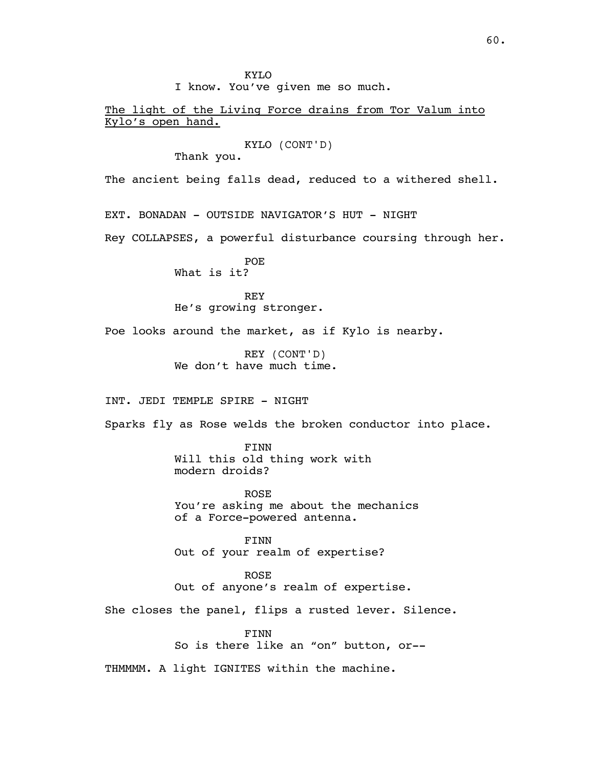KYLO
I know. You've given me so much.

<u>The light of the Living Force drains from Tor Valum into Kylo's open hand.</u>

KYLO (CONT'D)
Thank you.

The ancient being falls dead, reduced to a withered shell.

EXT. BONADAN - OUTSIDE NAVIGATOR'S HUT - NIGHT

Rey COLLAPSES, a powerful disturbance coursing through her.

POE
What is it?

REY
He's growing stronger.

Poe looks around the market, as if Kylo is nearby.

REY (CONT'D)
We don't have much time.

INT. JEDI TEMPLE SPIRE - NIGHT

Sparks fly as Rose welds the broken conductor into place.

FINN
Will this old thing work with modern droids?

ROSE
You're asking me about the mechanics of a Force-powered antenna.

FINN
Out of your realm of expertise?

ROSE
Out of anyone's realm of expertise.

She closes the panel, flips a rusted lever. Silence.

FINN
So is there like an "on" button, or--

THMMMM. A light IGNITES within the machine.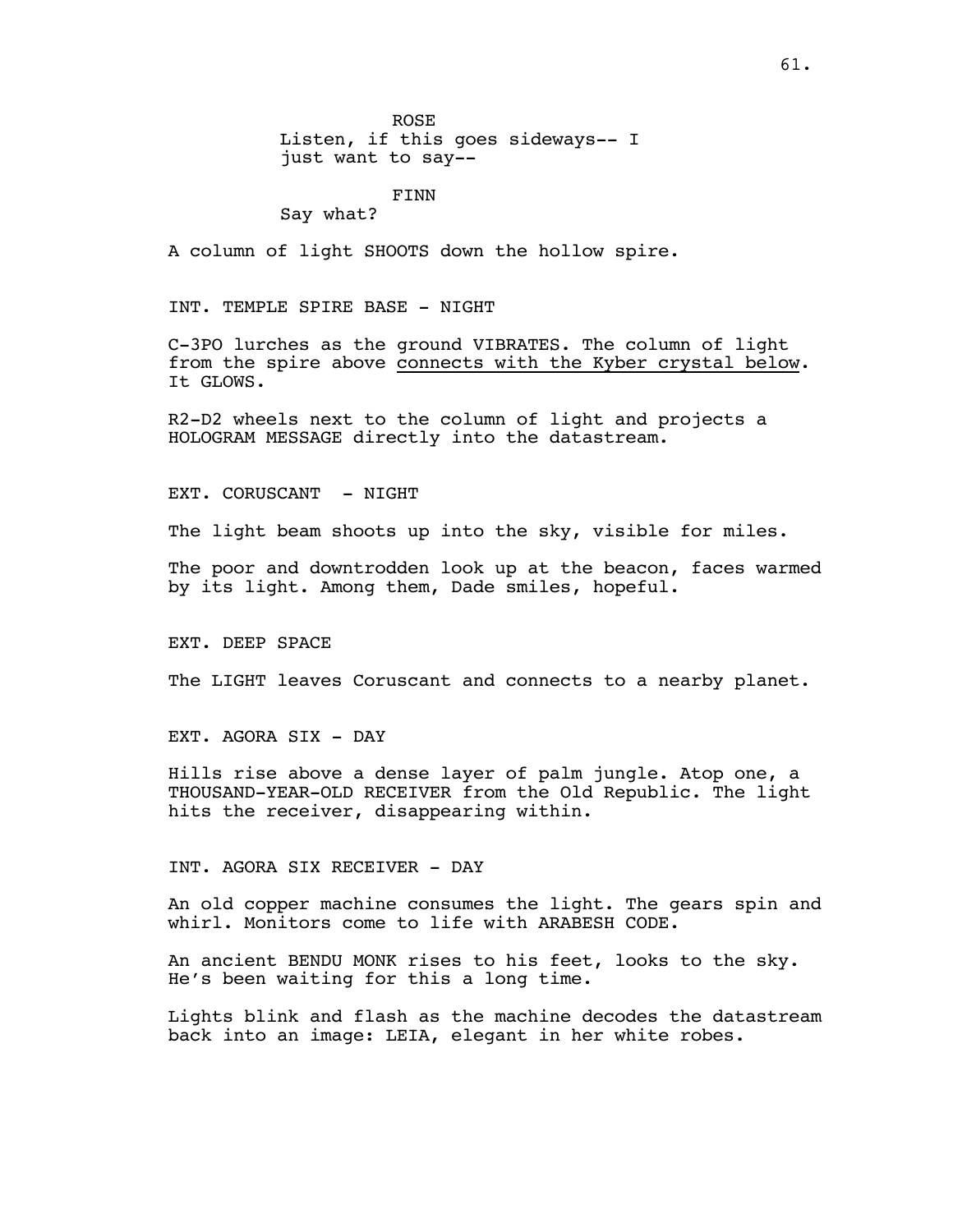ROSE
Listen, if this goes sideways-- I just want to say--

FINN
Say what?

A column of light SHOOTS down the hollow spire.

INT. TEMPLE SPIRE BASE - NIGHT

C-3PO lurches as the ground VIBRATES. The column of light from the spire above <u>connects with the Kyber crystal below</u>. It GLOWS.

R2-D2 wheels next to the column of light and projects a HOLOGRAM MESSAGE directly into the datastream.

EXT. CORUSCANT - NIGHT

The light beam shoots up into the sky, visible for miles.

The poor and downtrodden look up at the beacon, faces warmed by its light. Among them, Dade smiles, hopeful.

EXT. DEEP SPACE

The LIGHT leaves Coruscant and connects to a nearby planet.

EXT. AGORA SIX - DAY

Hills rise above a dense layer of palm jungle. Atop one, a THOUSAND-YEAR-OLD RECEIVER from the Old Republic. The light hits the receiver, disappearing within.

INT. AGORA SIX RECEIVER - DAY

An old copper machine consumes the light. The gears spin and whirl. Monitors come to life with ARABESH CODE.

An ancient BENDU MONK rises to his feet, looks to the sky. He's been waiting for this a long time.

Lights blink and flash as the machine decodes the datastream back into an image: LEIA, elegant in her white robes.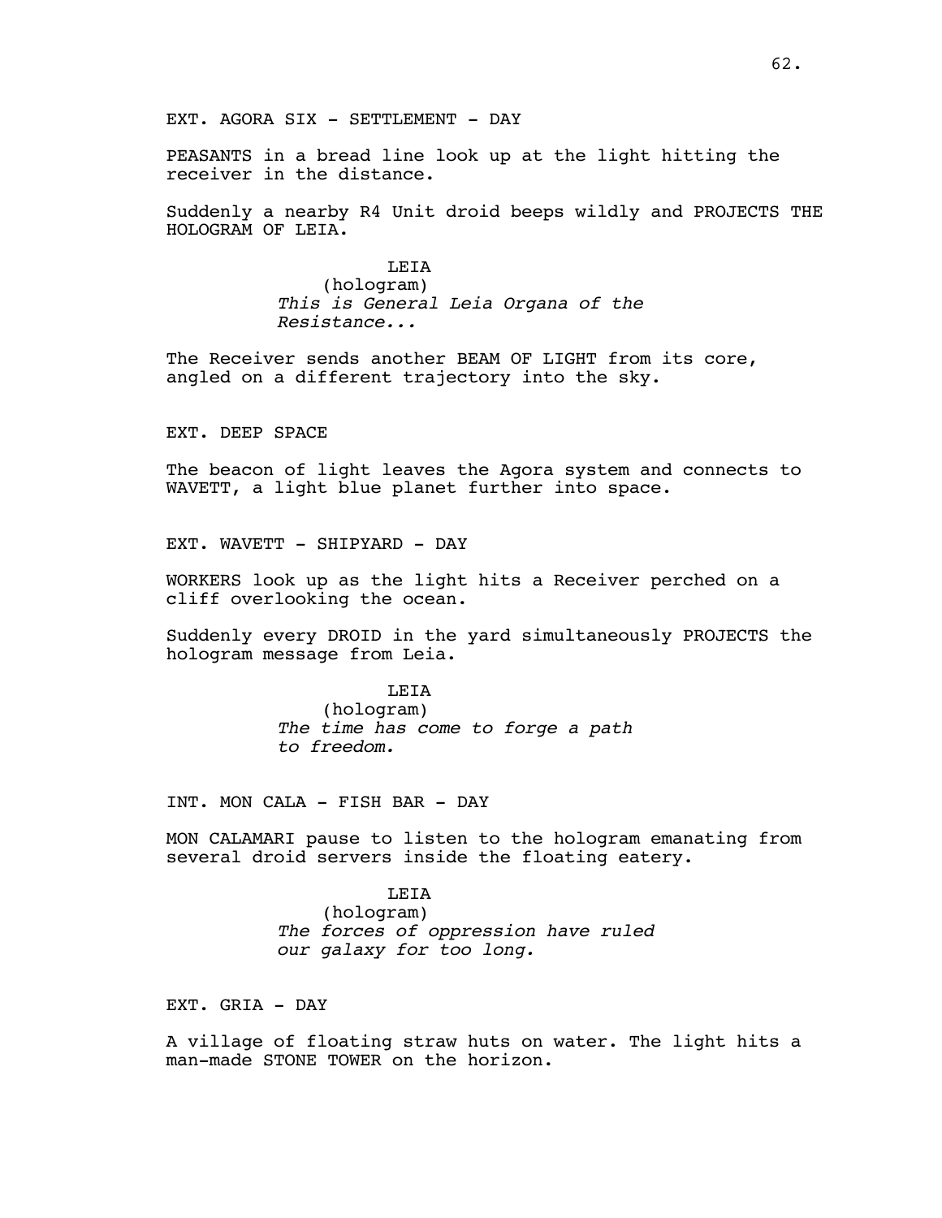EXT. AGORA SIX - SETTLEMENT - DAY

PEASANTS in a bread line look up at the light hitting the receiver in the distance.

Suddenly a nearby R4 Unit droid beeps wildly and PROJECTS THE HOLOGRAM OF LEIA.

LEIA
(hologram)
*This is General Leia Organa of the Resistance...*

The Receiver sends another BEAM OF LIGHT from its core, angled on a different trajectory into the sky.

EXT. DEEP SPACE

The beacon of light leaves the Agora system and connects to WAVETT, a light blue planet further into space.

EXT. WAVETT - SHIPYARD - DAY

WORKERS look up as the light hits a Receiver perched on a cliff overlooking the ocean.

Suddenly every DROID in the yard simultaneously PROJECTS the hologram message from Leia.

LEIA
(hologram)
*The time has come to forge a path to freedom.*

INT. MON CALA - FISH BAR - DAY

MON CALAMARI pause to listen to the hologram emanating from several droid servers inside the floating eatery.

LEIA
(hologram)
*The forces of oppression have ruled our galaxy for too long.*

EXT. GRIA - DAY

A village of floating straw huts on water. The light hits a man-made STONE TOWER on the horizon.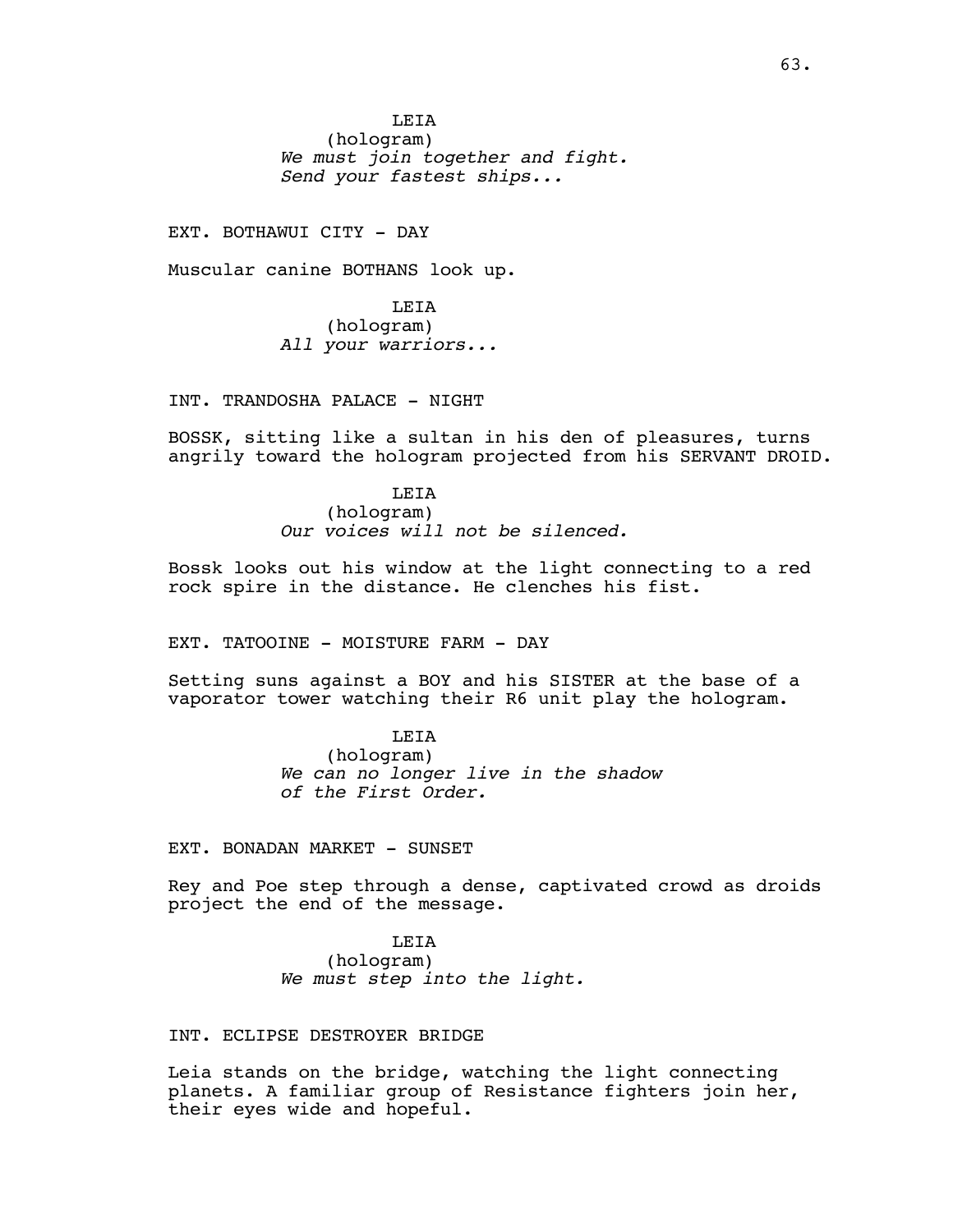LEIA
(hologram)
*We must join together and fight.*
*Send your fastest ships...*

EXT. BOTHAWUI CITY - DAY

Muscular canine BOTHANS look up.

LEIA
(hologram)
*All your warriors...*

INT. TRANDOSHA PALACE - NIGHT

BOSSK, sitting like a sultan in his den of pleasures, turns angrily toward the hologram projected from his SERVANT DROID.

LEIA
(hologram)
*Our voices will not be silenced.*

Bossk looks out his window at the light connecting to a red rock spire in the distance. He clenches his fist.

EXT. TATOOINE - MOISTURE FARM - DAY

Setting suns against a BOY and his SISTER at the base of a vaporator tower watching their R6 unit play the hologram.

LEIA
(hologram)
*We can no longer live in the shadow*
*of the First Order.*

EXT. BONADAN MARKET - SUNSET

Rey and Poe step through a dense, captivated crowd as droids project the end of the message.

LEIA
(hologram)
*We must step into the light.*

INT. ECLIPSE DESTROYER BRIDGE

Leia stands on the bridge, watching the light connecting planets. A familiar group of Resistance fighters join her, their eyes wide and hopeful.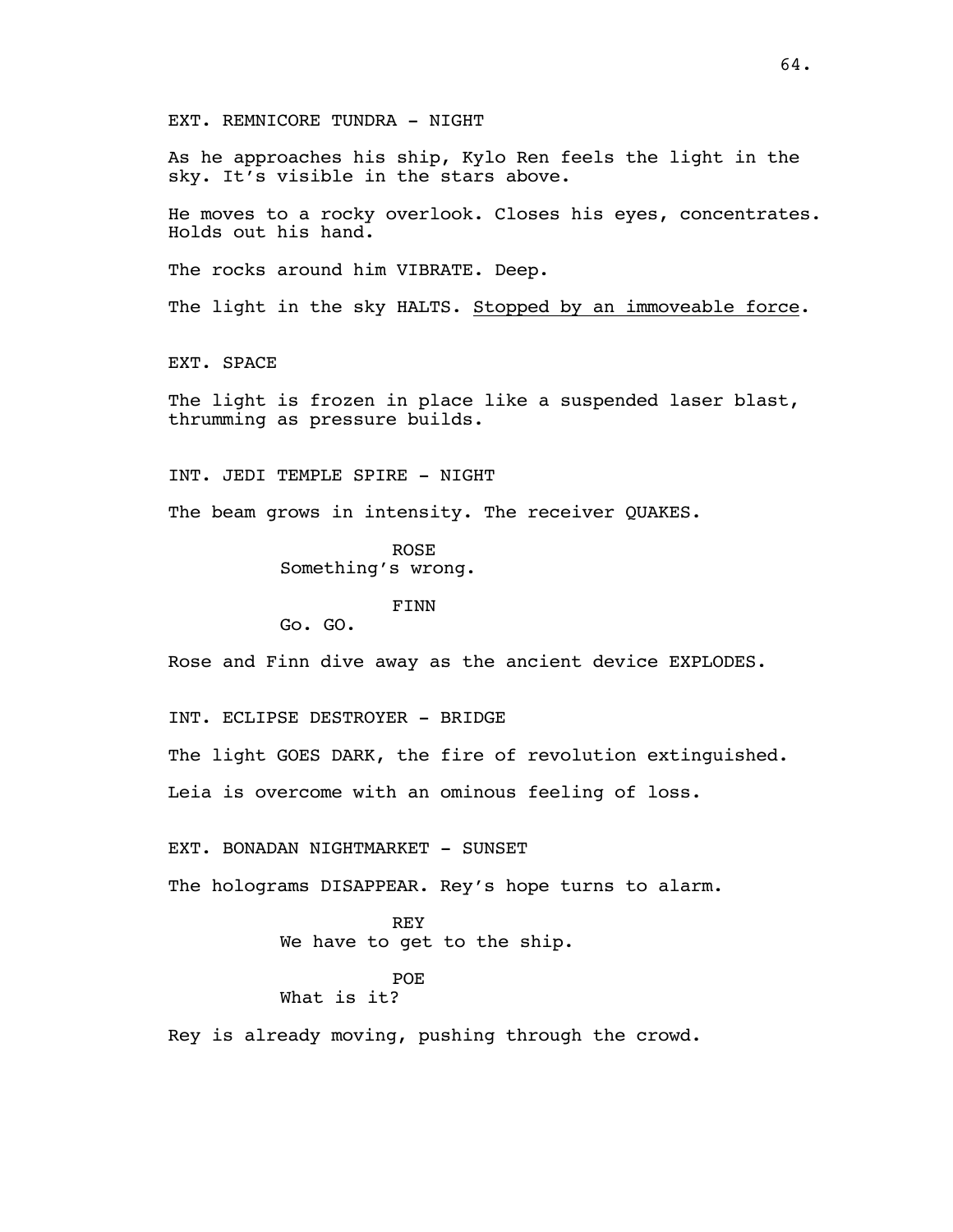EXT. REMNICORE TUNDRA - NIGHT

As he approaches his ship, Kylo Ren feels the light in the sky. It's visible in the stars above.

He moves to a rocky overlook. Closes his eyes, concentrates. Holds out his hand.

The rocks around him VIBRATE. Deep.

The light in the sky HALTS. <u>Stopped by an immoveable force</u>.

EXT. SPACE

The light is frozen in place like a suspended laser blast, thrumming as pressure builds.

INT. JEDI TEMPLE SPIRE - NIGHT

The beam grows in intensity. The receiver QUAKES.

ROSE
Something's wrong.

FINN
Go. GO.

Rose and Finn dive away as the ancient device EXPLODES.

INT. ECLIPSE DESTROYER - BRIDGE

The light GOES DARK, the fire of revolution extinguished.

Leia is overcome with an ominous feeling of loss.

EXT. BONADAN NIGHTMARKET - SUNSET

The holograms DISAPPEAR. Rey's hope turns to alarm.

REY
We have to get to the ship.

POE
What is it?

Rey is already moving, pushing through the crowd.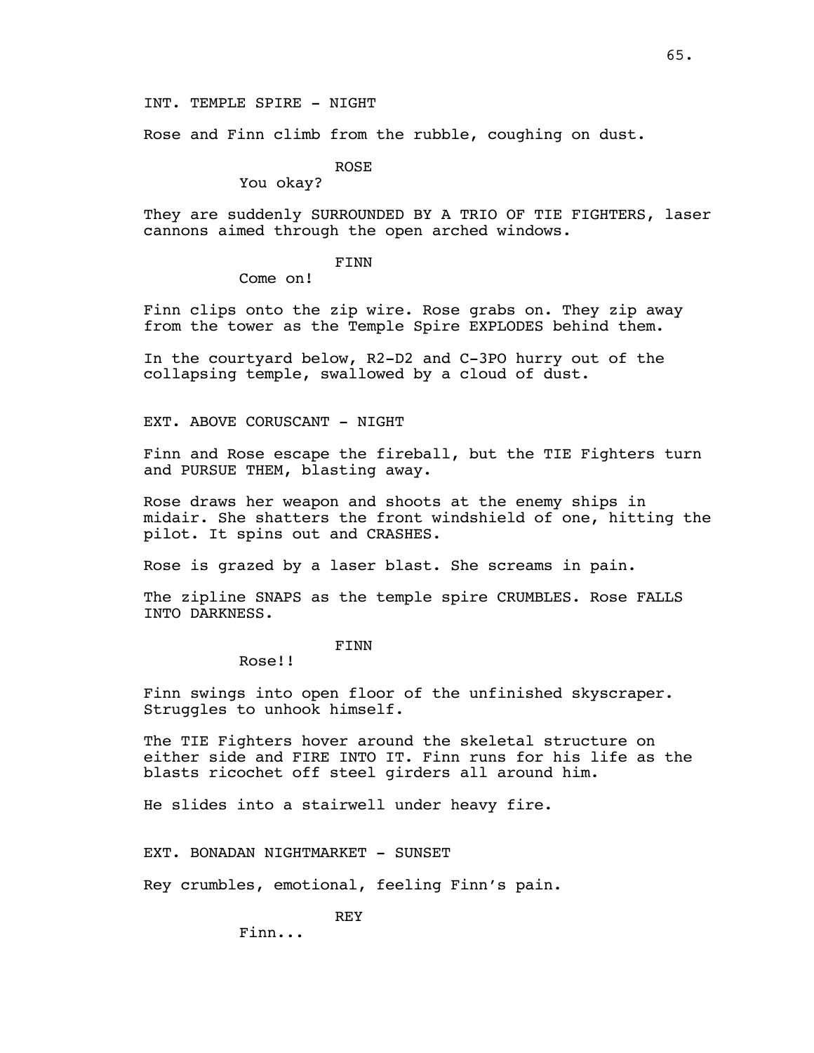INT. TEMPLE SPIRE - NIGHT

Rose and Finn climb from the rubble, coughing on dust.

ROSE
You okay?

They are suddenly SURROUNDED BY A TRIO OF TIE FIGHTERS, laser cannons aimed through the open arched windows.

FINN
Come on!

Finn clips onto the zip wire. Rose grabs on. They zip away from the tower as the Temple Spire EXPLODES behind them.

In the courtyard below, R2-D2 and C-3PO hurry out of the collapsing temple, swallowed by a cloud of dust.

EXT. ABOVE CORUSCANT - NIGHT

Finn and Rose escape the fireball, but the TIE Fighters turn and PURSUE THEM, blasting away.

Rose draws her weapon and shoots at the enemy ships in midair. She shatters the front windshield of one, hitting the pilot. It spins out and CRASHES.

Rose is grazed by a laser blast. She screams in pain.

The zipline SNAPS as the temple spire CRUMBLES. Rose FALLS INTO DARKNESS.

FINN
Rose!!

Finn swings into open floor of the unfinished skyscraper. Struggles to unhook himself.

The TIE Fighters hover around the skeletal structure on either side and FIRE INTO IT. Finn runs for his life as the blasts ricochet off steel girders all around him.

He slides into a stairwell under heavy fire.

EXT. BONADAN NIGHTMARKET - SUNSET

Rey crumbles, emotional, feeling Finn's pain.

REY
Finn...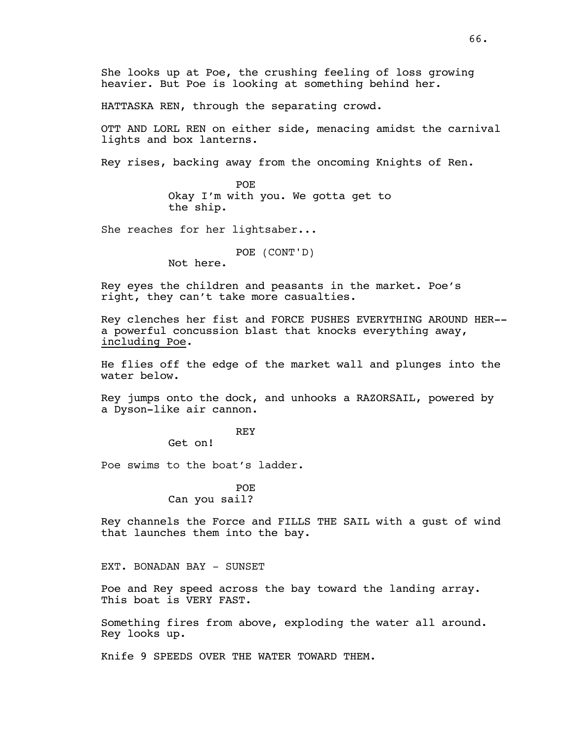She looks up at Poe, the crushing feeling of loss growing heavier. But Poe is looking at something behind her.

HATTASKA REN, through the separating crowd.

OTT AND LORL REN on either side, menacing amidst the carnival lights and box lanterns.

Rey rises, backing away from the oncoming Knights of Ren.

POE
Okay I'm with you. We gotta get to the ship.

She reaches for her lightsaber...

POE (CONT'D)
Not here.

Rey eyes the children and peasants in the market. Poe's right, they can't take more casualties.

Rey clenches her fist and FORCE PUSHES EVERYTHING AROUND HER-- a powerful concussion blast that knocks everything away, <u>including Poe</u>.

He flies off the edge of the market wall and plunges into the water below.

Rey jumps onto the dock, and unhooks a RAZORSAIL, powered by a Dyson-like air cannon.

REY
Get on!

Poe swims to the boat's ladder.

POE
Can you sail?

Rey channels the Force and FILLS THE SAIL with a gust of wind that launches them into the bay.

EXT. BONADAN BAY - SUNSET

Poe and Rey speed across the bay toward the landing array. This boat is VERY FAST.

Something fires from above, exploding the water all around. Rey looks up.

Knife 9 SPEEDS OVER THE WATER TOWARD THEM.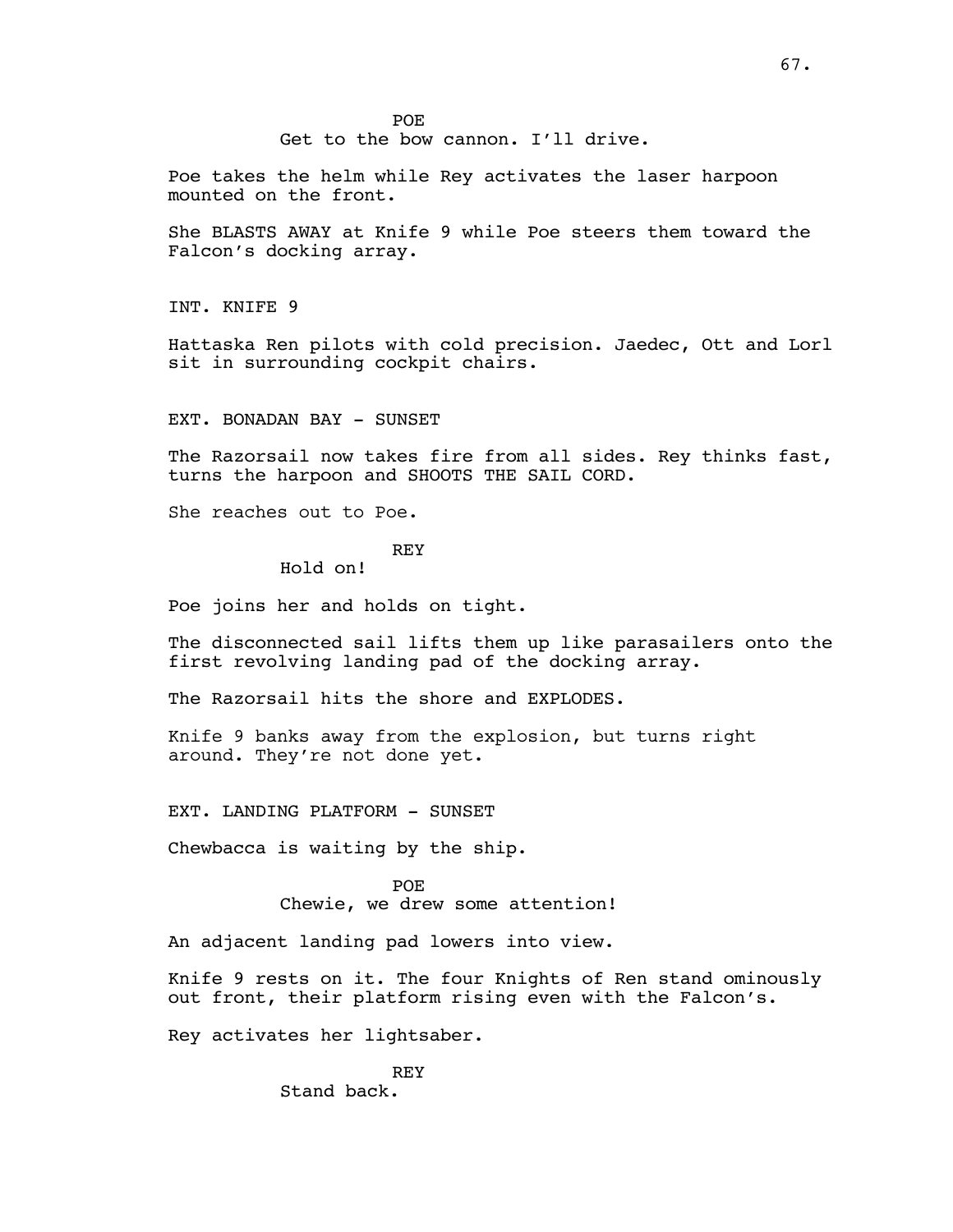POE

Get to the bow cannon. I'll drive.

Poe takes the helm while Rey activates the laser harpoon mounted on the front.

She BLASTS AWAY at Knife 9 while Poe steers them toward the Falcon's docking array.

INT. KNIFE 9

Hattaska Ren pilots with cold precision. Jaedec, Ott and Lorl sit in surrounding cockpit chairs.

EXT. BONADAN BAY - SUNSET

The Razorsail now takes fire from all sides. Rey thinks fast, turns the harpoon and SHOOTS THE SAIL CORD.

She reaches out to Poe.

REY

Hold on!

Poe joins her and holds on tight.

The disconnected sail lifts them up like parasailers onto the first revolving landing pad of the docking array.

The Razorsail hits the shore and EXPLODES.

Knife 9 banks away from the explosion, but turns right around. They're not done yet.

EXT. LANDING PLATFORM - SUNSET

Chewbacca is waiting by the ship.

POE

Chewie, we drew some attention!

An adjacent landing pad lowers into view.

Knife 9 rests on it. The four Knights of Ren stand ominously out front, their platform rising even with the Falcon's.

Rey activates her lightsaber.

REY

Stand back.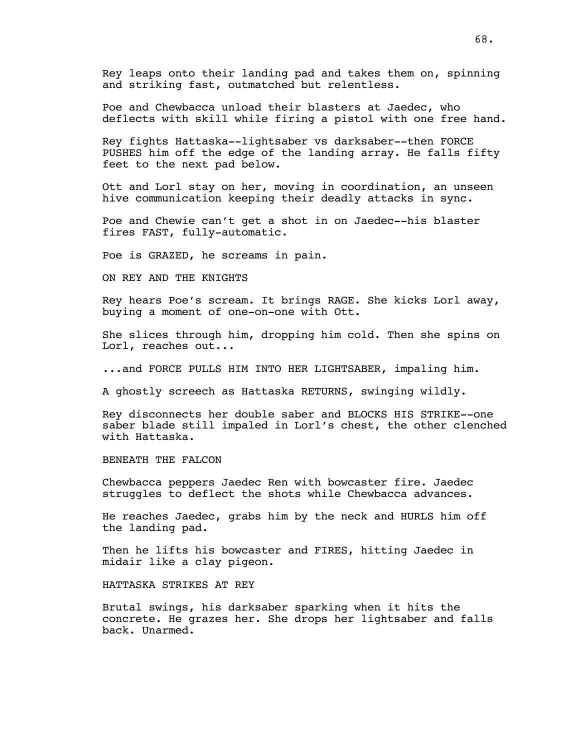Rey leaps onto their landing pad and takes them on, spinning and striking fast, outmatched but relentless.

Poe and Chewbacca unload their blasters at Jaedec, who deflects with skill while firing a pistol with one free hand.

Rey fights Hattaska--lightsaber vs darksaber--then FORCE PUSHES him off the edge of the landing array. He falls fifty feet to the next pad below.

Ott and Lorl stay on her, moving in coordination, an unseen hive communication keeping their deadly attacks in sync.

Poe and Chewie can't get a shot in on Jaedec--his blaster fires FAST, fully-automatic.

Poe is GRAZED, he screams in pain.

ON REY AND THE KNIGHTS

Rey hears Poe's scream. It brings RAGE. She kicks Lorl away, buying a moment of one-on-one with Ott.

She slices through him, dropping him cold. Then she spins on Lorl, reaches out...

...and FORCE PULLS HIM INTO HER LIGHTSABER, impaling him.

A ghostly screech as Hattaska RETURNS, swinging wildly.

Rey disconnects her double saber and BLOCKS HIS STRIKE--one saber blade still impaled in Lorl's chest, the other clenched with Hattaska.

BENEATH THE FALCON

Chewbacca peppers Jaedec Ren with bowcaster fire. Jaedec struggles to deflect the shots while Chewbacca advances.

He reaches Jaedec, grabs him by the neck and HURLS him off the landing pad.

Then he lifts his bowcaster and FIRES, hitting Jaedec in midair like a clay pigeon.

HATTASKA STRIKES AT REY

Brutal swings, his darksaber sparking when it hits the concrete. He grazes her. She drops her lightsaber and falls back. Unarmed.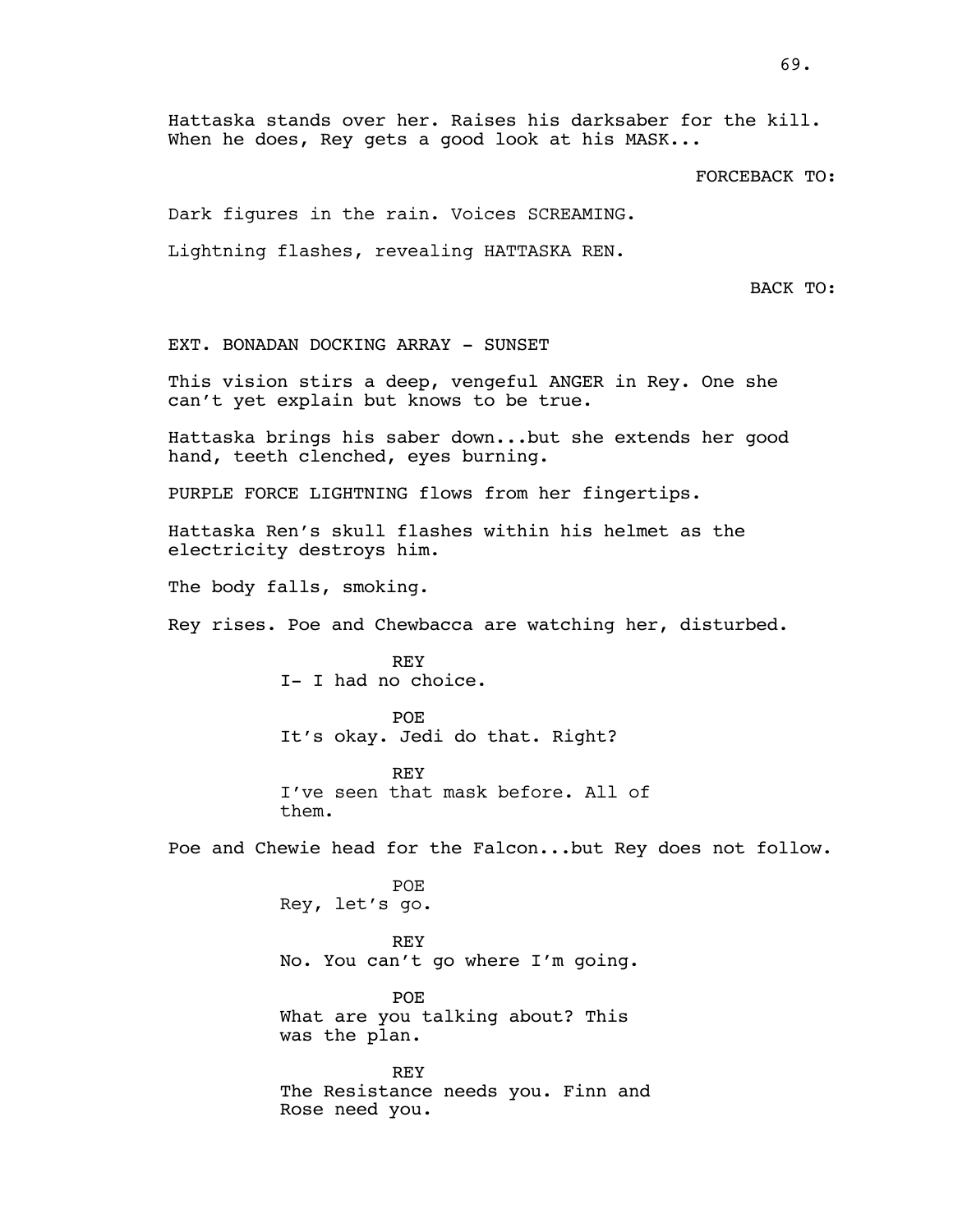Hattaska stands over her. Raises his darksaber for the kill. When he does, Rey gets a good look at his MASK...

FORCEBACK TO:

Dark figures in the rain. Voices SCREAMING.

Lightning flashes, revealing HATTASKA REN.

BACK TO:

EXT. BONADAN DOCKING ARRAY - SUNSET

This vision stirs a deep, vengeful ANGER in Rey. One she can't yet explain but knows to be true.

Hattaska brings his saber down...but she extends her good hand, teeth clenched, eyes burning.

PURPLE FORCE LIGHTNING flows from her fingertips.

Hattaska Ren's skull flashes within his helmet as the electricity destroys him.

The body falls, smoking.

Rey rises. Poe and Chewbacca are watching her, disturbed.

REY
I- I had no choice.

POE
It's okay. Jedi do that. Right?

REY
I've seen that mask before. All of them.

Poe and Chewie head for the Falcon...but Rey does not follow.

POE
Rey, let's go.

REY
No. You can't go where I'm going.

POE
What are you talking about? This was the plan.

REY
The Resistance needs you. Finn and Rose need you.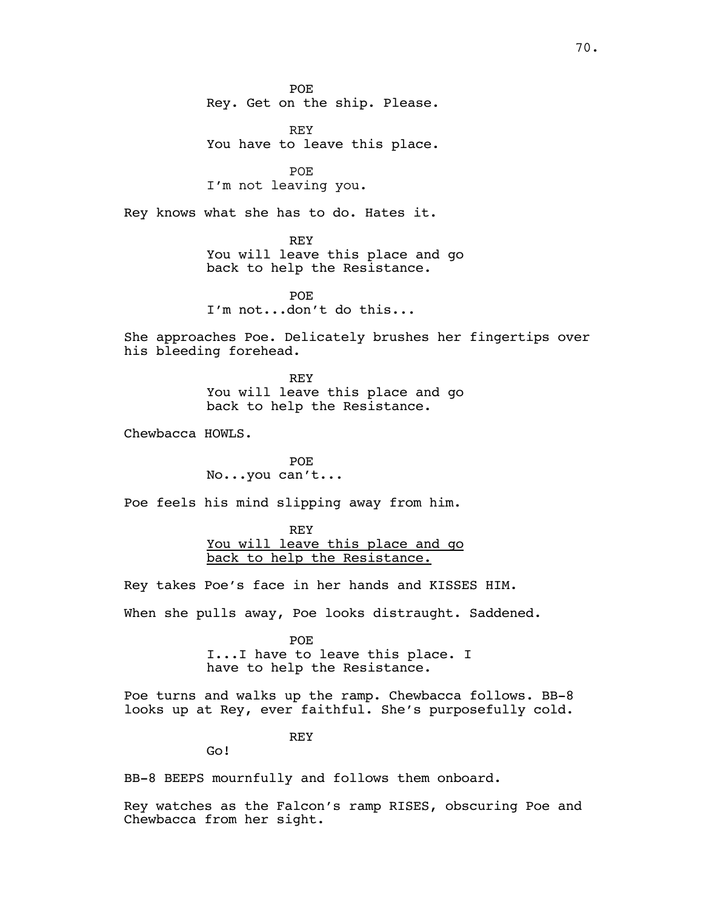POE
Rey. Get on the ship. Please.

REY
You have to leave this place.

POE
I'm not leaving you.

Rey knows what she has to do. Hates it.

REY
You will leave this place and go back to help the Resistance.

POE
I'm not...don't do this...

She approaches Poe. Delicately brushes her fingertips over his bleeding forehead.

REY
You will leave this place and go back to help the Resistance.

Chewbacca HOWLS.

POE
No...you can't...

Poe feels his mind slipping away from him.

REY
<u>You will leave this place and go back to help the Resistance.</u>

Rey takes Poe's face in her hands and KISSES HIM.

When she pulls away, Poe looks distraught. Saddened.

POE
I...I have to leave this place. I have to help the Resistance.

Poe turns and walks up the ramp. Chewbacca follows. BB-8 looks up at Rey, ever faithful. She's purposefully cold.

REY
Go!

BB-8 BEEPS mournfully and follows them onboard.

Rey watches as the Falcon's ramp RISES, obscuring Poe and Chewbacca from her sight.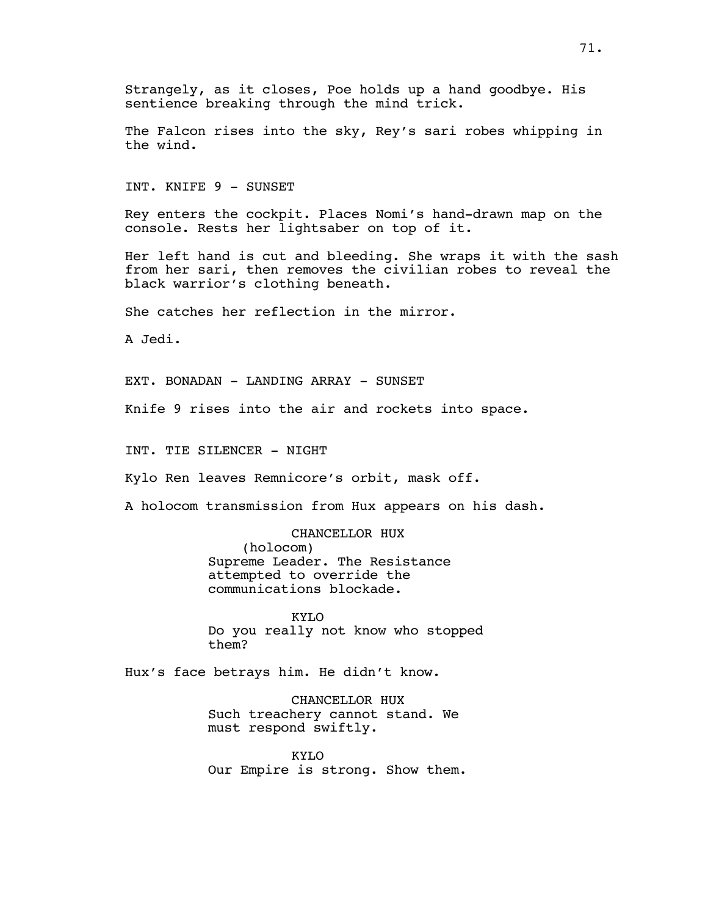Strangely, as it closes, Poe holds up a hand goodbye. His sentience breaking through the mind trick.

The Falcon rises into the sky, Rey's sari robes whipping in the wind.

INT. KNIFE 9 - SUNSET

Rey enters the cockpit. Places Nomi's hand-drawn map on the console. Rests her lightsaber on top of it.

Her left hand is cut and bleeding. She wraps it with the sash from her sari, then removes the civilian robes to reveal the black warrior's clothing beneath.

She catches her reflection in the mirror.

A Jedi.

EXT. BONADAN - LANDING ARRAY - SUNSET

Knife 9 rises into the air and rockets into space.

INT. TIE SILENCER - NIGHT

Kylo Ren leaves Remnicore's orbit, mask off.

A holocom transmission from Hux appears on his dash.

CHANCELLOR HUX
(holocom)
Supreme Leader. The Resistance attempted to override the communications blockade.

KYLO
Do you really not know who stopped them?

Hux's face betrays him. He didn't know.

CHANCELLOR HUX
Such treachery cannot stand. We must respond swiftly.

KYLO
Our Empire is strong. Show them.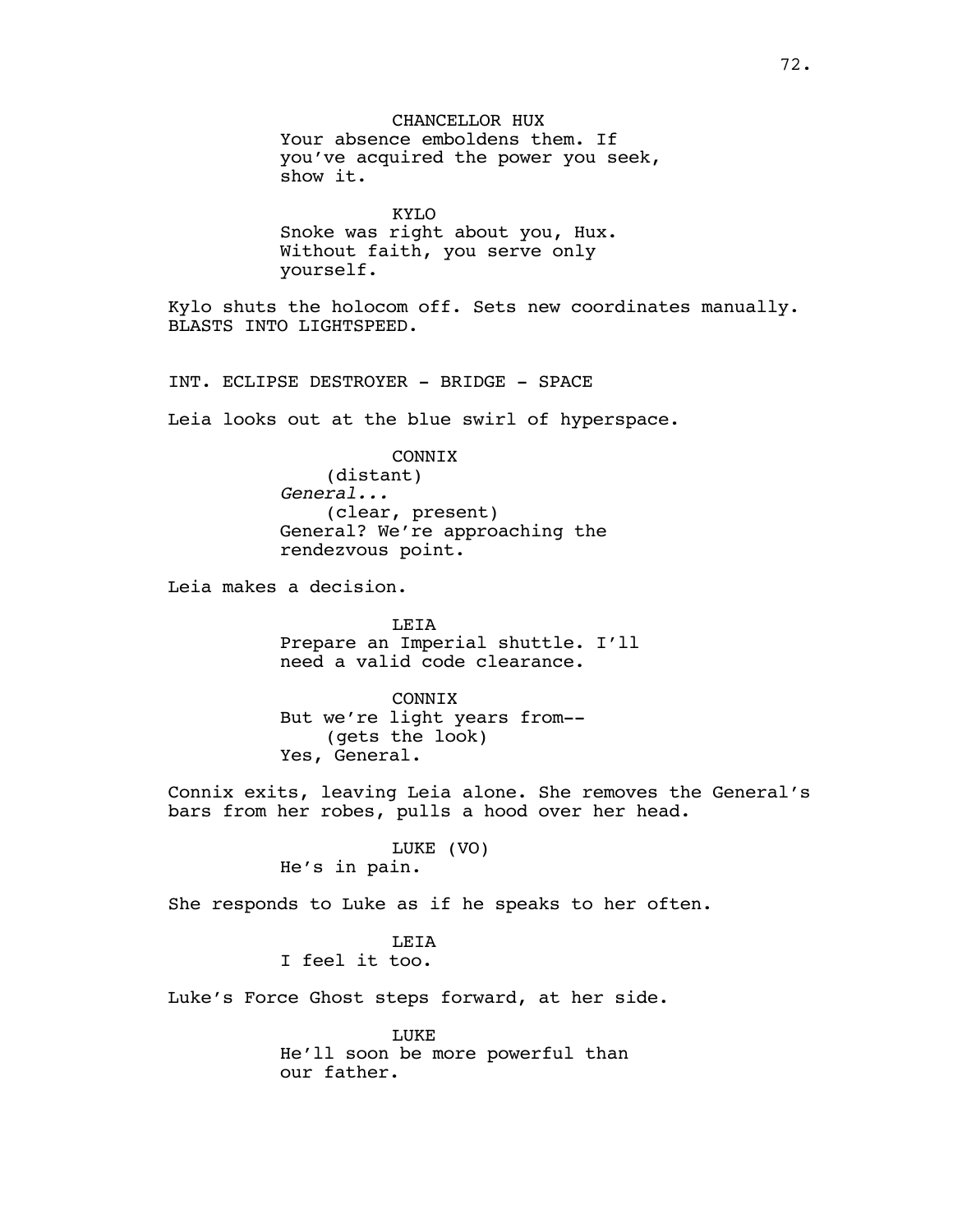CHANCELLOR HUX

Your absence emboldens them. If you've acquired the power you seek, show it.

KYLO

Snoke was right about you, Hux. Without faith, you serve only yourself.

Kylo shuts the holocom off. Sets new coordinates manually. BLASTS INTO LIGHTSPEED.

INT. ECLIPSE DESTROYER - BRIDGE - SPACE

Leia looks out at the blue swirl of hyperspace.

CONNIX

(distant)

*General...*

(clear, present)

General? We're approaching the rendezvous point.

Leia makes a decision.

LEIA

Prepare an Imperial shuttle. I'll need a valid code clearance.

CONNIX

But we're light years from--

(gets the look)

Yes, General.

Connix exits, leaving Leia alone. She removes the General's bars from her robes, pulls a hood over her head.

LUKE (VO)

He's in pain.

She responds to Luke as if he speaks to her often.

LEIA

I feel it too.

Luke's Force Ghost steps forward, at her side.

LUKE

He'll soon be more powerful than our father.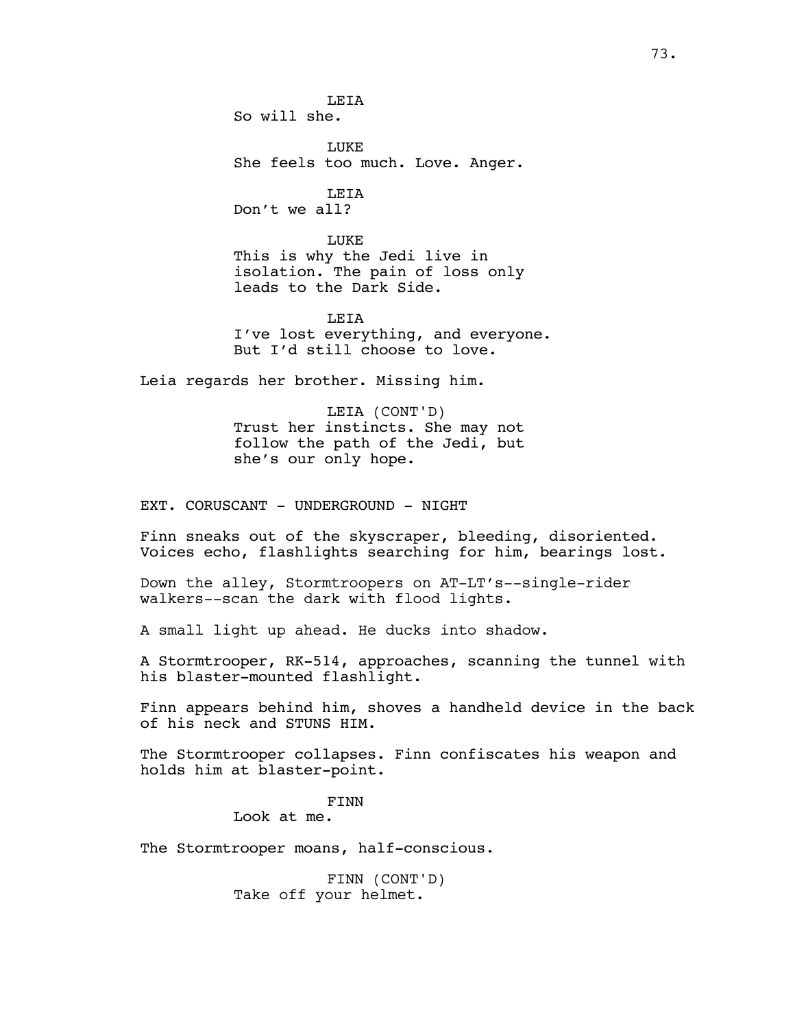LEIA
So will she.

LUKE
She feels too much. Love. Anger.

LEIA
Don't we all?

LUKE
This is why the Jedi live in isolation. The pain of loss only leads to the Dark Side.

LEIA
I've lost everything, and everyone. But I'd still choose to love.

Leia regards her brother. Missing him.

LEIA (CONT'D)
Trust her instincts. She may not follow the path of the Jedi, but she's our only hope.

EXT. CORUSCANT - UNDERGROUND - NIGHT

Finn sneaks out of the skyscraper, bleeding, disoriented. Voices echo, flashlights searching for him, bearings lost.

Down the alley, Stormtroopers on AT-LT's--single-rider walkers--scan the dark with flood lights.

A small light up ahead. He ducks into shadow.

A Stormtrooper, RK-514, approaches, scanning the tunnel with his blaster-mounted flashlight.

Finn appears behind him, shoves a handheld device in the back of his neck and STUNS HIM.

The Stormtrooper collapses. Finn confiscates his weapon and holds him at blaster-point.

FINN
Look at me.

The Stormtrooper moans, half-conscious.

FINN (CONT'D)
Take off your helmet.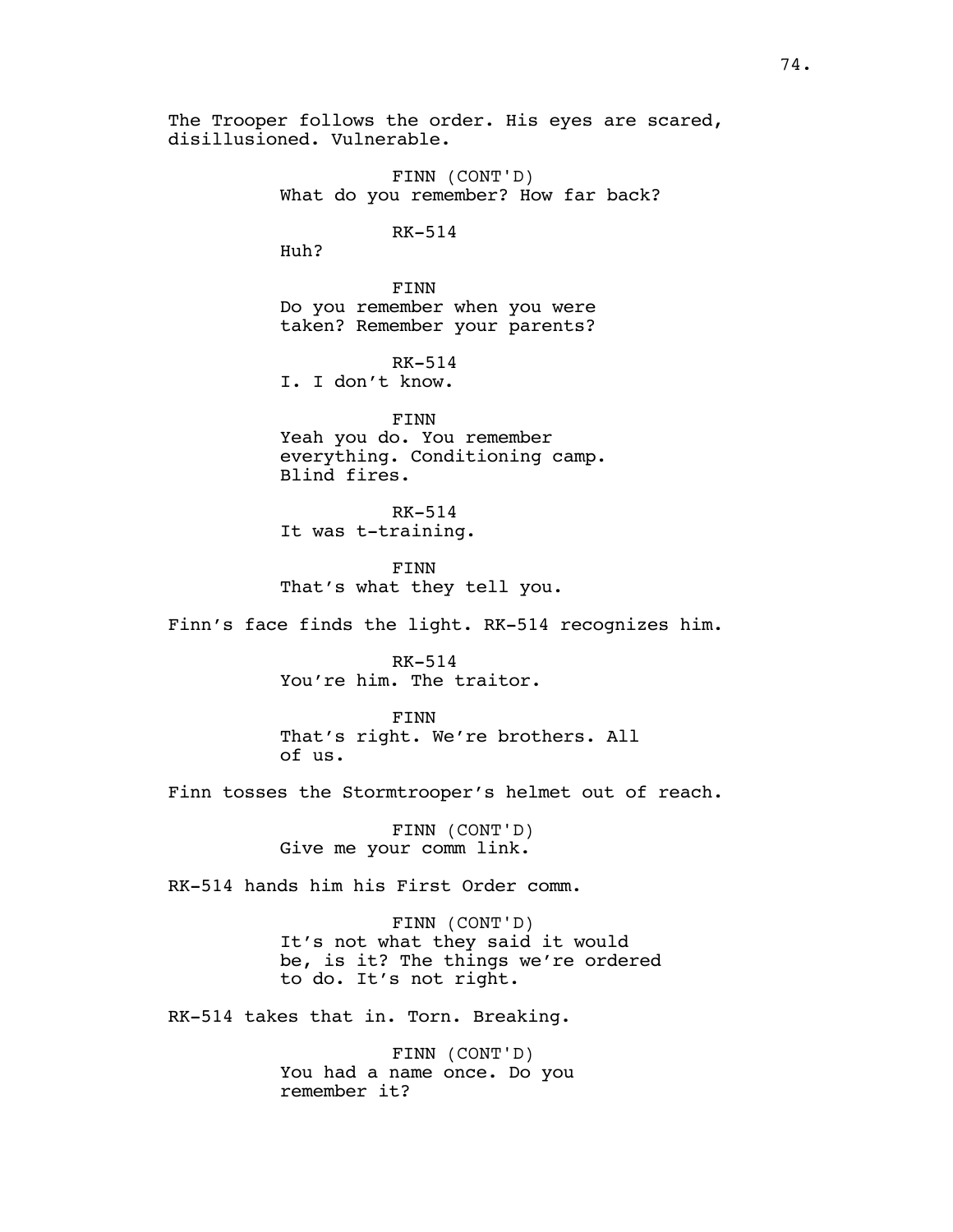The Trooper follows the order. His eyes are scared, disillusioned. Vulnerable.

FINN (CONT'D)
What do you remember? How far back?

RK-514
Huh?

FINN
Do you remember when you were taken? Remember your parents?

RK-514
I. I don't know.

FINN
Yeah you do. You remember everything. Conditioning camp. Blind fires.

RK-514
It was t-training.

FINN
That's what they tell you.

Finn's face finds the light. RK-514 recognizes him.

RK-514
You're him. The traitor.

FINN
That's right. We're brothers. All of us.

Finn tosses the Stormtrooper's helmet out of reach.

FINN (CONT'D)
Give me your comm link.

RK-514 hands him his First Order comm.

FINN (CONT'D)
It's not what they said it would be, is it? The things we're ordered to do. It's not right.

RK-514 takes that in. Torn. Breaking.

FINN (CONT'D)
You had a name once. Do you remember it?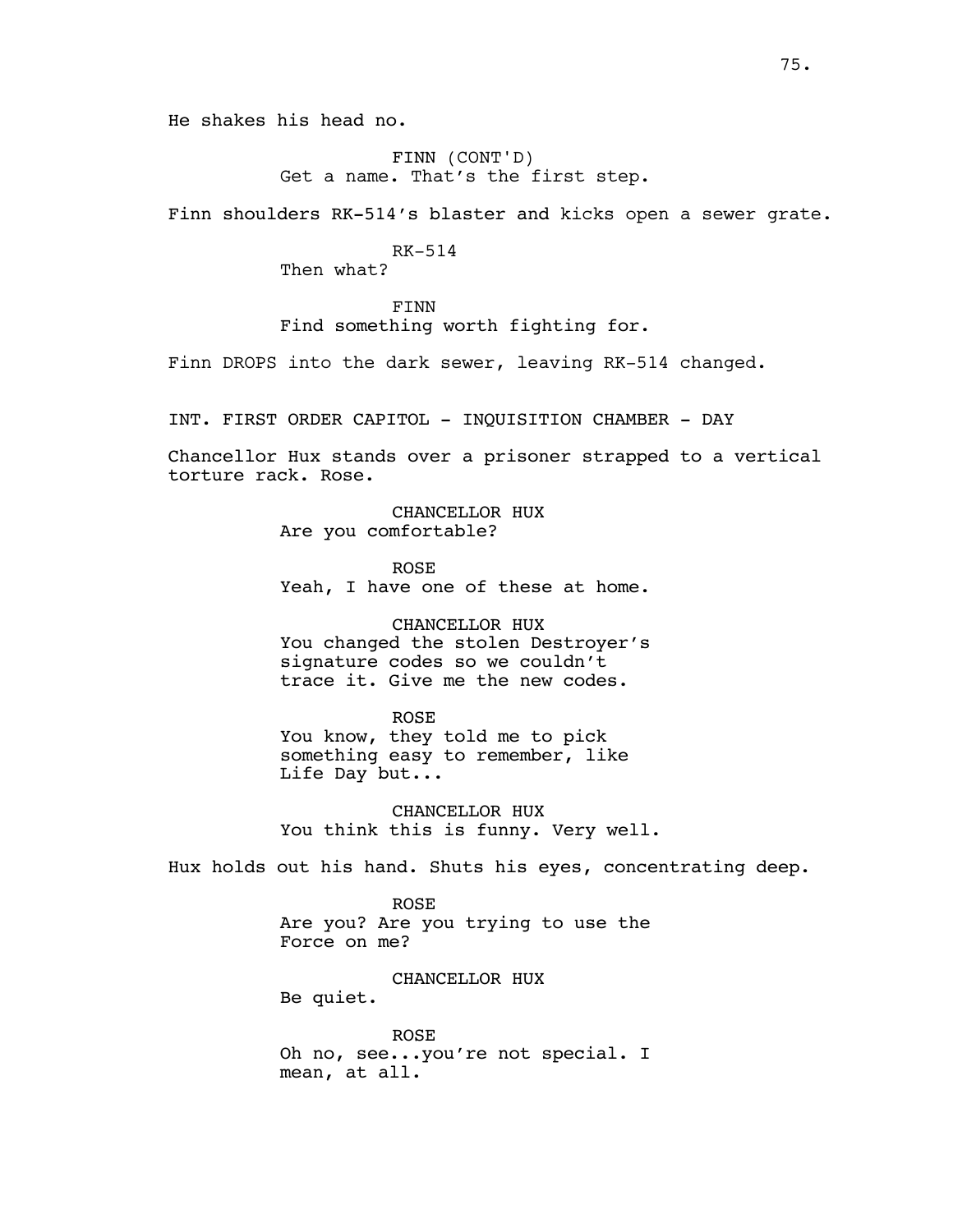He shakes his head no.

FINN (CONT'D)
Get a name. That's the first step.

Finn shoulders RK-514's blaster and kicks open a sewer grate.

RK-514
Then what?

FINN
Find something worth fighting for.

Finn DROPS into the dark sewer, leaving RK-514 changed.

INT. FIRST ORDER CAPITOL - INQUISITION CHAMBER - DAY

Chancellor Hux stands over a prisoner strapped to a vertical torture rack. Rose.

CHANCELLOR HUX
Are you comfortable?

ROSE
Yeah, I have one of these at home.

CHANCELLOR HUX
You changed the stolen Destroyer's signature codes so we couldn't trace it. Give me the new codes.

ROSE
You know, they told me to pick something easy to remember, like Life Day but...

CHANCELLOR HUX
You think this is funny. Very well.

Hux holds out his hand. Shuts his eyes, concentrating deep.

ROSE
Are you? Are you trying to use the Force on me?

CHANCELLOR HUX
Be quiet.

ROSE
Oh no, see...you're not special. I mean, at all.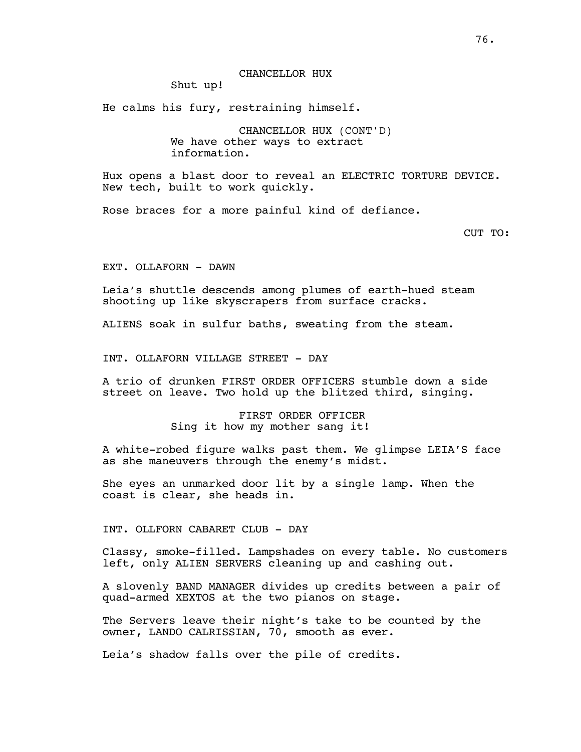CHANCELLOR HUX

Shut up!

He calms his fury, restraining himself.

CHANCELLOR HUX (CONT'D)

We have other ways to extract information.

Hux opens a blast door to reveal an ELECTRIC TORTURE DEVICE. New tech, built to work quickly.

Rose braces for a more painful kind of defiance.

CUT TO:

EXT. OLLAFORN - DAWN

Leia's shuttle descends among plumes of earth-hued steam shooting up like skyscrapers from surface cracks.

ALIENS soak in sulfur baths, sweating from the steam.

INT. OLLAFORN VILLAGE STREET - DAY

A trio of drunken FIRST ORDER OFFICERS stumble down a side street on leave. Two hold up the blitzed third, singing.

FIRST ORDER OFFICER

Sing it how my mother sang it!

A white-robed figure walks past them. We glimpse LEIA'S face as she maneuvers through the enemy's midst.

She eyes an unmarked door lit by a single lamp. When the coast is clear, she heads in.

INT. OLLFORN CABARET CLUB - DAY

Classy, smoke-filled. Lampshades on every table. No customers left, only ALIEN SERVERS cleaning up and cashing out.

A slovenly BAND MANAGER divides up credits between a pair of quad-armed XEXTOS at the two pianos on stage.

The Servers leave their night's take to be counted by the owner, LANDO CALRISSIAN, 70, smooth as ever.

Leia's shadow falls over the pile of credits.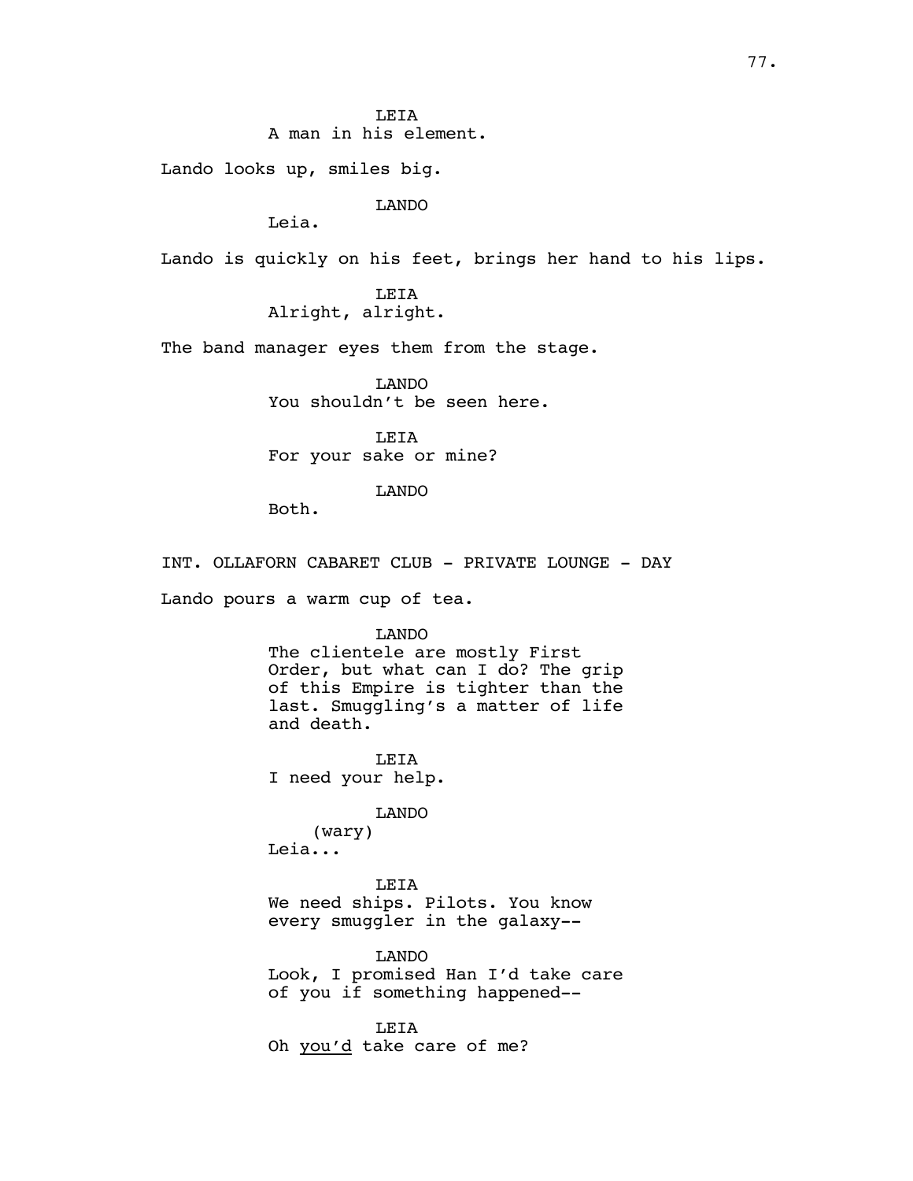LEIA
A man in his element.

Lando looks up, smiles big.

LANDO
Leia.

Lando is quickly on his feet, brings her hand to his lips.

LEIA
Alright, alright.

The band manager eyes them from the stage.

LANDO
You shouldn't be seen here.

LEIA
For your sake or mine?

LANDO
Both.

INT. OLLAFORN CABARET CLUB - PRIVATE LOUNGE - DAY

Lando pours a warm cup of tea.

LANDO
The clientele are mostly First Order, but what can I do? The grip of this Empire is tighter than the last. Smuggling's a matter of life and death.

LEIA
I need your help.

LANDO
(wary)
Leia...

LEIA
We need ships. Pilots. You know every smuggler in the galaxy--

LANDO
Look, I promised Han I'd take care of you if something happened--

LEIA
Oh you'd take care of me?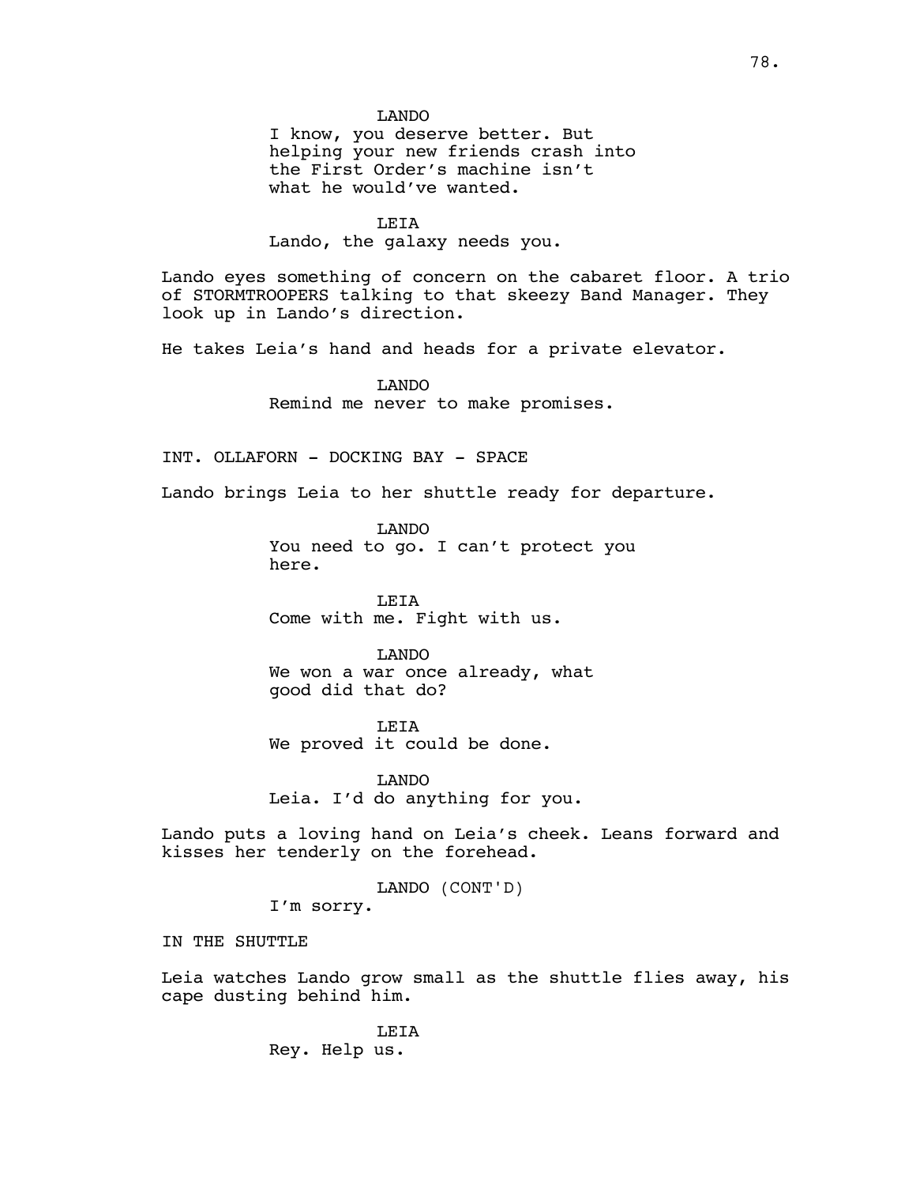LANDO
I know, you deserve better. But helping your new friends crash into the First Order's machine isn't what he would've wanted.

LEIA
Lando, the galaxy needs you.

Lando eyes something of concern on the cabaret floor. A trio of STORMTROOPERS talking to that skeezy Band Manager. They look up in Lando's direction.

He takes Leia's hand and heads for a private elevator.

LANDO
Remind me never to make promises.

INT. OLLAFORN - DOCKING BAY - SPACE

Lando brings Leia to her shuttle ready for departure.

LANDO
You need to go. I can't protect you here.

LEIA
Come with me. Fight with us.

LANDO
We won a war once already, what good did that do?

LEIA
We proved it could be done.

LANDO
Leia. I'd do anything for you.

Lando puts a loving hand on Leia's cheek. Leans forward and kisses her tenderly on the forehead.

LANDO (CONT'D)
I'm sorry.

IN THE SHUTTLE

Leia watches Lando grow small as the shuttle flies away, his cape dusting behind him.

LEIA
Rey. Help us.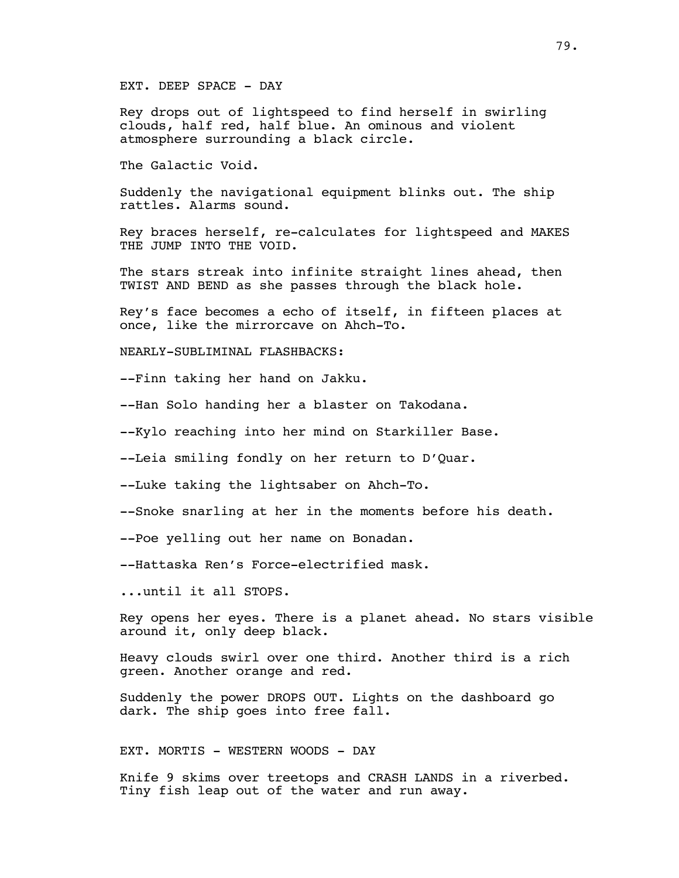EXT. DEEP SPACE - DAY

Rey drops out of lightspeed to find herself in swirling clouds, half red, half blue. An ominous and violent atmosphere surrounding a black circle.

The Galactic Void.

Suddenly the navigational equipment blinks out. The ship rattles. Alarms sound.

Rey braces herself, re-calculates for lightspeed and MAKES THE JUMP INTO THE VOID.

The stars streak into infinite straight lines ahead, then TWIST AND BEND as she passes through the black hole.

Rey's face becomes a echo of itself, in fifteen places at once, like the mirrorcave on Ahch-To.

NEARLY-SUBLIMINAL FLASHBACKS:

--Finn taking her hand on Jakku.

--Han Solo handing her a blaster on Takodana.

--Kylo reaching into her mind on Starkiller Base.

--Leia smiling fondly on her return to D'Quar.

--Luke taking the lightsaber on Ahch-To.

--Snoke snarling at her in the moments before his death.

--Poe yelling out her name on Bonadan.

--Hattaska Ren's Force-electrified mask.

...until it all STOPS.

Rey opens her eyes. There is a planet ahead. No stars visible around it, only deep black.

Heavy clouds swirl over one third. Another third is a rich green. Another orange and red.

Suddenly the power DROPS OUT. Lights on the dashboard go dark. The ship goes into free fall.

EXT. MORTIS - WESTERN WOODS - DAY

Knife 9 skims over treetops and CRASH LANDS in a riverbed. Tiny fish leap out of the water and run away.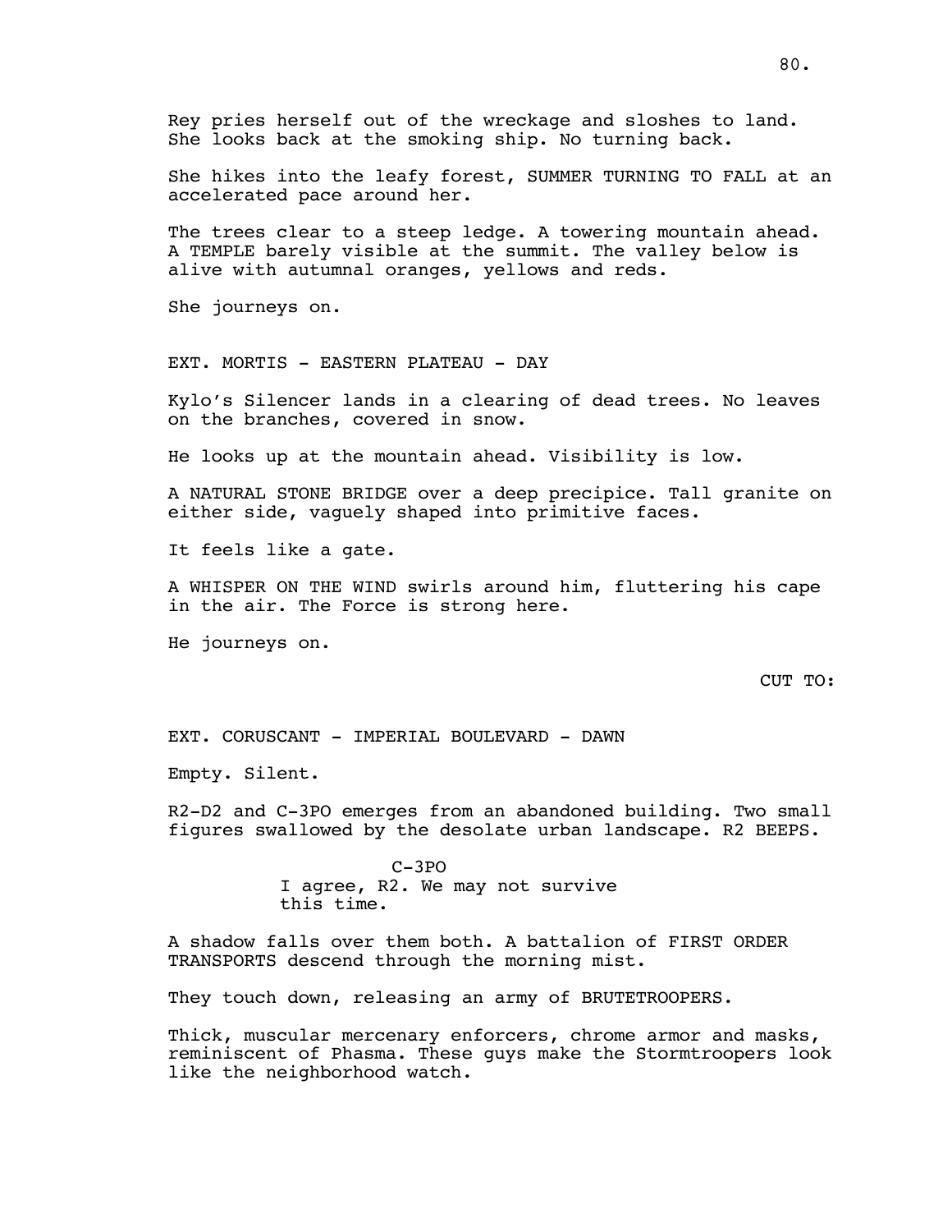Rey pries herself out of the wreckage and sloshes to land. She looks back at the smoking ship. No turning back.

She hikes into the leafy forest, SUMMER TURNING TO FALL at an accelerated pace around her.

The trees clear to a steep ledge. A towering mountain ahead. A TEMPLE barely visible at the summit. The valley below is alive with autumnal oranges, yellows and reds.

She journeys on.

EXT. MORTIS - EASTERN PLATEAU - DAY

Kylo's Silencer lands in a clearing of dead trees. No leaves on the branches, covered in snow.

He looks up at the mountain ahead. Visibility is low.

A NATURAL STONE BRIDGE over a deep precipice. Tall granite on either side, vaguely shaped into primitive faces.

It feels like a gate.

A WHISPER ON THE WIND swirls around him, fluttering his cape in the air. The Force is strong here.

He journeys on.

CUT TO:

EXT. CORUSCANT - IMPERIAL BOULEVARD - DAWN

Empty. Silent.

R2-D2 and C-3PO emerges from an abandoned building. Two small figures swallowed by the desolate urban landscape. R2 BEEPS.

C-3PO
I agree, R2. We may not survive this time.

A shadow falls over them both. A battalion of FIRST ORDER TRANSPORTS descend through the morning mist.

They touch down, releasing an army of BRUTETROOPERS.

Thick, muscular mercenary enforcers, chrome armor and masks, reminiscent of Phasma. These guys make the Stormtroopers look like the neighborhood watch.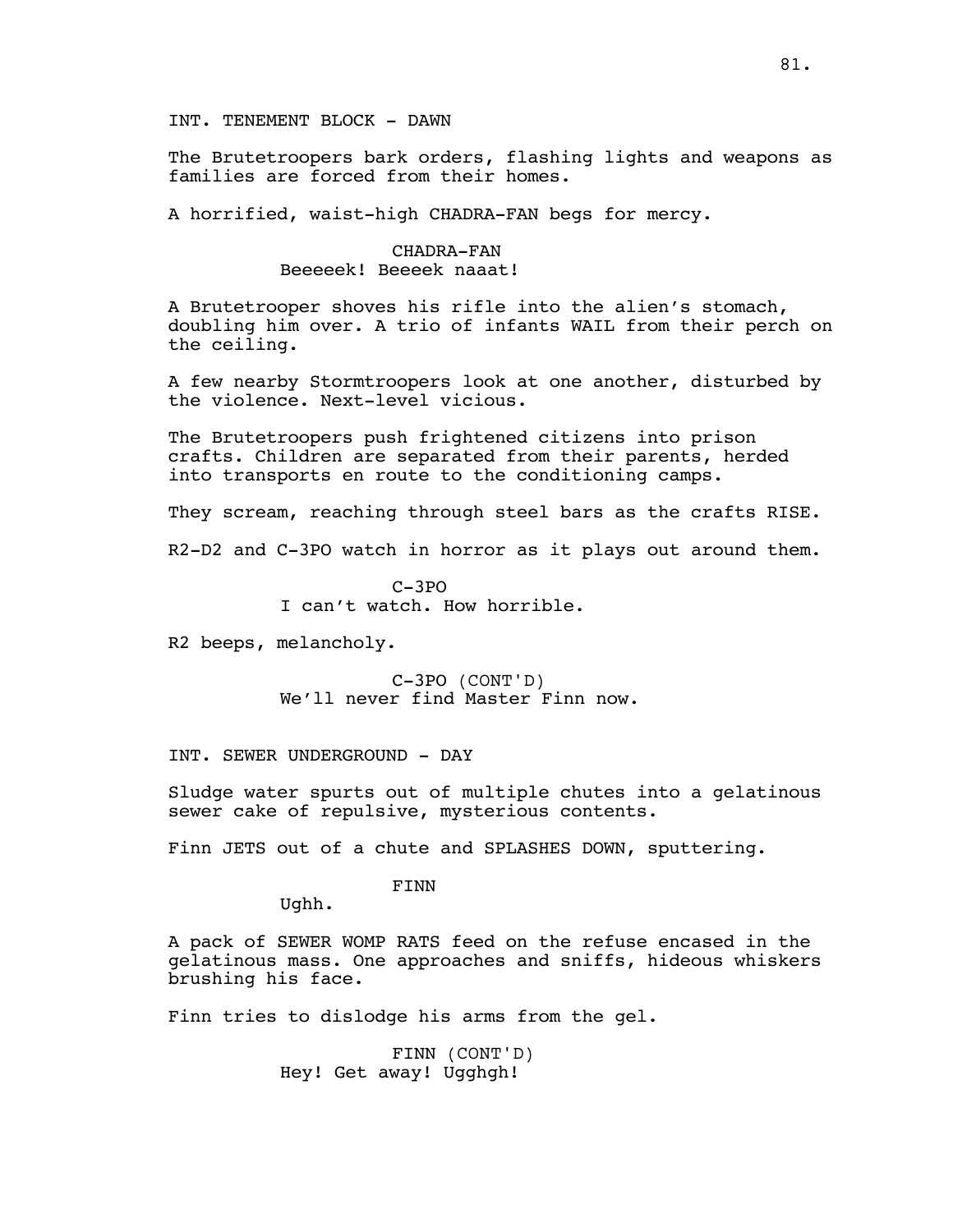INT. TENEMENT BLOCK - DAWN

The Brutetroopers bark orders, flashing lights and weapons as families are forced from their homes.

A horrified, waist-high CHADRA-FAN begs for mercy.

CHADRA-FAN
Beeeeek! Beeeek naaat!

A Brutetrooper shoves his rifle into the alien's stomach, doubling him over. A trio of infants WAIL from their perch on the ceiling.

A few nearby Stormtroopers look at one another, disturbed by the violence. Next-level vicious.

The Brutetroopers push frightened citizens into prison crafts. Children are separated from their parents, herded into transports en route to the conditioning camps.

They scream, reaching through steel bars as the crafts RISE.

R2-D2 and C-3PO watch in horror as it plays out around them.

C-3PO
I can't watch. How horrible.

R2 beeps, melancholy.

C-3PO (CONT'D)
We'll never find Master Finn now.

INT. SEWER UNDERGROUND - DAY

Sludge water spurts out of multiple chutes into a gelatinous sewer cake of repulsive, mysterious contents.

Finn JETS out of a chute and SPLASHES DOWN, sputtering.

FINN
Ughh.

A pack of SEWER WOMP RATS feed on the refuse encased in the gelatinous mass. One approaches and sniffs, hideous whiskers brushing his face.

Finn tries to dislodge his arms from the gel.

FINN (CONT'D)
Hey! Get away! Ugghgh!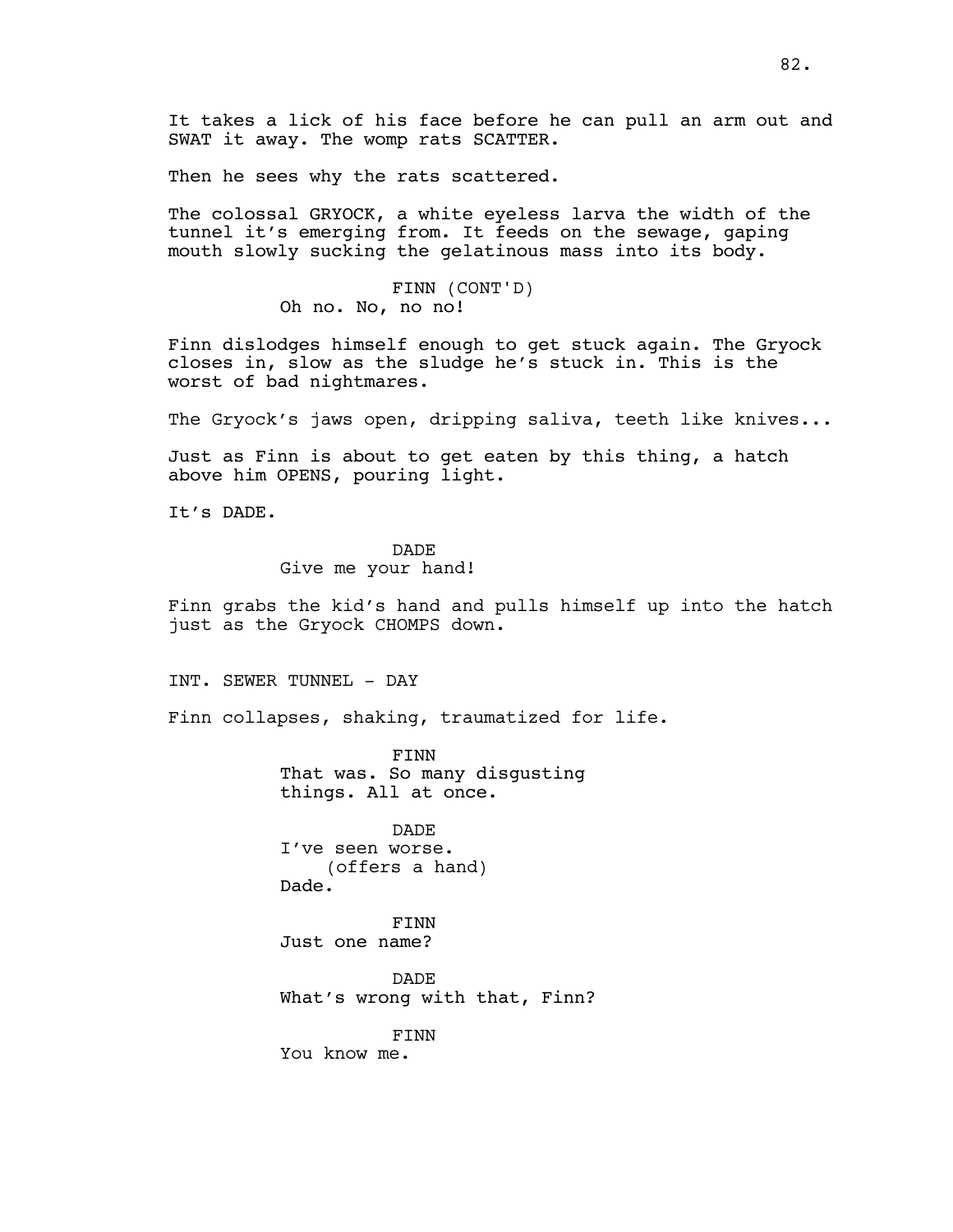It takes a lick of his face before he can pull an arm out and SWAT it away. The womp rats SCATTER.

Then he sees why the rats scattered.

The colossal GRYOCK, a white eyeless larva the width of the tunnel it's emerging from. It feeds on the sewage, gaping mouth slowly sucking the gelatinous mass into its body.

FINN (CONT'D)
Oh no. No, no no!

Finn dislodges himself enough to get stuck again. The Gryock closes in, slow as the sludge he's stuck in. This is the worst of bad nightmares.

The Gryock's jaws open, dripping saliva, teeth like knives...

Just as Finn is about to get eaten by this thing, a hatch above him OPENS, pouring light.

It's DADE.

DADE
Give me your hand!

Finn grabs the kid's hand and pulls himself up into the hatch just as the Gryock CHOMPS down.

INT. SEWER TUNNEL - DAY

Finn collapses, shaking, traumatized for life.

FINN
That was. So many disgusting things. All at once.

DADE
I've seen worse.
(offers a hand)
Dade.

FINN
Just one name?

DADE
What's wrong with that, Finn?

FINN
You know me.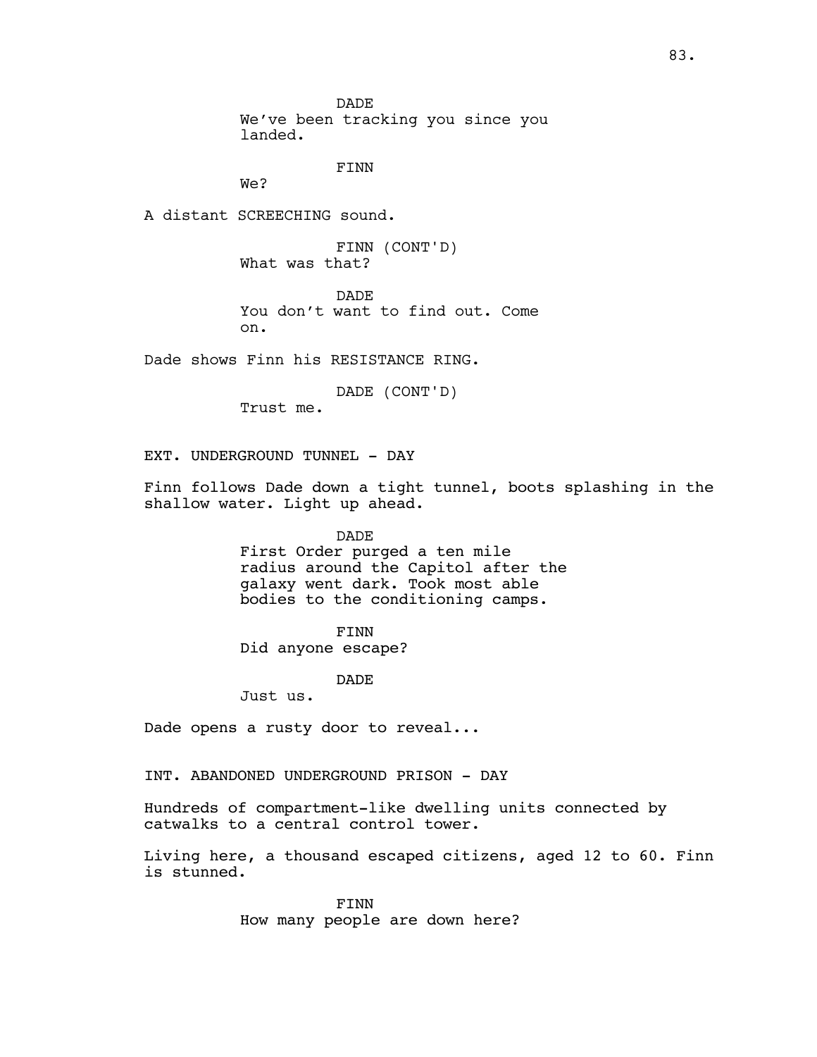DADE
We've been tracking you since you landed.

FINN
We?

A distant SCREECHING sound.

FINN (CONT'D)
What was that?

DADE
You don't want to find out. Come on.

Dade shows Finn his RESISTANCE RING.

DADE (CONT'D)
Trust me.

EXT. UNDERGROUND TUNNEL - DAY

Finn follows Dade down a tight tunnel, boots splashing in the shallow water. Light up ahead.

DADE
First Order purged a ten mile radius around the Capitol after the galaxy went dark. Took most able bodies to the conditioning camps.

FINN
Did anyone escape?

DADE
Just us.

Dade opens a rusty door to reveal...

INT. ABANDONED UNDERGROUND PRISON - DAY

Hundreds of compartment-like dwelling units connected by catwalks to a central control tower.

Living here, a thousand escaped citizens, aged 12 to 60. Finn is stunned.

FINN
How many people are down here?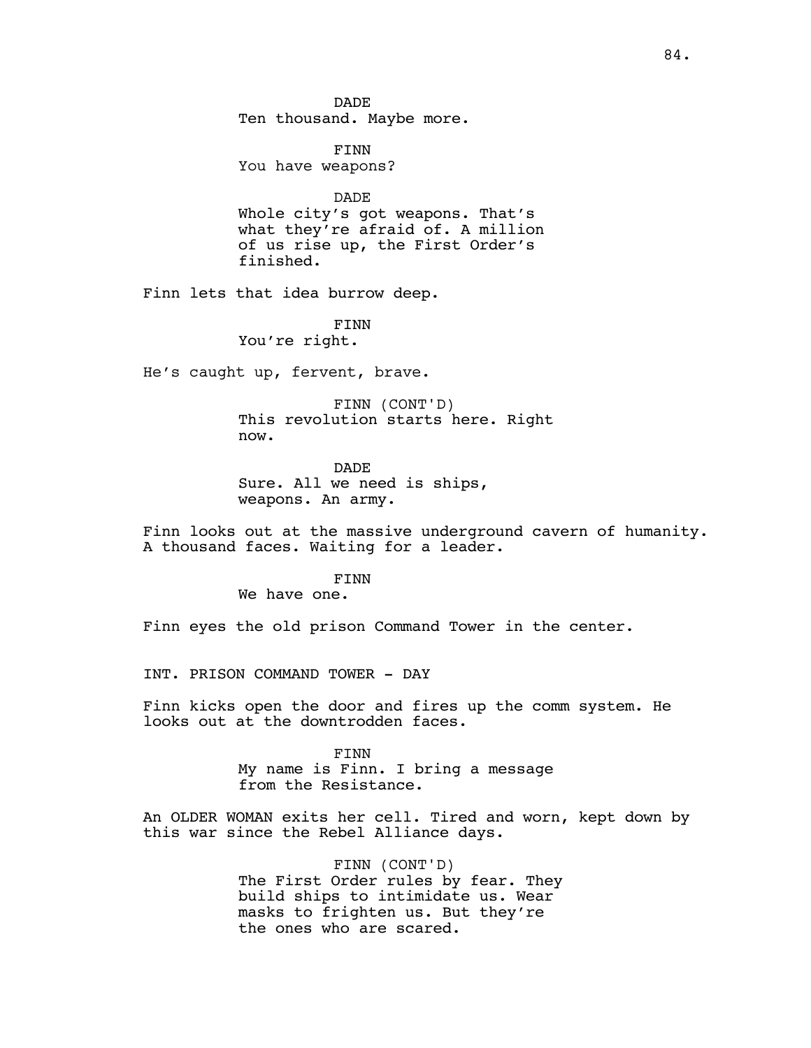DADE
Ten thousand. Maybe more.

FINN
You have weapons?

DADE
Whole city's got weapons. That's what they're afraid of. A million of us rise up, the First Order's finished.

Finn lets that idea burrow deep.

FINN
You're right.

He's caught up, fervent, brave.

FINN (CONT'D)
This revolution starts here. Right now.

DADE
Sure. All we need is ships, weapons. An army.

Finn looks out at the massive underground cavern of humanity. A thousand faces. Waiting for a leader.

FINN
We have one.

Finn eyes the old prison Command Tower in the center.

INT. PRISON COMMAND TOWER - DAY

Finn kicks open the door and fires up the comm system. He looks out at the downtrodden faces.

FINN
My name is Finn. I bring a message from the Resistance.

An OLDER WOMAN exits her cell. Tired and worn, kept down by this war since the Rebel Alliance days.

FINN (CONT'D)
The First Order rules by fear. They build ships to intimidate us. Wear masks to frighten us. But they're the ones who are scared.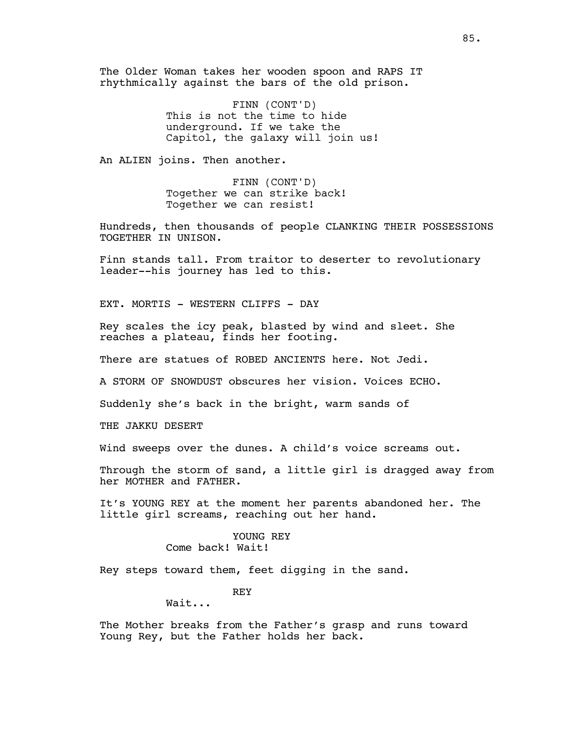The Older Woman takes her wooden spoon and RAPS IT rhythmically against the bars of the old prison.

FINN (CONT'D)
This is not the time to hide underground. If we take the Capitol, the galaxy will join us!

An ALIEN joins. Then another.

FINN (CONT'D)
Together we can strike back! Together we can resist!

Hundreds, then thousands of people CLANKING THEIR POSSESSIONS TOGETHER IN UNISON.

Finn stands tall. From traitor to deserter to revolutionary leader--his journey has led to this.

EXT. MORTIS - WESTERN CLIFFS - DAY

Rey scales the icy peak, blasted by wind and sleet. She reaches a plateau, finds her footing.

There are statues of ROBED ANCIENTS here. Not Jedi.

A STORM OF SNOWDUST obscures her vision. Voices ECHO.

Suddenly she's back in the bright, warm sands of

THE JAKKU DESERT

Wind sweeps over the dunes. A child's voice screams out.

Through the storm of sand, a little girl is dragged away from her MOTHER and FATHER.

It's YOUNG REY at the moment her parents abandoned her. The little girl screams, reaching out her hand.

YOUNG REY
Come back! Wait!

Rey steps toward them, feet digging in the sand.

REY
Wait...

The Mother breaks from the Father's grasp and runs toward Young Rey, but the Father holds her back.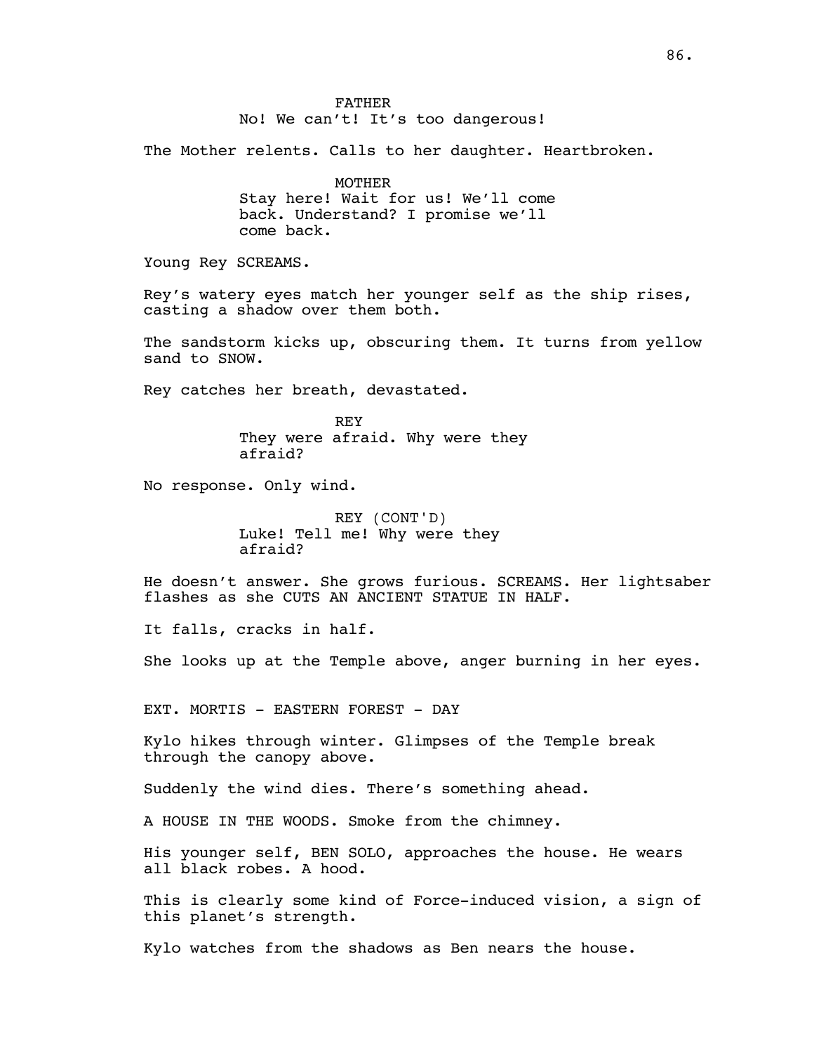FATHER

No! We can't! It's too dangerous!

The Mother relents. Calls to her daughter. Heartbroken.

MOTHER

Stay here! Wait for us! We'll come back. Understand? I promise we'll come back.

Young Rey SCREAMS.

Rey's watery eyes match her younger self as the ship rises, casting a shadow over them both.

The sandstorm kicks up, obscuring them. It turns from yellow sand to SNOW.

Rey catches her breath, devastated.

REY

They were afraid. Why were they afraid?

No response. Only wind.

REY (CONT'D)

Luke! Tell me! Why were they afraid?

He doesn't answer. She grows furious. SCREAMS. Her lightsaber flashes as she CUTS AN ANCIENT STATUE IN HALF.

It falls, cracks in half.

She looks up at the Temple above, anger burning in her eyes.

EXT. MORTIS - EASTERN FOREST - DAY

Kylo hikes through winter. Glimpses of the Temple break through the canopy above.

Suddenly the wind dies. There's something ahead.

A HOUSE IN THE WOODS. Smoke from the chimney.

His younger self, BEN SOLO, approaches the house. He wears all black robes. A hood.

This is clearly some kind of Force-induced vision, a sign of this planet's strength.

Kylo watches from the shadows as Ben nears the house.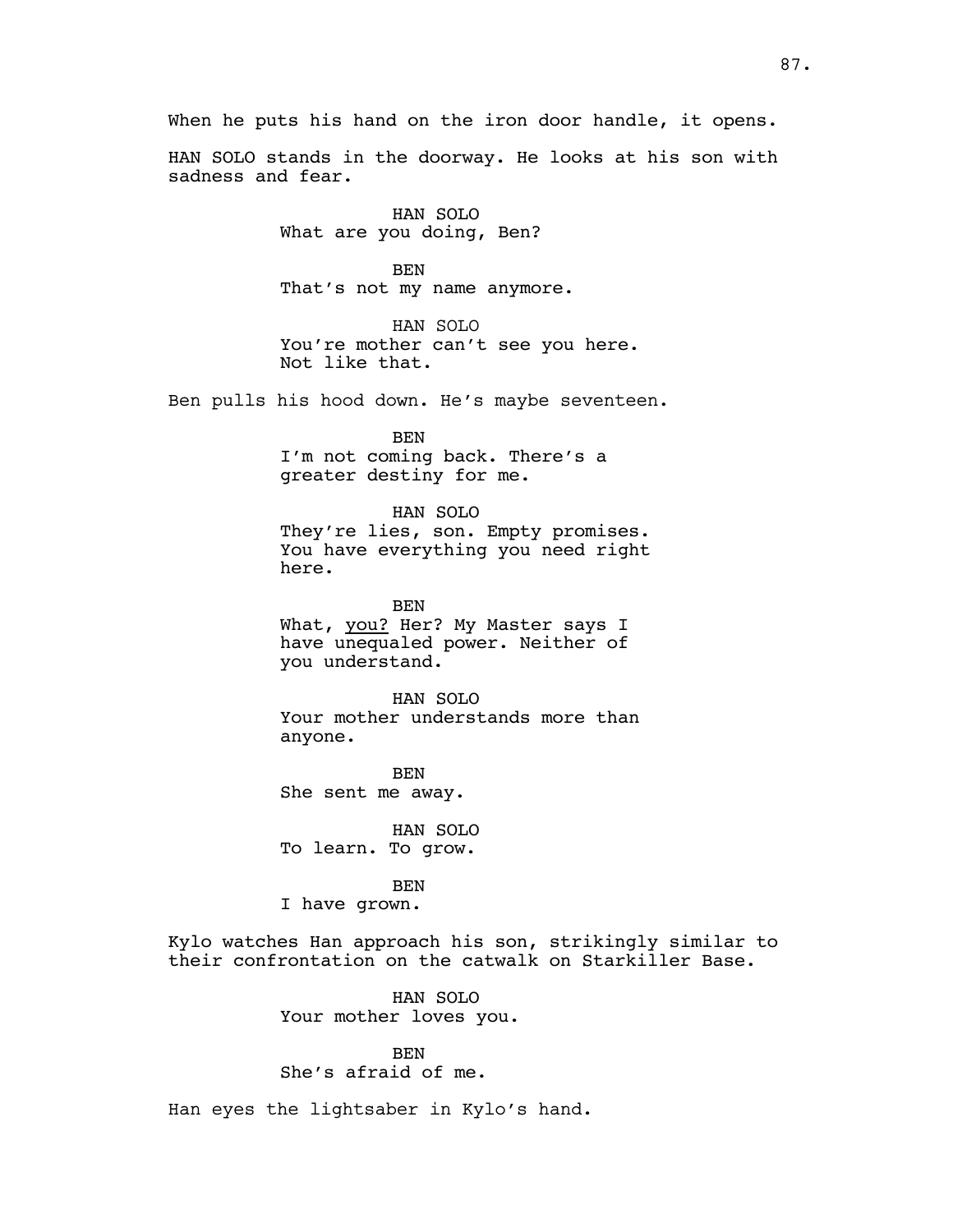When he puts his hand on the iron door handle, it opens.

HAN SOLO stands in the doorway. He looks at his son with sadness and fear.

HAN SOLO
What are you doing, Ben?

BEN
That's not my name anymore.

HAN SOLO
You're mother can't see you here.
Not like that.

Ben pulls his hood down. He's maybe seventeen.

BEN
I'm not coming back. There's a greater destiny for me.

HAN SOLO
They're lies, son. Empty promises.
You have everything you need right here.

BEN
What, <u>you?</u> Her? My Master says I have unequaled power. Neither of you understand.

HAN SOLO
Your mother understands more than anyone.

BEN
She sent me away.

HAN SOLO
To learn. To grow.

BEN
I have grown.

Kylo watches Han approach his son, strikingly similar to their confrontation on the catwalk on Starkiller Base.

HAN SOLO
Your mother loves you.

BEN
She's afraid of me.

Han eyes the lightsaber in Kylo's hand.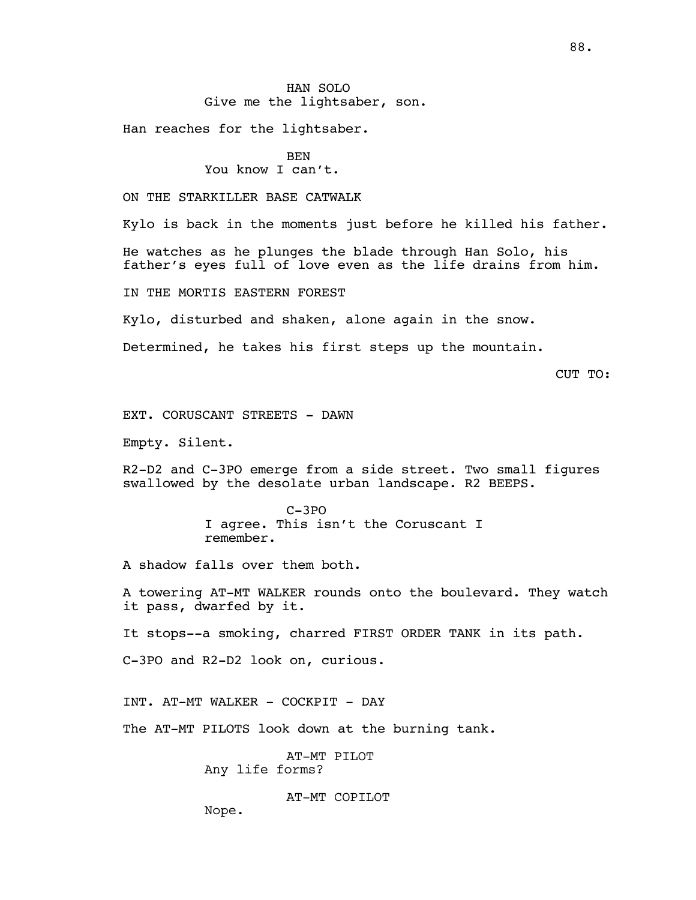HAN SOLO

Give me the lightsaber, son.

Han reaches for the lightsaber.

BEN

You know I can't.

ON THE STARKILLER BASE CATWALK

Kylo is back in the moments just before he killed his father.

He watches as he plunges the blade through Han Solo, his father's eyes full of love even as the life drains from him.

IN THE MORTIS EASTERN FOREST

Kylo, disturbed and shaken, alone again in the snow.

Determined, he takes his first steps up the mountain.

CUT TO:

EXT. CORUSCANT STREETS - DAWN

Empty. Silent.

R2-D2 and C-3PO emerge from a side street. Two small figures swallowed by the desolate urban landscape. R2 BEEPS.

C-3PO

I agree. This isn't the Coruscant I remember.

A shadow falls over them both.

A towering AT-MT WALKER rounds onto the boulevard. They watch it pass, dwarfed by it.

It stops--a smoking, charred FIRST ORDER TANK in its path.

C-3PO and R2-D2 look on, curious.

INT. AT-MT WALKER - COCKPIT - DAY

The AT-MT PILOTS look down at the burning tank.

AT-MT PILOT

Any life forms?

AT-MT COPILOT

Nope.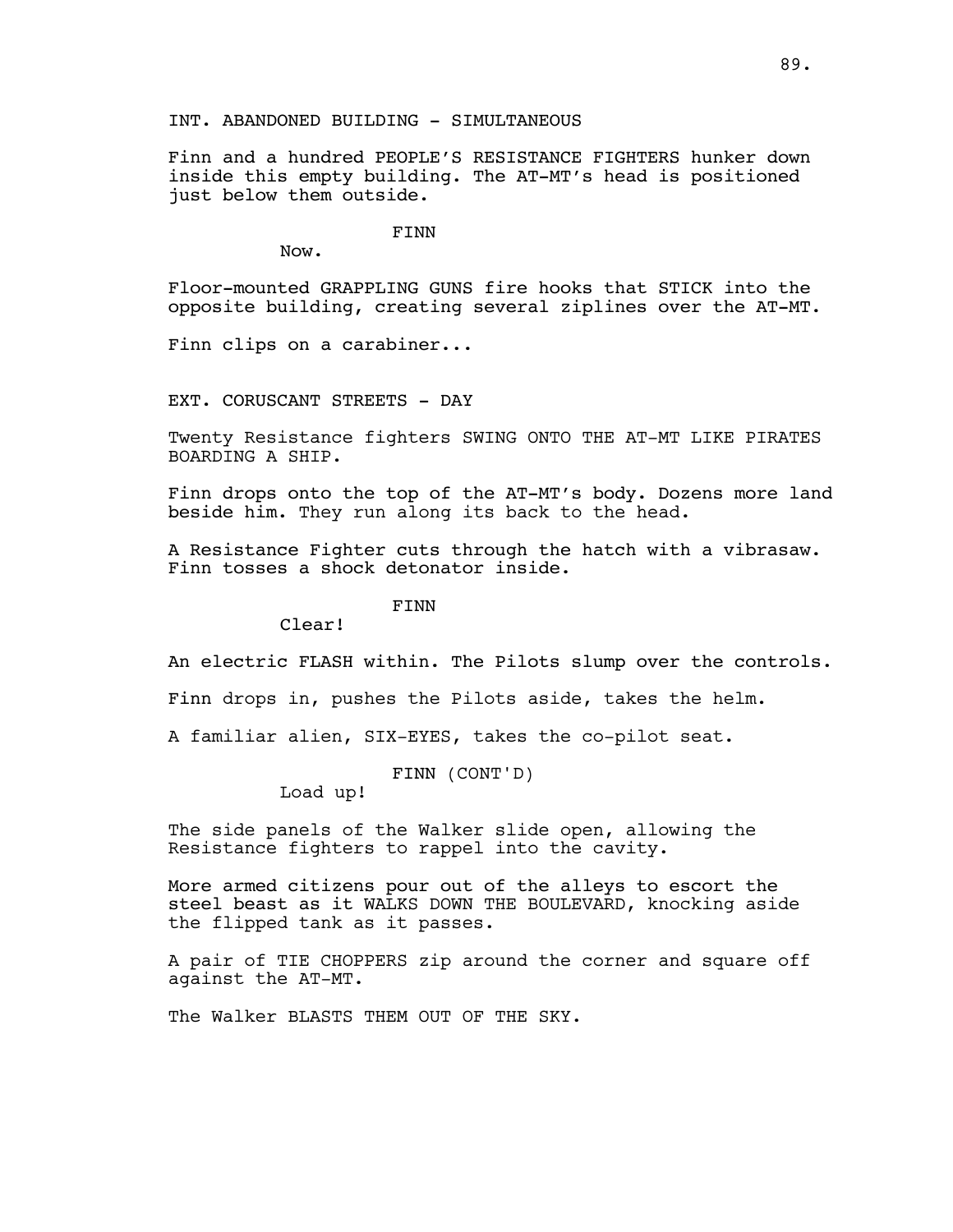INT. ABANDONED BUILDING - SIMULTANEOUS

Finn and a hundred PEOPLE'S RESISTANCE FIGHTERS hunker down inside this empty building. The AT-MT's head is positioned just below them outside.

FINN

Now.

Floor-mounted GRAPPLING GUNS fire hooks that STICK into the opposite building, creating several ziplines over the AT-MT.

Finn clips on a carabiner...

EXT. CORUSCANT STREETS - DAY

Twenty Resistance fighters SWING ONTO THE AT-MT LIKE PIRATES BOARDING A SHIP.

Finn drops onto the top of the AT-MT's body. Dozens more land beside him. They run along its back to the head.

A Resistance Fighter cuts through the hatch with a vibrasaw. Finn tosses a shock detonator inside.

FINN

Clear!

An electric FLASH within. The Pilots slump over the controls.

Finn drops in, pushes the Pilots aside, takes the helm.

A familiar alien, SIX-EYES, takes the co-pilot seat.

FINN (CONT'D)

Load up!

The side panels of the Walker slide open, allowing the Resistance fighters to rappel into the cavity.

More armed citizens pour out of the alleys to escort the steel beast as it WALKS DOWN THE BOULEVARD, knocking aside the flipped tank as it passes.

A pair of TIE CHOPPERS zip around the corner and square off against the AT-MT.

The Walker BLASTS THEM OUT OF THE SKY.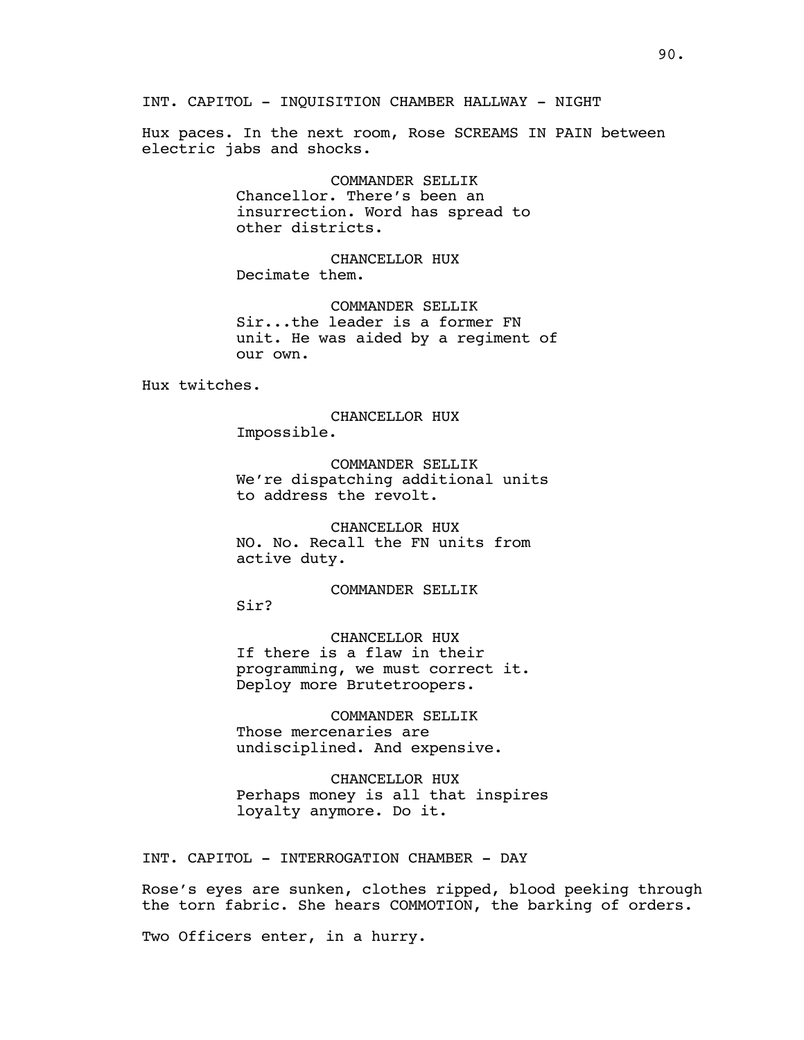INT. CAPITOL - INQUISITION CHAMBER HALLWAY - NIGHT

Hux paces. In the next room, Rose SCREAMS IN PAIN between electric jabs and shocks.

COMMANDER SELLIK
Chancellor. There's been an insurrection. Word has spread to other districts.

CHANCELLOR HUX
Decimate them.

COMMANDER SELLIK
Sir...the leader is a former FN unit. He was aided by a regiment of our own.

Hux twitches.

CHANCELLOR HUX
Impossible.

COMMANDER SELLIK
We're dispatching additional units to address the revolt.

CHANCELLOR HUX
NO. No. Recall the FN units from active duty.

COMMANDER SELLIK
Sir?

CHANCELLOR HUX
If there is a flaw in their programming, we must correct it. Deploy more Brutetroopers.

COMMANDER SELLIK
Those mercenaries are undisciplined. And expensive.

CHANCELLOR HUX
Perhaps money is all that inspires loyalty anymore. Do it.

INT. CAPITOL - INTERROGATION CHAMBER - DAY

Rose's eyes are sunken, clothes ripped, blood peeking through the torn fabric. She hears COMMOTION, the barking of orders.

Two Officers enter, in a hurry.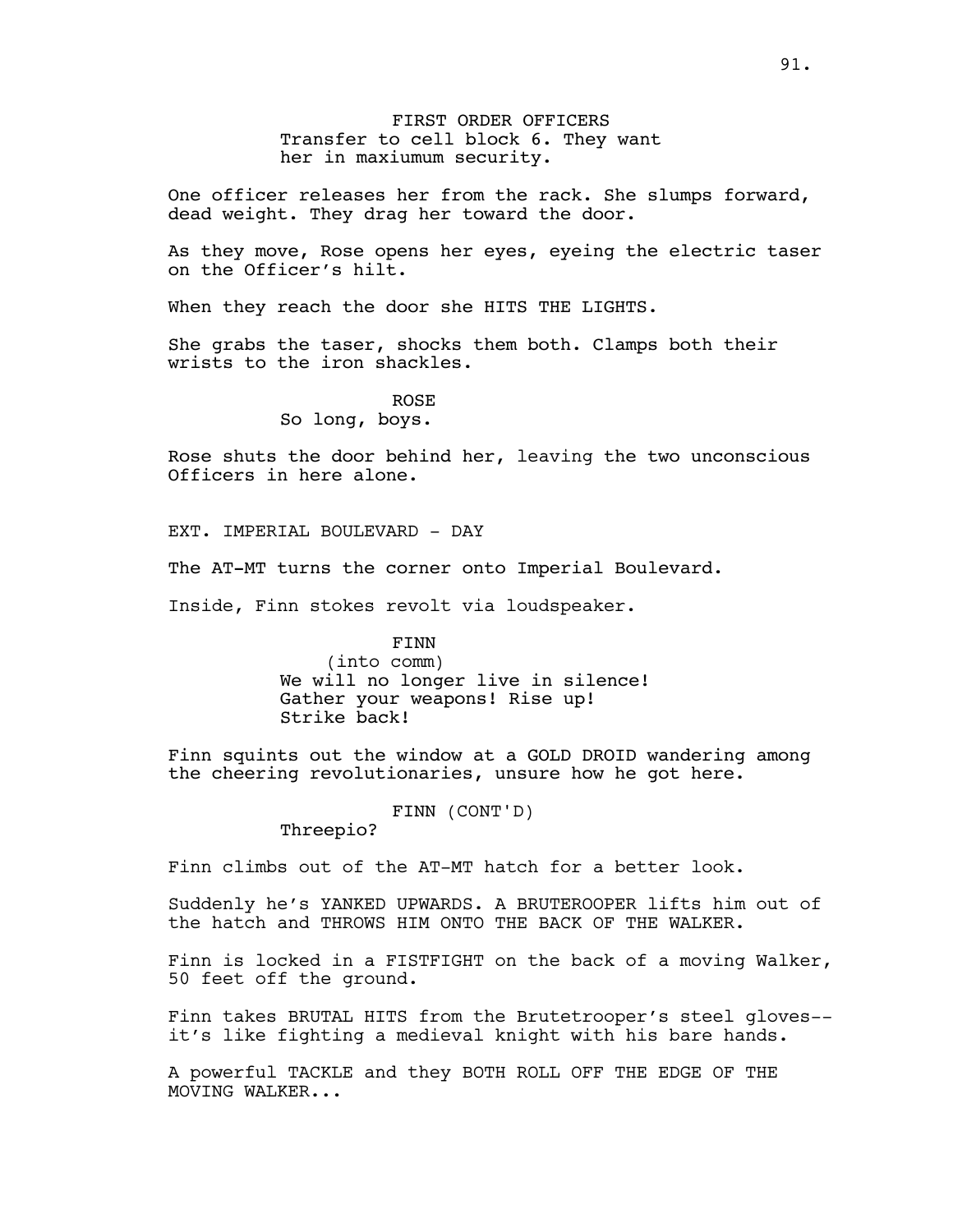FIRST ORDER OFFICERS
Transfer to cell block 6. They want her in maxiumum security.

One officer releases her from the rack. She slumps forward, dead weight. They drag her toward the door.

As they move, Rose opens her eyes, eyeing the electric taser on the Officer's hilt.

When they reach the door she HITS THE LIGHTS.

She grabs the taser, shocks them both. Clamps both their wrists to the iron shackles.

ROSE
So long, boys.

Rose shuts the door behind her, leaving the two unconscious Officers in here alone.

EXT. IMPERIAL BOULEVARD - DAY

The AT-MT turns the corner onto Imperial Boulevard.

Inside, Finn stokes revolt via loudspeaker.

FINN
(into comm)
We will no longer live in silence! Gather your weapons! Rise up! Strike back!

Finn squints out the window at a GOLD DROID wandering among the cheering revolutionaries, unsure how he got here.

FINN (CONT'D)
Threepio?

Finn climbs out of the AT-MT hatch for a better look.

Suddenly he's YANKED UPWARDS. A BRUTEROOPER lifts him out of the hatch and THROWS HIM ONTO THE BACK OF THE WALKER.

Finn is locked in a FISTFIGHT on the back of a moving Walker, 50 feet off the ground.

Finn takes BRUTAL HITS from the Brutetrooper's steel gloves-- it's like fighting a medieval knight with his bare hands.

A powerful TACKLE and they BOTH ROLL OFF THE EDGE OF THE MOVING WALKER...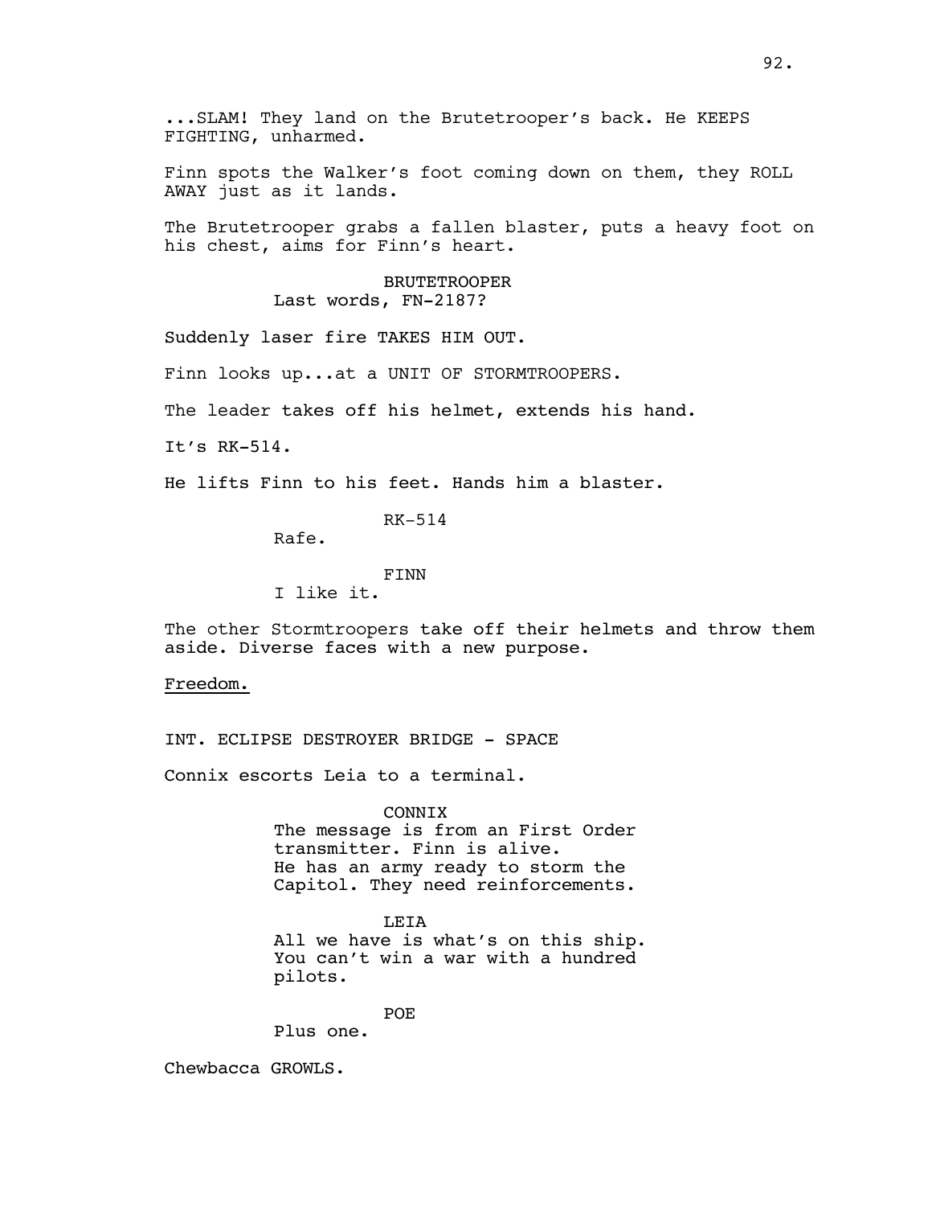...SLAM! They land on the Brutetrooper's back. He KEEPS FIGHTING, unharmed.

Finn spots the Walker's foot coming down on them, they ROLL AWAY just as it lands.

The Brutetrooper grabs a fallen blaster, puts a heavy foot on his chest, aims for Finn's heart.

BRUTETROOPER
Last words, FN-2187?

Suddenly laser fire TAKES HIM OUT.

Finn looks up...at a UNIT OF STORMTROOPERS.

The leader takes off his helmet, extends his hand.

It's RK-514.

He lifts Finn to his feet. Hands him a blaster.

RK-514
Rafe.

FINN
I like it.

The other Stormtroopers take off their helmets and throw them aside. Diverse faces with a new purpose.

<u>Freedom.</u>

INT. ECLIPSE DESTROYER BRIDGE - SPACE

Connix escorts Leia to a terminal.

CONNIX
The message is from an First Order transmitter. Finn is alive. He has an army ready to storm the Capitol. They need reinforcements.

LEIA
All we have is what's on this ship. You can't win a war with a hundred pilots.

POE
Plus one.

Chewbacca GROWLS.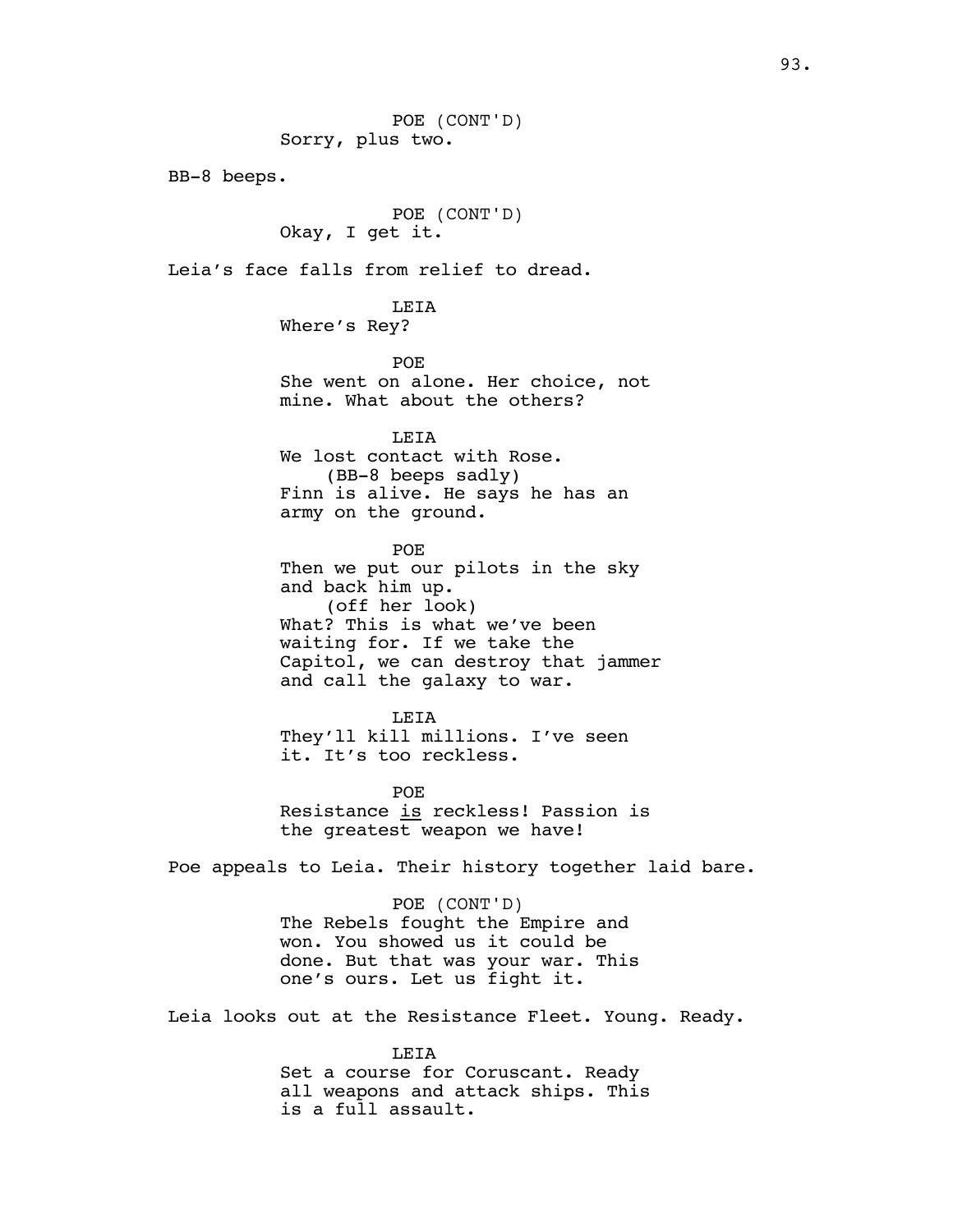POE (CONT'D)
Sorry, plus two.

BB-8 beeps.

POE (CONT'D)
Okay, I get it.

Leia's face falls from relief to dread.

LEIA
Where's Rey?

POE
She went on alone. Her choice, not mine. What about the others?

LEIA
We lost contact with Rose.
(BB-8 beeps sadly)
Finn is alive. He says he has an army on the ground.

POE
Then we put our pilots in the sky and back him up.
(off her look)
What? This is what we've been waiting for. If we take the Capitol, we can destroy that jammer and call the galaxy to war.

LEIA
They'll kill millions. I've seen it. It's too reckless.

POE
Resistance <u>is</u> reckless! Passion is the greatest weapon we have!

Poe appeals to Leia. Their history together laid bare.

POE (CONT'D)
The Rebels fought the Empire and won. You showed us it could be done. But that was your war. This one's ours. Let us fight it.

Leia looks out at the Resistance Fleet. Young. Ready.

LEIA
Set a course for Coruscant. Ready all weapons and attack ships. This is a full assault.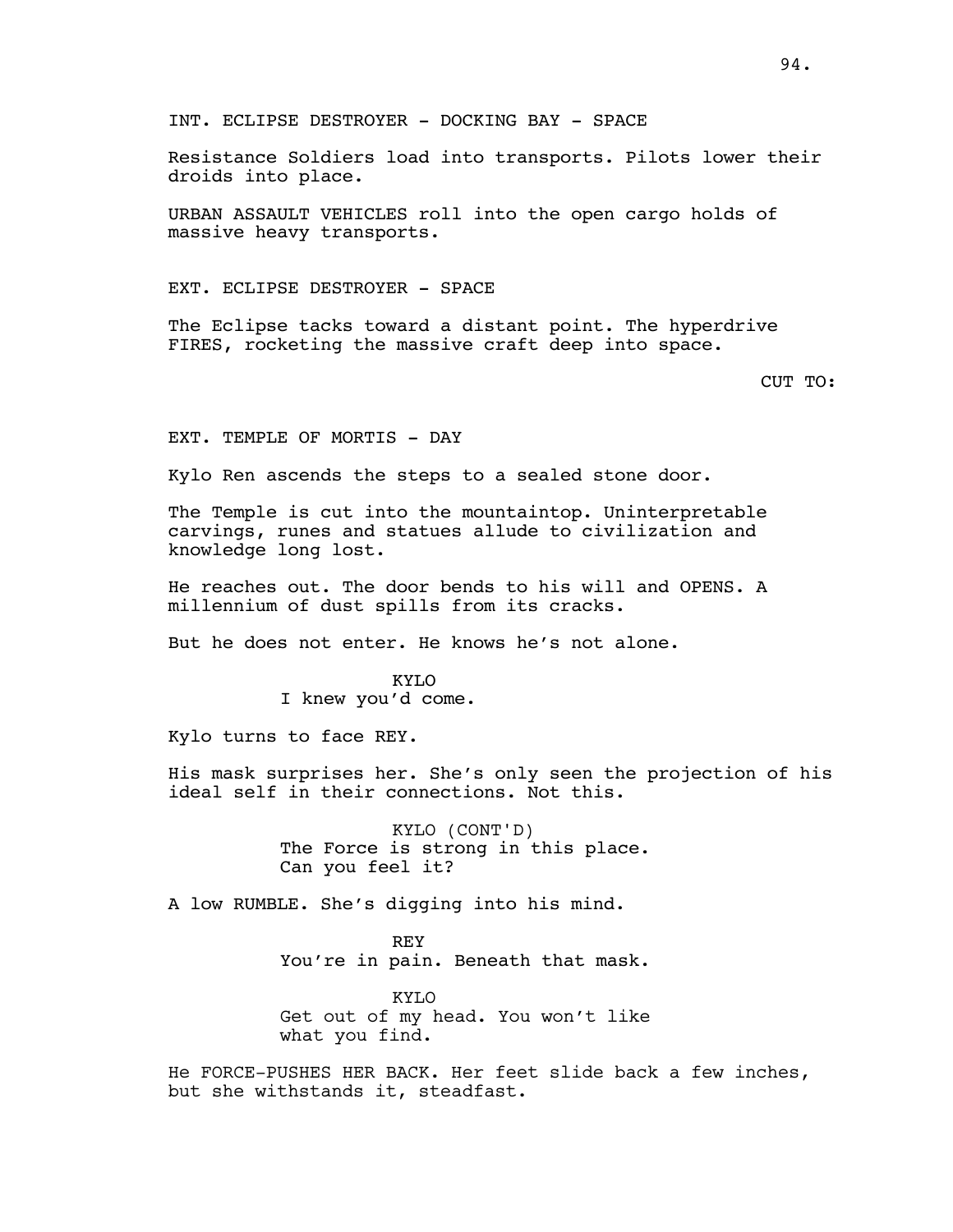INT. ECLIPSE DESTROYER - DOCKING BAY - SPACE

Resistance Soldiers load into transports. Pilots lower their droids into place.

URBAN ASSAULT VEHICLES roll into the open cargo holds of massive heavy transports.

EXT. ECLIPSE DESTROYER - SPACE

The Eclipse tacks toward a distant point. The hyperdrive FIRES, rocketing the massive craft deep into space.

CUT TO:

EXT. TEMPLE OF MORTIS - DAY

Kylo Ren ascends the steps to a sealed stone door.

The Temple is cut into the mountaintop. Uninterpretable carvings, runes and statues allude to civilization and knowledge long lost.

He reaches out. The door bends to his will and OPENS. A millennium of dust spills from its cracks.

But he does not enter. He knows he's not alone.

KYLO
I knew you'd come.

Kylo turns to face REY.

His mask surprises her. She's only seen the projection of his ideal self in their connections. Not this.

KYLO (CONT'D)
The Force is strong in this place. Can you feel it?

A low RUMBLE. She's digging into his mind.

REY
You're in pain. Beneath that mask.

KYLO
Get out of my head. You won't like what you find.

He FORCE-PUSHES HER BACK. Her feet slide back a few inches, but she withstands it, steadfast.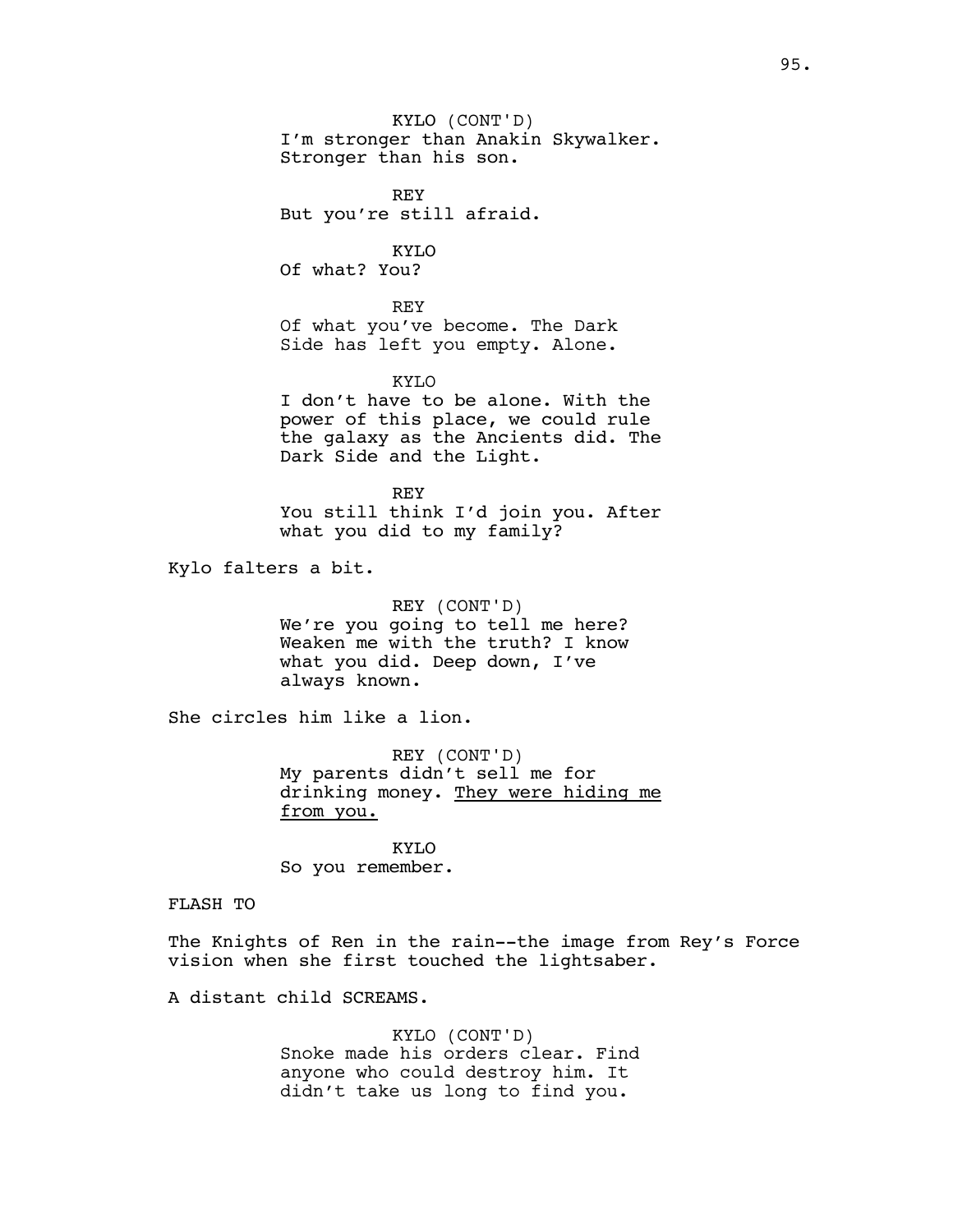KYLO (CONT'D)
I'm stronger than Anakin Skywalker.
Stronger than his son.

REY
But you're still afraid.

KYLO
Of what? You?

REY
Of what you've become. The Dark
Side has left you empty. Alone.

KYLO
I don't have to be alone. With the
power of this place, we could rule
the galaxy as the Ancients did. The
Dark Side and the Light.

REY
You still think I'd join you. After
what you did to my family?

Kylo falters a bit.

REY (CONT'D)
We're you going to tell me here?
Weaken me with the truth? I know
what you did. Deep down, I've
always known.

She circles him like a lion.

REY (CONT'D)
My parents didn't sell me for
drinking money. <u>They were hiding me
from you.</u>

KYLO
So you remember.

FLASH TO

The Knights of Ren in the rain--the image from Rey's Force
vision when she first touched the lightsaber.

A distant child SCREAMS.

KYLO (CONT'D)
Snoke made his orders clear. Find
anyone who could destroy him. It
didn't take us long to find you.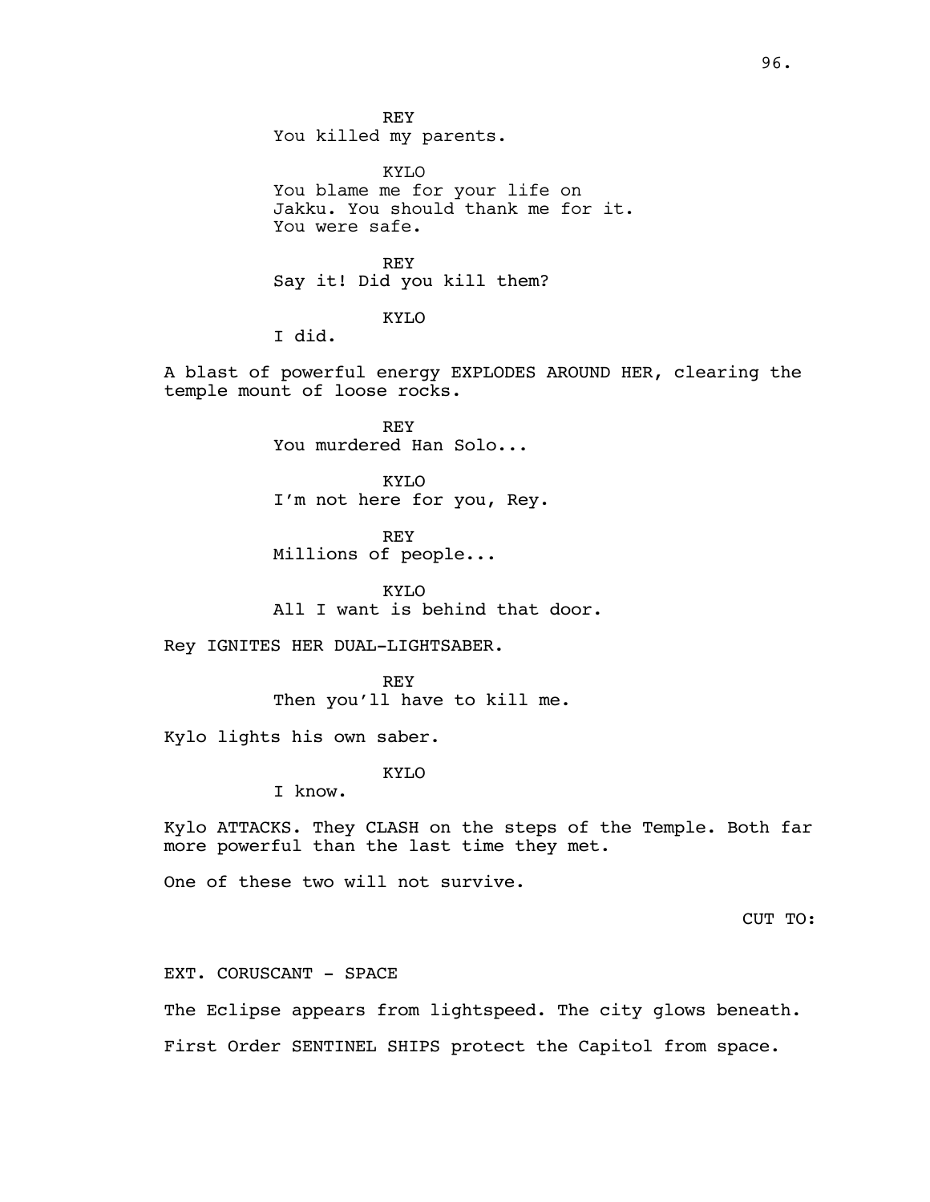REY
You killed my parents.

KYLO
You blame me for your life on Jakku. You should thank me for it. You were safe.

REY
Say it! Did you kill them?

KYLO
I did.

A blast of powerful energy EXPLODES AROUND HER, clearing the temple mount of loose rocks.

REY
You murdered Han Solo...

KYLO
I'm not here for you, Rey.

REY
Millions of people...

KYLO
All I want is behind that door.

Rey IGNITES HER DUAL-LIGHTSABER.

REY
Then you'll have to kill me.

Kylo lights his own saber.

KYLO
I know.

Kylo ATTACKS. They CLASH on the steps of the Temple. Both far more powerful than the last time they met.

One of these two will not survive.

CUT TO:

EXT. CORUSCANT - SPACE

The Eclipse appears from lightspeed. The city glows beneath.

First Order SENTINEL SHIPS protect the Capitol from space.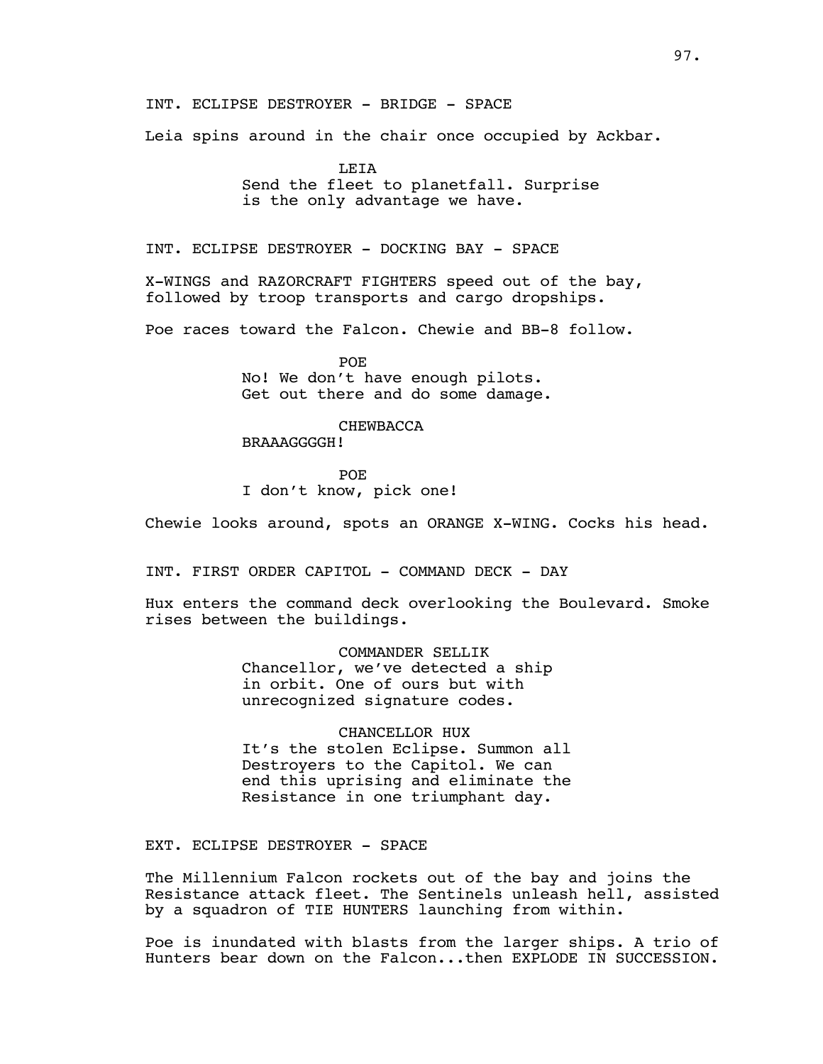INT. ECLIPSE DESTROYER - BRIDGE - SPACE

Leia spins around in the chair once occupied by Ackbar.

LEIA
Send the fleet to planetfall. Surprise is the only advantage we have.

INT. ECLIPSE DESTROYER - DOCKING BAY - SPACE

X-WINGS and RAZORCRAFT FIGHTERS speed out of the bay, followed by troop transports and cargo dropships.

Poe races toward the Falcon. Chewie and BB-8 follow.

POE
No! We don't have enough pilots. Get out there and do some damage.

CHEWBACCA
BRAAAGGGGH!

POE
I don't know, pick one!

Chewie looks around, spots an ORANGE X-WING. Cocks his head.

INT. FIRST ORDER CAPITOL - COMMAND DECK - DAY

Hux enters the command deck overlooking the Boulevard. Smoke rises between the buildings.

COMMANDER SELLIK
Chancellor, we've detected a ship in orbit. One of ours but with unrecognized signature codes.

CHANCELLOR HUX
It's the stolen Eclipse. Summon all Destroyers to the Capitol. We can end this uprising and eliminate the Resistance in one triumphant day.

EXT. ECLIPSE DESTROYER - SPACE

The Millennium Falcon rockets out of the bay and joins the Resistance attack fleet. The Sentinels unleash hell, assisted by a squadron of TIE HUNTERS launching from within.

Poe is inundated with blasts from the larger ships. A trio of Hunters bear down on the Falcon...then EXPLODE IN SUCCESSION.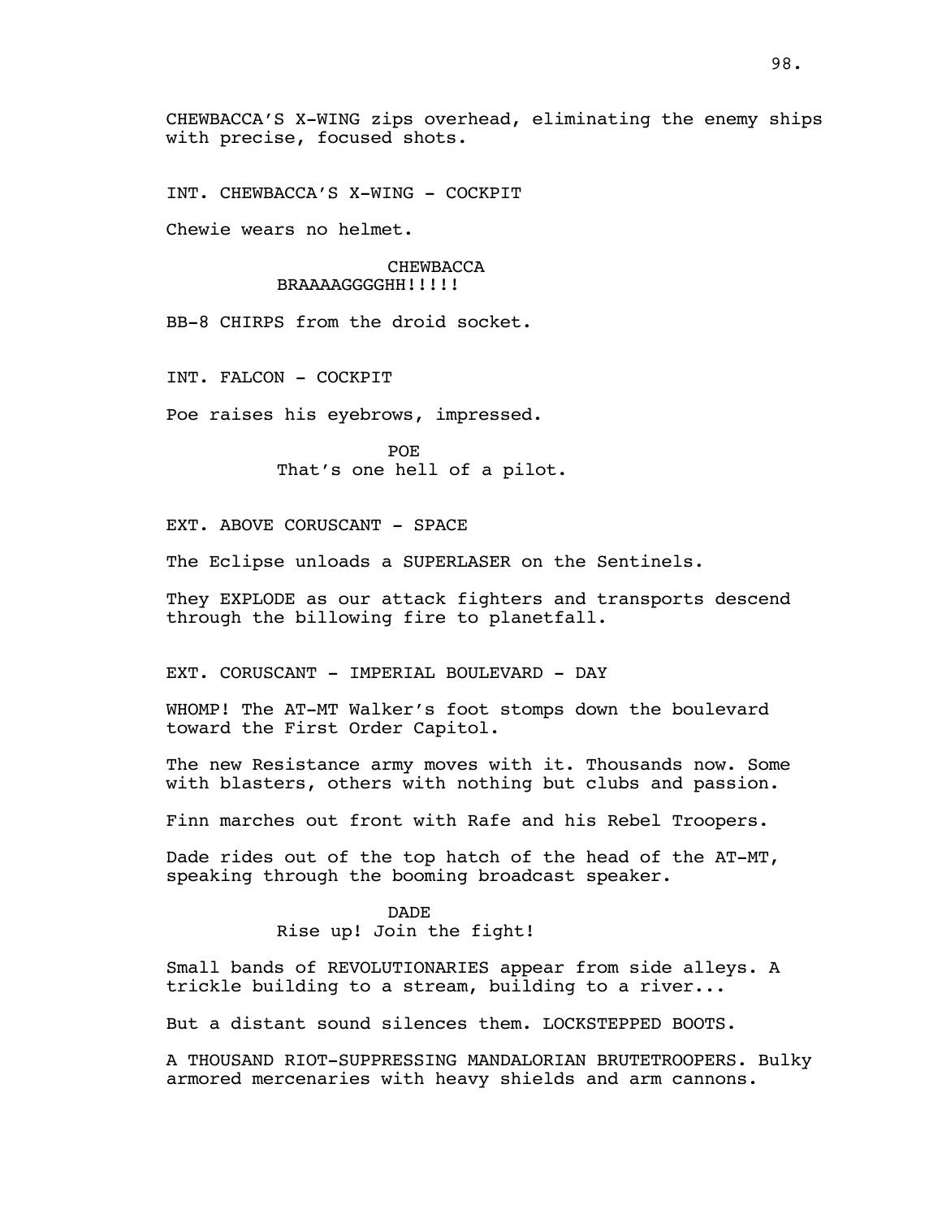CHEWBACCA'S X-WING zips overhead, eliminating the enemy ships with precise, focused shots.

INT. CHEWBACCA'S X-WING - COCKPIT

Chewie wears no helmet.

CHEWBACCA
BRAAAAGGGGHH!!!!!

BB-8 CHIRPS from the droid socket.

INT. FALCON - COCKPIT

Poe raises his eyebrows, impressed.

POE
That's one hell of a pilot.

EXT. ABOVE CORUSCANT - SPACE

The Eclipse unloads a SUPERLASER on the Sentinels.

They EXPLODE as our attack fighters and transports descend through the billowing fire to planetfall.

EXT. CORUSCANT - IMPERIAL BOULEVARD - DAY

WHOMP! The AT-MT Walker's foot stomps down the boulevard toward the First Order Capitol.

The new Resistance army moves with it. Thousands now. Some with blasters, others with nothing but clubs and passion.

Finn marches out front with Rafe and his Rebel Troopers.

Dade rides out of the top hatch of the head of the AT-MT, speaking through the booming broadcast speaker.

DADE
Rise up! Join the fight!

Small bands of REVOLUTIONARIES appear from side alleys. A trickle building to a stream, building to a river...

But a distant sound silences them. LOCKSTEPPED BOOTS.

A THOUSAND RIOT-SUPPRESSING MANDALORIAN BRUTETROOPERS. Bulky armored mercenaries with heavy shields and arm cannons.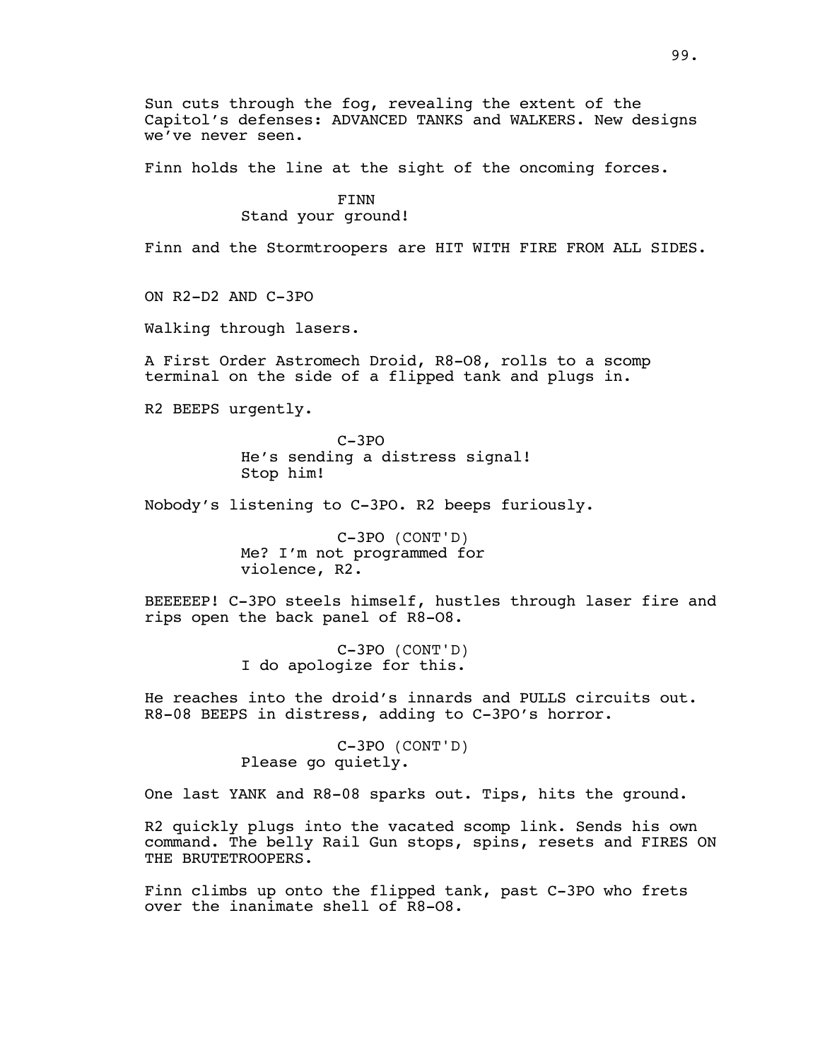Sun cuts through the fog, revealing the extent of the Capitol's defenses: ADVANCED TANKS and WALKERS. New designs we've never seen.

Finn holds the line at the sight of the oncoming forces.

FINN
Stand your ground!

Finn and the Stormtroopers are HIT WITH FIRE FROM ALL SIDES.

ON R2-D2 AND C-3PO

Walking through lasers.

A First Order Astromech Droid, R8-O8, rolls to a scomp terminal on the side of a flipped tank and plugs in.

R2 BEEPS urgently.

C-3PO
He's sending a distress signal! Stop him!

Nobody's listening to C-3PO. R2 beeps furiously.

C-3PO (CONT'D)
Me? I'm not programmed for violence, R2.

BEEEEEP! C-3PO steels himself, hustles through laser fire and rips open the back panel of R8-O8.

C-3PO (CONT'D)
I do apologize for this.

He reaches into the droid's innards and PULLS circuits out. R8-08 BEEPS in distress, adding to C-3PO's horror.

C-3PO (CONT'D)
Please go quietly.

One last YANK and R8-08 sparks out. Tips, hits the ground.

R2 quickly plugs into the vacated scomp link. Sends his own command. The belly Rail Gun stops, spins, resets and FIRES ON THE BRUTETROOPERS.

Finn climbs up onto the flipped tank, past C-3PO who frets over the inanimate shell of R8-O8.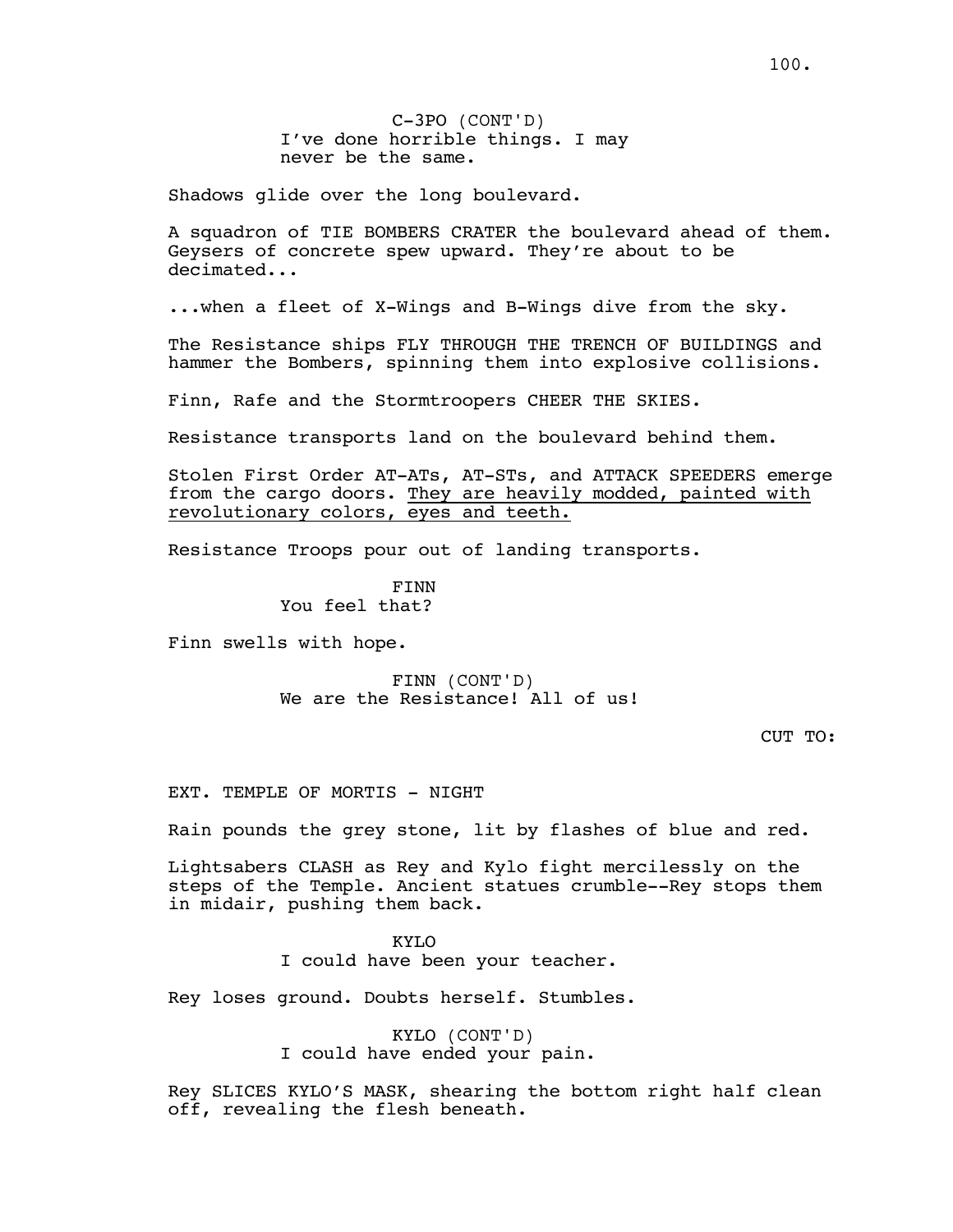C-3PO (CONT'D)
I've done horrible things. I may never be the same.

Shadows glide over the long boulevard.

A squadron of TIE BOMBERS CRATER the boulevard ahead of them. Geysers of concrete spew upward. They're about to be decimated...

...when a fleet of X-Wings and B-Wings dive from the sky.

The Resistance ships FLY THROUGH THE TRENCH OF BUILDINGS and hammer the Bombers, spinning them into explosive collisions.

Finn, Rafe and the Stormtroopers CHEER THE SKIES.

Resistance transports land on the boulevard behind them.

Stolen First Order AT-ATs, AT-STs, and ATTACK SPEEDERS emerge from the cargo doors. <u>They are heavily modded, painted with revolutionary colors, eyes and teeth.</u>

Resistance Troops pour out of landing transports.

FINN
You feel that?

Finn swells with hope.

FINN (CONT'D)
We are the Resistance! All of us!

CUT TO:

EXT. TEMPLE OF MORTIS - NIGHT

Rain pounds the grey stone, lit by flashes of blue and red.

Lightsabers CLASH as Rey and Kylo fight mercilessly on the steps of the Temple. Ancient statues crumble--Rey stops them in midair, pushing them back.

KYLO
I could have been your teacher.

Rey loses ground. Doubts herself. Stumbles.

KYLO (CONT'D)
I could have ended your pain.

Rey SLICES KYLO'S MASK, shearing the bottom right half clean off, revealing the flesh beneath.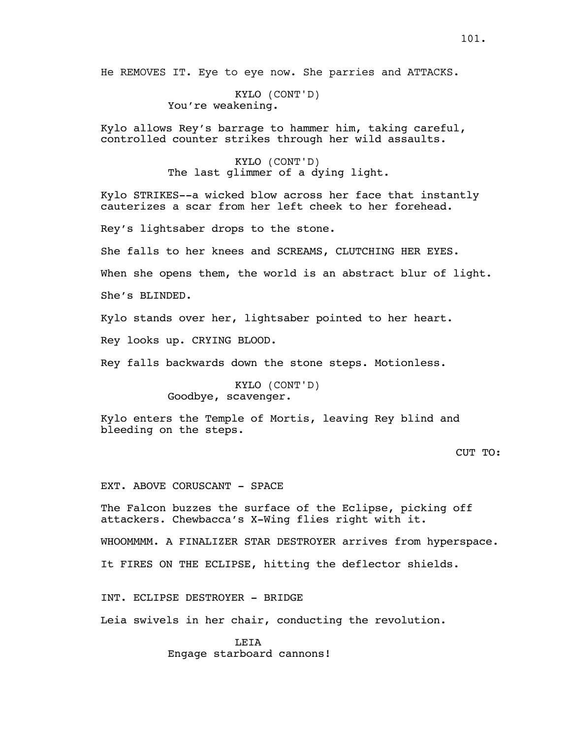He REMOVES IT. Eye to eye now. She parries and ATTACKS.

KYLO (CONT'D)
You're weakening.

Kylo allows Rey's barrage to hammer him, taking careful, controlled counter strikes through her wild assaults.

KYLO (CONT'D)
The last glimmer of a dying light.

Kylo STRIKES--a wicked blow across her face that instantly cauterizes a scar from her left cheek to her forehead.

Rey's lightsaber drops to the stone.

She falls to her knees and SCREAMS, CLUTCHING HER EYES.

When she opens them, the world is an abstract blur of light.

She's BLINDED.

Kylo stands over her, lightsaber pointed to her heart.

Rey looks up. CRYING BLOOD.

Rey falls backwards down the stone steps. Motionless.

KYLO (CONT'D)
Goodbye, scavenger.

Kylo enters the Temple of Mortis, leaving Rey blind and bleeding on the steps.

CUT TO:

EXT. ABOVE CORUSCANT - SPACE

The Falcon buzzes the surface of the Eclipse, picking off attackers. Chewbacca's X-Wing flies right with it.

WHOOMMMM. A FINALIZER STAR DESTROYER arrives from hyperspace.

It FIRES ON THE ECLIPSE, hitting the deflector shields.

INT. ECLIPSE DESTROYER - BRIDGE

Leia swivels in her chair, conducting the revolution.

LEIA
Engage starboard cannons!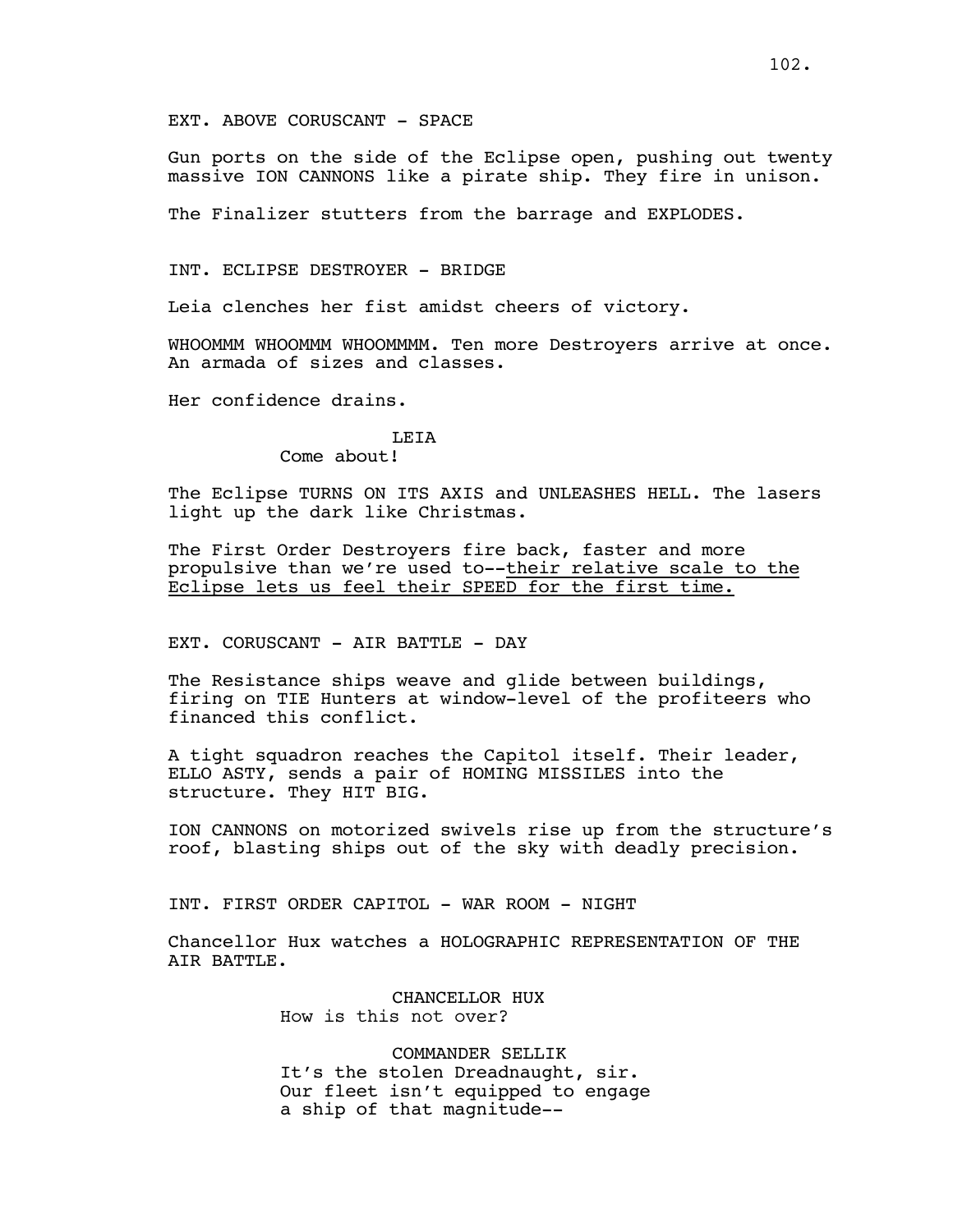EXT. ABOVE CORUSCANT - SPACE

Gun ports on the side of the Eclipse open, pushing out twenty massive ION CANNONS like a pirate ship. They fire in unison.

The Finalizer stutters from the barrage and EXPLODES.

INT. ECLIPSE DESTROYER - BRIDGE

Leia clenches her fist amidst cheers of victory.

WHOOMMM WHOOMMM WHOOMMMM. Ten more Destroyers arrive at once. An armada of sizes and classes.

Her confidence drains.

LEIA
Come about!

The Eclipse TURNS ON ITS AXIS and UNLEASHES HELL. The lasers light up the dark like Christmas.

The First Order Destroyers fire back, faster and more propulsive than we're used to--<u>their relative scale to the Eclipse lets us feel their SPEED for the first time.</u>

EXT. CORUSCANT - AIR BATTLE - DAY

The Resistance ships weave and glide between buildings, firing on TIE Hunters at window-level of the profiteers who financed this conflict.

A tight squadron reaches the Capitol itself. Their leader, ELLO ASTY, sends a pair of HOMING MISSILES into the structure. They HIT BIG.

ION CANNONS on motorized swivels rise up from the structure's roof, blasting ships out of the sky with deadly precision.

INT. FIRST ORDER CAPITOL - WAR ROOM - NIGHT

Chancellor Hux watches a HOLOGRAPHIC REPRESENTATION OF THE AIR BATTLE.

CHANCELLOR HUX
How is this not over?

COMMANDER SELLIK
It's the stolen Dreadnaught, sir. Our fleet isn't equipped to engage a ship of that magnitude--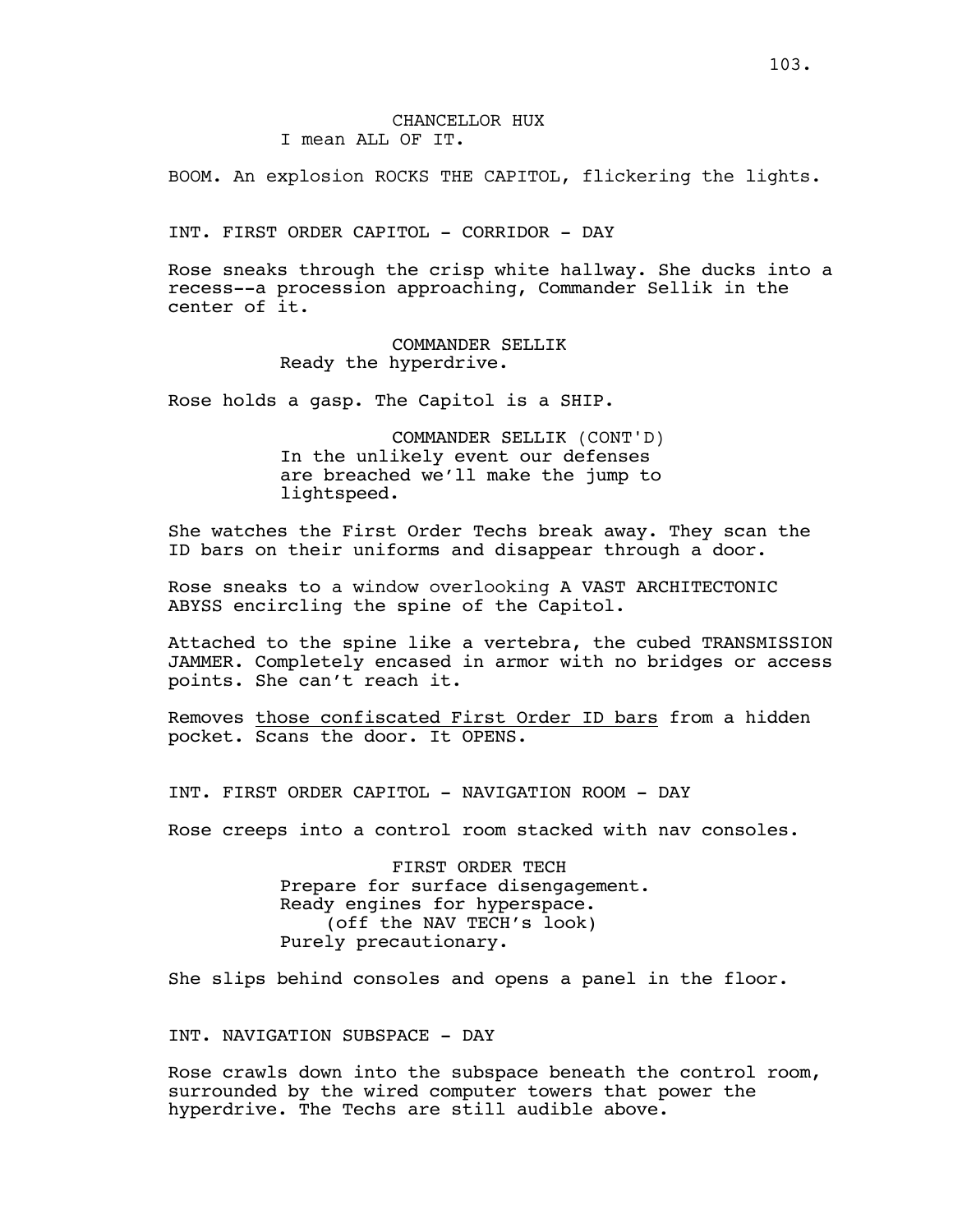CHANCELLOR HUX
I mean ALL OF IT.

BOOM. An explosion ROCKS THE CAPITOL, flickering the lights.

INT. FIRST ORDER CAPITOL - CORRIDOR - DAY

Rose sneaks through the crisp white hallway. She ducks into a recess--a procession approaching, Commander Sellik in the center of it.

COMMANDER SELLIK
Ready the hyperdrive.

Rose holds a gasp. The Capitol is a SHIP.

COMMANDER SELLIK (CONT'D)
In the unlikely event our defenses are breached we'll make the jump to lightspeed.

She watches the First Order Techs break away. They scan the ID bars on their uniforms and disappear through a door.

Rose sneaks to a window overlooking A VAST ARCHITECTONIC ABYSS encircling the spine of the Capitol.

Attached to the spine like a vertebra, the cubed TRANSMISSION JAMMER. Completely encased in armor with no bridges or access points. She can't reach it.

Removes <u>those confiscated First Order ID bars</u> from a hidden pocket. Scans the door. It OPENS.

INT. FIRST ORDER CAPITOL - NAVIGATION ROOM - DAY

Rose creeps into a control room stacked with nav consoles.

FIRST ORDER TECH
Prepare for surface disengagement.
Ready engines for hyperspace.
(off the NAV TECH's look)
Purely precautionary.

She slips behind consoles and opens a panel in the floor.

INT. NAVIGATION SUBSPACE - DAY

Rose crawls down into the subspace beneath the control room, surrounded by the wired computer towers that power the hyperdrive. The Techs are still audible above.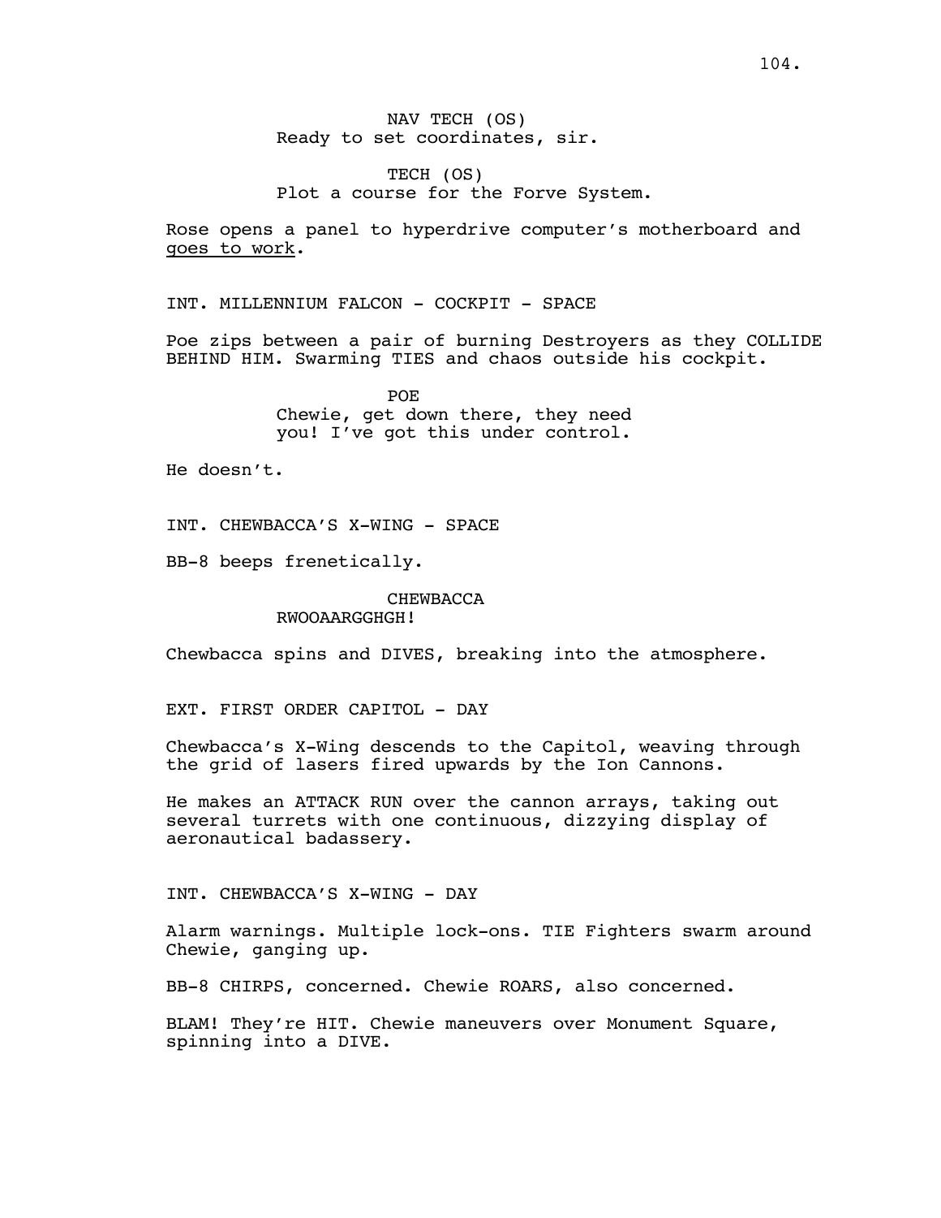NAV TECH (OS)
Ready to set coordinates, sir.

TECH (OS)
Plot a course for the Forve System.

Rose opens a panel to hyperdrive computer's motherboard and goes to work.

INT. MILLENNIUM FALCON - COCKPIT - SPACE

Poe zips between a pair of burning Destroyers as they COLLIDE BEHIND HIM. Swarming TIES and chaos outside his cockpit.

POE
Chewie, get down there, they need you! I've got this under control.

He doesn't.

INT. CHEWBACCA'S X-WING - SPACE

BB-8 beeps frenetically.

CHEWBACCA
RWOOAARGGHGH!

Chewbacca spins and DIVES, breaking into the atmosphere.

EXT. FIRST ORDER CAPITOL - DAY

Chewbacca's X-Wing descends to the Capitol, weaving through the grid of lasers fired upwards by the Ion Cannons.

He makes an ATTACK RUN over the cannon arrays, taking out several turrets with one continuous, dizzying display of aeronautical badassery.

INT. CHEWBACCA'S X-WING - DAY

Alarm warnings. Multiple lock-ons. TIE Fighters swarm around Chewie, ganging up.

BB-8 CHIRPS, concerned. Chewie ROARS, also concerned.

BLAM! They're HIT. Chewie maneuvers over Monument Square, spinning into a DIVE.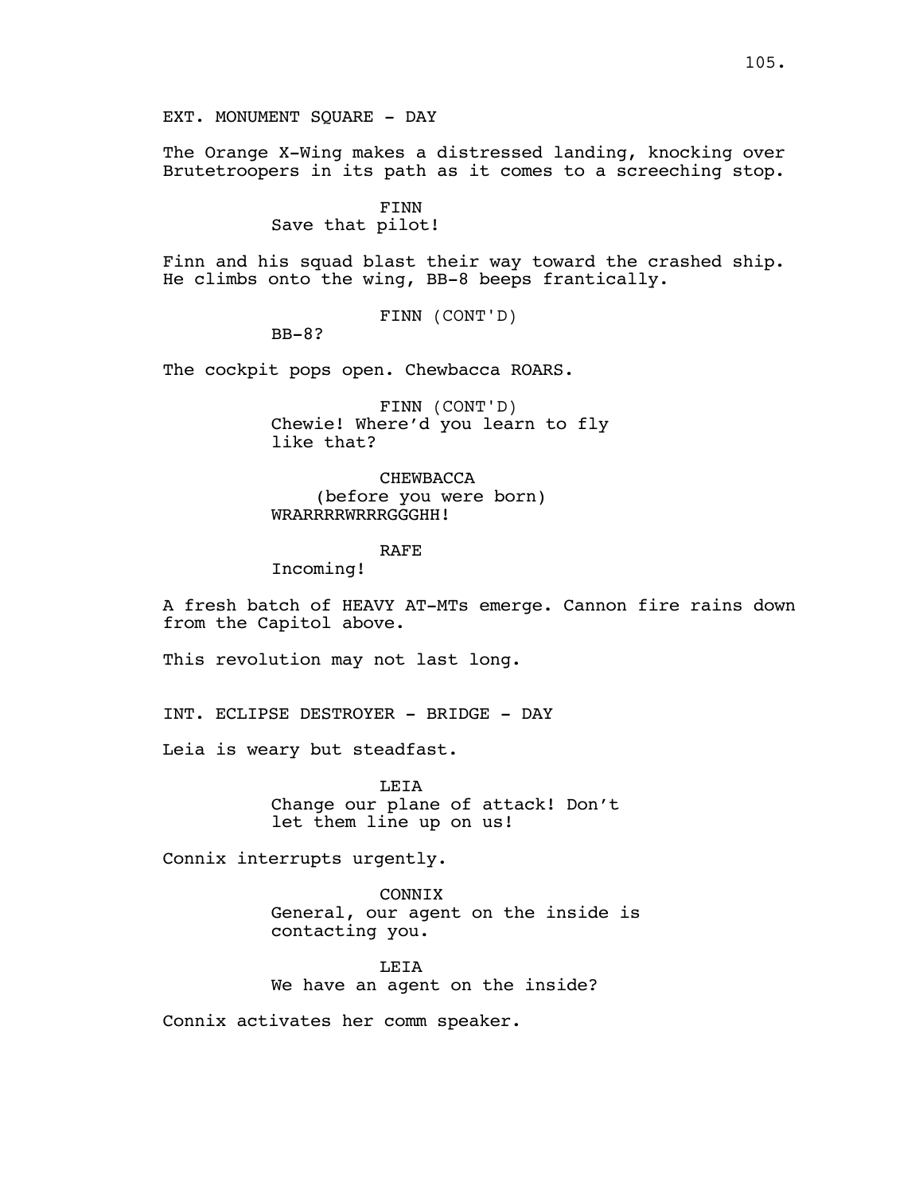EXT. MONUMENT SQUARE - DAY

The Orange X-Wing makes a distressed landing, knocking over Brutetroopers in its path as it comes to a screeching stop.

FINN
Save that pilot!

Finn and his squad blast their way toward the crashed ship. He climbs onto the wing, BB-8 beeps frantically.

FINN (CONT'D)
BB-8?

The cockpit pops open. Chewbacca ROARS.

FINN (CONT'D)
Chewie! Where'd you learn to fly like that?

CHEWBACCA
(before you were born)
WRARRRRWRRRGGGHH!

RAFE
Incoming!

A fresh batch of HEAVY AT-MTs emerge. Cannon fire rains down from the Capitol above.

This revolution may not last long.

INT. ECLIPSE DESTROYER - BRIDGE - DAY

Leia is weary but steadfast.

LEIA
Change our plane of attack! Don't let them line up on us!

Connix interrupts urgently.

CONNIX
General, our agent on the inside is contacting you.

LEIA
We have an agent on the inside?

Connix activates her comm speaker.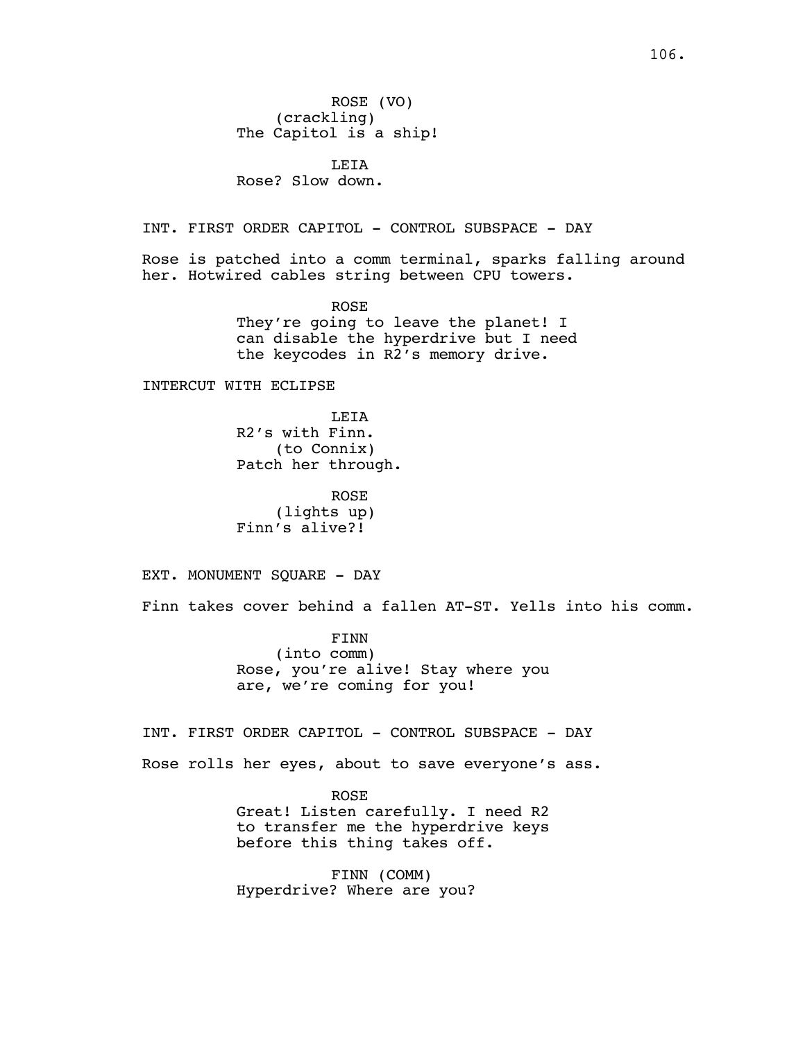ROSE (VO)
(crackling)
The Capitol is a ship!

LEIA
Rose? Slow down.

INT. FIRST ORDER CAPITOL - CONTROL SUBSPACE - DAY

Rose is patched into a comm terminal, sparks falling around her. Hotwired cables string between CPU towers.

ROSE
They're going to leave the planet! I can disable the hyperdrive but I need the keycodes in R2's memory drive.

INTERCUT WITH ECLIPSE

LEIA
R2's with Finn.
(to Connix)
Patch her through.

ROSE
(lights up)
Finn's alive?!

EXT. MONUMENT SQUARE - DAY

Finn takes cover behind a fallen AT-ST. Yells into his comm.

FINN
(into comm)
Rose, you're alive! Stay where you are, we're coming for you!

INT. FIRST ORDER CAPITOL - CONTROL SUBSPACE - DAY

Rose rolls her eyes, about to save everyone's ass.

ROSE
Great! Listen carefully. I need R2 to transfer me the hyperdrive keys before this thing takes off.

FINN (COMM)
Hyperdrive? Where are you?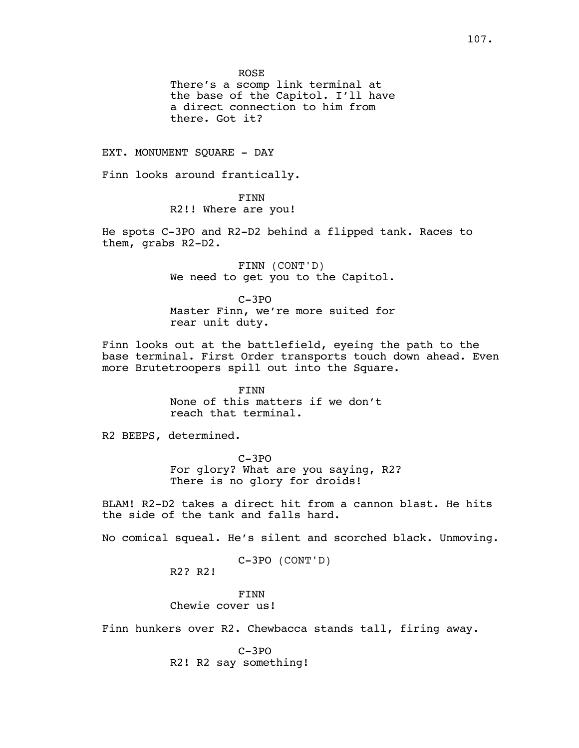ROSE

There's a scomp link terminal at the base of the Capitol. I'll have a direct connection to him from there. Got it?

EXT. MONUMENT SQUARE - DAY

Finn looks around frantically.

FINN

R2!! Where are you!

He spots C-3PO and R2-D2 behind a flipped tank. Races to them, grabs R2-D2.

FINN (CONT'D)

We need to get you to the Capitol.

C-3PO

Master Finn, we're more suited for rear unit duty.

Finn looks out at the battlefield, eyeing the path to the base terminal. First Order transports touch down ahead. Even more Brutetroopers spill out into the Square.

FINN

None of this matters if we don't reach that terminal.

R2 BEEPS, determined.

C-3PO

For glory? What are you saying, R2? There is no glory for droids!

BLAM! R2-D2 takes a direct hit from a cannon blast. He hits the side of the tank and falls hard.

No comical squeal. He's silent and scorched black. Unmoving.

C-3PO (CONT'D)

R2? R2!

FINN

Chewie cover us!

Finn hunkers over R2. Chewbacca stands tall, firing away.

C-3PO

R2! R2 say something!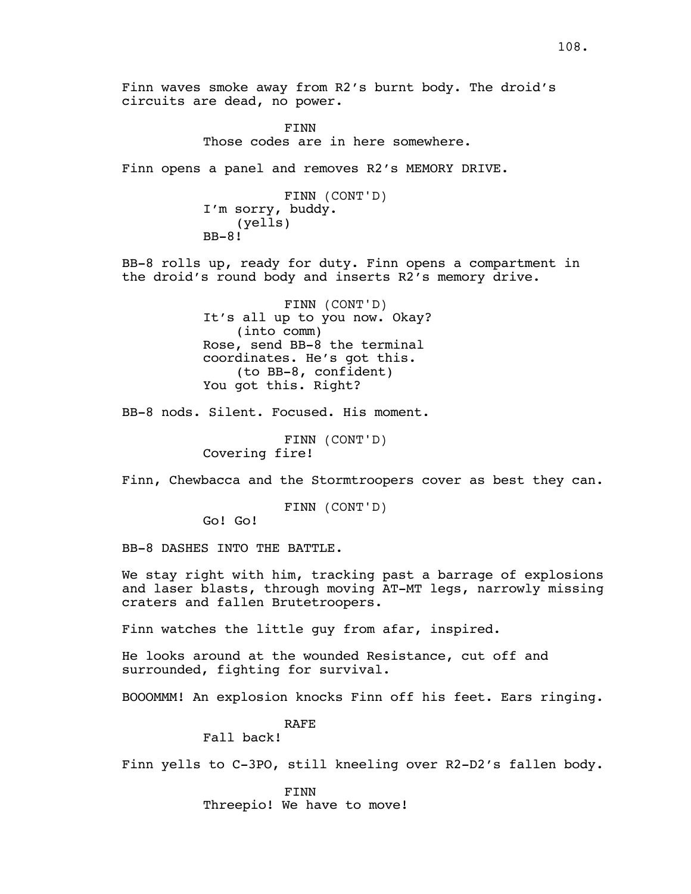Finn waves smoke away from R2's burnt body. The droid's circuits are dead, no power.

FINN
Those codes are in here somewhere.

Finn opens a panel and removes R2's MEMORY DRIVE.

FINN (CONT'D)
I'm sorry, buddy.
(yells)
BB-8!

BB-8 rolls up, ready for duty. Finn opens a compartment in the droid's round body and inserts R2's memory drive.

FINN (CONT'D)
It's all up to you now. Okay?
(into comm)
Rose, send BB-8 the terminal coordinates. He's got this.
(to BB-8, confident)
You got this. Right?

BB-8 nods. Silent. Focused. His moment.

FINN (CONT'D)
Covering fire!

Finn, Chewbacca and the Stormtroopers cover as best they can.

FINN (CONT'D)
Go! Go!

BB-8 DASHES INTO THE BATTLE.

We stay right with him, tracking past a barrage of explosions and laser blasts, through moving AT-MT legs, narrowly missing craters and fallen Brutetroopers.

Finn watches the little guy from afar, inspired.

He looks around at the wounded Resistance, cut off and surrounded, fighting for survival.

BOOOMMM! An explosion knocks Finn off his feet. Ears ringing.

RAFE
Fall back!

Finn yells to C-3PO, still kneeling over R2-D2's fallen body.

FINN
Threepio! We have to move!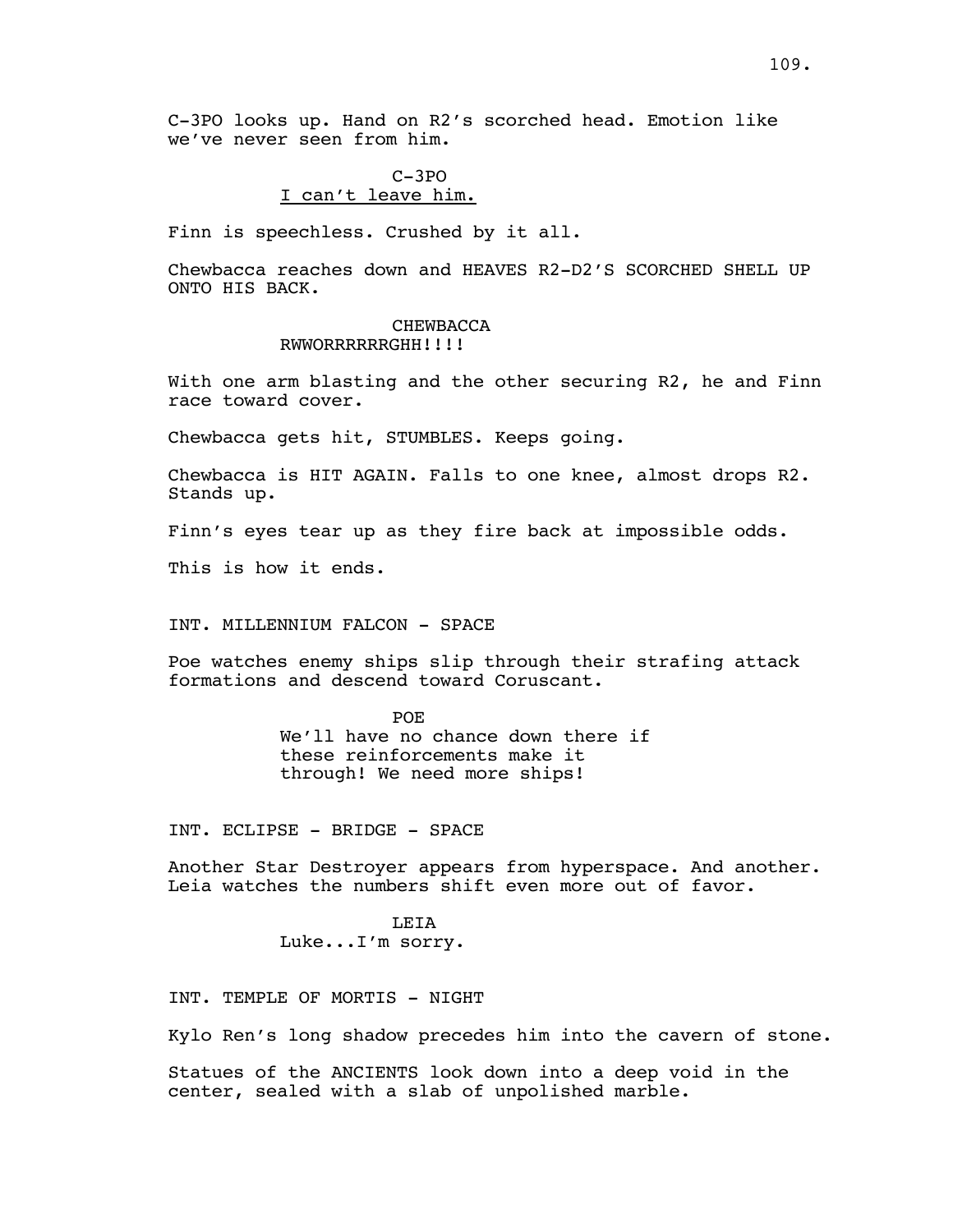C-3PO looks up. Hand on R2's scorched head. Emotion like we've never seen from him.

C-3PO
<u>I can't leave him.</u>

Finn is speechless. Crushed by it all.

Chewbacca reaches down and HEAVES R2-D2'S SCORCHED SHELL UP ONTO HIS BACK.

CHEWBACCA
RWWORRRRRRGHH!!!!

With one arm blasting and the other securing R2, he and Finn race toward cover.

Chewbacca gets hit, STUMBLES. Keeps going.

Chewbacca is HIT AGAIN. Falls to one knee, almost drops R2. Stands up.

Finn's eyes tear up as they fire back at impossible odds.

This is how it ends.

INT. MILLENNIUM FALCON - SPACE

Poe watches enemy ships slip through their strafing attack formations and descend toward Coruscant.

POE
We'll have no chance down there if these reinforcements make it through! We need more ships!

INT. ECLIPSE - BRIDGE - SPACE

Another Star Destroyer appears from hyperspace. And another. Leia watches the numbers shift even more out of favor.

LEIA
Luke...I'm sorry.

INT. TEMPLE OF MORTIS - NIGHT

Kylo Ren's long shadow precedes him into the cavern of stone.

Statues of the ANCIENTS look down into a deep void in the center, sealed with a slab of unpolished marble.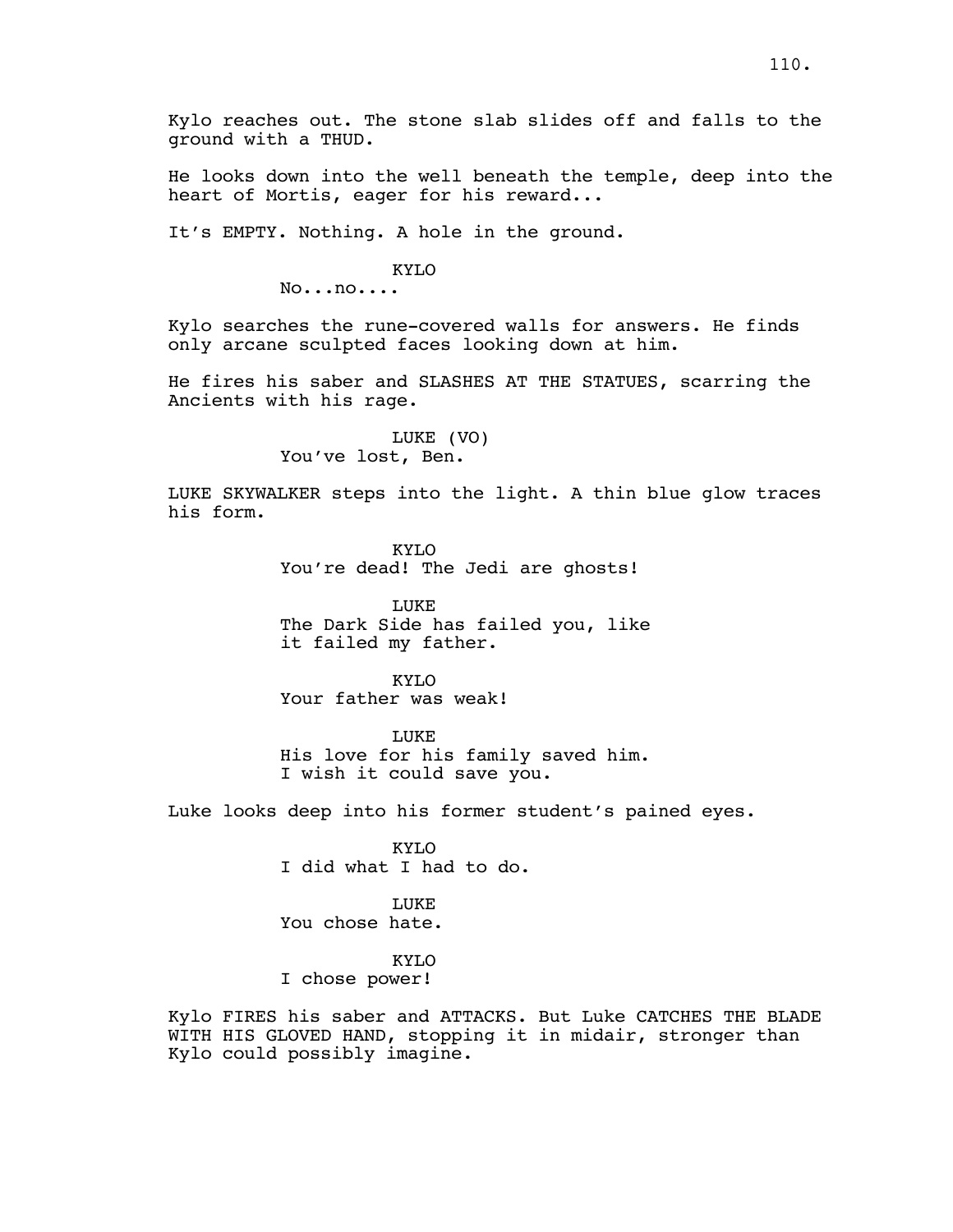Kylo reaches out. The stone slab slides off and falls to the ground with a THUD.

He looks down into the well beneath the temple, deep into the heart of Mortis, eager for his reward...

It's EMPTY. Nothing. A hole in the ground.

KYLO
No...no....

Kylo searches the rune-covered walls for answers. He finds only arcane sculpted faces looking down at him.

He fires his saber and SLASHES AT THE STATUES, scarring the Ancients with his rage.

LUKE (VO)
You've lost, Ben.

LUKE SKYWALKER steps into the light. A thin blue glow traces his form.

KYLO
You're dead! The Jedi are ghosts!

LUKE
The Dark Side has failed you, like it failed my father.

KYLO
Your father was weak!

LUKE
His love for his family saved him. I wish it could save you.

Luke looks deep into his former student's pained eyes.

KYLO
I did what I had to do.

LUKE
You chose hate.

KYLO
I chose power!

Kylo FIRES his saber and ATTACKS. But Luke CATCHES THE BLADE WITH HIS GLOVED HAND, stopping it in midair, stronger than Kylo could possibly imagine.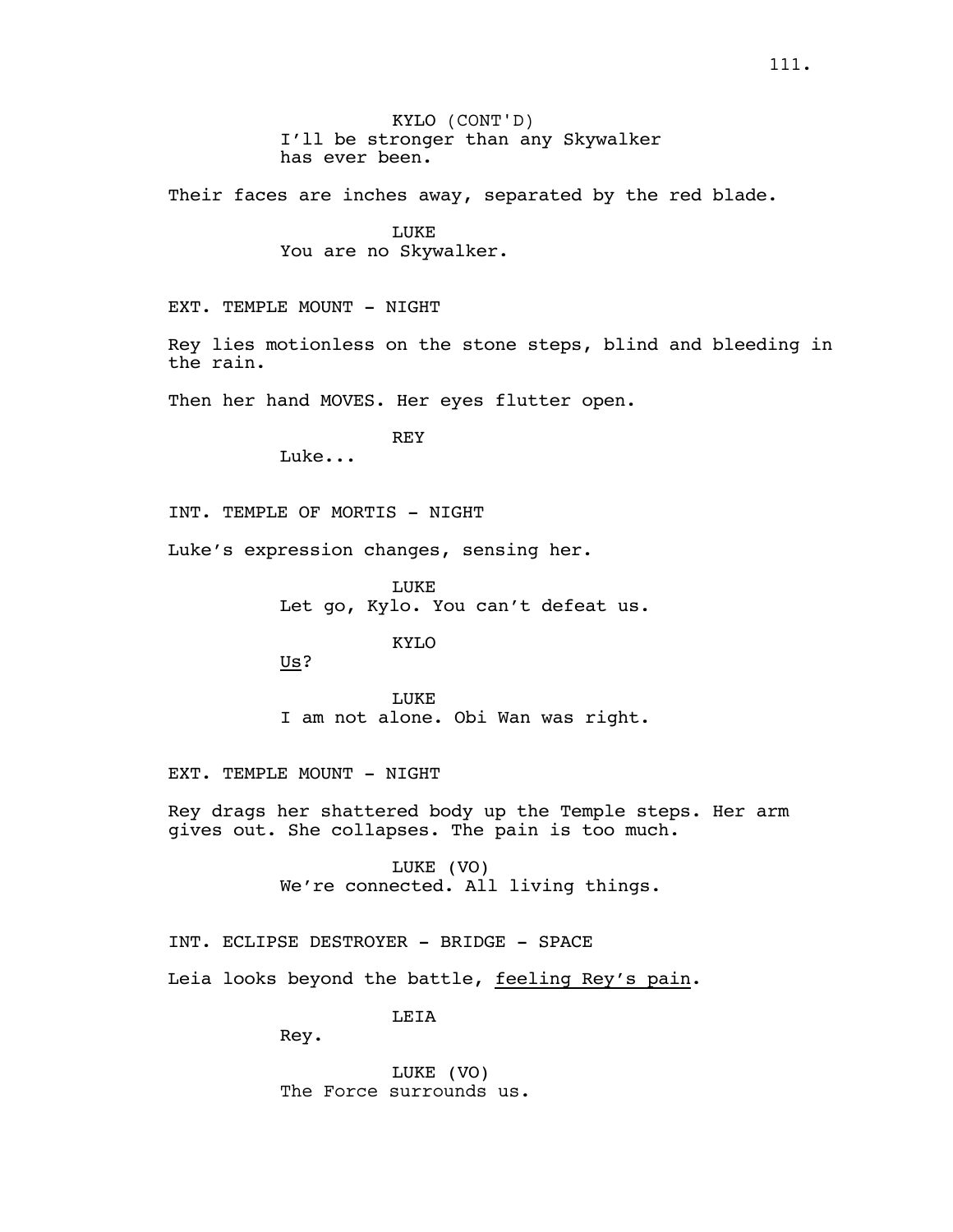KYLO (CONT'D)
I'll be stronger than any Skywalker has ever been.

Their faces are inches away, separated by the red blade.

LUKE
You are no Skywalker.

EXT. TEMPLE MOUNT - NIGHT

Rey lies motionless on the stone steps, blind and bleeding in the rain.

Then her hand MOVES. Her eyes flutter open.

REY
Luke...

INT. TEMPLE OF MORTIS - NIGHT

Luke's expression changes, sensing her.

LUKE
Let go, Kylo. You can't defeat us.

KYLO
<u>Us</u>?

LUKE
I am not alone. Obi Wan was right.

EXT. TEMPLE MOUNT - NIGHT

Rey drags her shattered body up the Temple steps. Her arm gives out. She collapses. The pain is too much.

LUKE (VO)
We're connected. All living things.

INT. ECLIPSE DESTROYER - BRIDGE - SPACE

Leia looks beyond the battle, <u>feeling Rey's pain</u>.

LEIA
Rey.

LUKE (VO)
The Force surrounds us.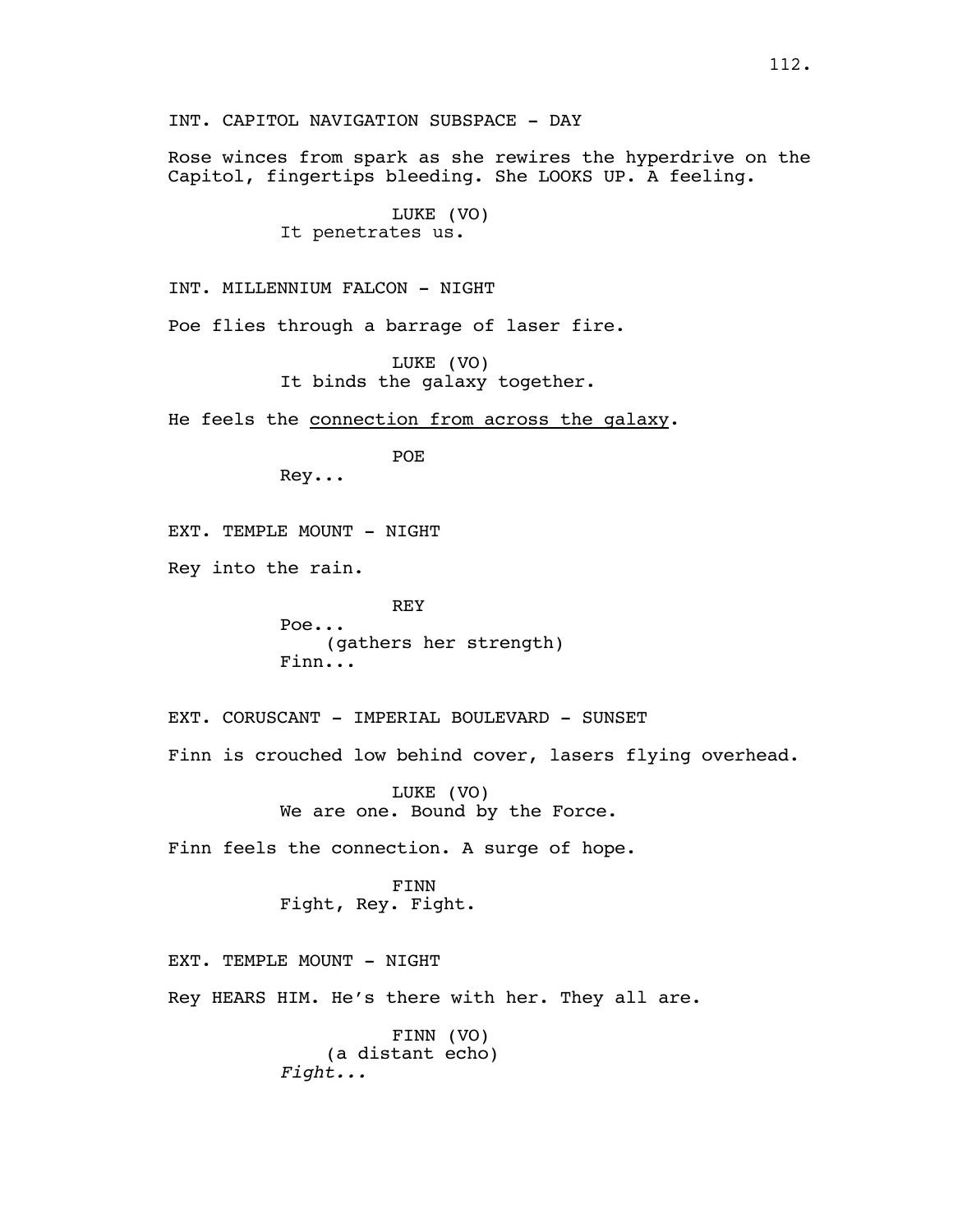INT. CAPITOL NAVIGATION SUBSPACE - DAY

Rose winces from spark as she rewires the hyperdrive on the Capitol, fingertips bleeding. She LOOKS UP. A feeling.

LUKE (VO)
It penetrates us.

INT. MILLENNIUM FALCON - NIGHT

Poe flies through a barrage of laser fire.

LUKE (VO)
It binds the galaxy together.

He feels the <u>connection from across the galaxy</u>.

POE
Rey...

EXT. TEMPLE MOUNT - NIGHT

Rey into the rain.

REY
Poe...
(gathers her strength)
Finn...

EXT. CORUSCANT - IMPERIAL BOULEVARD - SUNSET

Finn is crouched low behind cover, lasers flying overhead.

LUKE (VO)
We are one. Bound by the Force.

Finn feels the connection. A surge of hope.

FINN
Fight, Rey. Fight.

EXT. TEMPLE MOUNT - NIGHT

Rey HEARS HIM. He's there with her. They all are.

FINN (VO)
(a distant echo)
*Fight...*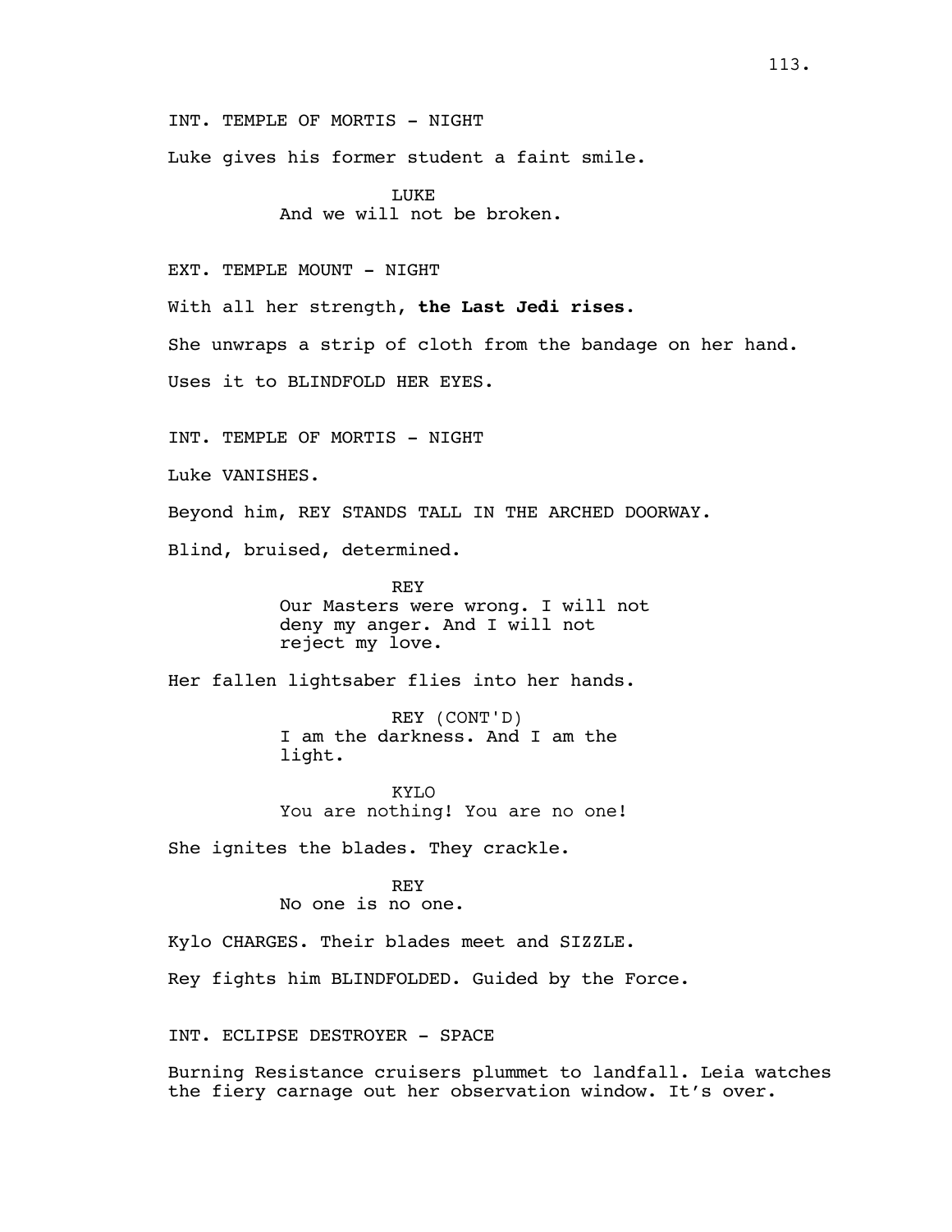INT. TEMPLE OF MORTIS - NIGHT

Luke gives his former student a faint smile.

LUKE
And we will not be broken.

EXT. TEMPLE MOUNT - NIGHT

With all her strength, **the Last Jedi rises**.

She unwraps a strip of cloth from the bandage on her hand.

Uses it to BLINDFOLD HER EYES.

INT. TEMPLE OF MORTIS - NIGHT

Luke VANISHES.

Beyond him, REY STANDS TALL IN THE ARCHED DOORWAY.

Blind, bruised, determined.

REY
Our Masters were wrong. I will not deny my anger. And I will not reject my love.

Her fallen lightsaber flies into her hands.

REY (CONT'D)
I am the darkness. And I am the light.

KYLO
You are nothing! You are no one!

She ignites the blades. They crackle.

REY
No one is no one.

Kylo CHARGES. Their blades meet and SIZZLE.

Rey fights him BLINDFOLDED. Guided by the Force.

INT. ECLIPSE DESTROYER - SPACE

Burning Resistance cruisers plummet to landfall. Leia watches the fiery carnage out her observation window. It's over.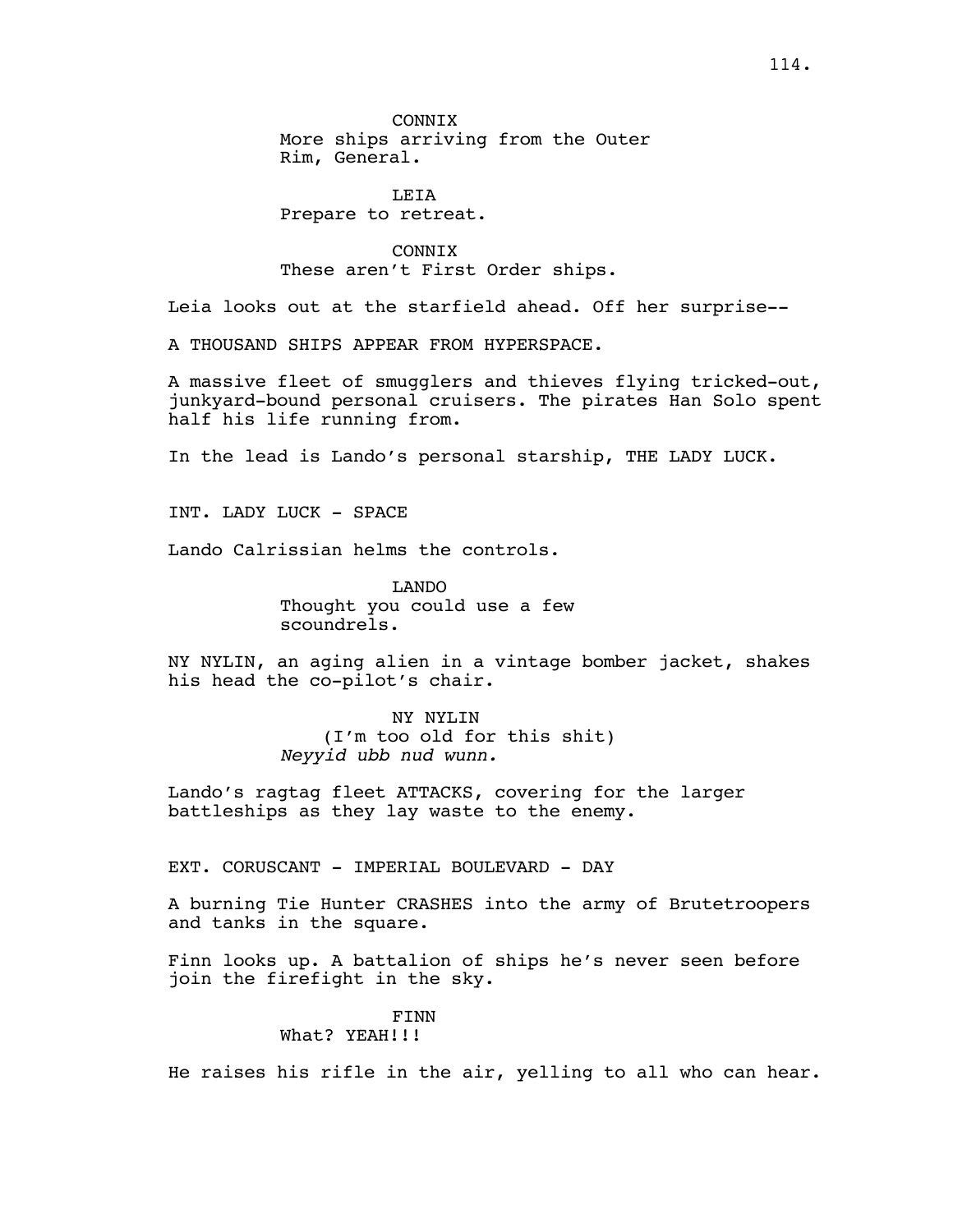CONNIX
More ships arriving from the Outer Rim, General.

LEIA
Prepare to retreat.

CONNIX
These aren't First Order ships.

Leia looks out at the starfield ahead. Off her surprise--

A THOUSAND SHIPS APPEAR FROM HYPERSPACE.

A massive fleet of smugglers and thieves flying tricked-out, junkyard-bound personal cruisers. The pirates Han Solo spent half his life running from.

In the lead is Lando's personal starship, THE LADY LUCK.

INT. LADY LUCK - SPACE

Lando Calrissian helms the controls.

LANDO
Thought you could use a few scoundrels.

NY NYLIN, an aging alien in a vintage bomber jacket, shakes his head the co-pilot's chair.

NY NYLIN
(I'm too old for this shit)
*Neyyid ubb nud wunn.*

Lando's ragtag fleet ATTACKS, covering for the larger battleships as they lay waste to the enemy.

EXT. CORUSCANT - IMPERIAL BOULEVARD - DAY

A burning Tie Hunter CRASHES into the army of Brutetroopers and tanks in the square.

Finn looks up. A battalion of ships he's never seen before join the firefight in the sky.

FINN
What? YEAH!!!

He raises his rifle in the air, yelling to all who can hear.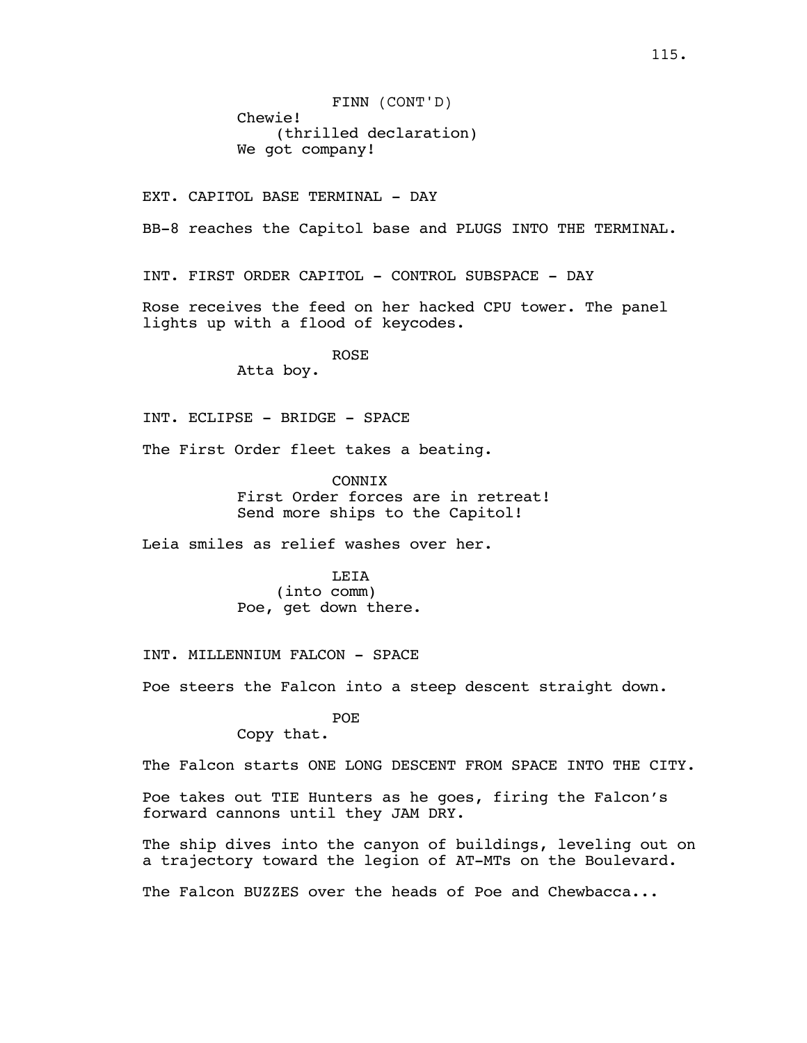FINN (CONT'D)
Chewie!
(thrilled declaration)
We got company!

EXT. CAPITOL BASE TERMINAL - DAY

BB-8 reaches the Capitol base and PLUGS INTO THE TERMINAL.

INT. FIRST ORDER CAPITOL - CONTROL SUBSPACE - DAY

Rose receives the feed on her hacked CPU tower. The panel lights up with a flood of keycodes.

ROSE
Atta boy.

INT. ECLIPSE - BRIDGE - SPACE

The First Order fleet takes a beating.

CONNIX
First Order forces are in retreat!
Send more ships to the Capitol!

Leia smiles as relief washes over her.

LEIA
(into comm)
Poe, get down there.

INT. MILLENNIUM FALCON - SPACE

Poe steers the Falcon into a steep descent straight down.

POE
Copy that.

The Falcon starts ONE LONG DESCENT FROM SPACE INTO THE CITY.

Poe takes out TIE Hunters as he goes, firing the Falcon's forward cannons until they JAM DRY.

The ship dives into the canyon of buildings, leveling out on a trajectory toward the legion of AT-MTs on the Boulevard.

The Falcon BUZZES over the heads of Poe and Chewbacca...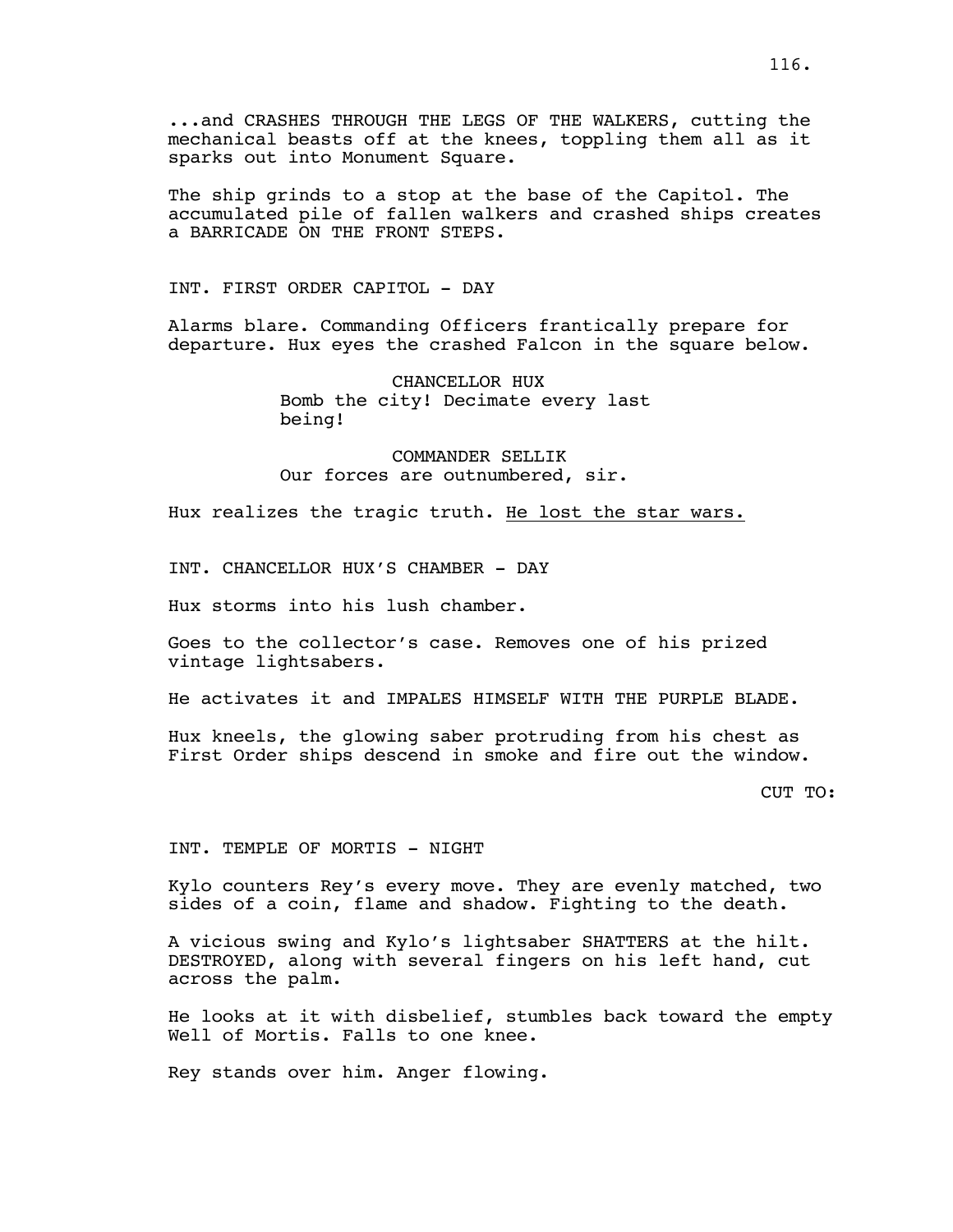...and CRASHES THROUGH THE LEGS OF THE WALKERS, cutting the mechanical beasts off at the knees, toppling them all as it sparks out into Monument Square.

The ship grinds to a stop at the base of the Capitol. The accumulated pile of fallen walkers and crashed ships creates a BARRICADE ON THE FRONT STEPS.

INT. FIRST ORDER CAPITOL - DAY

Alarms blare. Commanding Officers frantically prepare for departure. Hux eyes the crashed Falcon in the square below.

CHANCELLOR HUX
Bomb the city! Decimate every last being!

COMMANDER SELLIK
Our forces are outnumbered, sir.

Hux realizes the tragic truth. <u>He lost the star wars.</u>

INT. CHANCELLOR HUX'S CHAMBER - DAY

Hux storms into his lush chamber.

Goes to the collector's case. Removes one of his prized vintage lightsabers.

He activates it and IMPALES HIMSELF WITH THE PURPLE BLADE.

Hux kneels, the glowing saber protruding from his chest as First Order ships descend in smoke and fire out the window.

CUT TO:

INT. TEMPLE OF MORTIS - NIGHT

Kylo counters Rey's every move. They are evenly matched, two sides of a coin, flame and shadow. Fighting to the death.

A vicious swing and Kylo's lightsaber SHATTERS at the hilt. DESTROYED, along with several fingers on his left hand, cut across the palm.

He looks at it with disbelief, stumbles back toward the empty Well of Mortis. Falls to one knee.

Rey stands over him. Anger flowing.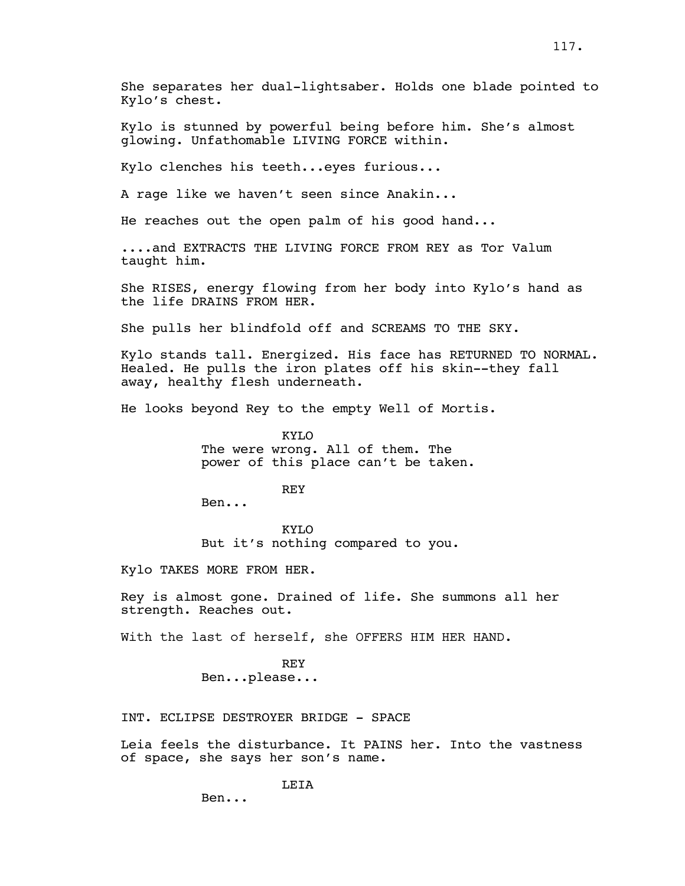She separates her dual-lightsaber. Holds one blade pointed to Kylo's chest.

Kylo is stunned by powerful being before him. She's almost glowing. Unfathomable LIVING FORCE within.

Kylo clenches his teeth...eyes furious...

A rage like we haven't seen since Anakin...

He reaches out the open palm of his good hand...

....and EXTRACTS THE LIVING FORCE FROM REY as Tor Valum taught him.

She RISES, energy flowing from her body into Kylo's hand as the life DRAINS FROM HER.

She pulls her blindfold off and SCREAMS TO THE SKY.

Kylo stands tall. Energized. His face has RETURNED TO NORMAL. Healed. He pulls the iron plates off his skin--they fall away, healthy flesh underneath.

He looks beyond Rey to the empty Well of Mortis.

KYLO
The were wrong. All of them. The power of this place can't be taken.

REY
Ben...

KYLO
But it's nothing compared to you.

Kylo TAKES MORE FROM HER.

Rey is almost gone. Drained of life. She summons all her strength. Reaches out.

With the last of herself, she OFFERS HIM HER HAND.

REY
Ben...please...

INT. ECLIPSE DESTROYER BRIDGE - SPACE

Leia feels the disturbance. It PAINS her. Into the vastness of space, she says her son's name.

LEIA
Ben...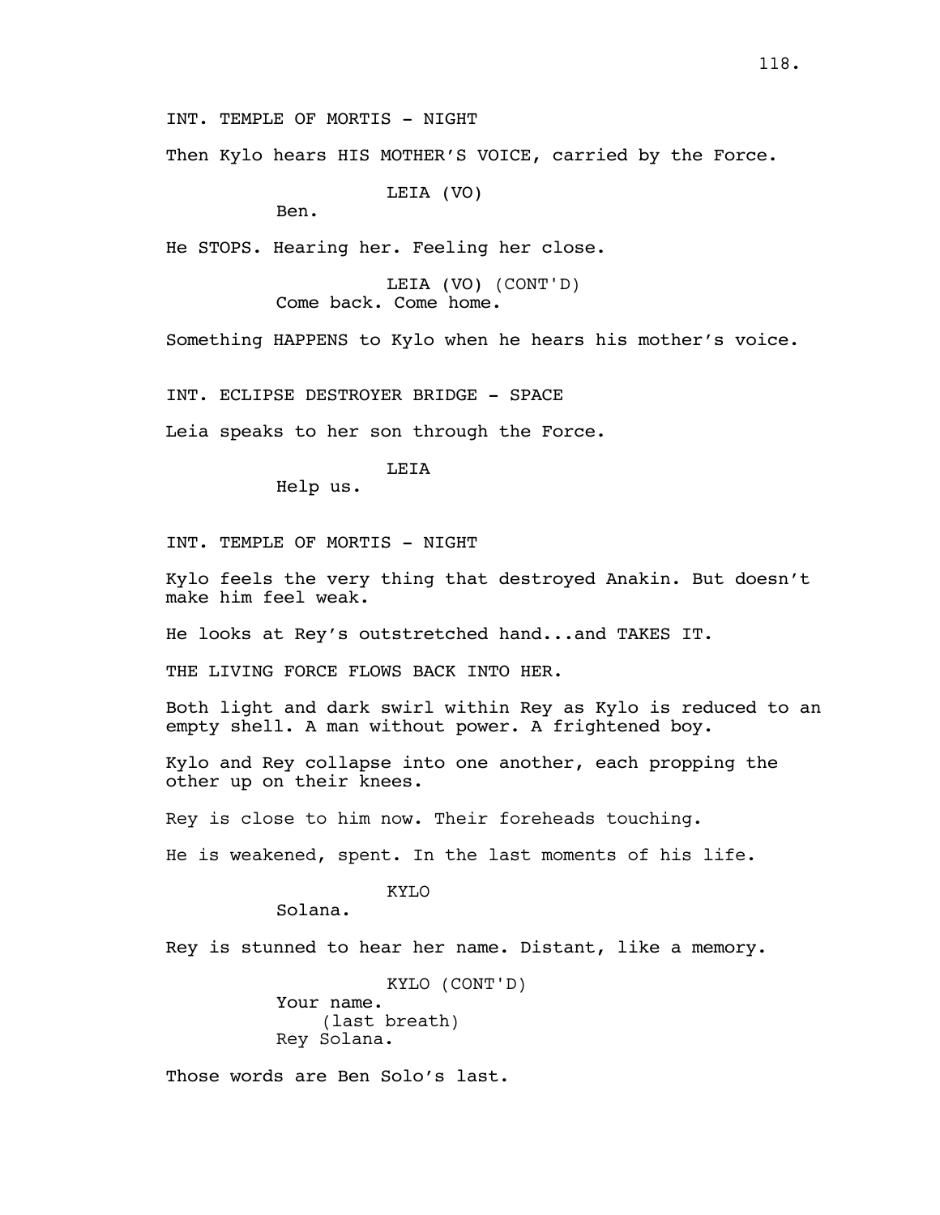INT. TEMPLE OF MORTIS - NIGHT

Then Kylo hears HIS MOTHER'S VOICE, carried by the Force.

LEIA (VO)
Ben.

He STOPS. Hearing her. Feeling her close.

LEIA (VO) (CONT'D)
Come back. Come home.

Something HAPPENS to Kylo when he hears his mother's voice.

INT. ECLIPSE DESTROYER BRIDGE - SPACE

Leia speaks to her son through the Force.

LEIA
Help us.

INT. TEMPLE OF MORTIS - NIGHT

Kylo feels the very thing that destroyed Anakin. But doesn't make him feel weak.

He looks at Rey's outstretched hand...and TAKES IT.

THE LIVING FORCE FLOWS BACK INTO HER.

Both light and dark swirl within Rey as Kylo is reduced to an empty shell. A man without power. A frightened boy.

Kylo and Rey collapse into one another, each propping the other up on their knees.

Rey is close to him now. Their foreheads touching.

He is weakened, spent. In the last moments of his life.

KYLO
Solana.

Rey is stunned to hear her name. Distant, like a memory.

KYLO (CONT'D)
Your name.
(last breath)
Rey Solana.

Those words are Ben Solo's last.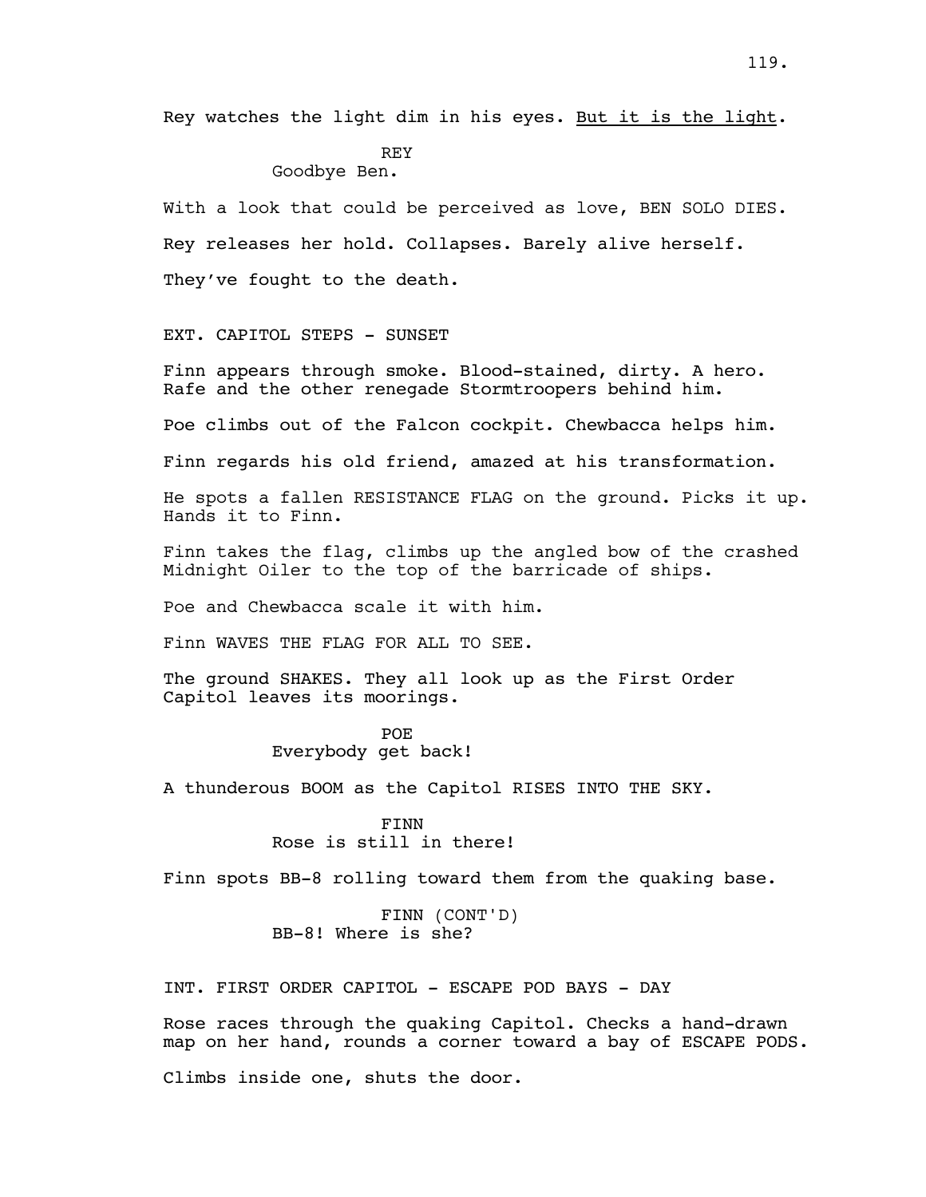Rey watches the light dim in his eyes. <u>But it is the light</u>.

REY
Goodbye Ben.

With a look that could be perceived as love, BEN SOLO DIES.

Rey releases her hold. Collapses. Barely alive herself.

They've fought to the death.

EXT. CAPITOL STEPS - SUNSET

Finn appears through smoke. Blood-stained, dirty. A hero. Rafe and the other renegade Stormtroopers behind him.

Poe climbs out of the Falcon cockpit. Chewbacca helps him.

Finn regards his old friend, amazed at his transformation.

He spots a fallen RESISTANCE FLAG on the ground. Picks it up. Hands it to Finn.

Finn takes the flag, climbs up the angled bow of the crashed Midnight Oiler to the top of the barricade of ships.

Poe and Chewbacca scale it with him.

Finn WAVES THE FLAG FOR ALL TO SEE.

The ground SHAKES. They all look up as the First Order Capitol leaves its moorings.

POE
Everybody get back!

A thunderous BOOM as the Capitol RISES INTO THE SKY.

FINN
Rose is still in there!

Finn spots BB-8 rolling toward them from the quaking base.

FINN (CONT'D)
BB-8! Where is she?

INT. FIRST ORDER CAPITOL - ESCAPE POD BAYS - DAY

Rose races through the quaking Capitol. Checks a hand-drawn map on her hand, rounds a corner toward a bay of ESCAPE PODS.

Climbs inside one, shuts the door.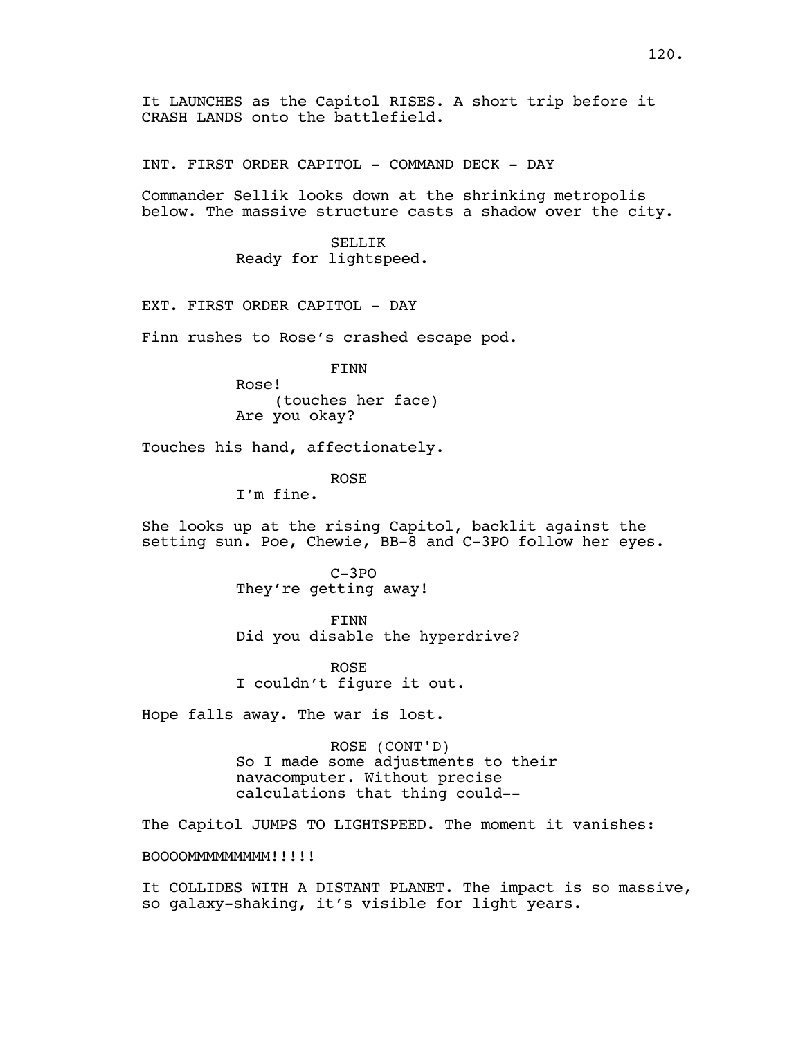It LAUNCHES as the Capitol RISES. A short trip before it CRASH LANDS onto the battlefield.

INT. FIRST ORDER CAPITOL - COMMAND DECK - DAY

Commander Sellik looks down at the shrinking metropolis below. The massive structure casts a shadow over the city.

SELLIK
Ready for lightspeed.

EXT. FIRST ORDER CAPITOL - DAY

Finn rushes to Rose's crashed escape pod.

FINN
Rose!
(touches her face)
Are you okay?

Touches his hand, affectionately.

ROSE
I'm fine.

She looks up at the rising Capitol, backlit against the setting sun. Poe, Chewie, BB-8 and C-3PO follow her eyes.

C-3PO
They're getting away!

FINN
Did you disable the hyperdrive?

ROSE
I couldn't figure it out.

Hope falls away. The war is lost.

ROSE (CONT'D)
So I made some adjustments to their navacomputer. Without precise calculations that thing could--

The Capitol JUMPS TO LIGHTSPEED. The moment it vanishes:

BOOOOMMMMMMMMM!!!!!

It COLLIDES WITH A DISTANT PLANET. The impact is so massive, so galaxy-shaking, it's visible for light years.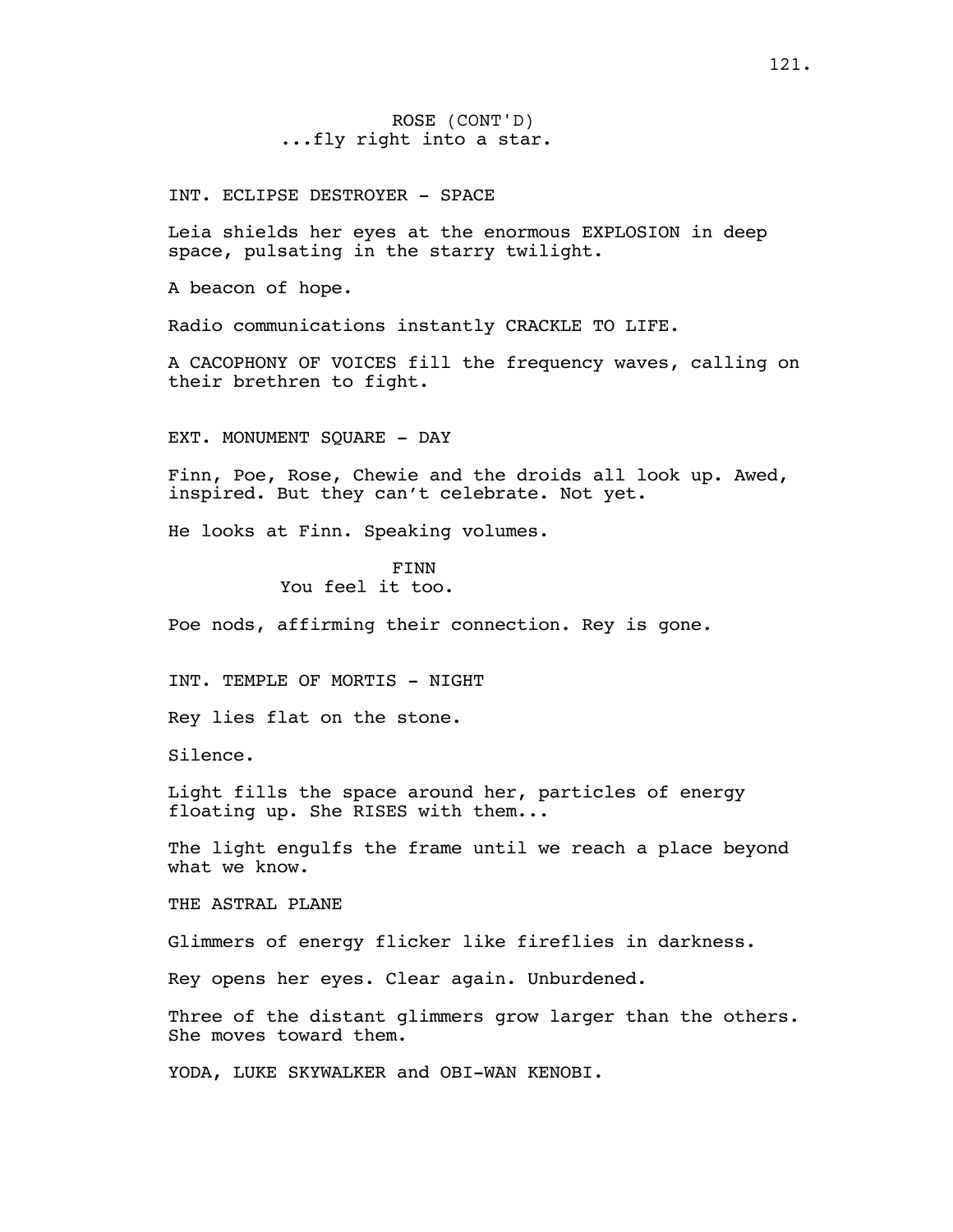ROSE (CONT'D)
...fly right into a star.

INT. ECLIPSE DESTROYER - SPACE

Leia shields her eyes at the enormous EXPLOSION in deep space, pulsating in the starry twilight.

A beacon of hope.

Radio communications instantly CRACKLE TO LIFE.

A CACOPHONY OF VOICES fill the frequency waves, calling on their brethren to fight.

EXT. MONUMENT SQUARE - DAY

Finn, Poe, Rose, Chewie and the droids all look up. Awed, inspired. But they can't celebrate. Not yet.

He looks at Finn. Speaking volumes.

FINN
You feel it too.

Poe nods, affirming their connection. Rey is gone.

INT. TEMPLE OF MORTIS - NIGHT

Rey lies flat on the stone.

Silence.

Light fills the space around her, particles of energy floating up. She RISES with them...

The light engulfs the frame until we reach a place beyond what we know.

THE ASTRAL PLANE

Glimmers of energy flicker like fireflies in darkness.

Rey opens her eyes. Clear again. Unburdened.

Three of the distant glimmers grow larger than the others. She moves toward them.

YODA, LUKE SKYWALKER and OBI-WAN KENOBI.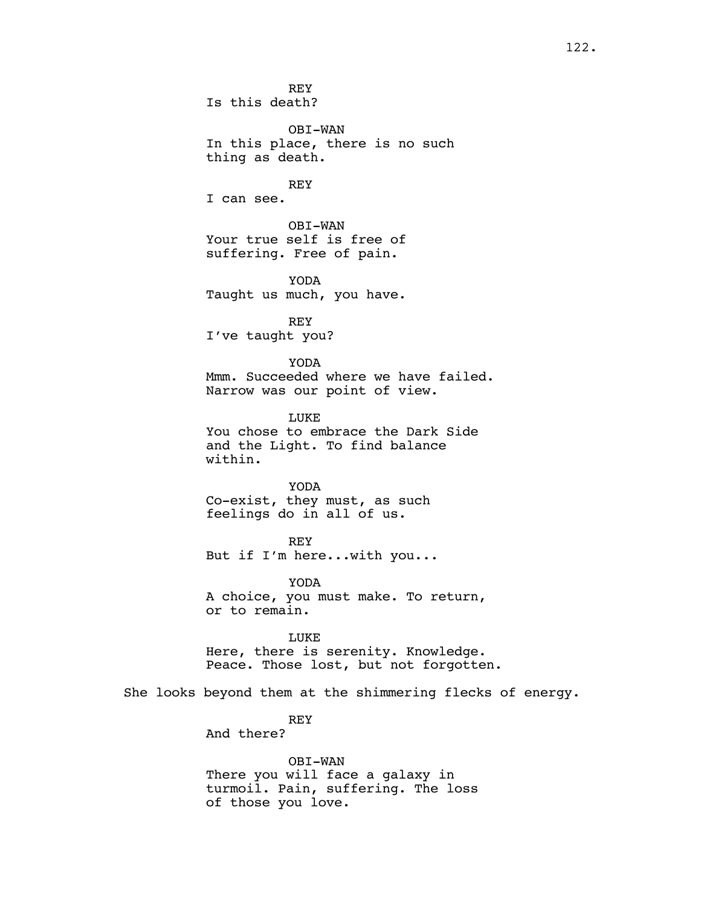REY
Is this death?

OBI-WAN
In this place, there is no such thing as death.

REY
I can see.

OBI-WAN
Your true self is free of suffering. Free of pain.

YODA
Taught us much, you have.

REY
I've taught you?

YODA
Mmm. Succeeded where we have failed. Narrow was our point of view.

LUKE
You chose to embrace the Dark Side and the Light. To find balance within.

YODA
Co-exist, they must, as such feelings do in all of us.

REY
But if I'm here...with you...

YODA
A choice, you must make. To return, or to remain.

LUKE
Here, there is serenity. Knowledge. Peace. Those lost, but not forgotten.

She looks beyond them at the shimmering flecks of energy.

REY
And there?

OBI-WAN
There you will face a galaxy in turmoil. Pain, suffering. The loss of those you love.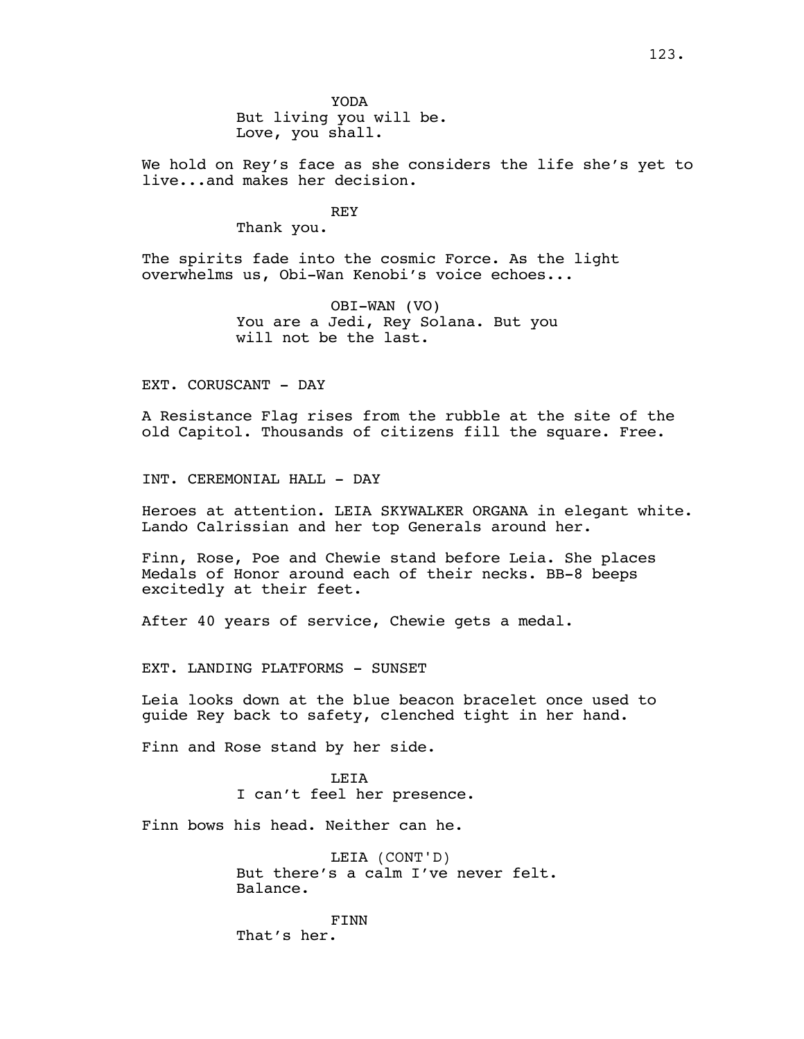YODA
But living you will be.
Love, you shall.

We hold on Rey's face as she considers the life she's yet to live...and makes her decision.

REY
Thank you.

The spirits fade into the cosmic Force. As the light overwhelms us, Obi-Wan Kenobi's voice echoes...

OBI-WAN (VO)
You are a Jedi, Rey Solana. But you will not be the last.

EXT. CORUSCANT - DAY

A Resistance Flag rises from the rubble at the site of the old Capitol. Thousands of citizens fill the square. Free.

INT. CEREMONIAL HALL - DAY

Heroes at attention. LEIA SKYWALKER ORGANA in elegant white. Lando Calrissian and her top Generals around her.

Finn, Rose, Poe and Chewie stand before Leia. She places Medals of Honor around each of their necks. BB-8 beeps excitedly at their feet.

After 40 years of service, Chewie gets a medal.

EXT. LANDING PLATFORMS - SUNSET

Leia looks down at the blue beacon bracelet once used to guide Rey back to safety, clenched tight in her hand.

Finn and Rose stand by her side.

LEIA
I can't feel her presence.

Finn bows his head. Neither can he.

LEIA (CONT'D)
But there's a calm I've never felt.
Balance.

FINN
That's her.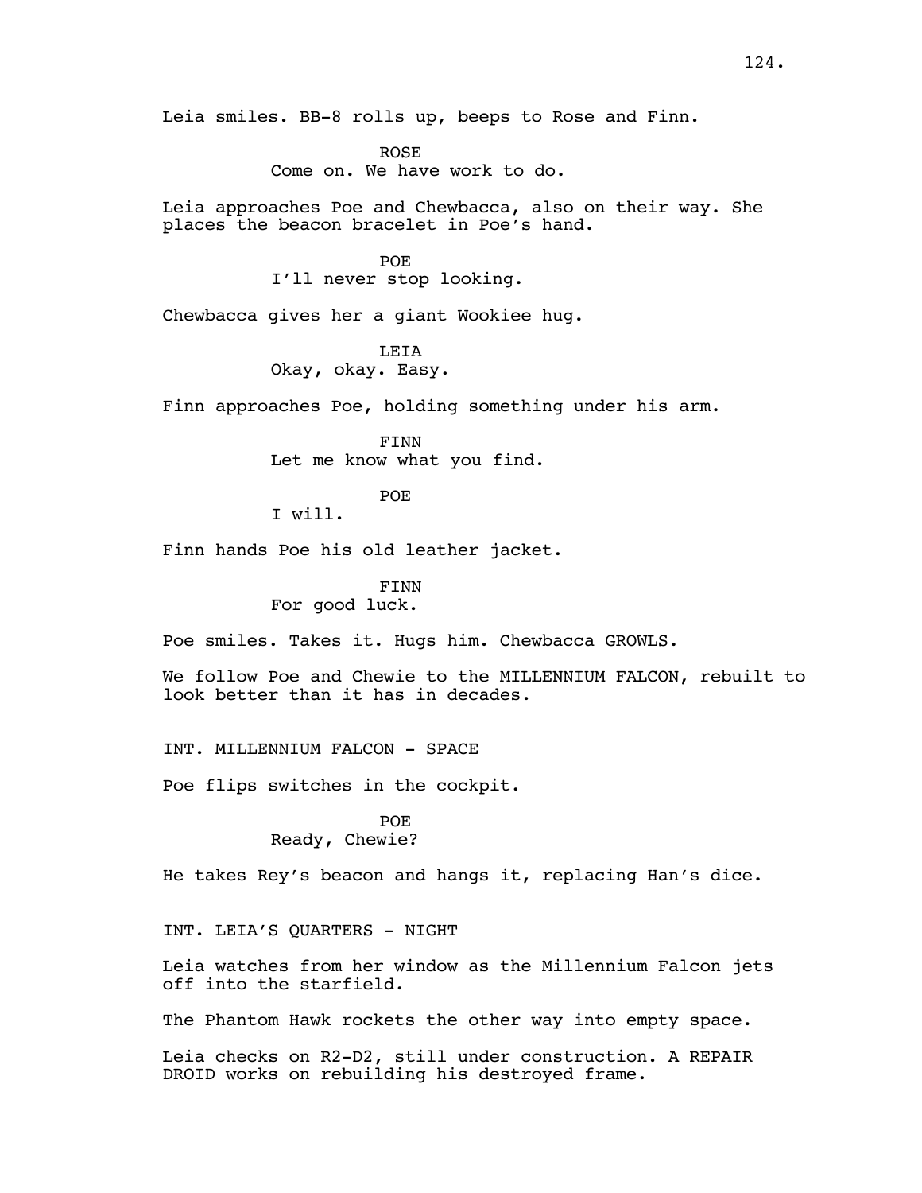Leia smiles. BB-8 rolls up, beeps to Rose and Finn.

ROSE
Come on. We have work to do.

Leia approaches Poe and Chewbacca, also on their way. She places the beacon bracelet in Poe's hand.

POE
I'll never stop looking.

Chewbacca gives her a giant Wookiee hug.

LEIA
Okay, okay. Easy.

Finn approaches Poe, holding something under his arm.

FINN
Let me know what you find.

POE
I will.

Finn hands Poe his old leather jacket.

FINN
For good luck.

Poe smiles. Takes it. Hugs him. Chewbacca GROWLS.

We follow Poe and Chewie to the MILLENNIUM FALCON, rebuilt to look better than it has in decades.

INT. MILLENNIUM FALCON - SPACE

Poe flips switches in the cockpit.

POE
Ready, Chewie?

He takes Rey's beacon and hangs it, replacing Han's dice.

INT. LEIA'S QUARTERS - NIGHT

Leia watches from her window as the Millennium Falcon jets off into the starfield.

The Phantom Hawk rockets the other way into empty space.

Leia checks on R2-D2, still under construction. A REPAIR DROID works on rebuilding his destroyed frame.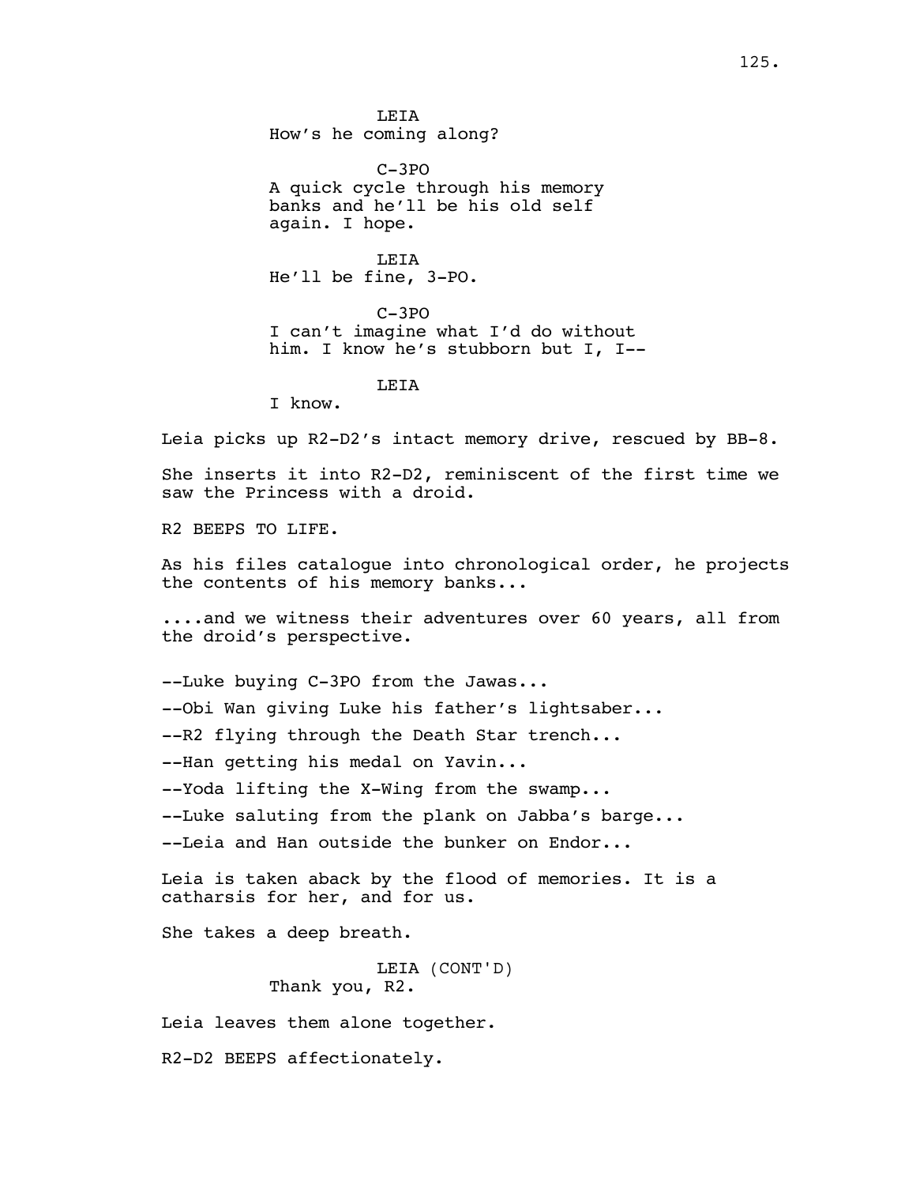LEIA
How's he coming along?

C-3PO
A quick cycle through his memory banks and he'll be his old self again. I hope.

LEIA
He'll be fine, 3-PO.

C-3PO
I can't imagine what I'd do without him. I know he's stubborn but I, I--

LEIA
I know.

Leia picks up R2-D2's intact memory drive, rescued by BB-8.

She inserts it into R2-D2, reminiscent of the first time we saw the Princess with a droid.

R2 BEEPS TO LIFE.

As his files catalogue into chronological order, he projects the contents of his memory banks...

....and we witness their adventures over 60 years, all from the droid's perspective.

--Luke buying C-3PO from the Jawas...

--Obi Wan giving Luke his father's lightsaber...

--R2 flying through the Death Star trench...

--Han getting his medal on Yavin...

--Yoda lifting the X-Wing from the swamp...

--Luke saluting from the plank on Jabba's barge...

--Leia and Han outside the bunker on Endor...

Leia is taken aback by the flood of memories. It is a catharsis for her, and for us.

She takes a deep breath.

LEIA (CONT'D)
Thank you, R2.

Leia leaves them alone together.

R2-D2 BEEPS affectionately.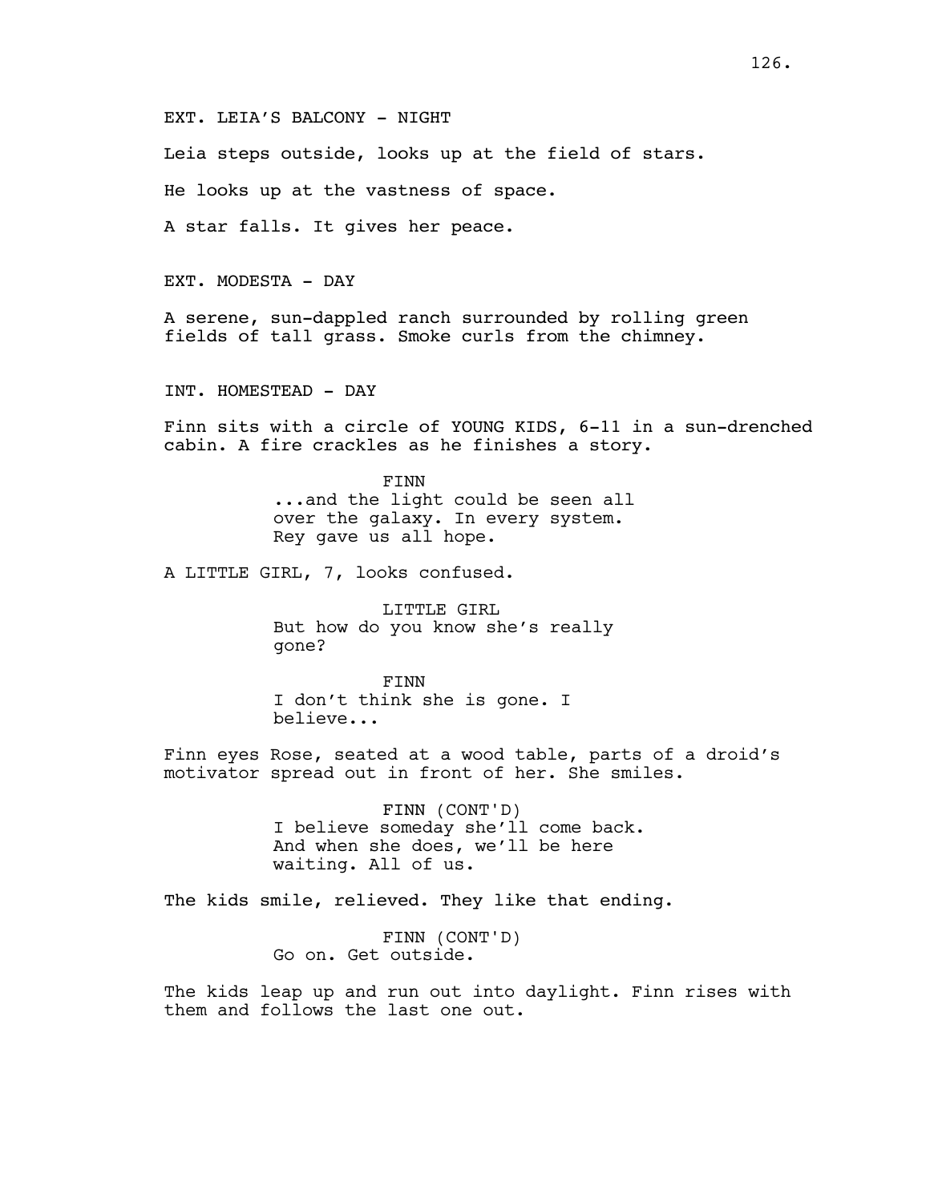EXT. LEIA'S BALCONY - NIGHT

Leia steps outside, looks up at the field of stars.

He looks up at the vastness of space.

A star falls. It gives her peace.

EXT. MODESTA - DAY

A serene, sun-dappled ranch surrounded by rolling green fields of tall grass. Smoke curls from the chimney.

INT. HOMESTEAD - DAY

Finn sits with a circle of YOUNG KIDS, 6-11 in a sun-drenched cabin. A fire crackles as he finishes a story.

FINN
...and the light could be seen all over the galaxy. In every system. Rey gave us all hope.

A LITTLE GIRL, 7, looks confused.

LITTLE GIRL
But how do you know she's really gone?

FINN
I don't think she is gone. I believe...

Finn eyes Rose, seated at a wood table, parts of a droid's motivator spread out in front of her. She smiles.

FINN (CONT'D)
I believe someday she'll come back. And when she does, we'll be here waiting. All of us.

The kids smile, relieved. They like that ending.

FINN (CONT'D)
Go on. Get outside.

The kids leap up and run out into daylight. Finn rises with them and follows the last one out.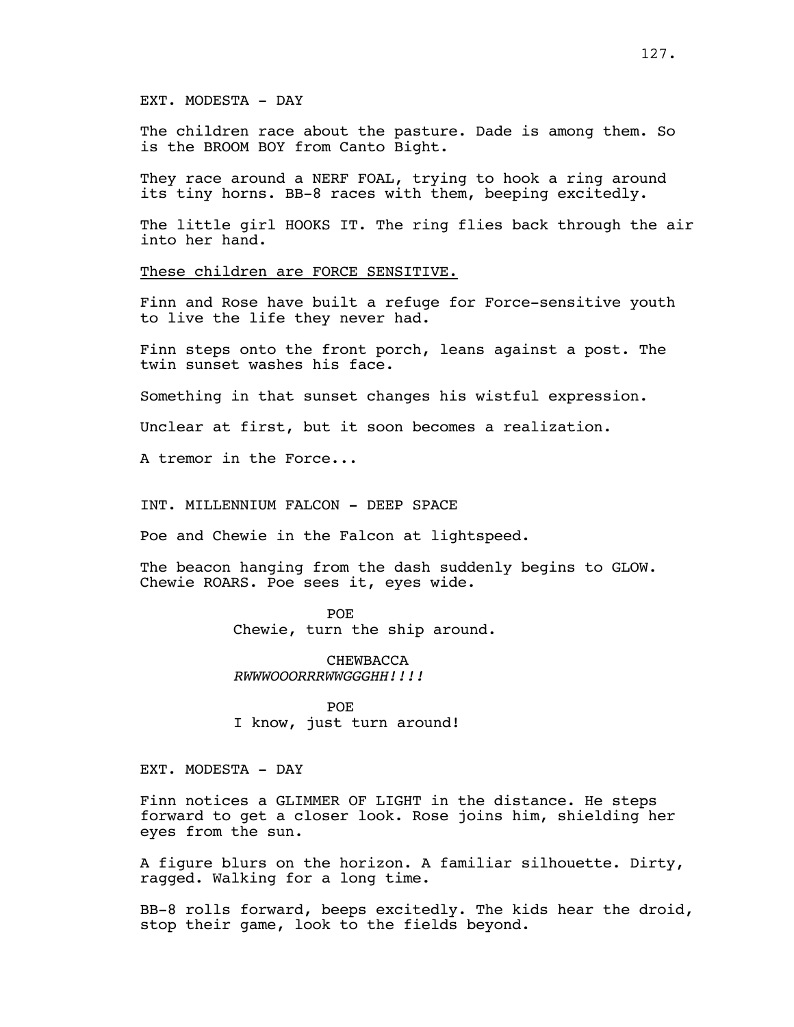EXT. MODESTA - DAY

The children race about the pasture. Dade is among them. So is the BROOM BOY from Canto Bight.

They race around a NERF FOAL, trying to hook a ring around its tiny horns. BB-8 races with them, beeping excitedly.

The little girl HOOKS IT. The ring flies back through the air into her hand.

<u>These children are FORCE SENSITIVE.</u>

Finn and Rose have built a refuge for Force-sensitive youth to live the life they never had.

Finn steps onto the front porch, leans against a post. The twin sunset washes his face.

Something in that sunset changes his wistful expression.

Unclear at first, but it soon becomes a realization.

A tremor in the Force...

INT. MILLENNIUM FALCON - DEEP SPACE

Poe and Chewie in the Falcon at lightspeed.

The beacon hanging from the dash suddenly begins to GLOW. Chewie ROARS. Poe sees it, eyes wide.

POE
Chewie, turn the ship around.

CHEWBACCA
*RWWWOOORRRWWGGGHH!!!!*

POE
I know, just turn around!

EXT. MODESTA - DAY

Finn notices a GLIMMER OF LIGHT in the distance. He steps forward to get a closer look. Rose joins him, shielding her eyes from the sun.

A figure blurs on the horizon. A familiar silhouette. Dirty, ragged. Walking for a long time.

BB-8 rolls forward, beeps excitedly. The kids hear the droid, stop their game, look to the fields beyond.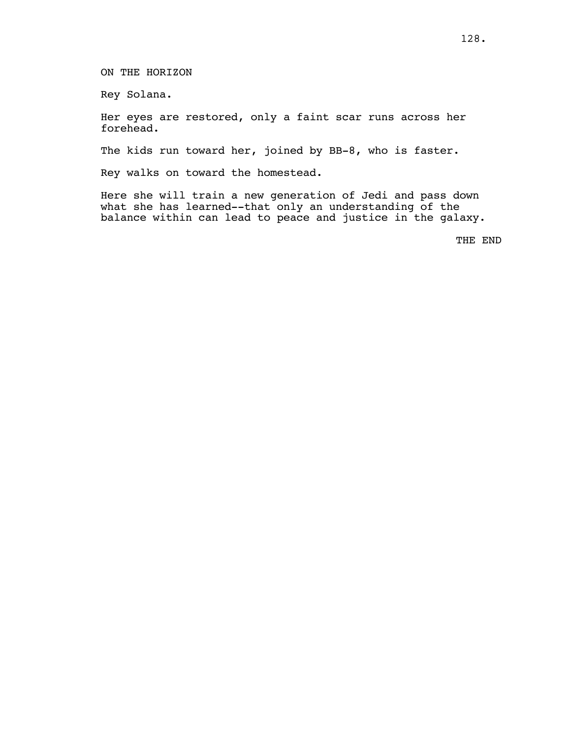ON THE HORIZON

Rey Solana.

Her eyes are restored, only a faint scar runs across her forehead.

The kids run toward her, joined by BB-8, who is faster.

Rey walks on toward the homestead.

Here she will train a new generation of Jedi and pass down what she has learned--that only an understanding of the balance within can lead to peace and justice in the galaxy.

THE END